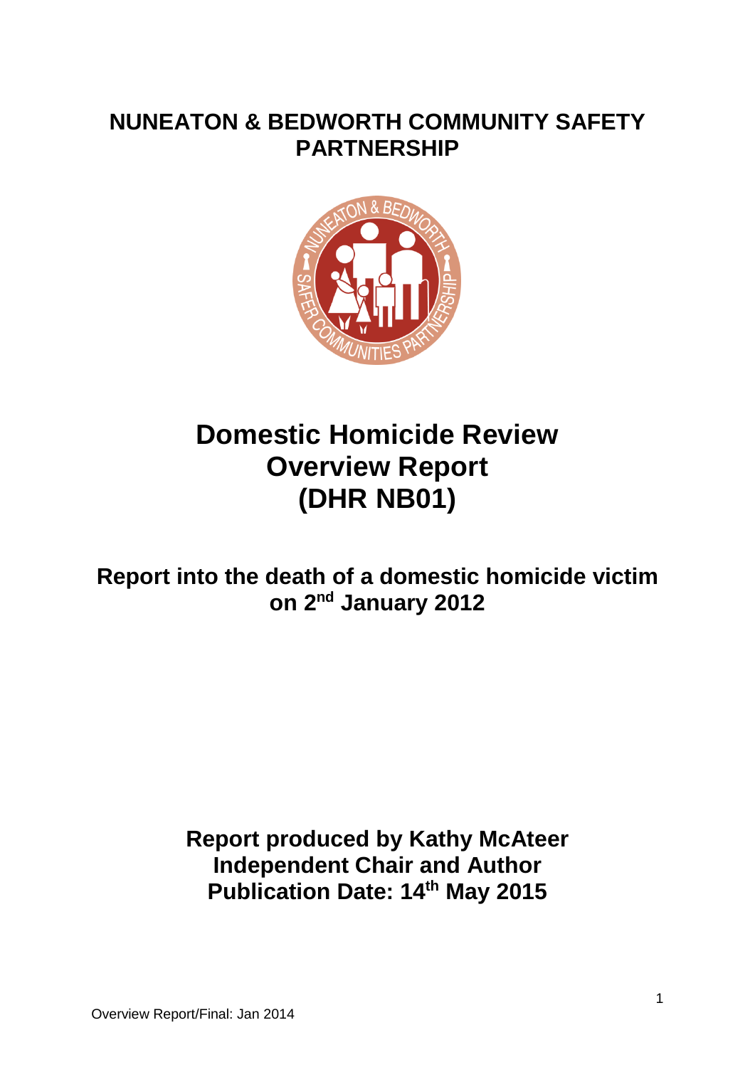# NUNEATON & BEDWORTH COMMUNITY SAFETY PARTNERSHIP

# Domestic Homicide Review Overview Report (DHR NB01)

## Report into the death of a domestic homicide victim on 2nd January 2012

**Report produced by Kathy McAteer**
**Independent Chair and Author**
**Publication Date: 14th May 2015**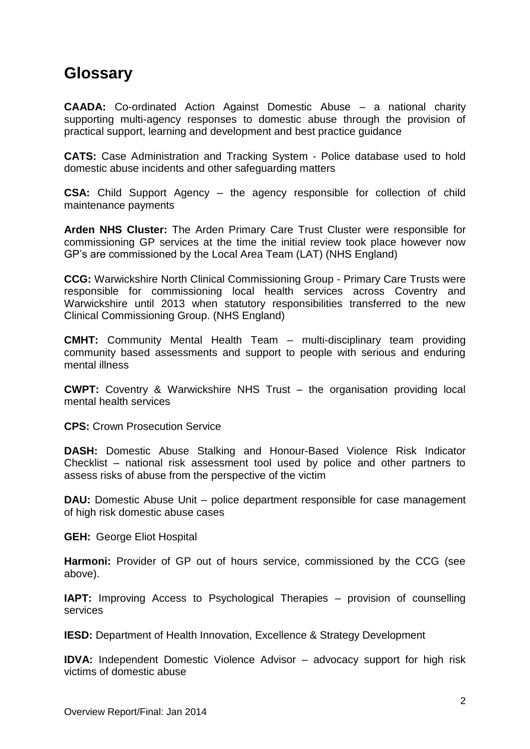# Glossary

**CAADA:** Co-ordinated Action Against Domestic Abuse – a national charity supporting multi-agency responses to domestic abuse through the provision of practical support, learning and development and best practice guidance

**CATS:** Case Administration and Tracking System - Police database used to hold domestic abuse incidents and other safeguarding matters

**CSA:** Child Support Agency – the agency responsible for collection of child maintenance payments

**Arden NHS Cluster:** The Arden Primary Care Trust Cluster were responsible for commissioning GP services at the time the initial review took place however now GP's are commissioned by the Local Area Team (LAT) (NHS England)

**CCG:** Warwickshire North Clinical Commissioning Group - Primary Care Trusts were responsible for commissioning local health services across Coventry and Warwickshire until 2013 when statutory responsibilities transferred to the new Clinical Commissioning Group. (NHS England)

**CMHT:** Community Mental Health Team – multi-disciplinary team providing community based assessments and support to people with serious and enduring mental illness

**CWPT:** Coventry & Warwickshire NHS Trust – the organisation providing local mental health services

**CPS:** Crown Prosecution Service

**DASH:** Domestic Abuse Stalking and Honour-Based Violence Risk Indicator Checklist – national risk assessment tool used by police and other partners to assess risks of abuse from the perspective of the victim

**DAU:** Domestic Abuse Unit – police department responsible for case management of high risk domestic abuse cases

**GEH:** George Eliot Hospital

**Harmoni:** Provider of GP out of hours service, commissioned by the CCG (see above).

**IAPT:** Improving Access to Psychological Therapies – provision of counselling services

**IESD:** Department of Health Innovation, Excellence & Strategy Development

**IDVA:** Independent Domestic Violence Advisor – advocacy support for high risk victims of domestic abuse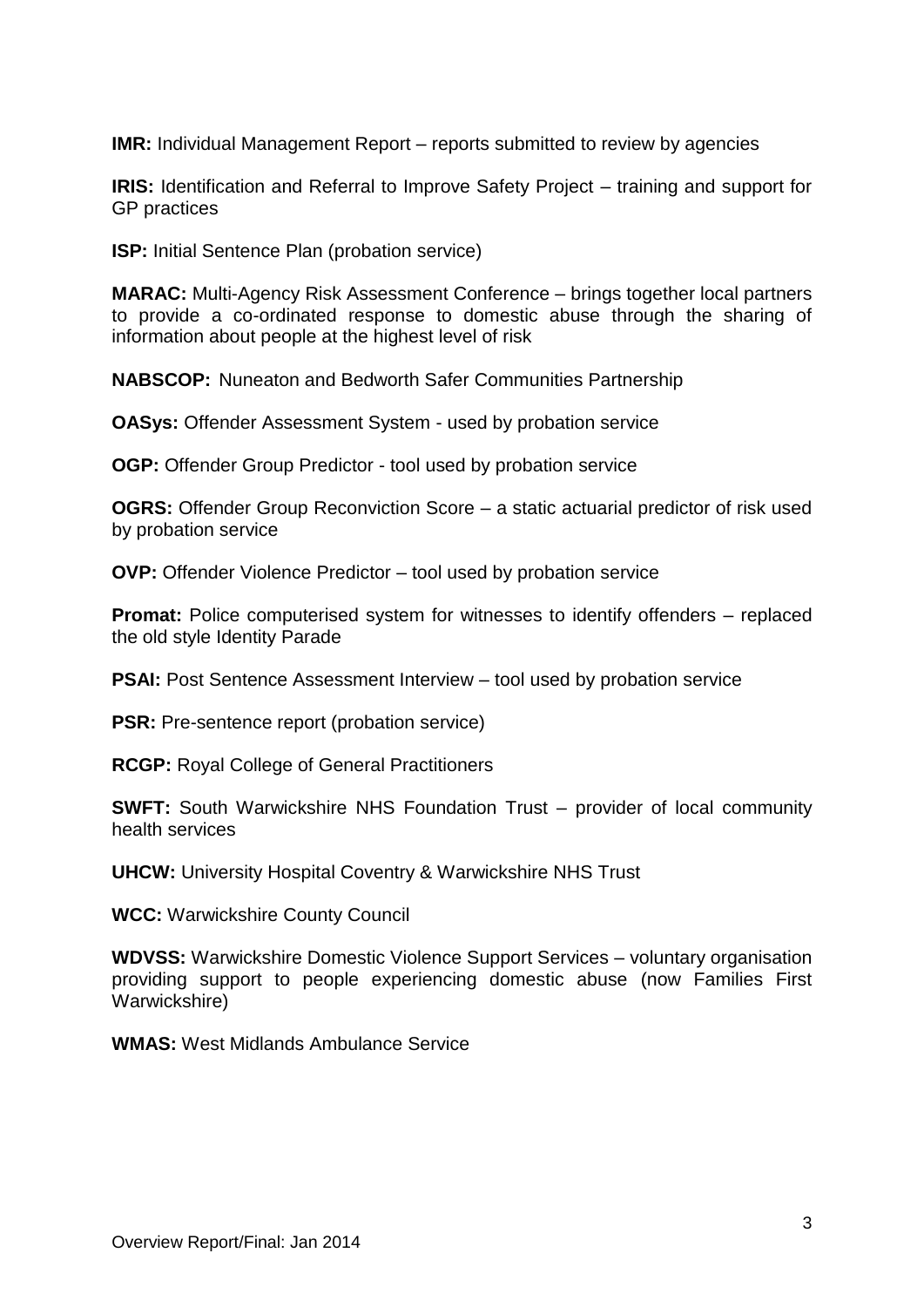**IMR:** Individual Management Report – reports submitted to review by agencies

**IRIS:** Identification and Referral to Improve Safety Project – training and support for GP practices

**ISP:** Initial Sentence Plan (probation service)

**MARAC:** Multi-Agency Risk Assessment Conference – brings together local partners to provide a co-ordinated response to domestic abuse through the sharing of information about people at the highest level of risk

**NABSCOP:** Nuneaton and Bedworth Safer Communities Partnership

**OASys:** Offender Assessment System - used by probation service

**OGP:** Offender Group Predictor - tool used by probation service

**OGRS:** Offender Group Reconviction Score – a static actuarial predictor of risk used by probation service

**OVP:** Offender Violence Predictor – tool used by probation service

**Promat:** Police computerised system for witnesses to identify offenders – replaced the old style Identity Parade

**PSAI:** Post Sentence Assessment Interview – tool used by probation service

**PSR:** Pre-sentence report (probation service)

**RCGP:** Royal College of General Practitioners

**SWFT:** South Warwickshire NHS Foundation Trust – provider of local community health services

**UHCW:** University Hospital Coventry & Warwickshire NHS Trust

**WCC:** Warwickshire County Council

**WDVSS:** Warwickshire Domestic Violence Support Services – voluntary organisation providing support to people experiencing domestic abuse (now Families First Warwickshire)

**WMAS:** West Midlands Ambulance Service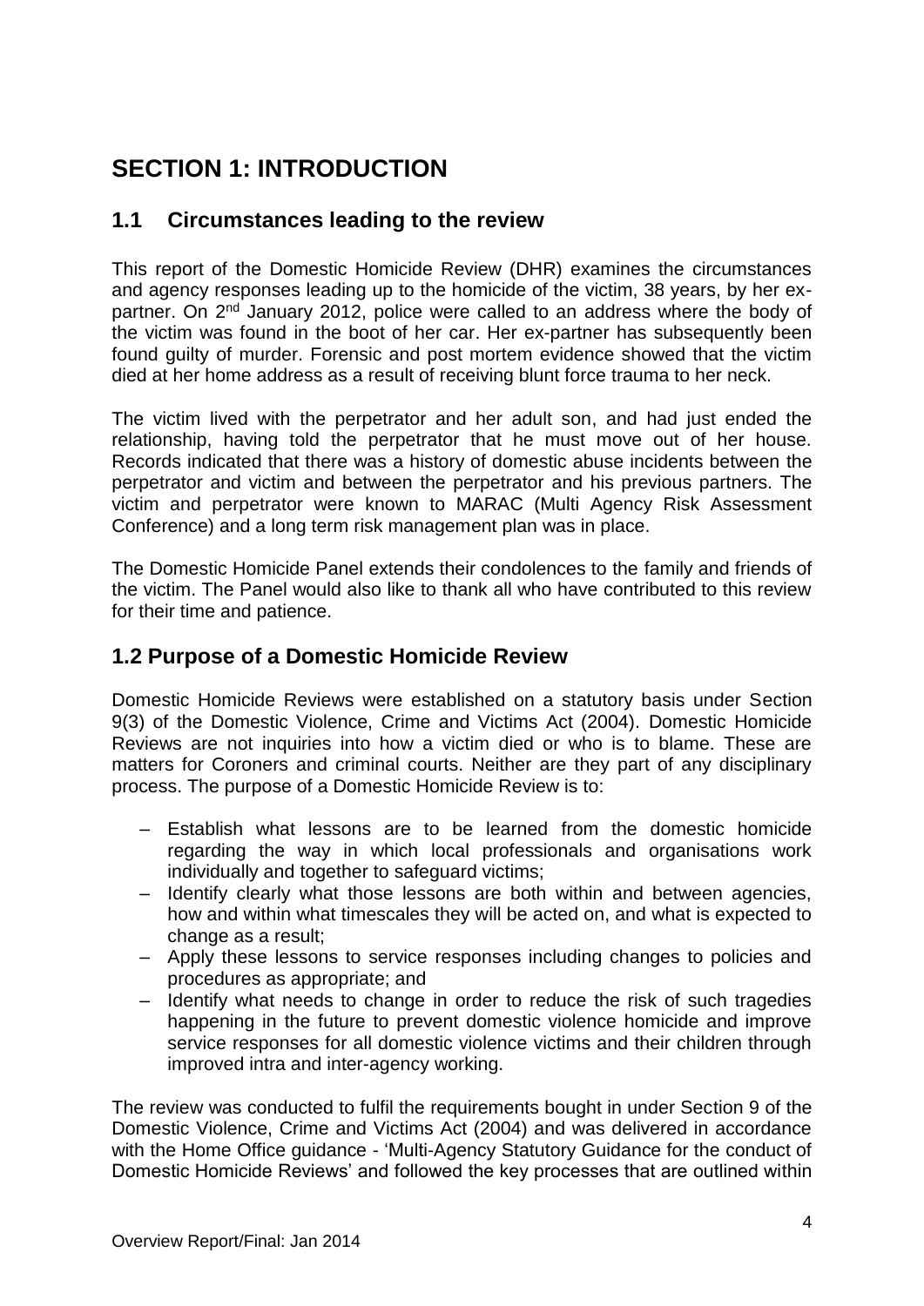# SECTION 1: INTRODUCTION

## 1.1 Circumstances leading to the review

This report of the Domestic Homicide Review (DHR) examines the circumstances and agency responses leading up to the homicide of the victim, 38 years, by her ex-partner. On 2nd January 2012, police were called to an address where the body of the victim was found in the boot of her car. Her ex-partner has subsequently been found guilty of murder. Forensic and post mortem evidence showed that the victim died at her home address as a result of receiving blunt force trauma to her neck.

The victim lived with the perpetrator and her adult son, and had just ended the relationship, having told the perpetrator that he must move out of her house. Records indicated that there was a history of domestic abuse incidents between the perpetrator and victim and between the perpetrator and his previous partners. The victim and perpetrator were known to MARAC (Multi Agency Risk Assessment Conference) and a long term risk management plan was in place.

The Domestic Homicide Panel extends their condolences to the family and friends of the victim. The Panel would also like to thank all who have contributed to this review for their time and patience.

## 1.2 Purpose of a Domestic Homicide Review

Domestic Homicide Reviews were established on a statutory basis under Section 9(3) of the Domestic Violence, Crime and Victims Act (2004). Domestic Homicide Reviews are not inquiries into how a victim died or who is to blame. These are matters for Coroners and criminal courts. Neither are they part of any disciplinary process. The purpose of a Domestic Homicide Review is to:

- Establish what lessons are to be learned from the domestic homicide regarding the way in which local professionals and organisations work individually and together to safeguard victims;
- Identify clearly what those lessons are both within and between agencies, how and within what timescales they will be acted on, and what is expected to change as a result;
- Apply these lessons to service responses including changes to policies and procedures as appropriate; and
- Identify what needs to change in order to reduce the risk of such tragedies happening in the future to prevent domestic violence homicide and improve service responses for all domestic violence victims and their children through improved intra and inter-agency working.

The review was conducted to fulfil the requirements bought in under Section 9 of the Domestic Violence, Crime and Victims Act (2004) and was delivered in accordance with the Home Office guidance - 'Multi-Agency Statutory Guidance for the conduct of Domestic Homicide Reviews' and followed the key processes that are outlined within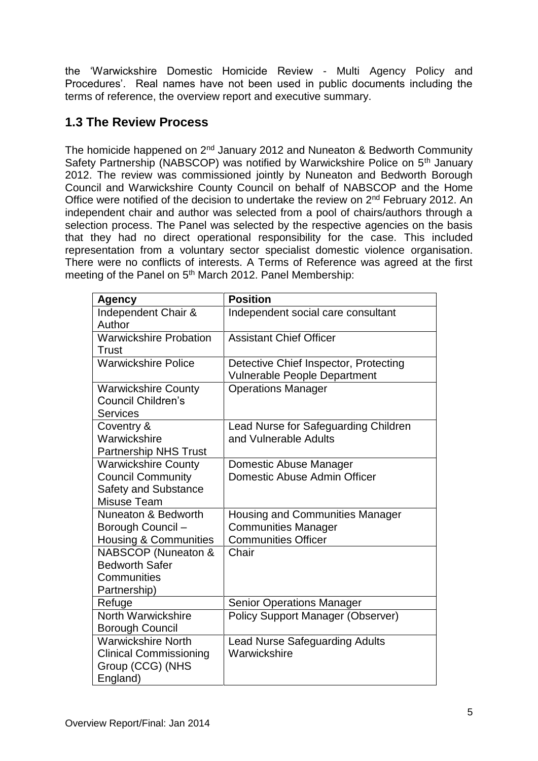the 'Warwickshire Domestic Homicide Review - Multi Agency Policy and Procedures'. Real names have not been used in public documents including the terms of reference, the overview report and executive summary.

## 1.3 The Review Process

The homicide happened on 2nd January 2012 and Nuneaton & Bedworth Community Safety Partnership (NABSCOP) was notified by Warwickshire Police on 5th January 2012. The review was commissioned jointly by Nuneaton and Bedworth Borough Council and Warwickshire County Council on behalf of NABSCOP and the Home Office were notified of the decision to undertake the review on 2nd February 2012. An independent chair and author was selected from a pool of chairs/authors through a selection process. The Panel was selected by the respective agencies on the basis that they had no direct operational responsibility for the case. This included representation from a voluntary sector specialist domestic violence organisation. There were no conflicts of interests. A Terms of Reference was agreed at the first meeting of the Panel on 5th March 2012. Panel Membership:

| Agency | Position |
|---|---|
| Independent Chair & Author | Independent social care consultant |
| Warwickshire Probation Trust | Assistant Chief Officer |
| Warwickshire Police | Detective Chief Inspector, Protecting Vulnerable People Department |
| Warwickshire County Council Children's Services | Operations Manager |
| Coventry & Warwickshire Partnership NHS Trust | Lead Nurse for Safeguarding Children and Vulnerable Adults |
| Warwickshire County Council Community Safety and Substance Misuse Team | Domestic Abuse Manager<br>Domestic Abuse Admin Officer |
| Nuneaton & Bedworth Borough Council – Housing & Communities | Housing and Communities Manager<br>Communities Manager<br>Communities Officer |
| NABSCOP (Nuneaton & Bedworth Safer Communities Partnership) | Chair |
| Refuge | Senior Operations Manager |
| North Warwickshire Borough Council | Policy Support Manager (Observer) |
| Warwickshire North Clinical Commissioning Group (CCG) (NHS England) | Lead Nurse Safeguarding Adults Warwickshire |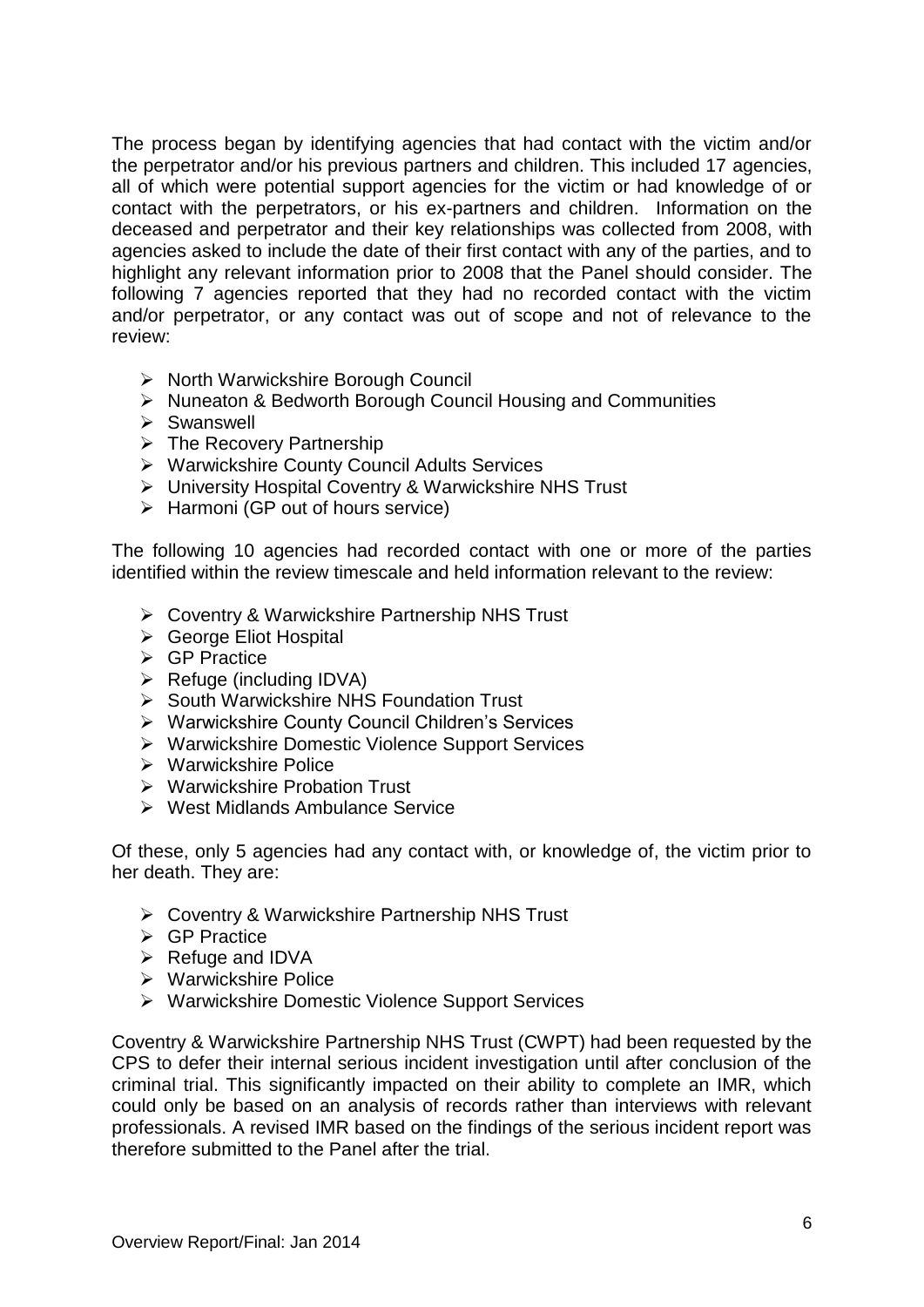The process began by identifying agencies that had contact with the victim and/or the perpetrator and/or his previous partners and children. This included 17 agencies, all of which were potential support agencies for the victim or had knowledge of or contact with the perpetrators, or his ex-partners and children. Information on the deceased and perpetrator and their key relationships was collected from 2008, with agencies asked to include the date of their first contact with any of the parties, and to highlight any relevant information prior to 2008 that the Panel should consider. The following 7 agencies reported that they had no recorded contact with the victim and/or perpetrator, or any contact was out of scope and not of relevance to the review:

- North Warwickshire Borough Council
- Nuneaton & Bedworth Borough Council Housing and Communities
- Swanswell
- The Recovery Partnership
- Warwickshire County Council Adults Services
- University Hospital Coventry & Warwickshire NHS Trust
- Harmoni (GP out of hours service)

The following 10 agencies had recorded contact with one or more of the parties identified within the review timescale and held information relevant to the review:

- Coventry & Warwickshire Partnership NHS Trust
- George Eliot Hospital
- GP Practice
- Refuge (including IDVA)
- South Warwickshire NHS Foundation Trust
- Warwickshire County Council Children's Services
- Warwickshire Domestic Violence Support Services
- Warwickshire Police
- Warwickshire Probation Trust
- West Midlands Ambulance Service

Of these, only 5 agencies had any contact with, or knowledge of, the victim prior to her death. They are:

- Coventry & Warwickshire Partnership NHS Trust
- GP Practice
- Refuge and IDVA
- Warwickshire Police
- Warwickshire Domestic Violence Support Services

Coventry & Warwickshire Partnership NHS Trust (CWPT) had been requested by the CPS to defer their internal serious incident investigation until after conclusion of the criminal trial. This significantly impacted on their ability to complete an IMR, which could only be based on an analysis of records rather than interviews with relevant professionals. A revised IMR based on the findings of the serious incident report was therefore submitted to the Panel after the trial.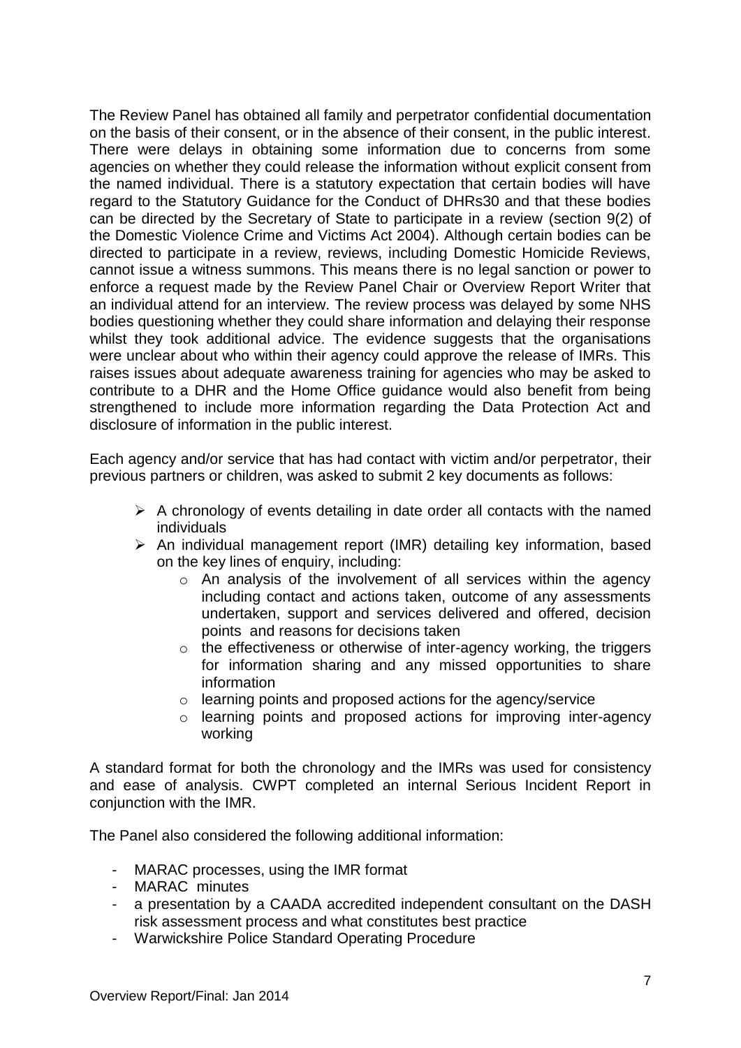The Review Panel has obtained all family and perpetrator confidential documentation on the basis of their consent, or in the absence of their consent, in the public interest. There were delays in obtaining some information due to concerns from some agencies on whether they could release the information without explicit consent from the named individual. There is a statutory expectation that certain bodies will have regard to the Statutory Guidance for the Conduct of DHRs30 and that these bodies can be directed by the Secretary of State to participate in a review (section 9(2) of the Domestic Violence Crime and Victims Act 2004). Although certain bodies can be directed to participate in a review, reviews, including Domestic Homicide Reviews, cannot issue a witness summons. This means there is no legal sanction or power to enforce a request made by the Review Panel Chair or Overview Report Writer that an individual attend for an interview. The review process was delayed by some NHS bodies questioning whether they could share information and delaying their response whilst they took additional advice. The evidence suggests that the organisations were unclear about who within their agency could approve the release of IMRs. This raises issues about adequate awareness training for agencies who may be asked to contribute to a DHR and the Home Office guidance would also benefit from being strengthened to include more information regarding the Data Protection Act and disclosure of information in the public interest.

Each agency and/or service that has had contact with victim and/or perpetrator, their previous partners or children, was asked to submit 2 key documents as follows:

- A chronology of events detailing in date order all contacts with the named individuals
- An individual management report (IMR) detailing key information, based on the key lines of enquiry, including:
    - An analysis of the involvement of all services within the agency including contact and actions taken, outcome of any assessments undertaken, support and services delivered and offered, decision points and reasons for decisions taken
    - the effectiveness or otherwise of inter-agency working, the triggers for information sharing and any missed opportunities to share information
    - learning points and proposed actions for the agency/service
    - learning points and proposed actions for improving inter-agency working

A standard format for both the chronology and the IMRs was used for consistency and ease of analysis. CWPT completed an internal Serious Incident Report in conjunction with the IMR.

The Panel also considered the following additional information:

- MARAC processes, using the IMR format
- MARAC minutes
- a presentation by a CAADA accredited independent consultant on the DASH risk assessment process and what constitutes best practice
- Warwickshire Police Standard Operating Procedure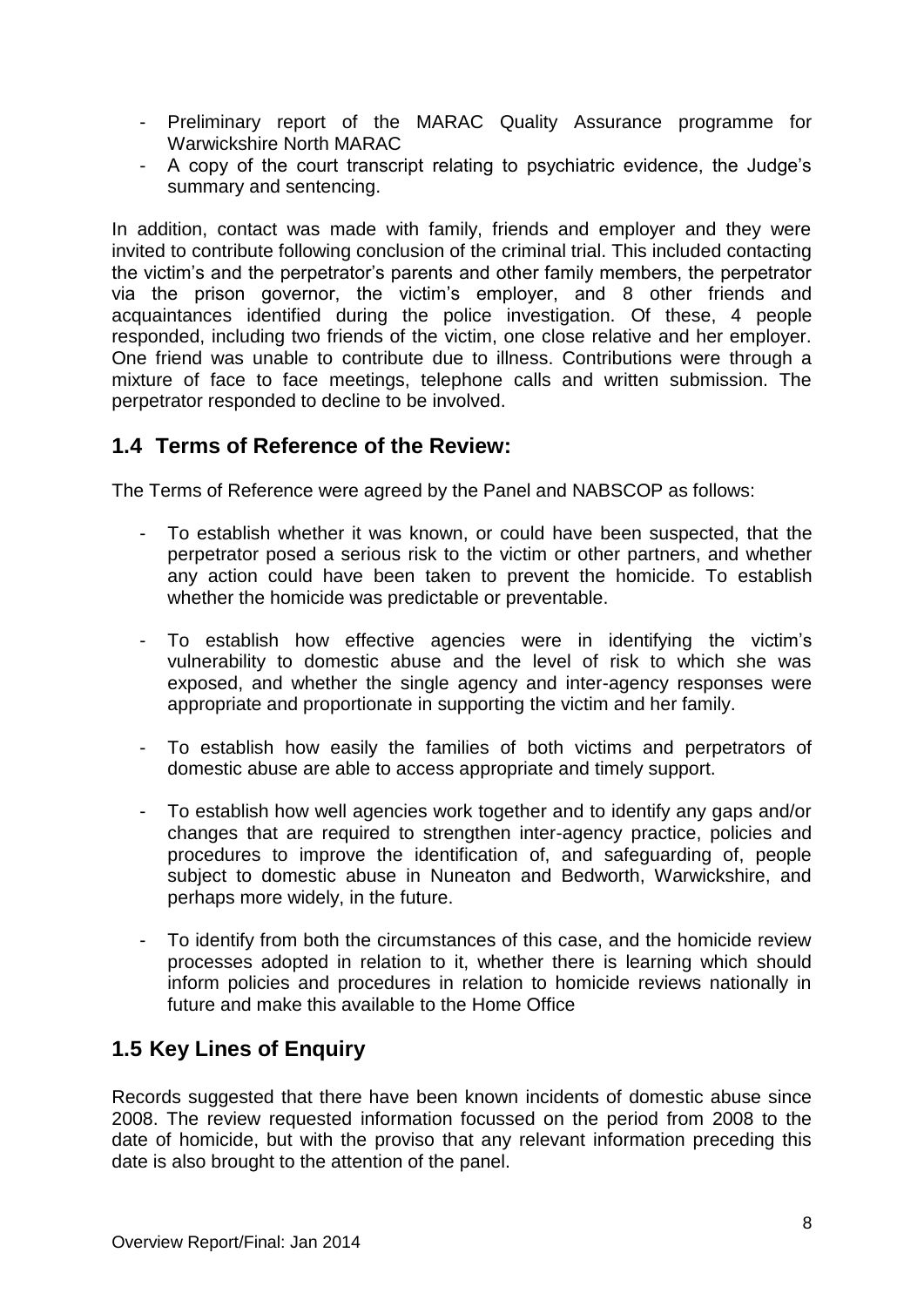- Preliminary report of the MARAC Quality Assurance programme for Warwickshire North MARAC
- A copy of the court transcript relating to psychiatric evidence, the Judge's summary and sentencing.

In addition, contact was made with family, friends and employer and they were invited to contribute following conclusion of the criminal trial. This included contacting the victim's and the perpetrator's parents and other family members, the perpetrator via the prison governor, the victim's employer, and 8 other friends and acquaintances identified during the police investigation. Of these, 4 people responded, including two friends of the victim, one close relative and her employer. One friend was unable to contribute due to illness. Contributions were through a mixture of face to face meetings, telephone calls and written submission. The perpetrator responded to decline to be involved.

## 1.4 Terms of Reference of the Review:

The Terms of Reference were agreed by the Panel and NABSCOP as follows:

- To establish whether it was known, or could have been suspected, that the perpetrator posed a serious risk to the victim or other partners, and whether any action could have been taken to prevent the homicide. To establish whether the homicide was predictable or preventable.

- To establish how effective agencies were in identifying the victim's vulnerability to domestic abuse and the level of risk to which she was exposed, and whether the single agency and inter-agency responses were appropriate and proportionate in supporting the victim and her family.

- To establish how easily the families of both victims and perpetrators of domestic abuse are able to access appropriate and timely support.

- To establish how well agencies work together and to identify any gaps and/or changes that are required to strengthen inter-agency practice, policies and procedures to improve the identification of, and safeguarding of, people subject to domestic abuse in Nuneaton and Bedworth, Warwickshire, and perhaps more widely, in the future.

- To identify from both the circumstances of this case, and the homicide review processes adopted in relation to it, whether there is learning which should inform policies and procedures in relation to homicide reviews nationally in future and make this available to the Home Office

## 1.5 Key Lines of Enquiry

Records suggested that there have been known incidents of domestic abuse since 2008. The review requested information focussed on the period from 2008 to the date of homicide, but with the proviso that any relevant information preceding this date is also brought to the attention of the panel.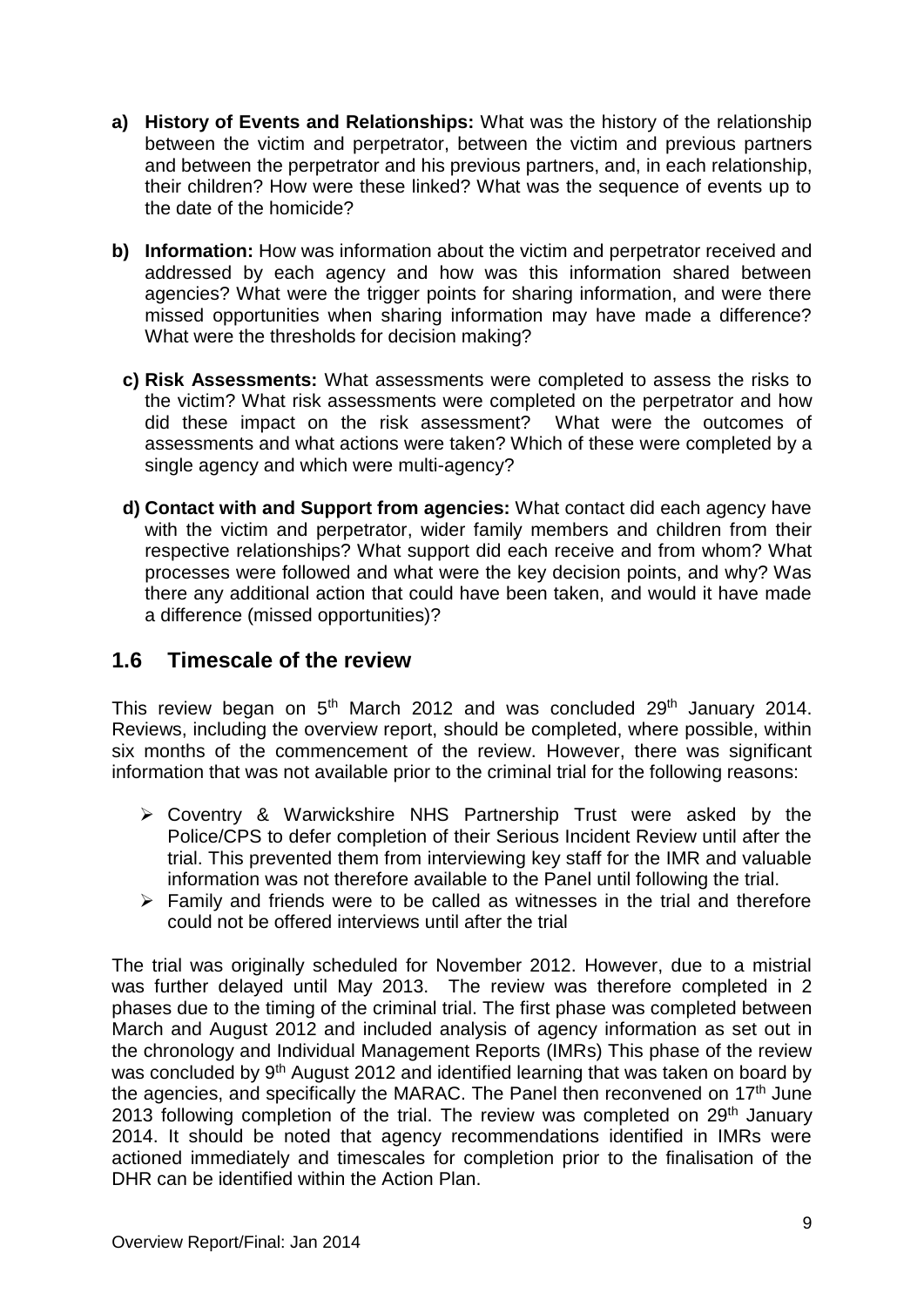a) **History of Events and Relationships:** What was the history of the relationship between the victim and perpetrator, between the victim and previous partners and between the perpetrator and his previous partners, and, in each relationship, their children? How were these linked? What was the sequence of events up to the date of the homicide?

b) **Information:** How was information about the victim and perpetrator received and addressed by each agency and how was this information shared between agencies? What were the trigger points for sharing information, and were there missed opportunities when sharing information may have made a difference? What were the thresholds for decision making?

c) **Risk Assessments:** What assessments were completed to assess the risks to the victim? What risk assessments were completed on the perpetrator and how did these impact on the risk assessment? What were the outcomes of assessments and what actions were taken? Which of these were completed by a single agency and which were multi-agency?

d) **Contact with and Support from agencies:** What contact did each agency have with the victim and perpetrator, wider family members and children from their respective relationships? What support did each receive and from whom? What processes were followed and what were the key decision points, and why? Was there any additional action that could have been taken, and would it have made a difference (missed opportunities)?

## 1.6 Timescale of the review

This review began on 5th March 2012 and was concluded 29th January 2014. Reviews, including the overview report, should be completed, where possible, within six months of the commencement of the review. However, there was significant information that was not available prior to the criminal trial for the following reasons:

- Coventry & Warwickshire NHS Partnership Trust were asked by the Police/CPS to defer completion of their Serious Incident Review until after the trial. This prevented them from interviewing key staff for the IMR and valuable information was not therefore available to the Panel until following the trial.
- Family and friends were to be called as witnesses in the trial and therefore could not be offered interviews until after the trial

The trial was originally scheduled for November 2012. However, due to a mistrial was further delayed until May 2013. The review was therefore completed in 2 phases due to the timing of the criminal trial. The first phase was completed between March and August 2012 and included analysis of agency information as set out in the chronology and Individual Management Reports (IMRs) This phase of the review was concluded by 9th August 2012 and identified learning that was taken on board by the agencies, and specifically the MARAC. The Panel then reconvened on 17th June 2013 following completion of the trial. The review was completed on 29th January 2014. It should be noted that agency recommendations identified in IMRs were actioned immediately and timescales for completion prior to the finalisation of the DHR can be identified within the Action Plan.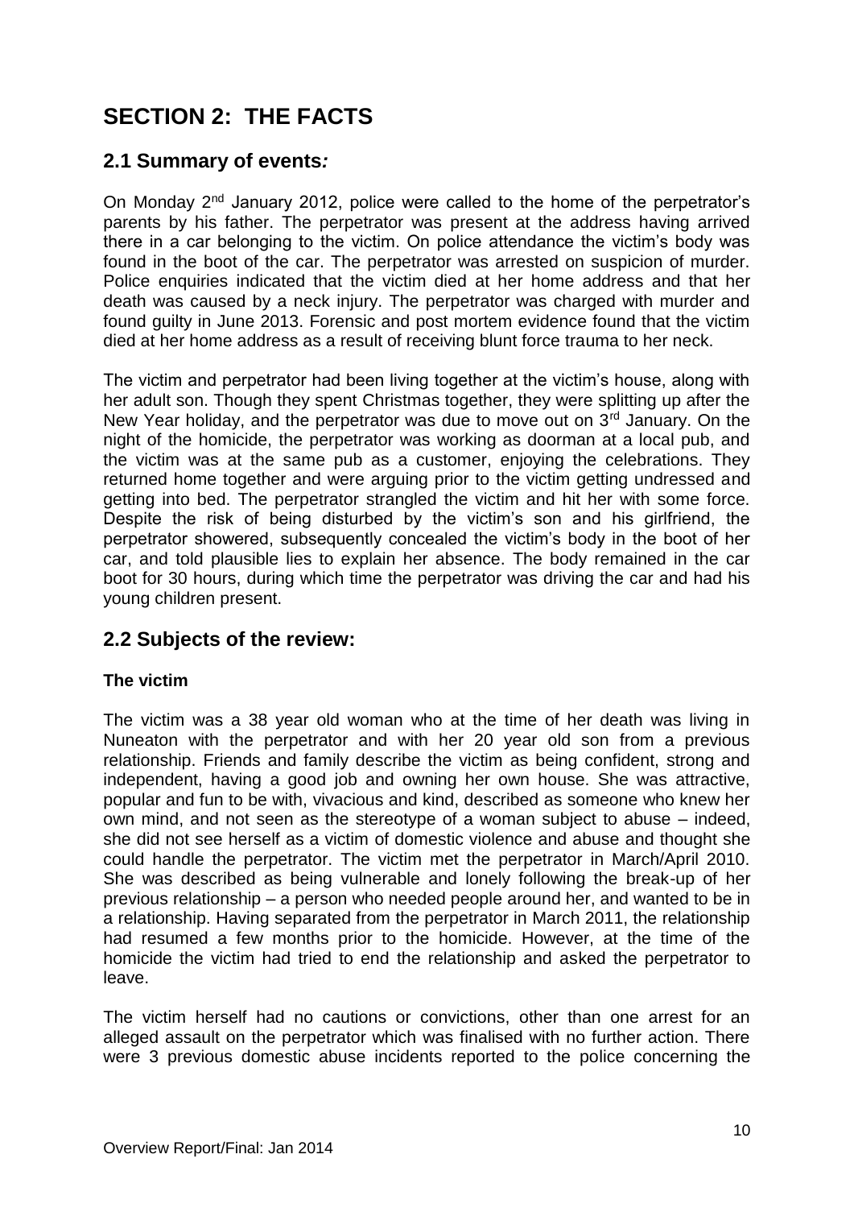# SECTION 2: THE FACTS

## 2.1 Summary of events*:*

On Monday 2[nd] January 2012, police were called to the home of the perpetrator's parents by his father. The perpetrator was present at the address having arrived there in a car belonging to the victim. On police attendance the victim's body was found in the boot of the car. The perpetrator was arrested on suspicion of murder. Police enquiries indicated that the victim died at her home address and that her death was caused by a neck injury. The perpetrator was charged with murder and found guilty in June 2013. Forensic and post mortem evidence found that the victim died at her home address as a result of receiving blunt force trauma to her neck.

The victim and perpetrator had been living together at the victim's house, along with her adult son. Though they spent Christmas together, they were splitting up after the New Year holiday, and the perpetrator was due to move out on 3[rd] January. On the night of the homicide, the perpetrator was working as doorman at a local pub, and the victim was at the same pub as a customer, enjoying the celebrations. They returned home together and were arguing prior to the victim getting undressed and getting into bed. The perpetrator strangled the victim and hit her with some force. Despite the risk of being disturbed by the victim's son and his girlfriend, the perpetrator showered, subsequently concealed the victim's body in the boot of her car, and told plausible lies to explain her absence. The body remained in the car boot for 30 hours, during which time the perpetrator was driving the car and had his young children present.

## 2.2 Subjects of the review:

**The victim**

The victim was a 38 year old woman who at the time of her death was living in Nuneaton with the perpetrator and with her 20 year old son from a previous relationship. Friends and family describe the victim as being confident, strong and independent, having a good job and owning her own house. She was attractive, popular and fun to be with, vivacious and kind, described as someone who knew her own mind, and not seen as the stereotype of a woman subject to abuse – indeed, she did not see herself as a victim of domestic violence and abuse and thought she could handle the perpetrator. The victim met the perpetrator in March/April 2010. She was described as being vulnerable and lonely following the break-up of her previous relationship – a person who needed people around her, and wanted to be in a relationship. Having separated from the perpetrator in March 2011, the relationship had resumed a few months prior to the homicide. However, at the time of the homicide the victim had tried to end the relationship and asked the perpetrator to leave.

The victim herself had no cautions or convictions, other than one arrest for an alleged assault on the perpetrator which was finalised with no further action. There were 3 previous domestic abuse incidents reported to the police concerning the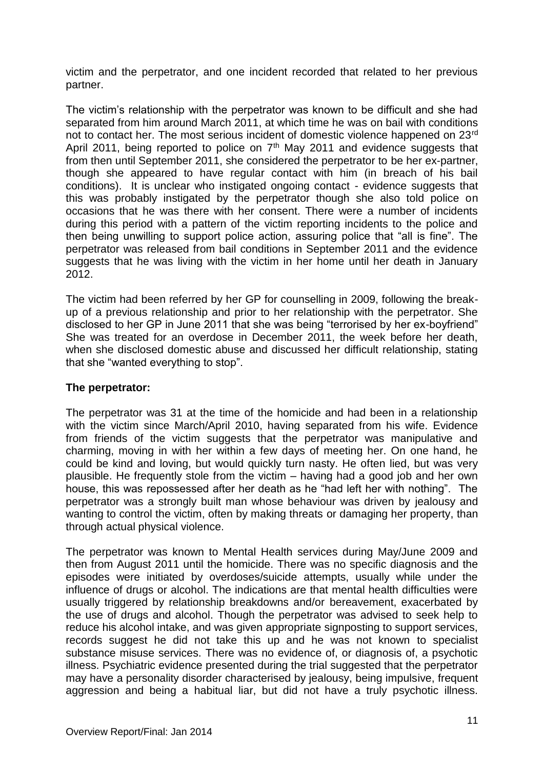victim and the perpetrator, and one incident recorded that related to her previous partner.

The victim's relationship with the perpetrator was known to be difficult and she had separated from him around March 2011, at which time he was on bail with conditions not to contact her. The most serious incident of domestic violence happened on 23rd April 2011, being reported to police on 7th May 2011 and evidence suggests that from then until September 2011, she considered the perpetrator to be her ex-partner, though she appeared to have regular contact with him (in breach of his bail conditions). It is unclear who instigated ongoing contact - evidence suggests that this was probably instigated by the perpetrator though she also told police on occasions that he was there with her consent. There were a number of incidents during this period with a pattern of the victim reporting incidents to the police and then being unwilling to support police action, assuring police that "all is fine". The perpetrator was released from bail conditions in September 2011 and the evidence suggests that he was living with the victim in her home until her death in January 2012.

The victim had been referred by her GP for counselling in 2009, following the break-up of a previous relationship and prior to her relationship with the perpetrator. She disclosed to her GP in June 2011 that she was being "terrorised by her ex-boyfriend" She was treated for an overdose in December 2011, the week before her death, when she disclosed domestic abuse and discussed her difficult relationship, stating that she "wanted everything to stop".

**The perpetrator:**

The perpetrator was 31 at the time of the homicide and had been in a relationship with the victim since March/April 2010, having separated from his wife. Evidence from friends of the victim suggests that the perpetrator was manipulative and charming, moving in with her within a few days of meeting her. On one hand, he could be kind and loving, but would quickly turn nasty. He often lied, but was very plausible. He frequently stole from the victim – having had a good job and her own house, this was repossessed after her death as he "had left her with nothing". The perpetrator was a strongly built man whose behaviour was driven by jealousy and wanting to control the victim, often by making threats or damaging her property, than through actual physical violence.

The perpetrator was known to Mental Health services during May/June 2009 and then from August 2011 until the homicide. There was no specific diagnosis and the episodes were initiated by overdoses/suicide attempts, usually while under the influence of drugs or alcohol. The indications are that mental health difficulties were usually triggered by relationship breakdowns and/or bereavement, exacerbated by the use of drugs and alcohol. Though the perpetrator was advised to seek help to reduce his alcohol intake, and was given appropriate signposting to support services, records suggest he did not take this up and he was not known to specialist substance misuse services. There was no evidence of, or diagnosis of, a psychotic illness. Psychiatric evidence presented during the trial suggested that the perpetrator may have a personality disorder characterised by jealousy, being impulsive, frequent aggression and being a habitual liar, but did not have a truly psychotic illness.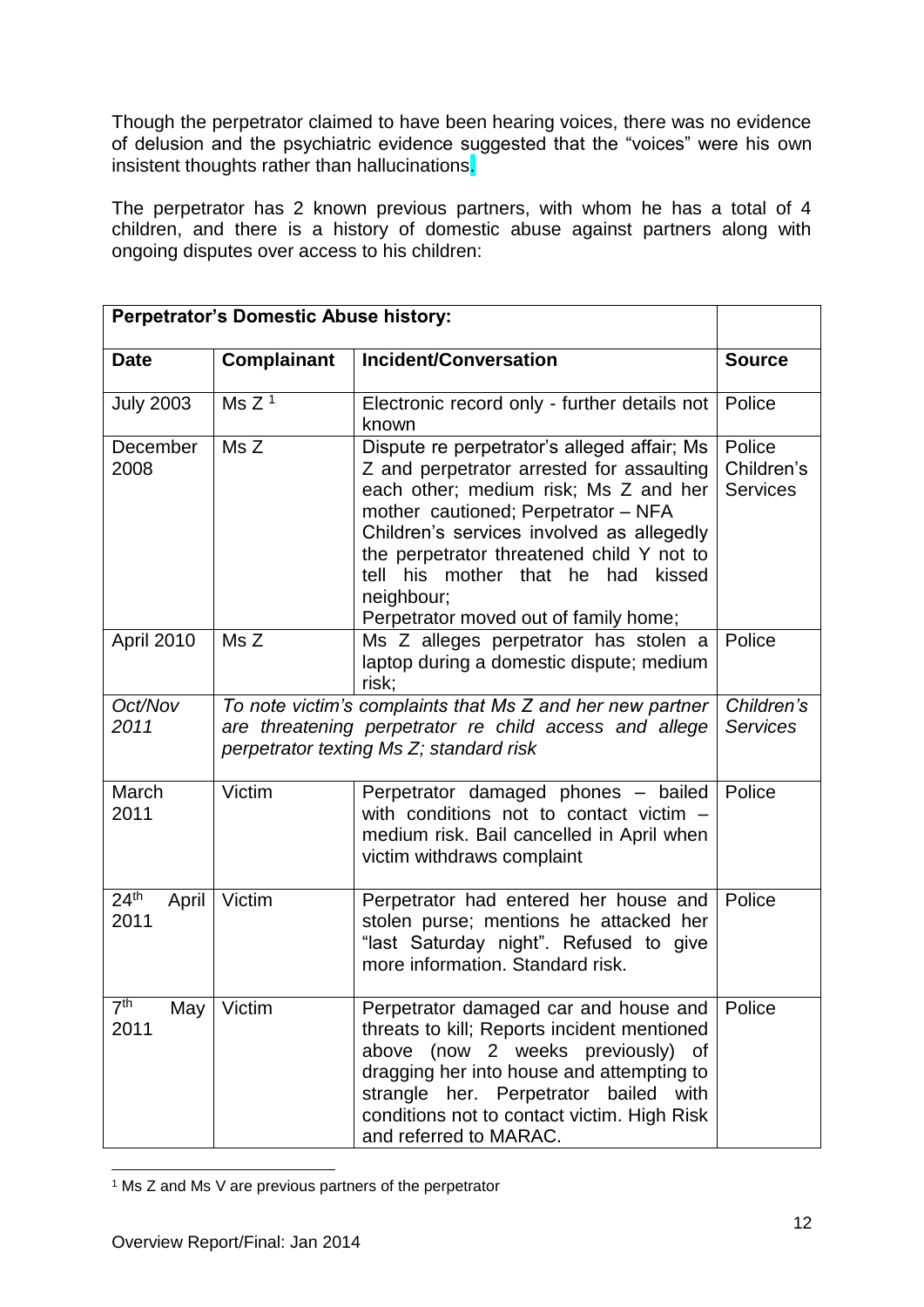Though the perpetrator claimed to have been hearing voices, there was no evidence of delusion and the psychiatric evidence suggested that the "voices" were his own insistent thoughts rather than hallucinations.

The perpetrator has 2 known previous partners, with whom he has a total of 4 children, and there is a history of domestic abuse against partners along with ongoing disputes over access to his children:

| **Perpetrator's Domestic Abuse history:** | | | |
|---|---|---|---|
| **Date** | **Complainant** | **Incident/Conversation** | **Source** |
| July 2003 | Ms Z [1] | Electronic record only - further details not known | Police |
| December 2008 | Ms Z | Dispute re perpetrator's alleged affair; Ms Z and perpetrator arrested for assaulting each other; medium risk; Ms Z and her mother cautioned; Perpetrator – NFA Children's services involved as allegedly the perpetrator threatened child Y not to tell his mother that he had kissed neighbour; Perpetrator moved out of family home; | Police Children's Services |
| April 2010 | Ms Z | Ms Z alleges perpetrator has stolen a laptop during a domestic dispute; medium risk; | Police |
| *Oct/Nov 2011* | *To note victim's complaints that Ms Z and her new partner are threatening perpetrator re child access and allege perpetrator texting Ms Z; standard risk* | | *Children's Services* |
| March 2011 | Victim | Perpetrator damaged phones – bailed with conditions not to contact victim – medium risk. Bail cancelled in April when victim withdraws complaint | Police |
| 24th April 2011 | Victim | Perpetrator had entered her house and stolen purse; mentions he attacked her "last Saturday night". Refused to give more information. Standard risk. | Police |
| 7th May 2011 | Victim | Perpetrator damaged car and house and threats to kill; Reports incident mentioned above (now 2 weeks previously) of dragging her into house and attempting to strangle her. Perpetrator bailed with conditions not to contact victim. High Risk and referred to MARAC. | Police |

[1] Ms Z and Ms V are previous partners of the perpetrator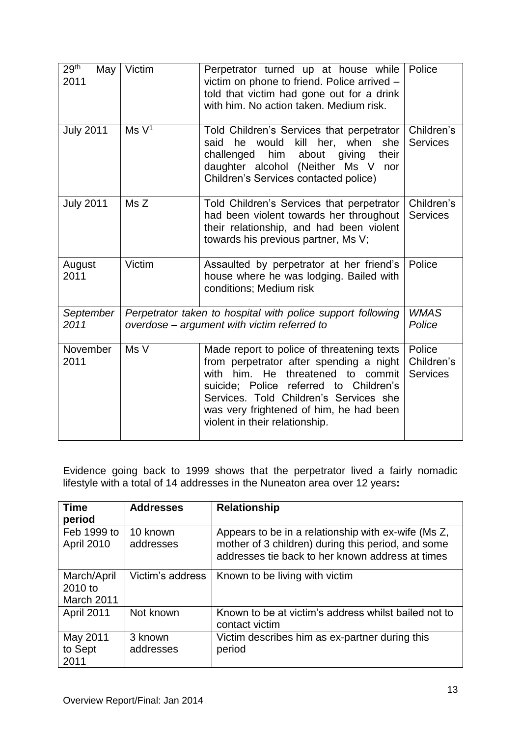| | | | |
|---|---|---|---|
| 29th May 2011 | Victim | Perpetrator turned up at house while victim on phone to friend. Police arrived – told that victim had gone out for a drink with him. No action taken. Medium risk. | Police |
| July 2011 | Ms V[1] | Told Children's Services that perpetrator said he would kill her, when she challenged him about giving their daughter alcohol (Neither Ms V nor Children's Services contacted police) | Children's Services |
| July 2011 | Ms Z | Told Children's Services that perpetrator had been violent towards her throughout their relationship, and had been violent towards his previous partner, Ms V; | Children's Services |
| August 2011 | Victim | Assaulted by perpetrator at her friend's house where he was lodging. Bailed with conditions; Medium risk | Police |
| *September 2011* | *Perpetrator taken to hospital with police support following overdose – argument with victim referred to* | | *WMAS Police* |
| November 2011 | Ms V | Made report to police of threatening texts from perpetrator after spending a night with him. He threatened to commit suicide; Police referred to Children's Services. Told Children's Services she was very frightened of him, he had been violent in their relationship. | Police Children's Services |

Evidence going back to 1999 shows that the perpetrator lived a fairly nomadic lifestyle with a total of 14 addresses in the Nuneaton area over 12 years**:**

| **Time period** | **Addresses** | **Relationship** |
|---|---|---|
| Feb 1999 to April 2010 | 10 known addresses | Appears to be in a relationship with ex-wife (Ms Z, mother of 3 children) during this period, and some addresses tie back to her known address at times |
| March/April 2010 to March 2011 | Victim's address | Known to be living with victim |
| April 2011 | Not known | Known to be at victim's address whilst bailed not to contact victim |
| May 2011 to Sept 2011 | 3 known addresses | Victim describes him as ex-partner during this period |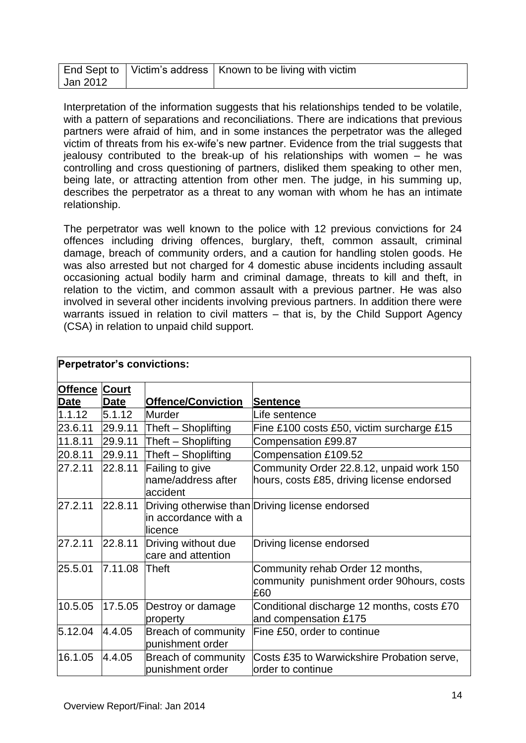| | | |
|---|---|---|
| End Sept to Jan 2012 | Victim's address | Known to be living with victim |

Interpretation of the information suggests that his relationships tended to be volatile, with a pattern of separations and reconciliations. There are indications that previous partners were afraid of him, and in some instances the perpetrator was the alleged victim of threats from his ex-wife's new partner. Evidence from the trial suggests that jealousy contributed to the break-up of his relationships with women – he was controlling and cross questioning of partners, disliked them speaking to other men, being late, or attracting attention from other men. The judge, in his summing up, describes the perpetrator as a threat to any woman with whom he has an intimate relationship.

The perpetrator was well known to the police with 12 previous convictions for 24 offences including driving offences, burglary, theft, common assault, criminal damage, breach of community orders, and a caution for handling stolen goods. He was also arrested but not charged for 4 domestic abuse incidents including assault occasioning actual bodily harm and criminal damage, threats to kill and theft, in relation to the victim, and common assault with a previous partner. He was also involved in several other incidents involving previous partners. In addition there were warrants issued in relation to civil matters – that is, by the Child Support Agency (CSA) in relation to unpaid child support.

| **Perpetrator's convictions:** | | | |
|---|---|---|---|
| **Offence Date** | **Court Date** | **Offence/Conviction** | **Sentence** |
| 1.1.12 | 5.1.12 | Murder | Life sentence |
| 23.6.11 | 29.9.11 | Theft – Shoplifting | Fine £100 costs £50, victim surcharge £15 |
| 11.8.11 | 29.9.11 | Theft – Shoplifting | Compensation £99.87 |
| 20.8.11 | 29.9.11 | Theft – Shoplifting | Compensation £109.52 |
| 27.2.11 | 22.8.11 | Failing to give name/address after accident | Community Order 22.8.12, unpaid work 150 hours, costs £85, driving license endorsed |
| 27.2.11 | 22.8.11 | Driving otherwise than in accordance with a licence | Driving license endorsed |
| 27.2.11 | 22.8.11 | Driving without due care and attention | Driving license endorsed |
| 25.5.01 | 7.11.08 | Theft | Community rehab Order 12 months, community punishment order 90hours, costs £60 |
| 10.5.05 | 17.5.05 | Destroy or damage property | Conditional discharge 12 months, costs £70 and compensation £175 |
| 5.12.04 | 4.4.05 | Breach of community punishment order | Fine £50, order to continue |
| 16.1.05 | 4.4.05 | Breach of community punishment order | Costs £35 to Warwickshire Probation serve, order to continue |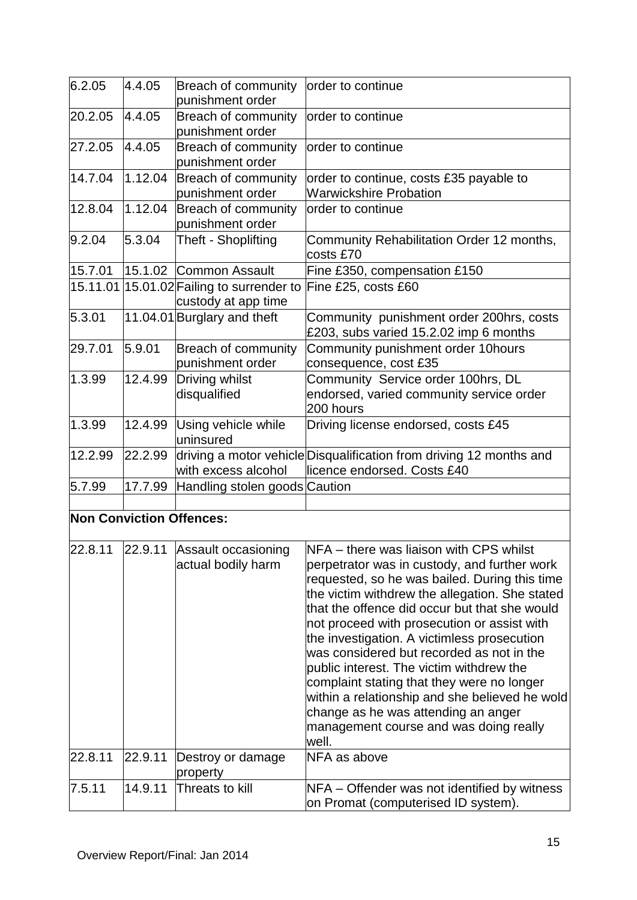| | | | |
|---|---|---|---|
| 6.2.05 | 4.4.05 | Breach of community punishment order | order to continue |
| 20.2.05 | 4.4.05 | Breach of community punishment order | order to continue |
| 27.2.05 | 4.4.05 | Breach of community punishment order | order to continue |
| 14.7.04 | 1.12.04 | Breach of community punishment order | order to continue, costs £35 payable to Warwickshire Probation |
| 12.8.04 | 1.12.04 | Breach of community punishment order | order to continue |
| 9.2.04 | 5.3.04 | Theft - Shoplifting | Community Rehabilitation Order 12 months, costs £70 |
| 15.7.01 | 15.1.02 | Common Assault | Fine £350, compensation £150 |
| 15.11.01 | 15.01.02 | Failing to surrender to custody at app time | Fine £25, costs £60 |
| 5.3.01 | 11.04.01 | Burglary and theft | Community punishment order 200hrs, costs £203, subs varied 15.2.02 imp 6 months |
| 29.7.01 | 5.9.01 | Breach of community punishment order | Community punishment order 10hours consequence, cost £35 |
| 1.3.99 | 12.4.99 | Driving whilst disqualified | Community Service order 100hrs, DL endorsed, varied community service order 200 hours |
| 1.3.99 | 12.4.99 | Using vehicle while uninsured | Driving license endorsed, costs £45 |
| 12.2.99 | 22.2.99 | driving a motor vehicle with excess alcohol | Disqualification from driving 12 months and licence endorsed. Costs £40 |
| 5.7.99 | 17.7.99 | Handling stolen goods | Caution |
| | | | |
| **Non Conviction Offences:** | | | |
| 22.8.11 | 22.9.11 | Assault occasioning actual bodily harm | NFA – there was liaison with CPS whilst perpetrator was in custody, and further work requested, so he was bailed. During this time the victim withdrew the allegation. She stated that the offence did occur but that she would not proceed with prosecution or assist with the investigation. A victimless prosecution was considered but recorded as not in the public interest. The victim withdrew the complaint stating that they were no longer within a relationship and she believed he wold change as he was attending an anger management course and was doing really well. |
| 22.8.11 | 22.9.11 | Destroy or damage property | NFA as above |
| 7.5.11 | 14.9.11 | Threats to kill | NFA – Offender was not identified by witness on Promat (computerised ID system). |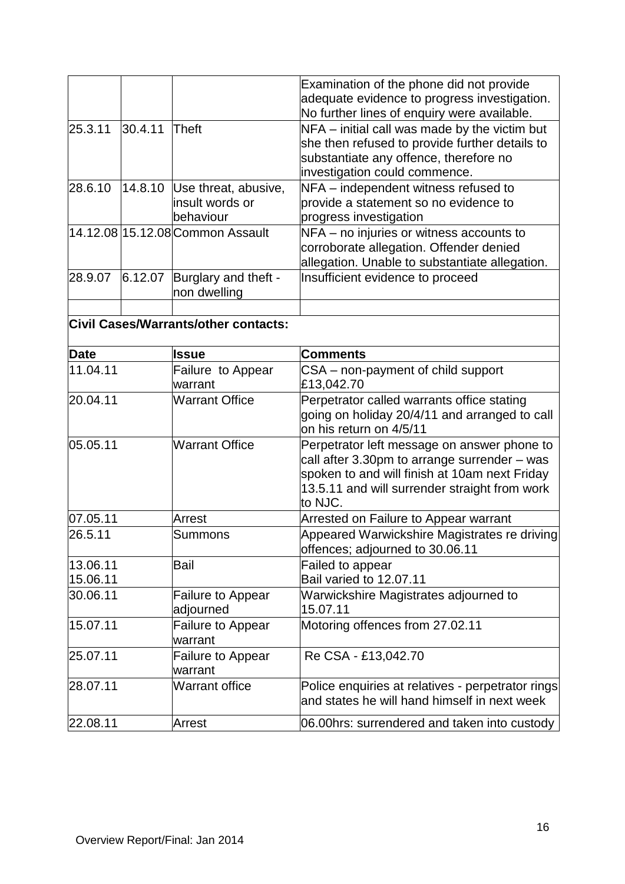| | | | |
|---|---|---|---|
| | | | Examination of the phone did not provide adequate evidence to progress investigation. No further lines of enquiry were available. |
| 25.3.11 | 30.4.11 | Theft | NFA – initial call was made by the victim but she then refused to provide further details to substantiate any offence, therefore no investigation could commence. |
| 28.6.10 | 14.8.10 | Use threat, abusive, insult words or behaviour | NFA – independent witness refused to provide a statement so no evidence to progress investigation |
| 14.12.08 | 15.12.08 | Common Assault | NFA – no injuries or witness accounts to corroborate allegation. Offender denied allegation. Unable to substantiate allegation. |
| 28.9.07 | 6.12.07 | Burglary and theft - non dwelling | Insufficient evidence to proceed |
| | | | |

**Civil Cases/Warrants/other contacts:**

| Date | Issue | Comments |
|---|---|---|
| 11.04.11 | Failure to Appear warrant | CSA – non-payment of child support £13,042.70 |
| 20.04.11 | Warrant Office | Perpetrator called warrants office stating going on holiday 20/4/11 and arranged to call on his return on 4/5/11 |
| 05.05.11 | Warrant Office | Perpetrator left message on answer phone to call after 3.30pm to arrange surrender – was spoken to and will finish at 10am next Friday 13.5.11 and will surrender straight from work to NJC. |
| 07.05.11 | Arrest | Arrested on Failure to Appear warrant |
| 26.5.11 | Summons | Appeared Warwickshire Magistrates re driving offences; adjourned to 30.06.11 |
| 13.06.11<br>15.06.11 | Bail | Failed to appear<br>Bail varied to 12.07.11 |
| 30.06.11 | Failure to Appear adjourned | Warwickshire Magistrates adjourned to 15.07.11 |
| 15.07.11 | Failure to Appear warrant | Motoring offences from 27.02.11 |
| 25.07.11 | Failure to Appear warrant | Re CSA - £13,042.70 |
| 28.07.11 | Warrant office | Police enquiries at relatives - perpetrator rings and states he will hand himself in next week |
| 22.08.11 | Arrest | 06.00hrs: surrendered and taken into custody |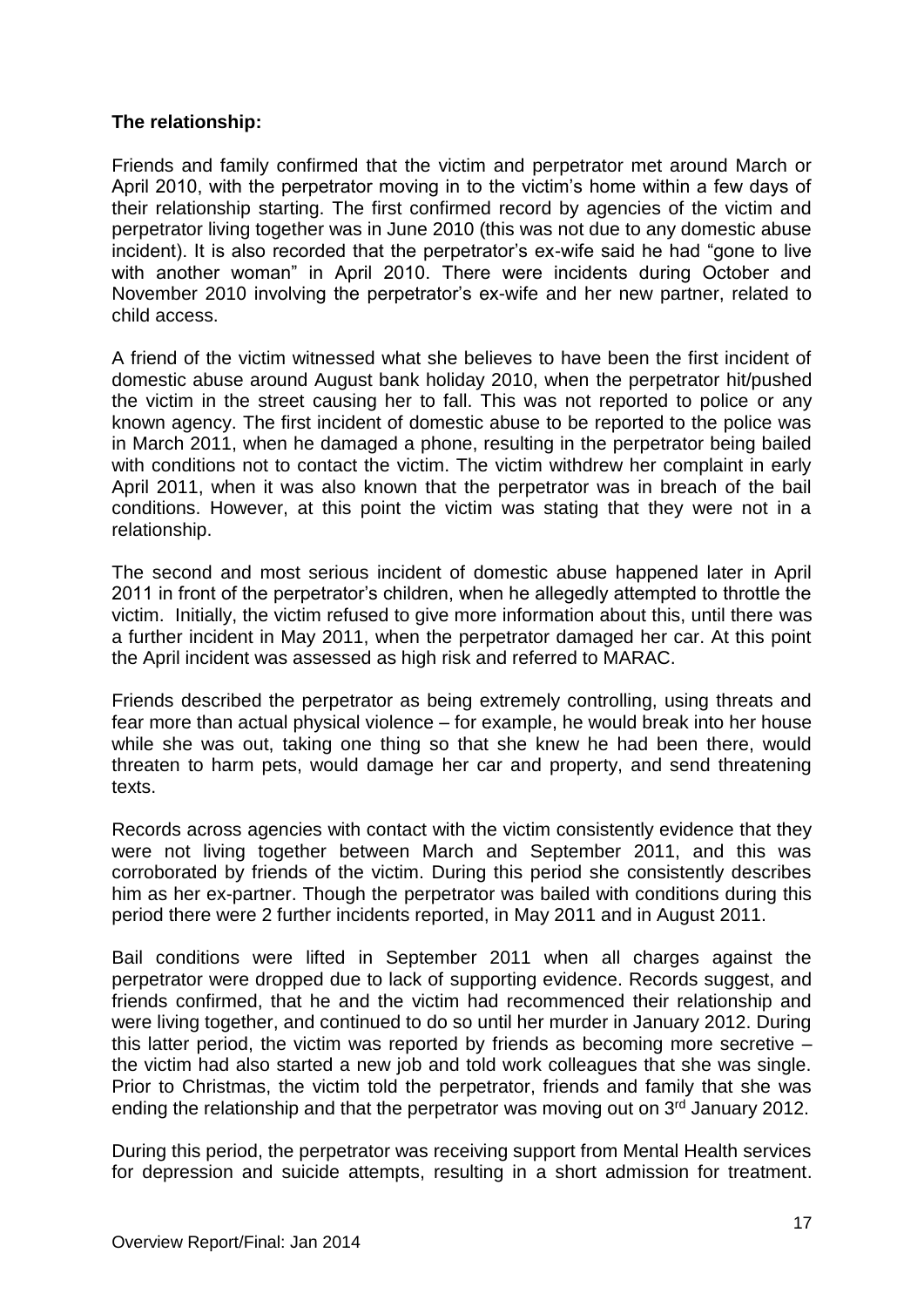**The relationship:**

Friends and family confirmed that the victim and perpetrator met around March or April 2010, with the perpetrator moving in to the victim's home within a few days of their relationship starting. The first confirmed record by agencies of the victim and perpetrator living together was in June 2010 (this was not due to any domestic abuse incident). It is also recorded that the perpetrator's ex-wife said he had "gone to live with another woman" in April 2010. There were incidents during October and November 2010 involving the perpetrator's ex-wife and her new partner, related to child access.

A friend of the victim witnessed what she believes to have been the first incident of domestic abuse around August bank holiday 2010, when the perpetrator hit/pushed the victim in the street causing her to fall. This was not reported to police or any known agency. The first incident of domestic abuse to be reported to the police was in March 2011, when he damaged a phone, resulting in the perpetrator being bailed with conditions not to contact the victim. The victim withdrew her complaint in early April 2011, when it was also known that the perpetrator was in breach of the bail conditions. However, at this point the victim was stating that they were not in a relationship.

The second and most serious incident of domestic abuse happened later in April 2011 in front of the perpetrator's children, when he allegedly attempted to throttle the victim. Initially, the victim refused to give more information about this, until there was a further incident in May 2011, when the perpetrator damaged her car. At this point the April incident was assessed as high risk and referred to MARAC.

Friends described the perpetrator as being extremely controlling, using threats and fear more than actual physical violence – for example, he would break into her house while she was out, taking one thing so that she knew he had been there, would threaten to harm pets, would damage her car and property, and send threatening texts.

Records across agencies with contact with the victim consistently evidence that they were not living together between March and September 2011, and this was corroborated by friends of the victim. During this period she consistently describes him as her ex-partner. Though the perpetrator was bailed with conditions during this period there were 2 further incidents reported, in May 2011 and in August 2011.

Bail conditions were lifted in September 2011 when all charges against the perpetrator were dropped due to lack of supporting evidence. Records suggest, and friends confirmed, that he and the victim had recommenced their relationship and were living together, and continued to do so until her murder in January 2012. During this latter period, the victim was reported by friends as becoming more secretive – the victim had also started a new job and told work colleagues that she was single. Prior to Christmas, the victim told the perpetrator, friends and family that she was ending the relationship and that the perpetrator was moving out on 3rd January 2012.

During this period, the perpetrator was receiving support from Mental Health services for depression and suicide attempts, resulting in a short admission for treatment.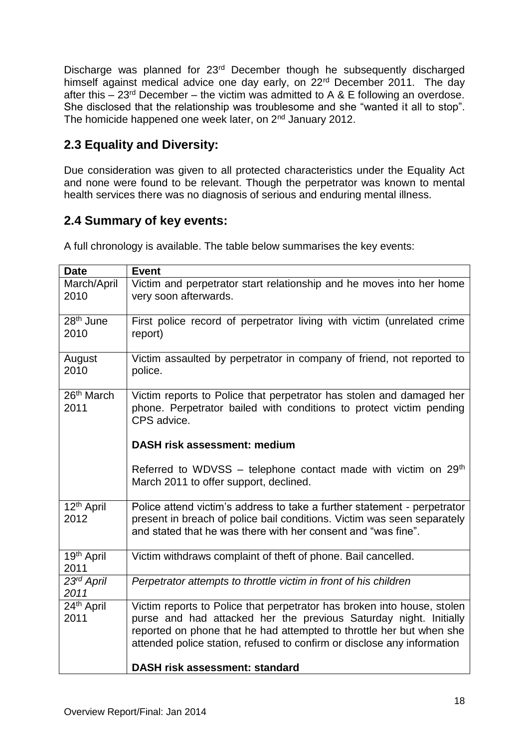Discharge was planned for 23[rd] December though he subsequently discharged himself against medical advice one day early, on 22[rd] December 2011. The day after this – 23[rd] December – the victim was admitted to A & E following an overdose. She disclosed that the relationship was troublesome and she "wanted it all to stop". The homicide happened one week later, on 2[nd] January 2012.

## 2.3 Equality and Diversity:

Due consideration was given to all protected characteristics under the Equality Act and none were found to be relevant. Though the perpetrator was known to mental health services there was no diagnosis of serious and enduring mental illness.

## 2.4 Summary of key events:

A full chronology is available. The table below summarises the key events:

| Date | Event |
|---|---|
| March/April 2010 | Victim and perpetrator start relationship and he moves into her home very soon afterwards. |
| 28[th] June 2010 | First police record of perpetrator living with victim (unrelated crime report) |
| August 2010 | Victim assaulted by perpetrator in company of friend, not reported to police. |
| 26[th] March 2011 | Victim reports to Police that perpetrator has stolen and damaged her phone. Perpetrator bailed with conditions to protect victim pending CPS advice.<br><br>**DASH risk assessment: medium**<br><br>Referred to WDVSS – telephone contact made with victim on 29[th] March 2011 to offer support, declined. |
| 12[th] April 2012 | Police attend victim's address to take a further statement - perpetrator present in breach of police bail conditions. Victim was seen separately and stated that he was there with her consent and "was fine". |
| 19[th] April 2011 | Victim withdraws complaint of theft of phone. Bail cancelled. |
| *23[rd] April 2011* | *Perpetrator attempts to throttle victim in front of his children* |
| 24[th] April 2011 | Victim reports to Police that perpetrator has broken into house, stolen purse and had attacked her the previous Saturday night. Initially reported on phone that he had attempted to throttle her but when she attended police station, refused to confirm or disclose any information<br><br>**DASH risk assessment: standard** |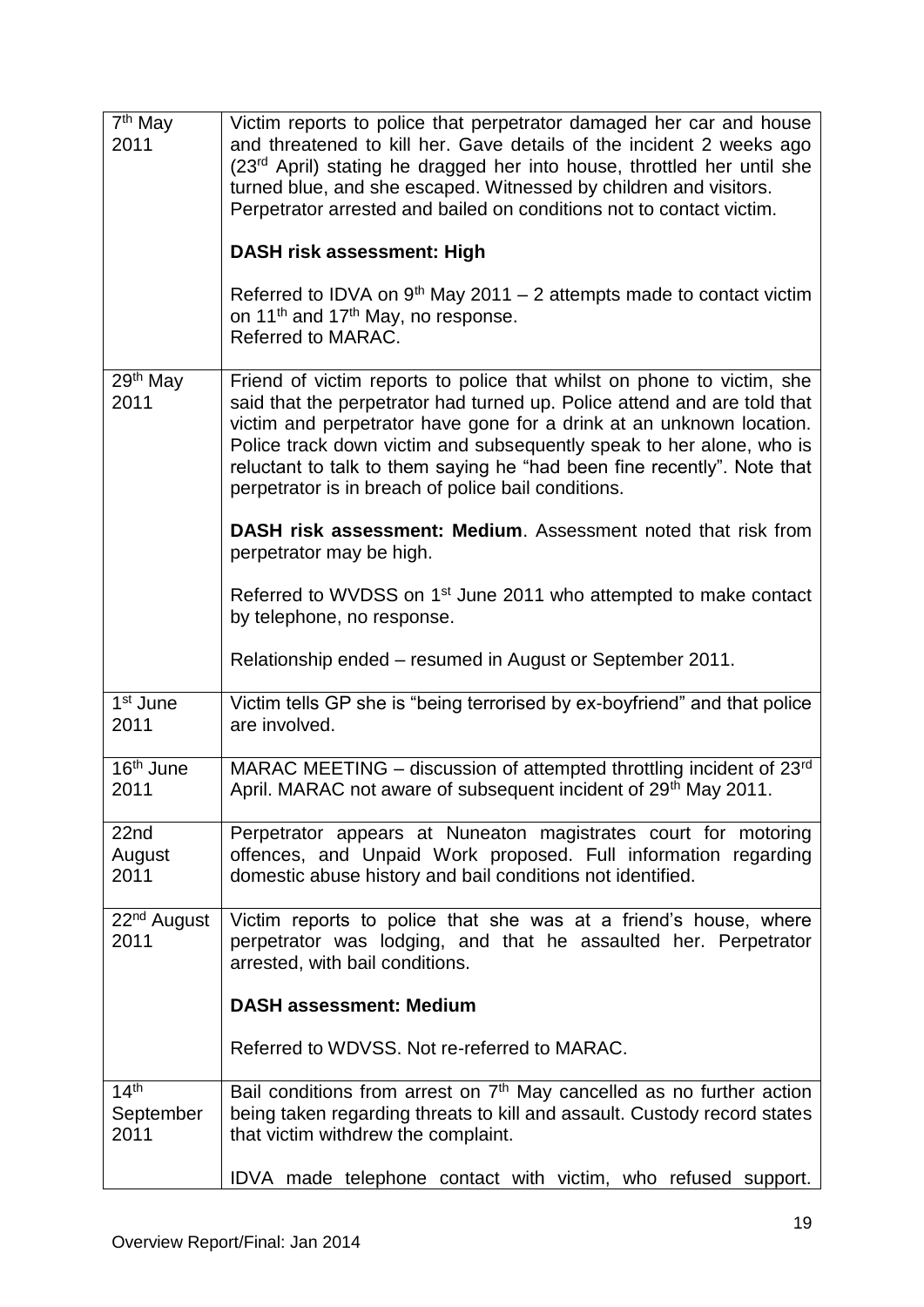| | |
|---|---|
| 7th May 2011 | Victim reports to police that perpetrator damaged her car and house and threatened to kill her. Gave details of the incident 2 weeks ago (23rd April) stating he dragged her into house, throttled her until she turned blue, and she escaped. Witnessed by children and visitors. Perpetrator arrested and bailed on conditions not to contact victim.<br><br>**DASH risk assessment: High**<br><br>Referred to IDVA on 9th May 2011 – 2 attempts made to contact victim on 11th and 17th May, no response.<br>Referred to MARAC. |
| 29th May 2011 | Friend of victim reports to police that whilst on phone to victim, she said that the perpetrator had turned up. Police attend and are told that victim and perpetrator have gone for a drink at an unknown location. Police track down victim and subsequently speak to her alone, who is reluctant to talk to them saying he "had been fine recently". Note that perpetrator is in breach of police bail conditions.<br><br>**DASH risk assessment: Medium**. Assessment noted that risk from perpetrator may be high.<br><br>Referred to WVDSS on 1st June 2011 who attempted to make contact by telephone, no response.<br><br>Relationship ended – resumed in August or September 2011. |
| 1st June 2011 | Victim tells GP she is "being terrorised by ex-boyfriend" and that police are involved. |
| 16th June 2011 | MARAC MEETING – discussion of attempted throttling incident of 23rd April. MARAC not aware of subsequent incident of 29th May 2011. |
| 22nd August 2011 | Perpetrator appears at Nuneaton magistrates court for motoring offences, and Unpaid Work proposed. Full information regarding domestic abuse history and bail conditions not identified. |
| 22nd August 2011 | Victim reports to police that she was at a friend's house, where perpetrator was lodging, and that he assaulted her. Perpetrator arrested, with bail conditions.<br><br>**DASH assessment: Medium**<br><br>Referred to WDVSS. Not re-referred to MARAC. |
| 14th September 2011 | Bail conditions from arrest on 7th May cancelled as no further action being taken regarding threats to kill and assault. Custody record states that victim withdrew the complaint.<br><br>IDVA made telephone contact with victim, who refused support. |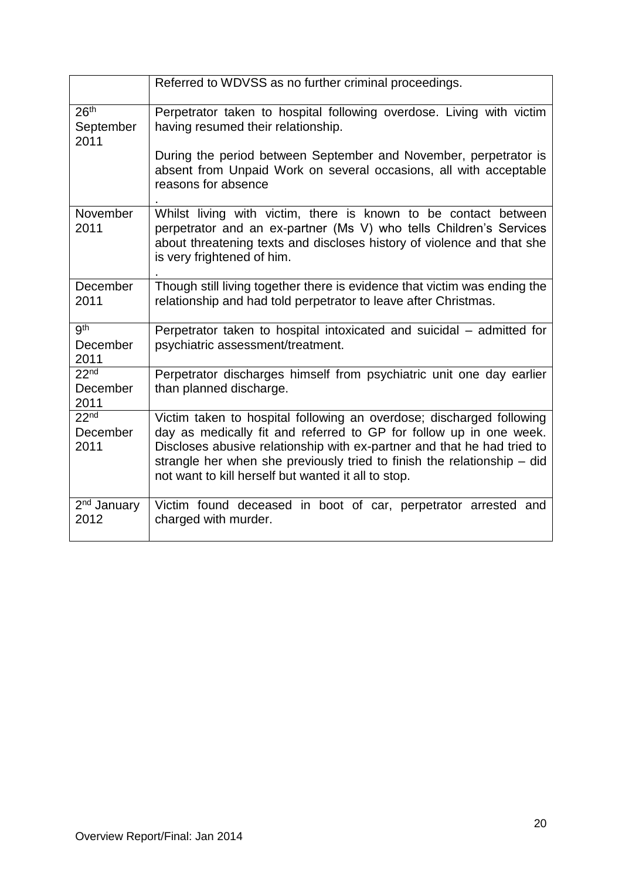| | |
|---|---|
| | Referred to WDVSS as no further criminal proceedings. |
| 26th September 2011 | Perpetrator taken to hospital following overdose. Living with victim having resumed their relationship.<br><br>During the period between September and November, perpetrator is absent from Unpaid Work on several occasions, all with acceptable reasons for absence<br>. |
| November 2011 | Whilst living with victim, there is known to be contact between perpetrator and an ex-partner (Ms V) who tells Children's Services about threatening texts and discloses history of violence and that she is very frightened of him.<br>. |
| December 2011 | Though still living together there is evidence that victim was ending the relationship and had told perpetrator to leave after Christmas. |
| 9th December 2011 | Perpetrator taken to hospital intoxicated and suicidal – admitted for psychiatric assessment/treatment. |
| 22nd December 2011 | Perpetrator discharges himself from psychiatric unit one day earlier than planned discharge. |
| 22nd December 2011 | Victim taken to hospital following an overdose; discharged following day as medically fit and referred to GP for follow up in one week. Discloses abusive relationship with ex-partner and that he had tried to strangle her when she previously tried to finish the relationship – did not want to kill herself but wanted it all to stop. |
| 2nd January 2012 | Victim found deceased in boot of car, perpetrator arrested and charged with murder. |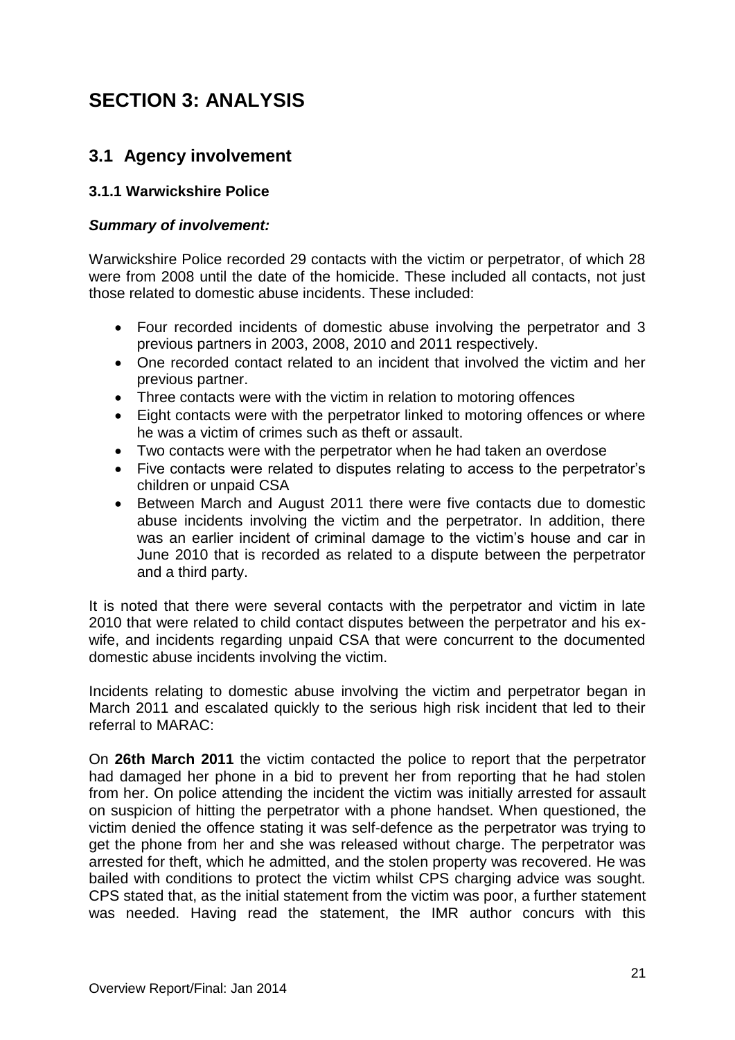# SECTION 3: ANALYSIS

## 3.1 Agency involvement

### 3.1.1 Warwickshire Police

***Summary of involvement:***

Warwickshire Police recorded 29 contacts with the victim or perpetrator, of which 28 were from 2008 until the date of the homicide. These included all contacts, not just those related to domestic abuse incidents. These included:

- Four recorded incidents of domestic abuse involving the perpetrator and 3 previous partners in 2003, 2008, 2010 and 2011 respectively.
- One recorded contact related to an incident that involved the victim and her previous partner.
- Three contacts were with the victim in relation to motoring offences
- Eight contacts were with the perpetrator linked to motoring offences or where he was a victim of crimes such as theft or assault.
- Two contacts were with the perpetrator when he had taken an overdose
- Five contacts were related to disputes relating to access to the perpetrator's children or unpaid CSA
- Between March and August 2011 there were five contacts due to domestic abuse incidents involving the victim and the perpetrator. In addition, there was an earlier incident of criminal damage to the victim's house and car in June 2010 that is recorded as related to a dispute between the perpetrator and a third party.

It is noted that there were several contacts with the perpetrator and victim in late 2010 that were related to child contact disputes between the perpetrator and his ex-wife, and incidents regarding unpaid CSA that were concurrent to the documented domestic abuse incidents involving the victim.

Incidents relating to domestic abuse involving the victim and perpetrator began in March 2011 and escalated quickly to the serious high risk incident that led to their referral to MARAC:

On **26th March 2011** the victim contacted the police to report that the perpetrator had damaged her phone in a bid to prevent her from reporting that he had stolen from her. On police attending the incident the victim was initially arrested for assault on suspicion of hitting the perpetrator with a phone handset. When questioned, the victim denied the offence stating it was self-defence as the perpetrator was trying to get the phone from her and she was released without charge. The perpetrator was arrested for theft, which he admitted, and the stolen property was recovered. He was bailed with conditions to protect the victim whilst CPS charging advice was sought. CPS stated that, as the initial statement from the victim was poor, a further statement was needed. Having read the statement, the IMR author concurs with this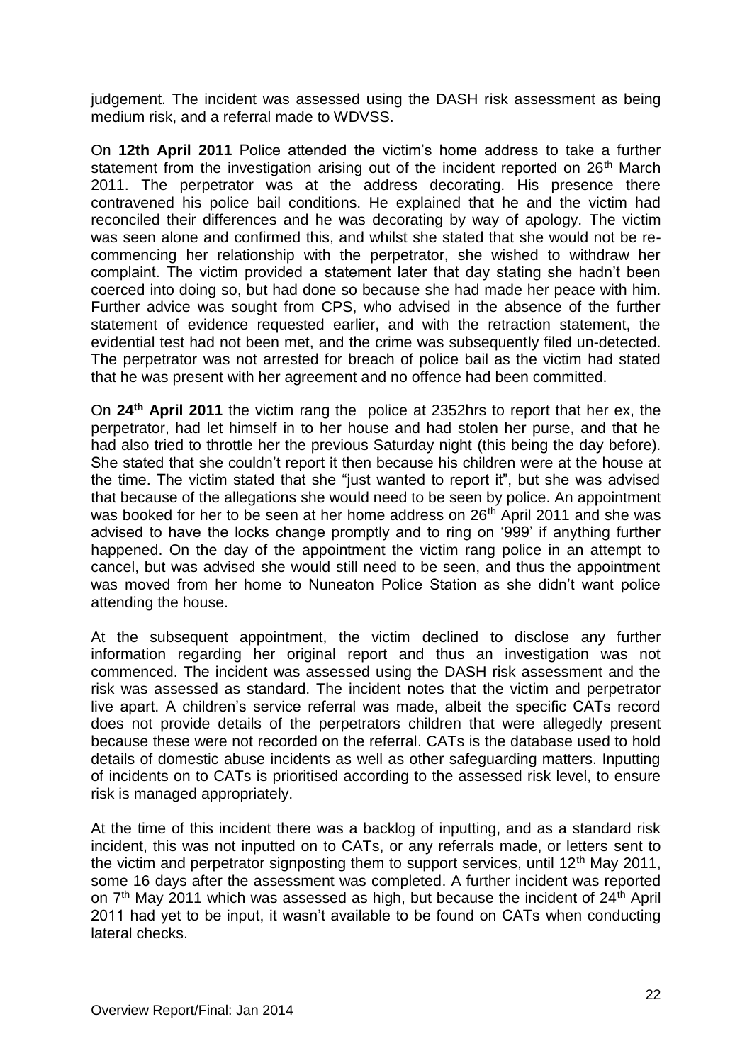judgement. The incident was assessed using the DASH risk assessment as being medium risk, and a referral made to WDVSS.

On **12th April 2011** Police attended the victim's home address to take a further statement from the investigation arising out of the incident reported on 26th March 2011. The perpetrator was at the address decorating. His presence there contravened his police bail conditions. He explained that he and the victim had reconciled their differences and he was decorating by way of apology. The victim was seen alone and confirmed this, and whilst she stated that she would not be re-commencing her relationship with the perpetrator, she wished to withdraw her complaint. The victim provided a statement later that day stating she hadn't been coerced into doing so, but had done so because she had made her peace with him. Further advice was sought from CPS, who advised in the absence of the further statement of evidence requested earlier, and with the retraction statement, the evidential test had not been met, and the crime was subsequently filed un-detected. The perpetrator was not arrested for breach of police bail as the victim had stated that he was present with her agreement and no offence had been committed.

On **24th April 2011** the victim rang the police at 2352hrs to report that her ex, the perpetrator, had let himself in to her house and had stolen her purse, and that he had also tried to throttle her the previous Saturday night (this being the day before). She stated that she couldn't report it then because his children were at the house at the time. The victim stated that she "just wanted to report it", but she was advised that because of the allegations she would need to be seen by police. An appointment was booked for her to be seen at her home address on 26th April 2011 and she was advised to have the locks change promptly and to ring on '999' if anything further happened. On the day of the appointment the victim rang police in an attempt to cancel, but was advised she would still need to be seen, and thus the appointment was moved from her home to Nuneaton Police Station as she didn't want police attending the house.

At the subsequent appointment, the victim declined to disclose any further information regarding her original report and thus an investigation was not commenced. The incident was assessed using the DASH risk assessment and the risk was assessed as standard. The incident notes that the victim and perpetrator live apart. A children's service referral was made, albeit the specific CATs record does not provide details of the perpetrators children that were allegedly present because these were not recorded on the referral. CATs is the database used to hold details of domestic abuse incidents as well as other safeguarding matters. Inputting of incidents on to CATs is prioritised according to the assessed risk level, to ensure risk is managed appropriately.

At the time of this incident there was a backlog of inputting, and as a standard risk incident, this was not inputted on to CATs, or any referrals made, or letters sent to the victim and perpetrator signposting them to support services, until 12th May 2011, some 16 days after the assessment was completed. A further incident was reported on 7th May 2011 which was assessed as high, but because the incident of 24th April 2011 had yet to be input, it wasn't available to be found on CATs when conducting lateral checks.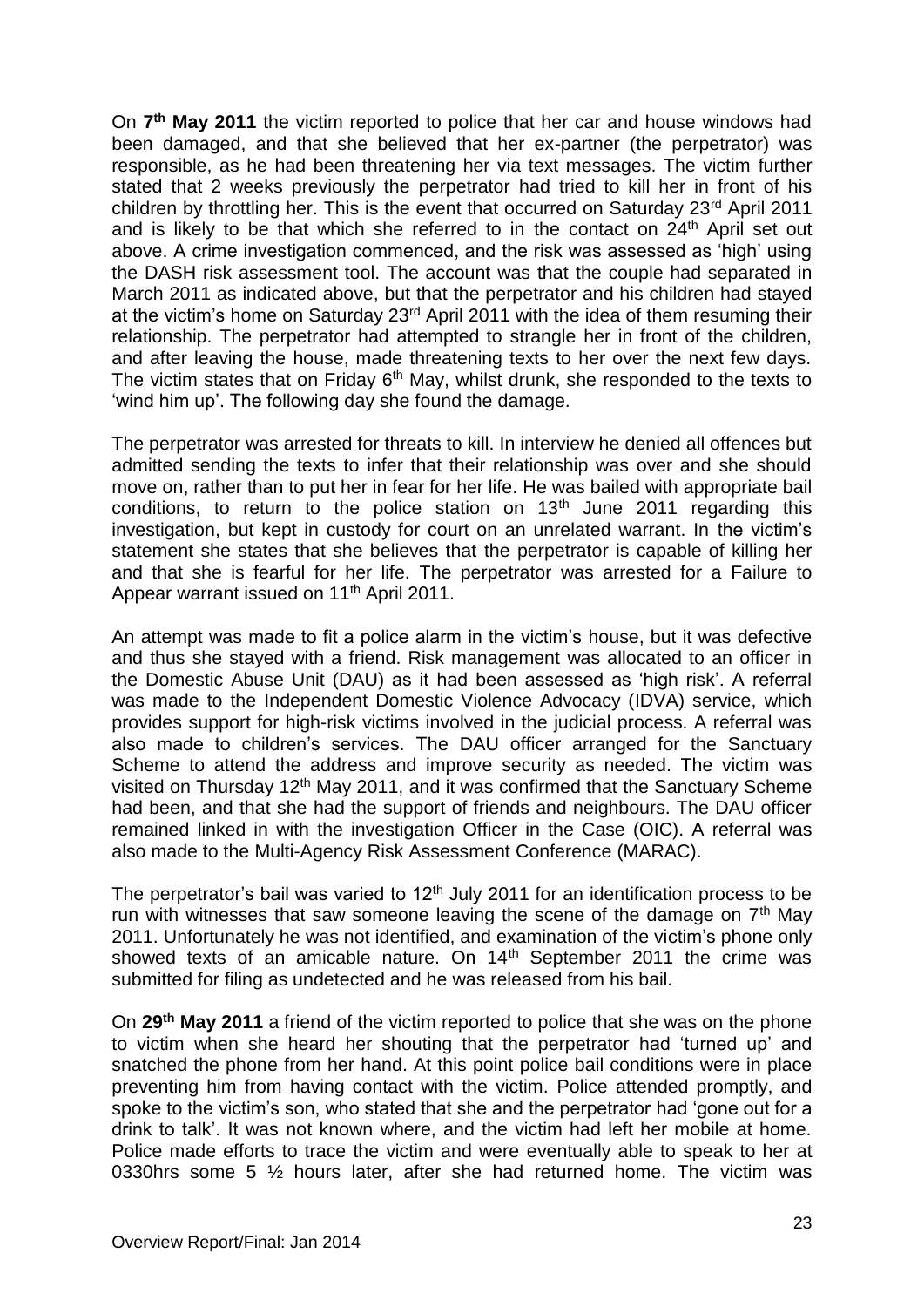On **7th May 2011** the victim reported to police that her car and house windows had been damaged, and that she believed that her ex-partner (the perpetrator) was responsible, as he had been threatening her via text messages. The victim further stated that 2 weeks previously the perpetrator had tried to kill her in front of his children by throttling her. This is the event that occurred on Saturday 23rd April 2011 and is likely to be that which she referred to in the contact on 24th April set out above. A crime investigation commenced, and the risk was assessed as 'high' using the DASH risk assessment tool. The account was that the couple had separated in March 2011 as indicated above, but that the perpetrator and his children had stayed at the victim's home on Saturday 23rd April 2011 with the idea of them resuming their relationship. The perpetrator had attempted to strangle her in front of the children, and after leaving the house, made threatening texts to her over the next few days. The victim states that on Friday 6th May, whilst drunk, she responded to the texts to 'wind him up'. The following day she found the damage.

The perpetrator was arrested for threats to kill. In interview he denied all offences but admitted sending the texts to infer that their relationship was over and she should move on, rather than to put her in fear for her life. He was bailed with appropriate bail conditions, to return to the police station on 13th June 2011 regarding this investigation, but kept in custody for court on an unrelated warrant. In the victim's statement she states that she believes that the perpetrator is capable of killing her and that she is fearful for her life. The perpetrator was arrested for a Failure to Appear warrant issued on 11th April 2011.

An attempt was made to fit a police alarm in the victim's house, but it was defective and thus she stayed with a friend. Risk management was allocated to an officer in the Domestic Abuse Unit (DAU) as it had been assessed as 'high risk'. A referral was made to the Independent Domestic Violence Advocacy (IDVA) service, which provides support for high-risk victims involved in the judicial process. A referral was also made to children's services. The DAU officer arranged for the Sanctuary Scheme to attend the address and improve security as needed. The victim was visited on Thursday 12th May 2011, and it was confirmed that the Sanctuary Scheme had been, and that she had the support of friends and neighbours. The DAU officer remained linked in with the investigation Officer in the Case (OIC). A referral was also made to the Multi-Agency Risk Assessment Conference (MARAC).

The perpetrator's bail was varied to 12th July 2011 for an identification process to be run with witnesses that saw someone leaving the scene of the damage on 7th May 2011. Unfortunately he was not identified, and examination of the victim's phone only showed texts of an amicable nature. On 14th September 2011 the crime was submitted for filing as undetected and he was released from his bail.

On **29th May 2011** a friend of the victim reported to police that she was on the phone to victim when she heard her shouting that the perpetrator had 'turned up' and snatched the phone from her hand. At this point police bail conditions were in place preventing him from having contact with the victim. Police attended promptly, and spoke to the victim's son, who stated that she and the perpetrator had 'gone out for a drink to talk'. It was not known where, and the victim had left her mobile at home. Police made efforts to trace the victim and were eventually able to speak to her at 0330hrs some 5 ½ hours later, after she had returned home. The victim was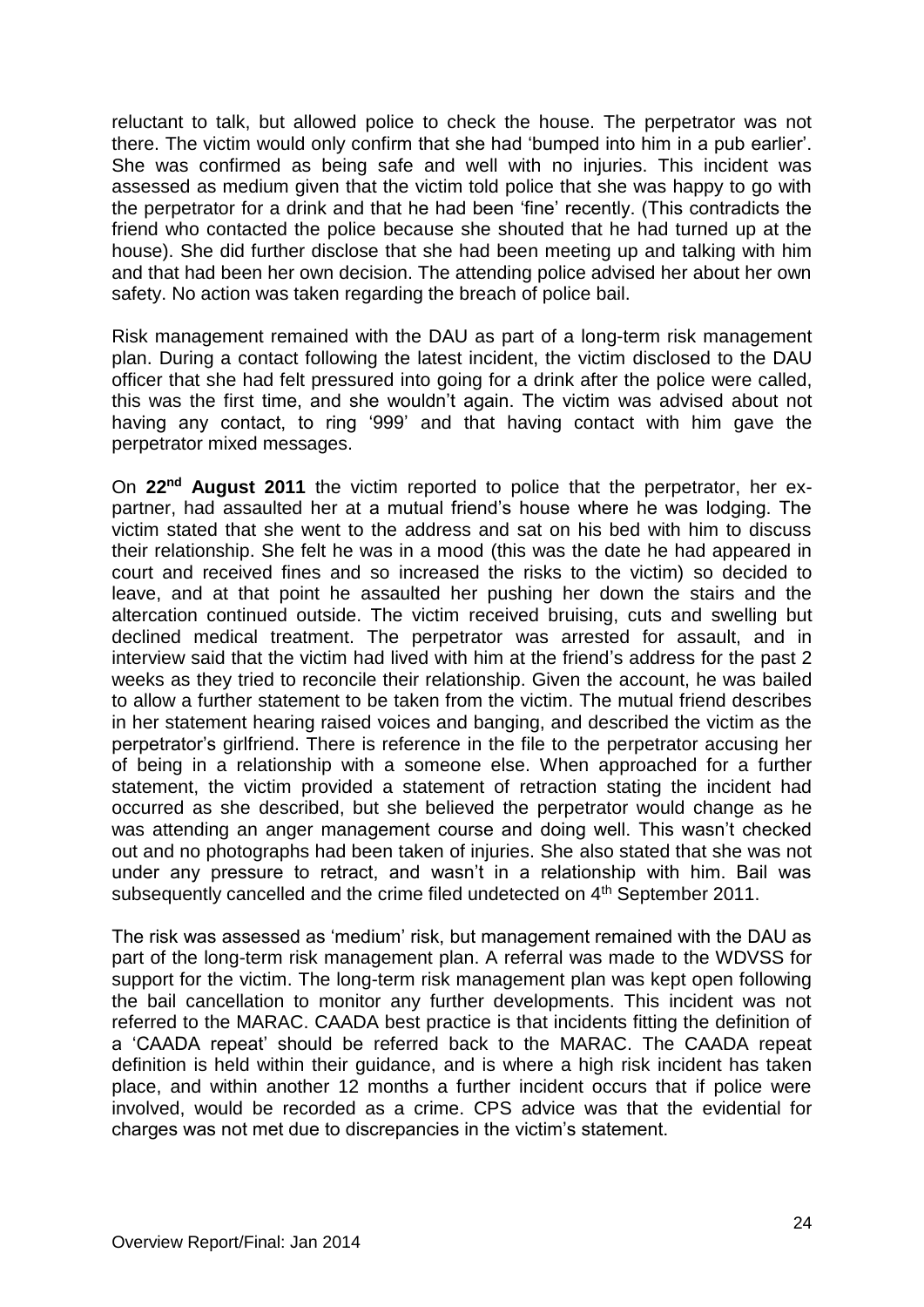reluctant to talk, but allowed police to check the house. The perpetrator was not there. The victim would only confirm that she had 'bumped into him in a pub earlier'. She was confirmed as being safe and well with no injuries. This incident was assessed as medium given that the victim told police that she was happy to go with the perpetrator for a drink and that he had been 'fine' recently. (This contradicts the friend who contacted the police because she shouted that he had turned up at the house). She did further disclose that she had been meeting up and talking with him and that had been her own decision. The attending police advised her about her own safety. No action was taken regarding the breach of police bail.

Risk management remained with the DAU as part of a long-term risk management plan. During a contact following the latest incident, the victim disclosed to the DAU officer that she had felt pressured into going for a drink after the police were called, this was the first time, and she wouldn't again. The victim was advised about not having any contact, to ring '999' and that having contact with him gave the perpetrator mixed messages.

On **22nd August 2011** the victim reported to police that the perpetrator, her ex-partner, had assaulted her at a mutual friend's house where he was lodging. The victim stated that she went to the address and sat on his bed with him to discuss their relationship. She felt he was in a mood (this was the date he had appeared in court and received fines and so increased the risks to the victim) so decided to leave, and at that point he assaulted her pushing her down the stairs and the altercation continued outside. The victim received bruising, cuts and swelling but declined medical treatment. The perpetrator was arrested for assault, and in interview said that the victim had lived with him at the friend's address for the past 2 weeks as they tried to reconcile their relationship. Given the account, he was bailed to allow a further statement to be taken from the victim. The mutual friend describes in her statement hearing raised voices and banging, and described the victim as the perpetrator's girlfriend. There is reference in the file to the perpetrator accusing her of being in a relationship with a someone else. When approached for a further statement, the victim provided a statement of retraction stating the incident had occurred as she described, but she believed the perpetrator would change as he was attending an anger management course and doing well. This wasn't checked out and no photographs had been taken of injuries. She also stated that she was not under any pressure to retract, and wasn't in a relationship with him. Bail was subsequently cancelled and the crime filed undetected on 4th September 2011.

The risk was assessed as 'medium' risk, but management remained with the DAU as part of the long-term risk management plan. A referral was made to the WDVSS for support for the victim. The long-term risk management plan was kept open following the bail cancellation to monitor any further developments. This incident was not referred to the MARAC. CAADA best practice is that incidents fitting the definition of a 'CAADA repeat' should be referred back to the MARAC. The CAADA repeat definition is held within their guidance, and is where a high risk incident has taken place, and within another 12 months a further incident occurs that if police were involved, would be recorded as a crime. CPS advice was that the evidential for charges was not met due to discrepancies in the victim's statement.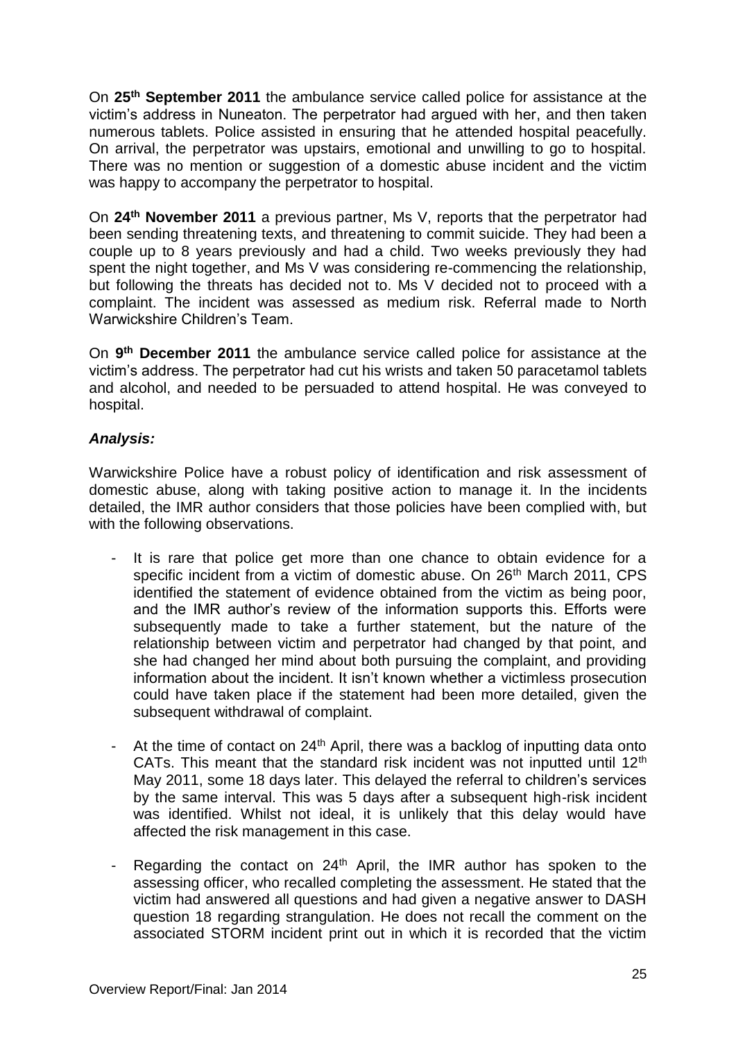On **25th September 2011** the ambulance service called police for assistance at the victim's address in Nuneaton. The perpetrator had argued with her, and then taken numerous tablets. Police assisted in ensuring that he attended hospital peacefully. On arrival, the perpetrator was upstairs, emotional and unwilling to go to hospital. There was no mention or suggestion of a domestic abuse incident and the victim was happy to accompany the perpetrator to hospital.

On **24th November 2011** a previous partner, Ms V, reports that the perpetrator had been sending threatening texts, and threatening to commit suicide. They had been a couple up to 8 years previously and had a child. Two weeks previously they had spent the night together, and Ms V was considering re-commencing the relationship, but following the threats has decided not to. Ms V decided not to proceed with a complaint. The incident was assessed as medium risk. Referral made to North Warwickshire Children's Team.

On **9th December 2011** the ambulance service called police for assistance at the victim's address. The perpetrator had cut his wrists and taken 50 paracetamol tablets and alcohol, and needed to be persuaded to attend hospital. He was conveyed to hospital.

***Analysis:***

Warwickshire Police have a robust policy of identification and risk assessment of domestic abuse, along with taking positive action to manage it. In the incidents detailed, the IMR author considers that those policies have been complied with, but with the following observations.

- It is rare that police get more than one chance to obtain evidence for a specific incident from a victim of domestic abuse. On 26th March 2011, CPS identified the statement of evidence obtained from the victim as being poor, and the IMR author's review of the information supports this. Efforts were subsequently made to take a further statement, but the nature of the relationship between victim and perpetrator had changed by that point, and she had changed her mind about both pursuing the complaint, and providing information about the incident. It isn't known whether a victimless prosecution could have taken place if the statement had been more detailed, given the subsequent withdrawal of complaint.

- At the time of contact on 24th April, there was a backlog of inputting data onto CATs. This meant that the standard risk incident was not inputted until 12th May 2011, some 18 days later. This delayed the referral to children's services by the same interval. This was 5 days after a subsequent high-risk incident was identified. Whilst not ideal, it is unlikely that this delay would have affected the risk management in this case.

- Regarding the contact on 24th April, the IMR author has spoken to the assessing officer, who recalled completing the assessment. He stated that the victim had answered all questions and had given a negative answer to DASH question 18 regarding strangulation. He does not recall the comment on the associated STORM incident print out in which it is recorded that the victim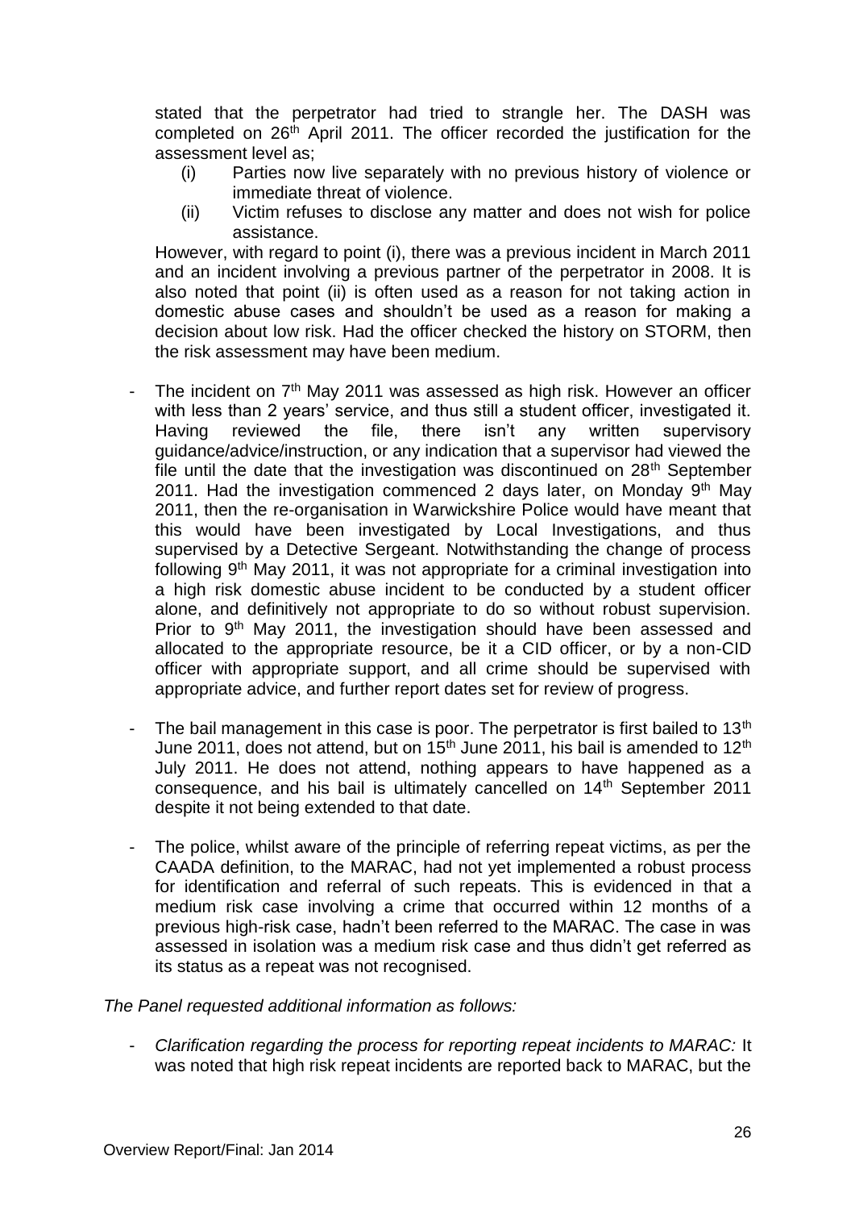stated that the perpetrator had tried to strangle her. The DASH was completed on 26th April 2011. The officer recorded the justification for the assessment level as;

(i) Parties now live separately with no previous history of violence or immediate threat of violence.

(ii) Victim refuses to disclose any matter and does not wish for police assistance.

However, with regard to point (i), there was a previous incident in March 2011 and an incident involving a previous partner of the perpetrator in 2008. It is also noted that point (ii) is often used as a reason for not taking action in domestic abuse cases and shouldn't be used as a reason for making a decision about low risk. Had the officer checked the history on STORM, then the risk assessment may have been medium.

- The incident on 7th May 2011 was assessed as high risk. However an officer with less than 2 years' service, and thus still a student officer, investigated it. Having reviewed the file, there isn't any written supervisory guidance/advice/instruction, or any indication that a supervisor had viewed the file until the date that the investigation was discontinued on 28th September 2011. Had the investigation commenced 2 days later, on Monday 9th May 2011, then the re-organisation in Warwickshire Police would have meant that this would have been investigated by Local Investigations, and thus supervised by a Detective Sergeant. Notwithstanding the change of process following 9th May 2011, it was not appropriate for a criminal investigation into a high risk domestic abuse incident to be conducted by a student officer alone, and definitively not appropriate to do so without robust supervision. Prior to 9th May 2011, the investigation should have been assessed and allocated to the appropriate resource, be it a CID officer, or by a non-CID officer with appropriate support, and all crime should be supervised with appropriate advice, and further report dates set for review of progress.

- The bail management in this case is poor. The perpetrator is first bailed to 13th June 2011, does not attend, but on 15th June 2011, his bail is amended to 12th July 2011. He does not attend, nothing appears to have happened as a consequence, and his bail is ultimately cancelled on 14th September 2011 despite it not being extended to that date.

- The police, whilst aware of the principle of referring repeat victims, as per the CAADA definition, to the MARAC, had not yet implemented a robust process for identification and referral of such repeats. This is evidenced in that a medium risk case involving a crime that occurred within 12 months of a previous high-risk case, hadn't been referred to the MARAC. The case in was assessed in isolation was a medium risk case and thus didn't get referred as its status as a repeat was not recognised.

*The Panel requested additional information as follows:*

- *Clarification regarding the process for reporting repeat incidents to MARAC:* It was noted that high risk repeat incidents are reported back to MARAC, but the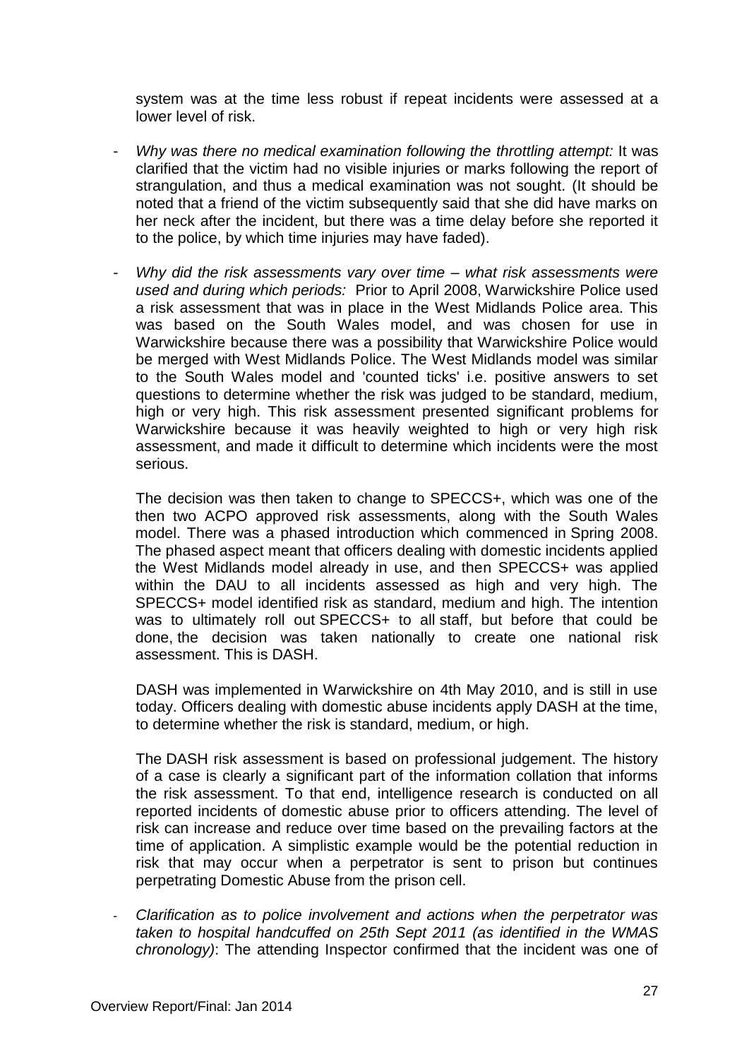system was at the time less robust if repeat incidents were assessed at a lower level of risk.

- *Why was there no medical examination following the throttling attempt:* It was clarified that the victim had no visible injuries or marks following the report of strangulation, and thus a medical examination was not sought. (It should be noted that a friend of the victim subsequently said that she did have marks on her neck after the incident, but there was a time delay before she reported it to the police, by which time injuries may have faded).

- *Why did the risk assessments vary over time – what risk assessments were used and during which periods:* Prior to April 2008, Warwickshire Police used a risk assessment that was in place in the West Midlands Police area. This was based on the South Wales model, and was chosen for use in Warwickshire because there was a possibility that Warwickshire Police would be merged with West Midlands Police. The West Midlands model was similar to the South Wales model and 'counted ticks' i.e. positive answers to set questions to determine whether the risk was judged to be standard, medium, high or very high. This risk assessment presented significant problems for Warwickshire because it was heavily weighted to high or very high risk assessment, and made it difficult to determine which incidents were the most serious.

  The decision was then taken to change to SPECCS+, which was one of the then two ACPO approved risk assessments, along with the South Wales model. There was a phased introduction which commenced in Spring 2008. The phased aspect meant that officers dealing with domestic incidents applied the West Midlands model already in use, and then SPECCS+ was applied within the DAU to all incidents assessed as high and very high. The SPECCS+ model identified risk as standard, medium and high. The intention was to ultimately roll out SPECCS+ to all staff, but before that could be done, the decision was taken nationally to create one national risk assessment. This is DASH.

  DASH was implemented in Warwickshire on 4th May 2010, and is still in use today. Officers dealing with domestic abuse incidents apply DASH at the time, to determine whether the risk is standard, medium, or high.

  The DASH risk assessment is based on professional judgement. The history of a case is clearly a significant part of the information collation that informs the risk assessment. To that end, intelligence research is conducted on all reported incidents of domestic abuse prior to officers attending. The level of risk can increase and reduce over time based on the prevailing factors at the time of application. A simplistic example would be the potential reduction in risk that may occur when a perpetrator is sent to prison but continues perpetrating Domestic Abuse from the prison cell.

- *Clarification as to police involvement and actions when the perpetrator was taken to hospital handcuffed on 25th Sept 2011 (as identified in the WMAS chronology)*: The attending Inspector confirmed that the incident was one of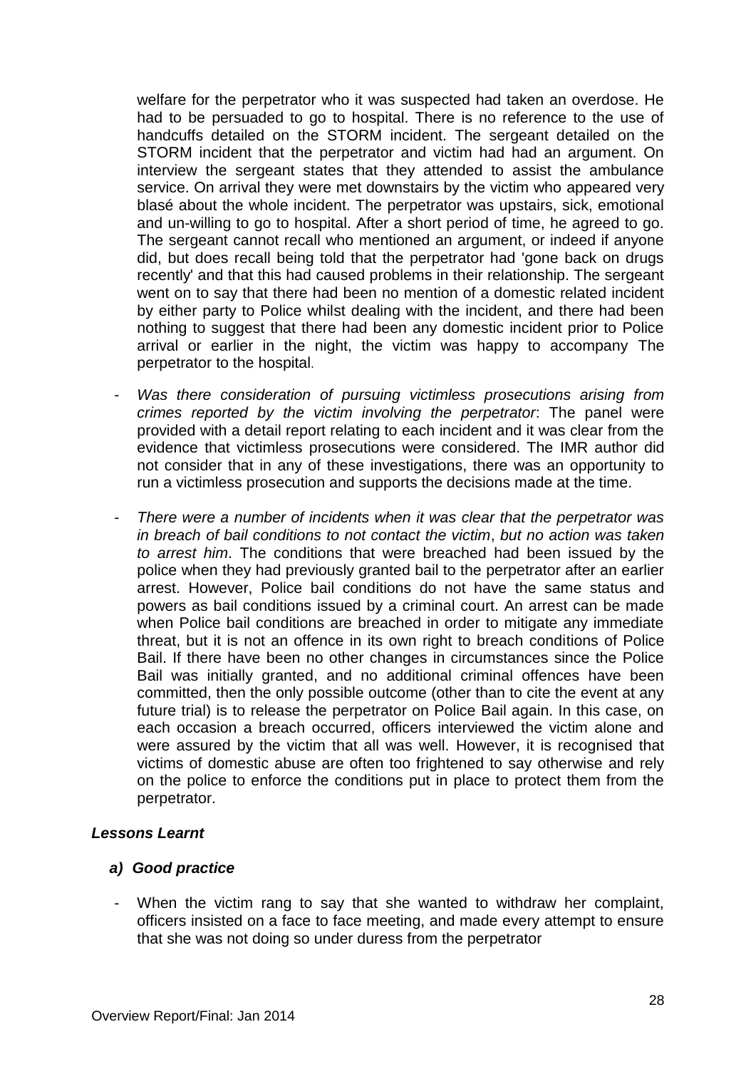welfare for the perpetrator who it was suspected had taken an overdose. He had to be persuaded to go to hospital. There is no reference to the use of handcuffs detailed on the STORM incident. The sergeant detailed on the STORM incident that the perpetrator and victim had had an argument. On interview the sergeant states that they attended to assist the ambulance service. On arrival they were met downstairs by the victim who appeared very blasé about the whole incident. The perpetrator was upstairs, sick, emotional and un-willing to go to hospital. After a short period of time, he agreed to go. The sergeant cannot recall who mentioned an argument, or indeed if anyone did, but does recall being told that the perpetrator had 'gone back on drugs recently' and that this had caused problems in their relationship. The sergeant went on to say that there had been no mention of a domestic related incident by either party to Police whilst dealing with the incident, and there had been nothing to suggest that there had been any domestic incident prior to Police arrival or earlier in the night, the victim was happy to accompany The perpetrator to the hospital.

- *Was there consideration of pursuing victimless prosecutions arising from crimes reported by the victim involving the perpetrator*: The panel were provided with a detail report relating to each incident and it was clear from the evidence that victimless prosecutions were considered. The IMR author did not consider that in any of these investigations, there was an opportunity to run a victimless prosecution and supports the decisions made at the time.

- *There were a number of incidents when it was clear that the perpetrator was in breach of bail conditions to not contact the victim*, *but no action was taken to arrest him*. The conditions that were breached had been issued by the police when they had previously granted bail to the perpetrator after an earlier arrest. However, Police bail conditions do not have the same status and powers as bail conditions issued by a criminal court. An arrest can be made when Police bail conditions are breached in order to mitigate any immediate threat, but it is not an offence in its own right to breach conditions of Police Bail. If there have been no other changes in circumstances since the Police Bail was initially granted, and no additional criminal offences have been committed, then the only possible outcome (other than to cite the event at any future trial) is to release the perpetrator on Police Bail again. In this case, on each occasion a breach occurred, officers interviewed the victim alone and were assured by the victim that all was well. However, it is recognised that victims of domestic abuse are often too frightened to say otherwise and rely on the police to enforce the conditions put in place to protect them from the perpetrator.

***Lessons Learnt***

***a) Good practice***

- When the victim rang to say that she wanted to withdraw her complaint, officers insisted on a face to face meeting, and made every attempt to ensure that she was not doing so under duress from the perpetrator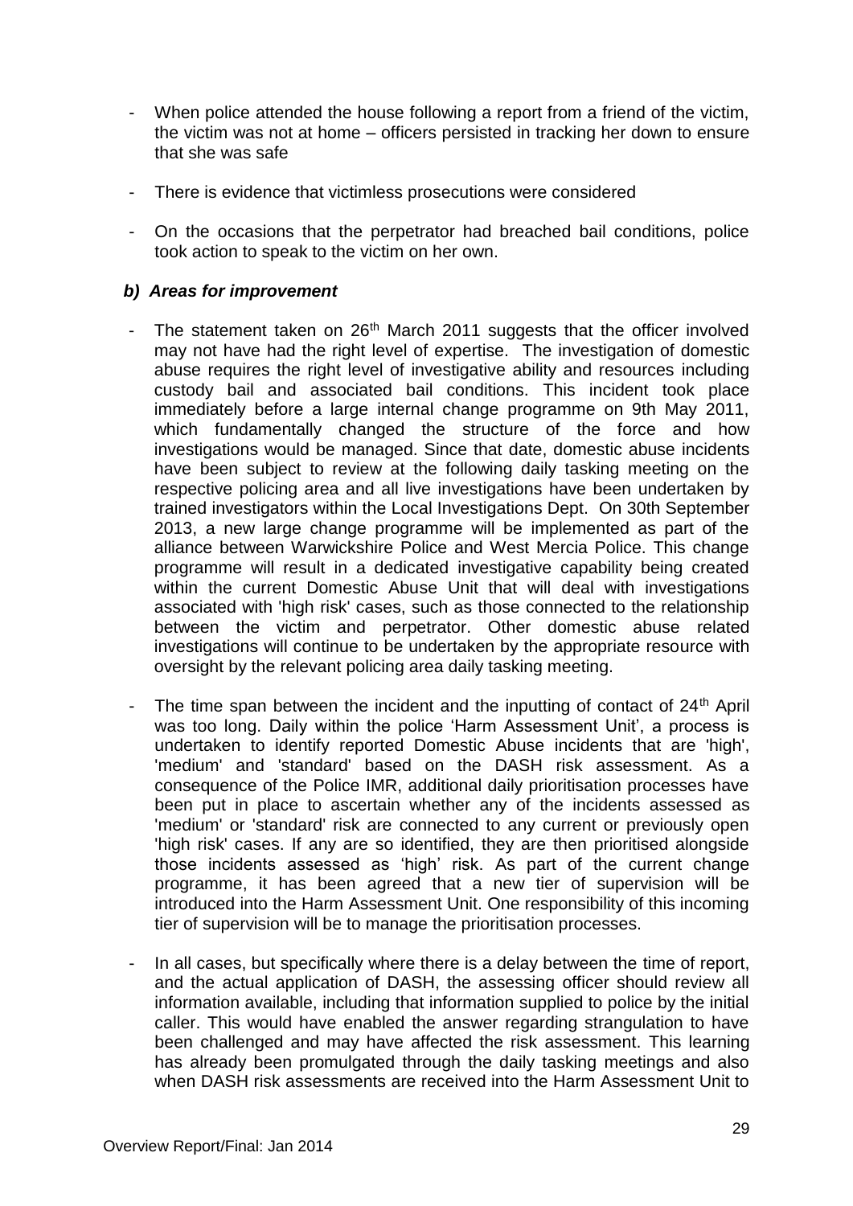- When police attended the house following a report from a friend of the victim, the victim was not at home – officers persisted in tracking her down to ensure that she was safe

- There is evidence that victimless prosecutions were considered

- On the occasions that the perpetrator had breached bail conditions, police took action to speak to the victim on her own.

### *b) Areas for improvement*

- The statement taken on 26th March 2011 suggests that the officer involved may not have had the right level of expertise. The investigation of domestic abuse requires the right level of investigative ability and resources including custody bail and associated bail conditions. This incident took place immediately before a large internal change programme on 9th May 2011, which fundamentally changed the structure of the force and how investigations would be managed. Since that date, domestic abuse incidents have been subject to review at the following daily tasking meeting on the respective policing area and all live investigations have been undertaken by trained investigators within the Local Investigations Dept. On 30th September 2013, a new large change programme will be implemented as part of the alliance between Warwickshire Police and West Mercia Police. This change programme will result in a dedicated investigative capability being created within the current Domestic Abuse Unit that will deal with investigations associated with 'high risk' cases, such as those connected to the relationship between the victim and perpetrator. Other domestic abuse related investigations will continue to be undertaken by the appropriate resource with oversight by the relevant policing area daily tasking meeting.

- The time span between the incident and the inputting of contact of 24th April was too long. Daily within the police 'Harm Assessment Unit', a process is undertaken to identify reported Domestic Abuse incidents that are 'high', 'medium' and 'standard' based on the DASH risk assessment. As a consequence of the Police IMR, additional daily prioritisation processes have been put in place to ascertain whether any of the incidents assessed as 'medium' or 'standard' risk are connected to any current or previously open 'high risk' cases. If any are so identified, they are then prioritised alongside those incidents assessed as 'high' risk. As part of the current change programme, it has been agreed that a new tier of supervision will be introduced into the Harm Assessment Unit. One responsibility of this incoming tier of supervision will be to manage the prioritisation processes.

- In all cases, but specifically where there is a delay between the time of report, and the actual application of DASH, the assessing officer should review all information available, including that information supplied to police by the initial caller. This would have enabled the answer regarding strangulation to have been challenged and may have affected the risk assessment. This learning has already been promulgated through the daily tasking meetings and also when DASH risk assessments are received into the Harm Assessment Unit to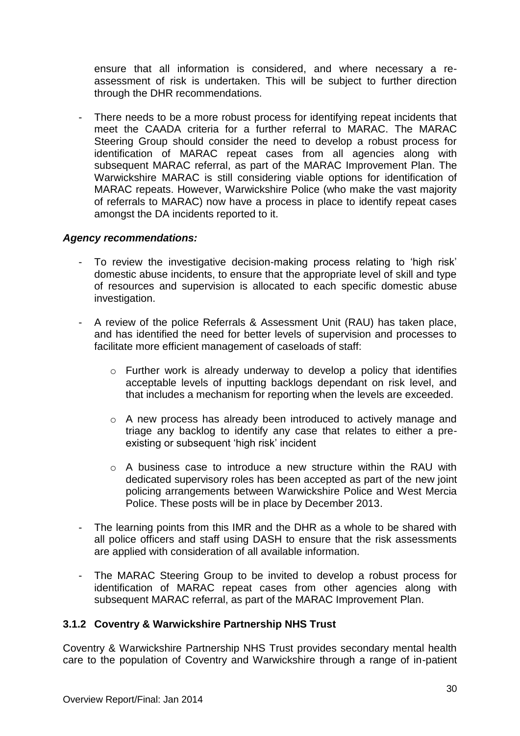ensure that all information is considered, and where necessary a re-assessment of risk is undertaken. This will be subject to further direction through the DHR recommendations.

- There needs to be a more robust process for identifying repeat incidents that meet the CAADA criteria for a further referral to MARAC. The MARAC Steering Group should consider the need to develop a robust process for identification of MARAC repeat cases from all agencies along with subsequent MARAC referral, as part of the MARAC Improvement Plan. The Warwickshire MARAC is still considering viable options for identification of MARAC repeats. However, Warwickshire Police (who make the vast majority of referrals to MARAC) now have a process in place to identify repeat cases amongst the DA incidents reported to it.

***Agency recommendations:***

- To review the investigative decision-making process relating to 'high risk' domestic abuse incidents, to ensure that the appropriate level of skill and type of resources and supervision is allocated to each specific domestic abuse investigation.
- A review of the police Referrals & Assessment Unit (RAU) has taken place, and has identified the need for better levels of supervision and processes to facilitate more efficient management of caseloads of staff:
    - Further work is already underway to develop a policy that identifies acceptable levels of inputting backlogs dependant on risk level, and that includes a mechanism for reporting when the levels are exceeded.
    - A new process has already been introduced to actively manage and triage any backlog to identify any case that relates to either a pre-existing or subsequent 'high risk' incident
    - A business case to introduce a new structure within the RAU with dedicated supervisory roles has been accepted as part of the new joint policing arrangements between Warwickshire Police and West Mercia Police. These posts will be in place by December 2013.
- The learning points from this IMR and the DHR as a whole to be shared with all police officers and staff using DASH to ensure that the risk assessments are applied with consideration of all available information.
- The MARAC Steering Group to be invited to develop a robust process for identification of MARAC repeat cases from other agencies along with subsequent MARAC referral, as part of the MARAC Improvement Plan.

### 3.1.2 Coventry & Warwickshire Partnership NHS Trust

Coventry & Warwickshire Partnership NHS Trust provides secondary mental health care to the population of Coventry and Warwickshire through a range of in-patient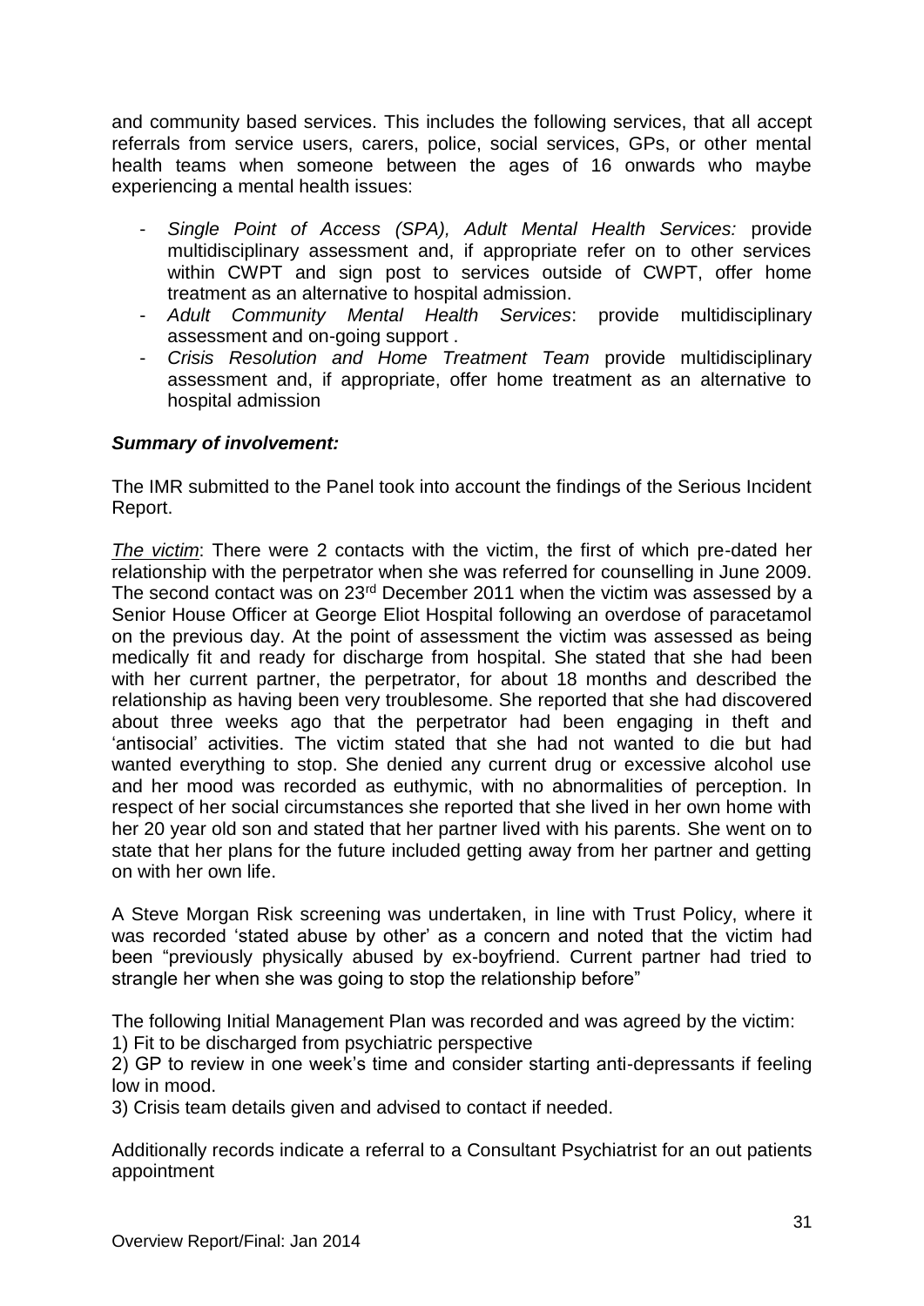and community based services. This includes the following services, that all accept referrals from service users, carers, police, social services, GPs, or other mental health teams when someone between the ages of 16 onwards who maybe experiencing a mental health issues:

- *Single Point of Access (SPA), Adult Mental Health Services:* provide multidisciplinary assessment and, if appropriate refer on to other services within CWPT and sign post to services outside of CWPT, offer home treatment as an alternative to hospital admission.
- *Adult Community Mental Health Services*: provide multidisciplinary assessment and on-going support .
- *Crisis Resolution and Home Treatment Team* provide multidisciplinary assessment and, if appropriate, offer home treatment as an alternative to hospital admission

***Summary of involvement:***

The IMR submitted to the Panel took into account the findings of the Serious Incident Report.

*The victim*: There were 2 contacts with the victim, the first of which pre-dated her relationship with the perpetrator when she was referred for counselling in June 2009. The second contact was on 23rd December 2011 when the victim was assessed by a Senior House Officer at George Eliot Hospital following an overdose of paracetamol on the previous day. At the point of assessment the victim was assessed as being medically fit and ready for discharge from hospital. She stated that she had been with her current partner, the perpetrator, for about 18 months and described the relationship as having been very troublesome. She reported that she had discovered about three weeks ago that the perpetrator had been engaging in theft and 'antisocial' activities. The victim stated that she had not wanted to die but had wanted everything to stop. She denied any current drug or excessive alcohol use and her mood was recorded as euthymic, with no abnormalities of perception. In respect of her social circumstances she reported that she lived in her own home with her 20 year old son and stated that her partner lived with his parents. She went on to state that her plans for the future included getting away from her partner and getting on with her own life.

A Steve Morgan Risk screening was undertaken, in line with Trust Policy, where it was recorded 'stated abuse by other' as a concern and noted that the victim had been "previously physically abused by ex-boyfriend. Current partner had tried to strangle her when she was going to stop the relationship before"

The following Initial Management Plan was recorded and was agreed by the victim:
1) Fit to be discharged from psychiatric perspective
2) GP to review in one week's time and consider starting anti-depressants if feeling low in mood.
3) Crisis team details given and advised to contact if needed.

Additionally records indicate a referral to a Consultant Psychiatrist for an out patients appointment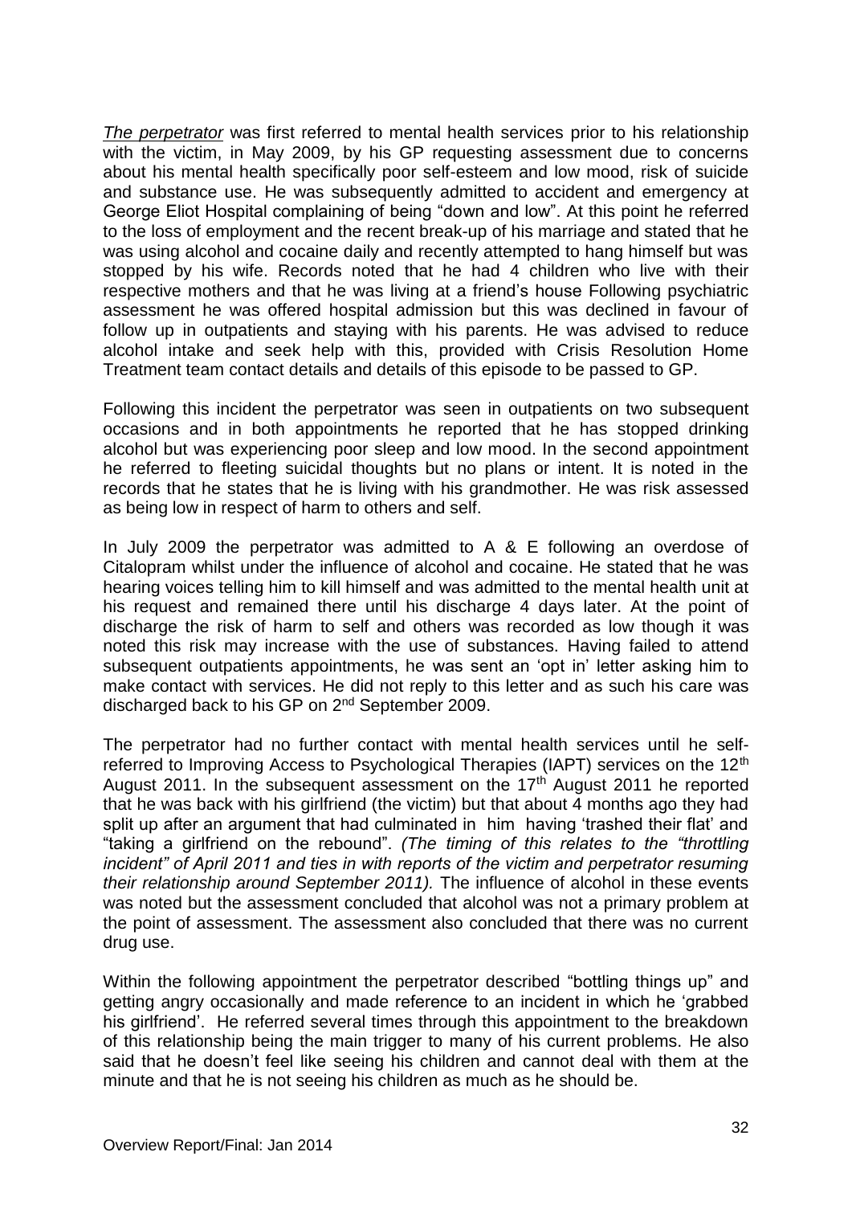*The perpetrator* was first referred to mental health services prior to his relationship with the victim, in May 2009, by his GP requesting assessment due to concerns about his mental health specifically poor self-esteem and low mood, risk of suicide and substance use. He was subsequently admitted to accident and emergency at George Eliot Hospital complaining of being "down and low". At this point he referred to the loss of employment and the recent break-up of his marriage and stated that he was using alcohol and cocaine daily and recently attempted to hang himself but was stopped by his wife. Records noted that he had 4 children who live with their respective mothers and that he was living at a friend's house Following psychiatric assessment he was offered hospital admission but this was declined in favour of follow up in outpatients and staying with his parents. He was advised to reduce alcohol intake and seek help with this, provided with Crisis Resolution Home Treatment team contact details and details of this episode to be passed to GP.

Following this incident the perpetrator was seen in outpatients on two subsequent occasions and in both appointments he reported that he has stopped drinking alcohol but was experiencing poor sleep and low mood. In the second appointment he referred to fleeting suicidal thoughts but no plans or intent. It is noted in the records that he states that he is living with his grandmother. He was risk assessed as being low in respect of harm to others and self.

In July 2009 the perpetrator was admitted to A & E following an overdose of Citalopram whilst under the influence of alcohol and cocaine. He stated that he was hearing voices telling him to kill himself and was admitted to the mental health unit at his request and remained there until his discharge 4 days later. At the point of discharge the risk of harm to self and others was recorded as low though it was noted this risk may increase with the use of substances. Having failed to attend subsequent outpatients appointments, he was sent an 'opt in' letter asking him to make contact with services. He did not reply to this letter and as such his care was discharged back to his GP on 2nd September 2009.

The perpetrator had no further contact with mental health services until he self-referred to Improving Access to Psychological Therapies (IAPT) services on the 12th August 2011. In the subsequent assessment on the 17th August 2011 he reported that he was back with his girlfriend (the victim) but that about 4 months ago they had split up after an argument that had culminated in him having 'trashed their flat' and "taking a girlfriend on the rebound". *(The timing of this relates to the "throttling incident" of April 2011 and ties in with reports of the victim and perpetrator resuming their relationship around September 2011).* The influence of alcohol in these events was noted but the assessment concluded that alcohol was not a primary problem at the point of assessment. The assessment also concluded that there was no current drug use.

Within the following appointment the perpetrator described "bottling things up" and getting angry occasionally and made reference to an incident in which he 'grabbed his girlfriend'. He referred several times through this appointment to the breakdown of this relationship being the main trigger to many of his current problems. He also said that he doesn't feel like seeing his children and cannot deal with them at the minute and that he is not seeing his children as much as he should be.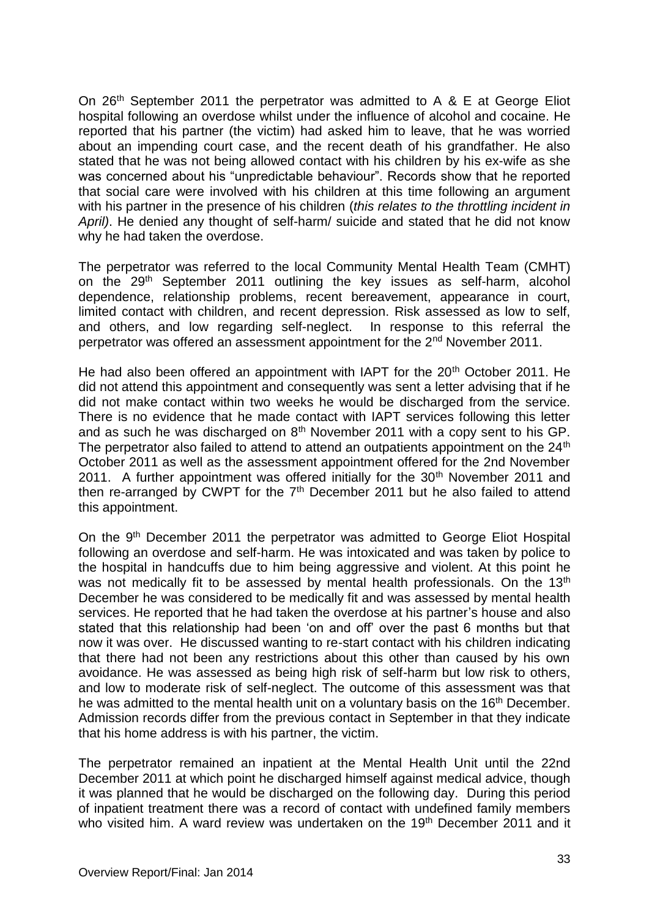On 26th September 2011 the perpetrator was admitted to A & E at George Eliot hospital following an overdose whilst under the influence of alcohol and cocaine. He reported that his partner (the victim) had asked him to leave, that he was worried about an impending court case, and the recent death of his grandfather. He also stated that he was not being allowed contact with his children by his ex-wife as she was concerned about his "unpredictable behaviour". Records show that he reported that social care were involved with his children at this time following an argument with his partner in the presence of his children (*this relates to the throttling incident in April)*. He denied any thought of self-harm/ suicide and stated that he did not know why he had taken the overdose.

The perpetrator was referred to the local Community Mental Health Team (CMHT) on the 29th September 2011 outlining the key issues as self-harm, alcohol dependence, relationship problems, recent bereavement, appearance in court, limited contact with children, and recent depression. Risk assessed as low to self, and others, and low regarding self-neglect. In response to this referral the perpetrator was offered an assessment appointment for the 2nd November 2011.

He had also been offered an appointment with IAPT for the 20th October 2011. He did not attend this appointment and consequently was sent a letter advising that if he did not make contact within two weeks he would be discharged from the service. There is no evidence that he made contact with IAPT services following this letter and as such he was discharged on 8th November 2011 with a copy sent to his GP. The perpetrator also failed to attend to attend an outpatients appointment on the 24th October 2011 as well as the assessment appointment offered for the 2nd November 2011. A further appointment was offered initially for the 30th November 2011 and then re-arranged by CWPT for the 7th December 2011 but he also failed to attend this appointment.

On the 9th December 2011 the perpetrator was admitted to George Eliot Hospital following an overdose and self-harm. He was intoxicated and was taken by police to the hospital in handcuffs due to him being aggressive and violent. At this point he was not medically fit to be assessed by mental health professionals. On the 13th December he was considered to be medically fit and was assessed by mental health services. He reported that he had taken the overdose at his partner's house and also stated that this relationship had been 'on and off' over the past 6 months but that now it was over. He discussed wanting to re-start contact with his children indicating that there had not been any restrictions about this other than caused by his own avoidance. He was assessed as being high risk of self-harm but low risk to others, and low to moderate risk of self-neglect. The outcome of this assessment was that he was admitted to the mental health unit on a voluntary basis on the 16th December. Admission records differ from the previous contact in September in that they indicate that his home address is with his partner, the victim.

The perpetrator remained an inpatient at the Mental Health Unit until the 22nd December 2011 at which point he discharged himself against medical advice, though it was planned that he would be discharged on the following day. During this period of inpatient treatment there was a record of contact with undefined family members who visited him. A ward review was undertaken on the 19th December 2011 and it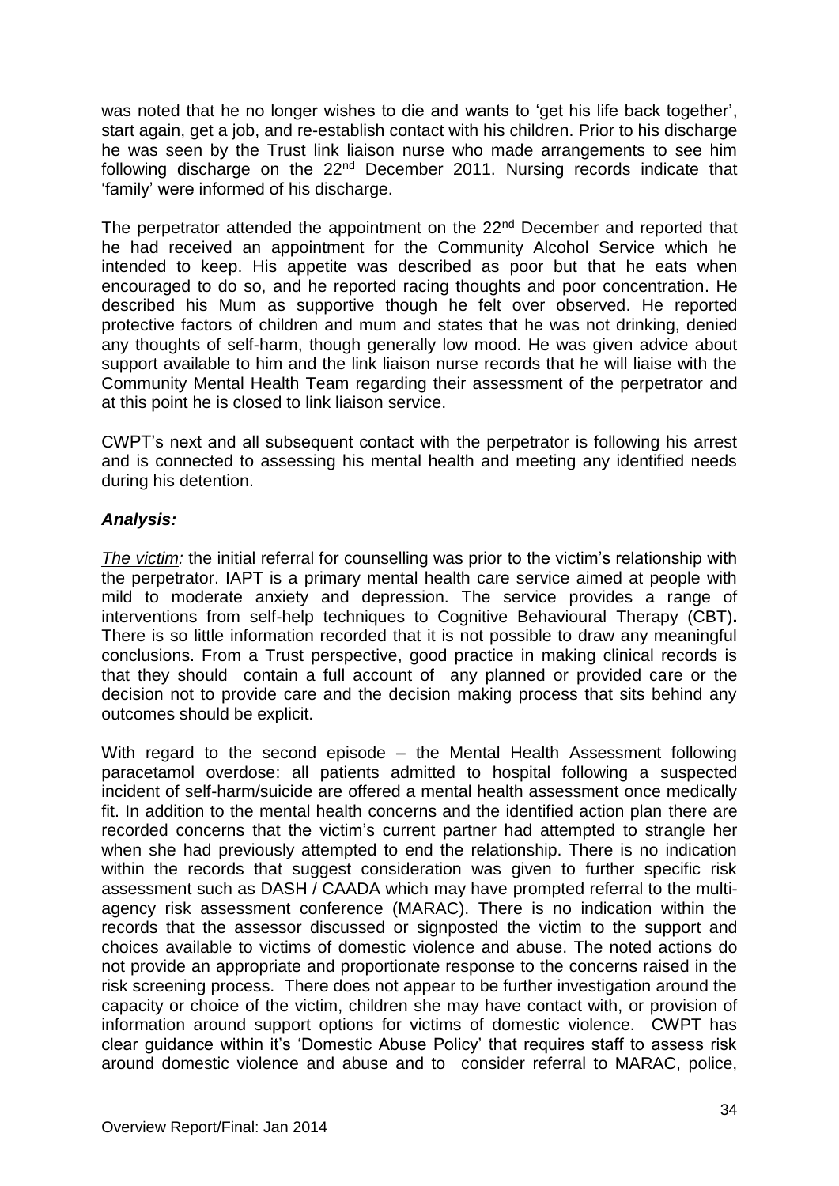was noted that he no longer wishes to die and wants to 'get his life back together', start again, get a job, and re-establish contact with his children. Prior to his discharge he was seen by the Trust link liaison nurse who made arrangements to see him following discharge on the 22nd December 2011. Nursing records indicate that 'family' were informed of his discharge.

The perpetrator attended the appointment on the 22nd December and reported that he had received an appointment for the Community Alcohol Service which he intended to keep. His appetite was described as poor but that he eats when encouraged to do so, and he reported racing thoughts and poor concentration. He described his Mum as supportive though he felt over observed. He reported protective factors of children and mum and states that he was not drinking, denied any thoughts of self-harm, though generally low mood. He was given advice about support available to him and the link liaison nurse records that he will liaise with the Community Mental Health Team regarding their assessment of the perpetrator and at this point he is closed to link liaison service.

CWPT's next and all subsequent contact with the perpetrator is following his arrest and is connected to assessing his mental health and meeting any identified needs during his detention.

***Analysis:***

*The victim:* the initial referral for counselling was prior to the victim's relationship with the perpetrator. IAPT is a primary mental health care service aimed at people with mild to moderate anxiety and depression. The service provides a range of interventions from self-help techniques to Cognitive Behavioural Therapy (CBT). There is so little information recorded that it is not possible to draw any meaningful conclusions. From a Trust perspective, good practice in making clinical records is that they should contain a full account of any planned or provided care or the decision not to provide care and the decision making process that sits behind any outcomes should be explicit.

With regard to the second episode – the Mental Health Assessment following paracetamol overdose: all patients admitted to hospital following a suspected incident of self-harm/suicide are offered a mental health assessment once medically fit. In addition to the mental health concerns and the identified action plan there are recorded concerns that the victim's current partner had attempted to strangle her when she had previously attempted to end the relationship. There is no indication within the records that suggest consideration was given to further specific risk assessment such as DASH / CAADA which may have prompted referral to the multi-agency risk assessment conference (MARAC). There is no indication within the records that the assessor discussed or signposted the victim to the support and choices available to victims of domestic violence and abuse. The noted actions do not provide an appropriate and proportionate response to the concerns raised in the risk screening process. There does not appear to be further investigation around the capacity or choice of the victim, children she may have contact with, or provision of information around support options for victims of domestic violence. CWPT has clear guidance within it's 'Domestic Abuse Policy' that requires staff to assess risk around domestic violence and abuse and to consider referral to MARAC, police,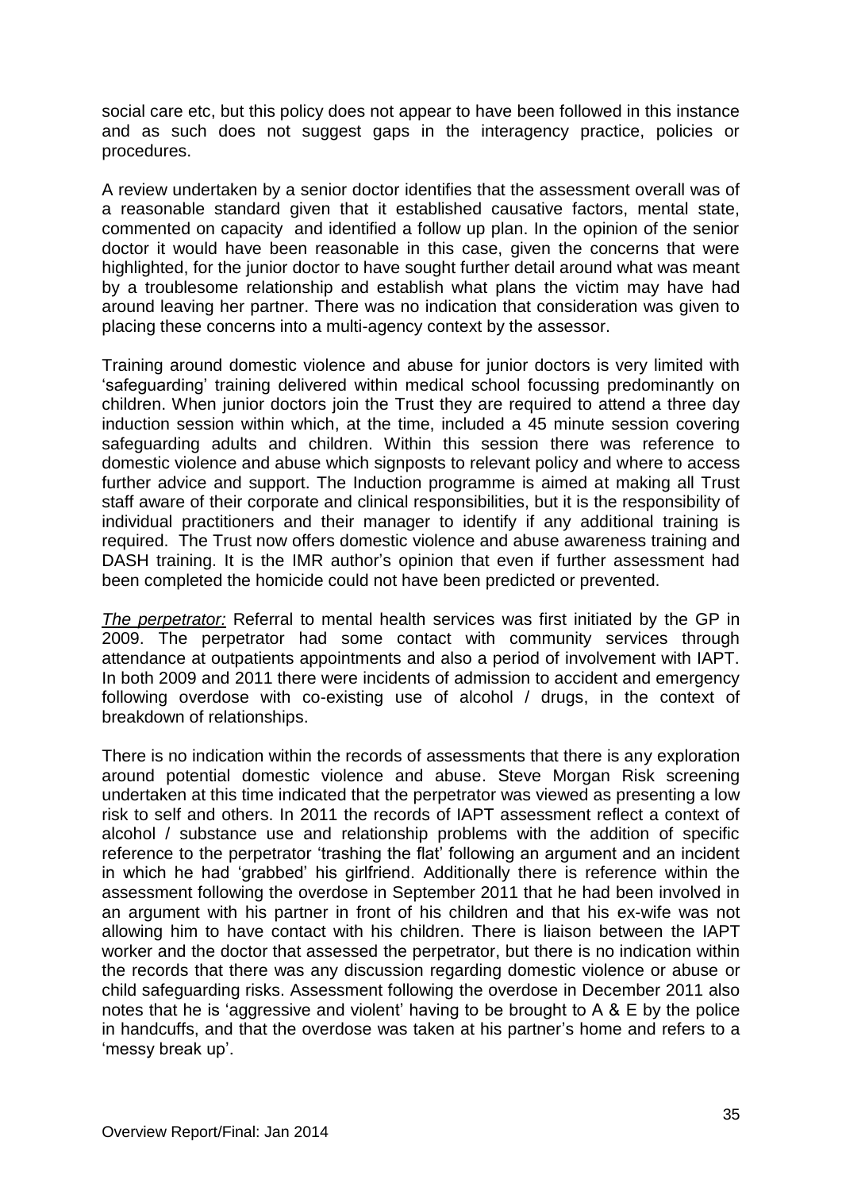social care etc, but this policy does not appear to have been followed in this instance and as such does not suggest gaps in the interagency practice, policies or procedures.

A review undertaken by a senior doctor identifies that the assessment overall was of a reasonable standard given that it established causative factors, mental state, commented on capacity and identified a follow up plan. In the opinion of the senior doctor it would have been reasonable in this case, given the concerns that were highlighted, for the junior doctor to have sought further detail around what was meant by a troublesome relationship and establish what plans the victim may have had around leaving her partner. There was no indication that consideration was given to placing these concerns into a multi-agency context by the assessor.

Training around domestic violence and abuse for junior doctors is very limited with 'safeguarding' training delivered within medical school focussing predominantly on children. When junior doctors join the Trust they are required to attend a three day induction session within which, at the time, included a 45 minute session covering safeguarding adults and children. Within this session there was reference to domestic violence and abuse which signposts to relevant policy and where to access further advice and support. The Induction programme is aimed at making all Trust staff aware of their corporate and clinical responsibilities, but it is the responsibility of individual practitioners and their manager to identify if any additional training is required. The Trust now offers domestic violence and abuse awareness training and DASH training. It is the IMR author's opinion that even if further assessment had been completed the homicide could not have been predicted or prevented.

*The perpetrator:* Referral to mental health services was first initiated by the GP in 2009. The perpetrator had some contact with community services through attendance at outpatients appointments and also a period of involvement with IAPT. In both 2009 and 2011 there were incidents of admission to accident and emergency following overdose with co-existing use of alcohol / drugs, in the context of breakdown of relationships.

There is no indication within the records of assessments that there is any exploration around potential domestic violence and abuse. Steve Morgan Risk screening undertaken at this time indicated that the perpetrator was viewed as presenting a low risk to self and others. In 2011 the records of IAPT assessment reflect a context of alcohol / substance use and relationship problems with the addition of specific reference to the perpetrator 'trashing the flat' following an argument and an incident in which he had 'grabbed' his girlfriend. Additionally there is reference within the assessment following the overdose in September 2011 that he had been involved in an argument with his partner in front of his children and that his ex-wife was not allowing him to have contact with his children. There is liaison between the IAPT worker and the doctor that assessed the perpetrator, but there is no indication within the records that there was any discussion regarding domestic violence or abuse or child safeguarding risks. Assessment following the overdose in December 2011 also notes that he is 'aggressive and violent' having to be brought to A & E by the police in handcuffs, and that the overdose was taken at his partner's home and refers to a 'messy break up'.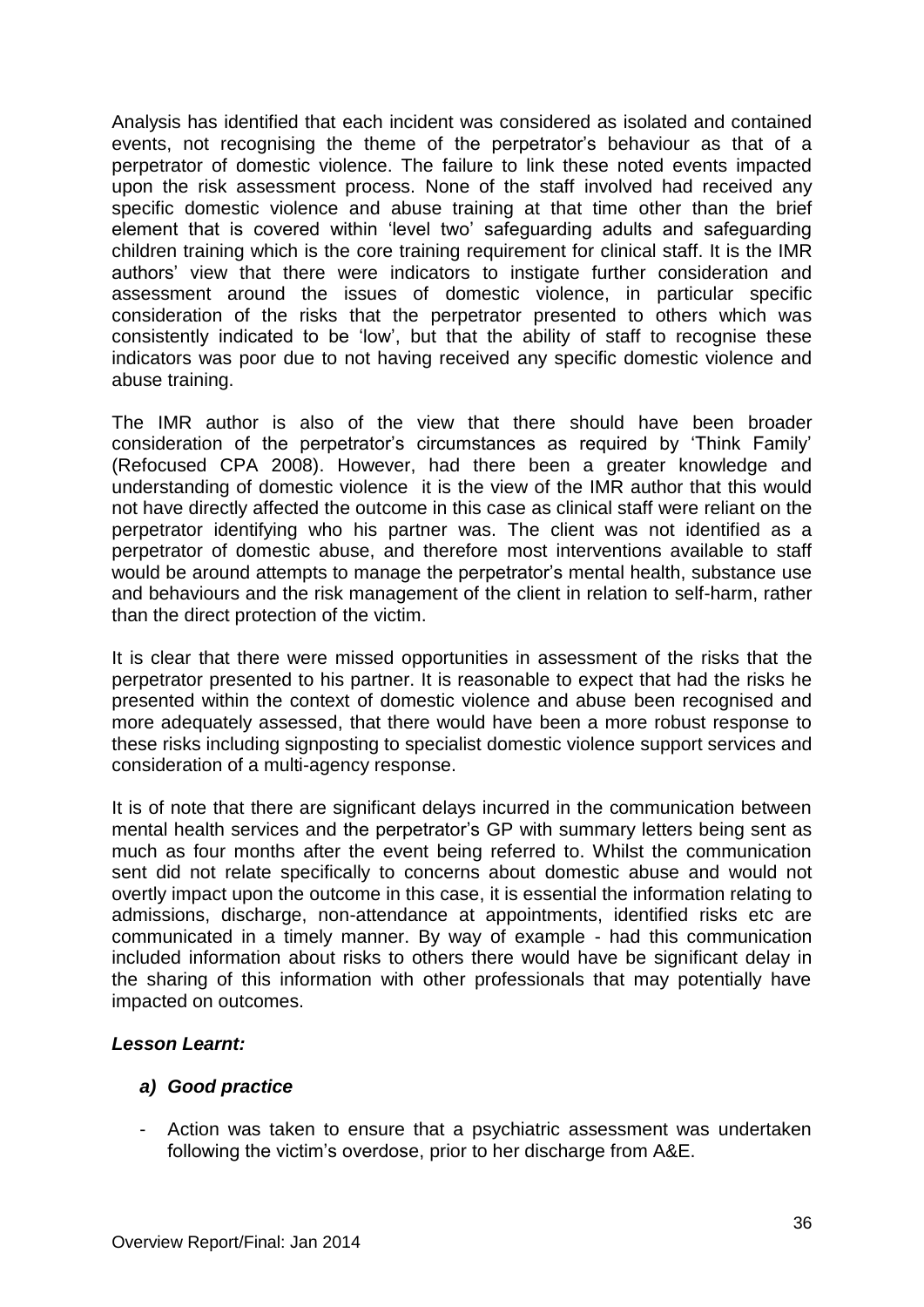Analysis has identified that each incident was considered as isolated and contained events, not recognising the theme of the perpetrator's behaviour as that of a perpetrator of domestic violence. The failure to link these noted events impacted upon the risk assessment process. None of the staff involved had received any specific domestic violence and abuse training at that time other than the brief element that is covered within 'level two' safeguarding adults and safeguarding children training which is the core training requirement for clinical staff. It is the IMR authors' view that there were indicators to instigate further consideration and assessment around the issues of domestic violence, in particular specific consideration of the risks that the perpetrator presented to others which was consistently indicated to be 'low', but that the ability of staff to recognise these indicators was poor due to not having received any specific domestic violence and abuse training.

The IMR author is also of the view that there should have been broader consideration of the perpetrator's circumstances as required by 'Think Family' (Refocused CPA 2008). However, had there been a greater knowledge and understanding of domestic violence it is the view of the IMR author that this would not have directly affected the outcome in this case as clinical staff were reliant on the perpetrator identifying who his partner was. The client was not identified as a perpetrator of domestic abuse, and therefore most interventions available to staff would be around attempts to manage the perpetrator's mental health, substance use and behaviours and the risk management of the client in relation to self-harm, rather than the direct protection of the victim.

It is clear that there were missed opportunities in assessment of the risks that the perpetrator presented to his partner. It is reasonable to expect that had the risks he presented within the context of domestic violence and abuse been recognised and more adequately assessed, that there would have been a more robust response to these risks including signposting to specialist domestic violence support services and consideration of a multi-agency response.

It is of note that there are significant delays incurred in the communication between mental health services and the perpetrator's GP with summary letters being sent as much as four months after the event being referred to. Whilst the communication sent did not relate specifically to concerns about domestic abuse and would not overtly impact upon the outcome in this case, it is essential the information relating to admissions, discharge, non-attendance at appointments, identified risks etc are communicated in a timely manner. By way of example - had this communication included information about risks to others there would have be significant delay in the sharing of this information with other professionals that may potentially have impacted on outcomes.

***Lesson Learnt:***

***a) Good practice***

- Action was taken to ensure that a psychiatric assessment was undertaken following the victim's overdose, prior to her discharge from A&E.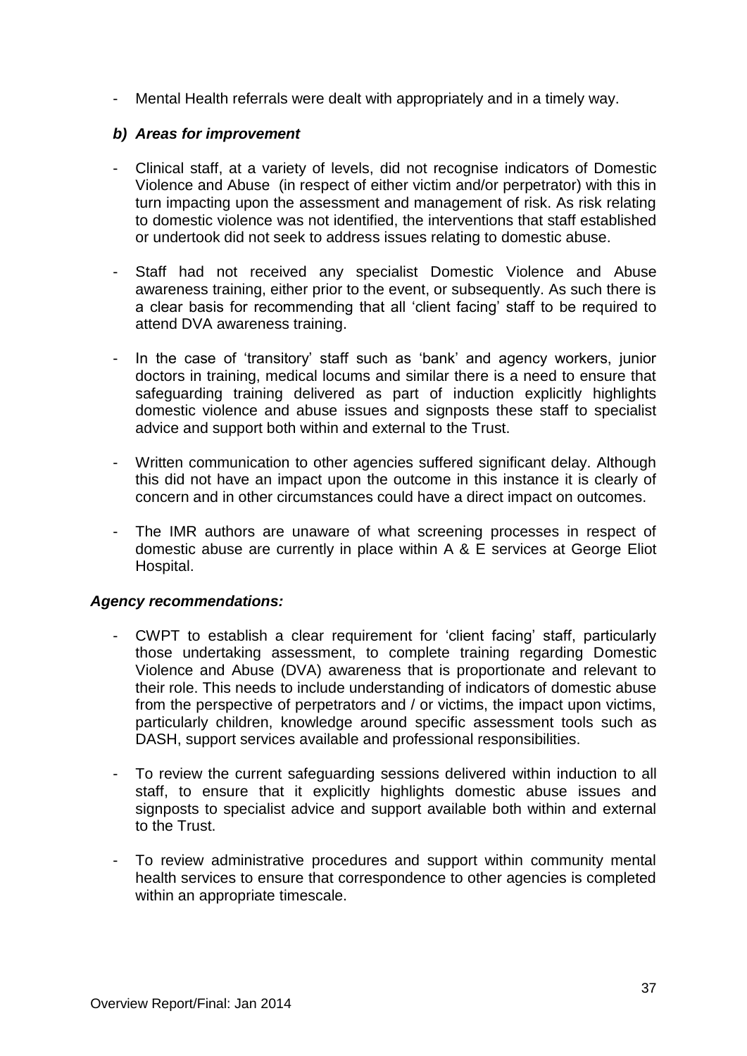- Mental Health referrals were dealt with appropriately and in a timely way.

### *b) Areas for improvement*

- Clinical staff, at a variety of levels, did not recognise indicators of Domestic Violence and Abuse (in respect of either victim and/or perpetrator) with this in turn impacting upon the assessment and management of risk. As risk relating to domestic violence was not identified, the interventions that staff established or undertook did not seek to address issues relating to domestic abuse.

- Staff had not received any specialist Domestic Violence and Abuse awareness training, either prior to the event, or subsequently. As such there is a clear basis for recommending that all 'client facing' staff to be required to attend DVA awareness training.

- In the case of 'transitory' staff such as 'bank' and agency workers, junior doctors in training, medical locums and similar there is a need to ensure that safeguarding training delivered as part of induction explicitly highlights domestic violence and abuse issues and signposts these staff to specialist advice and support both within and external to the Trust.

- Written communication to other agencies suffered significant delay. Although this did not have an impact upon the outcome in this instance it is clearly of concern and in other circumstances could have a direct impact on outcomes.

- The IMR authors are unaware of what screening processes in respect of domestic abuse are currently in place within A & E services at George Eliot Hospital.

### *Agency recommendations:*

- CWPT to establish a clear requirement for 'client facing' staff, particularly those undertaking assessment, to complete training regarding Domestic Violence and Abuse (DVA) awareness that is proportionate and relevant to their role. This needs to include understanding of indicators of domestic abuse from the perspective of perpetrators and / or victims, the impact upon victims, particularly children, knowledge around specific assessment tools such as DASH, support services available and professional responsibilities.

- To review the current safeguarding sessions delivered within induction to all staff, to ensure that it explicitly highlights domestic abuse issues and signposts to specialist advice and support available both within and external to the Trust.

- To review administrative procedures and support within community mental health services to ensure that correspondence to other agencies is completed within an appropriate timescale.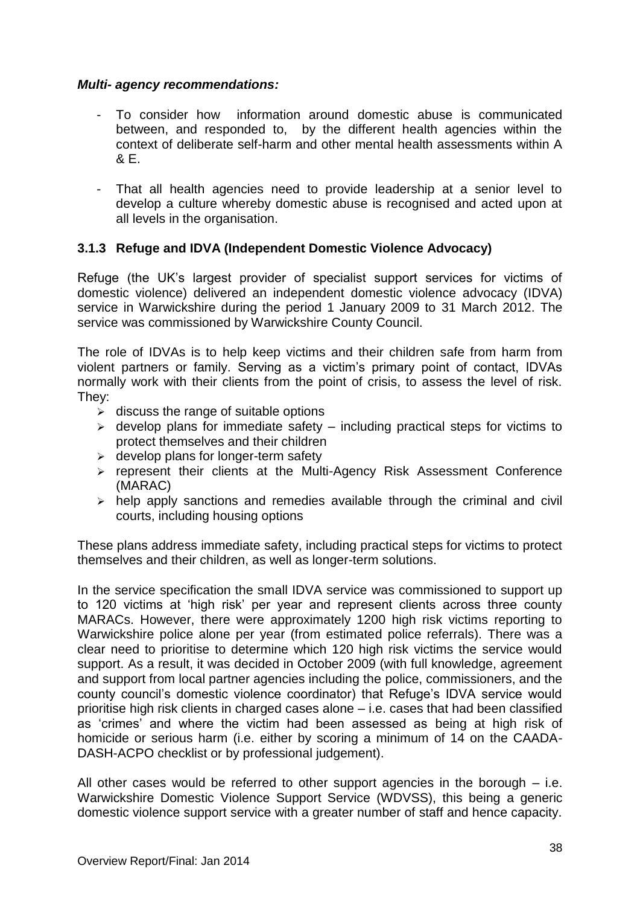***Multi- agency recommendations:***

- To consider how information around domestic abuse is communicated between, and responded to, by the different health agencies within the context of deliberate self-harm and other mental health assessments within A & E.

- That all health agencies need to provide leadership at a senior level to develop a culture whereby domestic abuse is recognised and acted upon at all levels in the organisation.

### 3.1.3 Refuge and IDVA (Independent Domestic Violence Advocacy)

Refuge (the UK's largest provider of specialist support services for victims of domestic violence) delivered an independent domestic violence advocacy (IDVA) service in Warwickshire during the period 1 January 2009 to 31 March 2012. The service was commissioned by Warwickshire County Council.

The role of IDVAs is to help keep victims and their children safe from harm from violent partners or family. Serving as a victim's primary point of contact, IDVAs normally work with their clients from the point of crisis, to assess the level of risk. They:

- discuss the range of suitable options
- develop plans for immediate safety – including practical steps for victims to protect themselves and their children
- develop plans for longer-term safety
- represent their clients at the Multi-Agency Risk Assessment Conference (MARAC)
- help apply sanctions and remedies available through the criminal and civil courts, including housing options

These plans address immediate safety, including practical steps for victims to protect themselves and their children, as well as longer-term solutions.

In the service specification the small IDVA service was commissioned to support up to 120 victims at 'high risk' per year and represent clients across three county MARACs. However, there were approximately 1200 high risk victims reporting to Warwickshire police alone per year (from estimated police referrals). There was a clear need to prioritise to determine which 120 high risk victims the service would support. As a result, it was decided in October 2009 (with full knowledge, agreement and support from local partner agencies including the police, commissioners, and the county council's domestic violence coordinator) that Refuge's IDVA service would prioritise high risk clients in charged cases alone – i.e. cases that had been classified as 'crimes' and where the victim had been assessed as being at high risk of homicide or serious harm (i.e. either by scoring a minimum of 14 on the CAADA-DASH-ACPO checklist or by professional judgement).

All other cases would be referred to other support agencies in the borough – i.e. Warwickshire Domestic Violence Support Service (WDVSS), this being a generic domestic violence support service with a greater number of staff and hence capacity.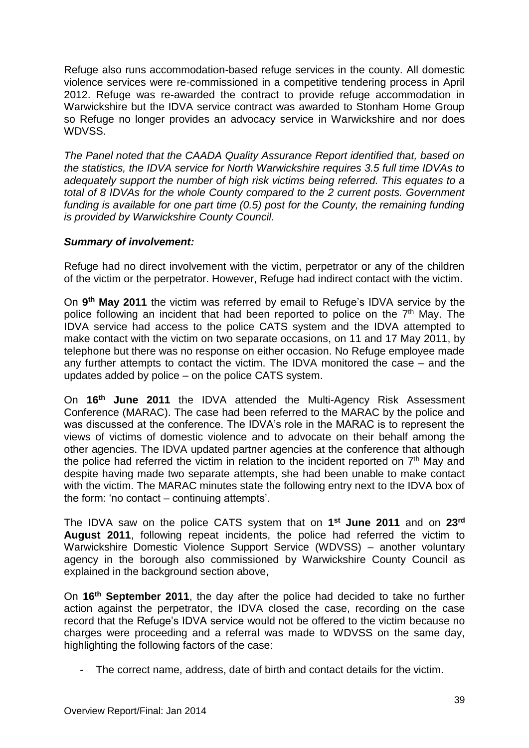Refuge also runs accommodation-based refuge services in the county. All domestic violence services were re-commissioned in a competitive tendering process in April 2012. Refuge was re-awarded the contract to provide refuge accommodation in Warwickshire but the IDVA service contract was awarded to Stonham Home Group so Refuge no longer provides an advocacy service in Warwickshire and nor does WDVSS.

*The Panel noted that the CAADA Quality Assurance Report identified that, based on the statistics, the IDVA service for North Warwickshire requires 3.5 full time IDVAs to adequately support the number of high risk victims being referred. This equates to a total of 8 IDVAs for the whole County compared to the 2 current posts. Government funding is available for one part time (0.5) post for the County, the remaining funding is provided by Warwickshire County Council.*

***Summary of involvement:***

Refuge had no direct involvement with the victim, perpetrator or any of the children of the victim or the perpetrator. However, Refuge had indirect contact with the victim.

On **9th May 2011** the victim was referred by email to Refuge's IDVA service by the police following an incident that had been reported to police on the 7th May. The IDVA service had access to the police CATS system and the IDVA attempted to make contact with the victim on two separate occasions, on 11 and 17 May 2011, by telephone but there was no response on either occasion. No Refuge employee made any further attempts to contact the victim. The IDVA monitored the case – and the updates added by police – on the police CATS system.

On **16th June 2011** the IDVA attended the Multi-Agency Risk Assessment Conference (MARAC). The case had been referred to the MARAC by the police and was discussed at the conference. The IDVA's role in the MARAC is to represent the views of victims of domestic violence and to advocate on their behalf among the other agencies. The IDVA updated partner agencies at the conference that although the police had referred the victim in relation to the incident reported on 7th May and despite having made two separate attempts, she had been unable to make contact with the victim. The MARAC minutes state the following entry next to the IDVA box of the form: 'no contact – continuing attempts'.

The IDVA saw on the police CATS system that on **1st June 2011** and on **23rd August 2011**, following repeat incidents, the police had referred the victim to Warwickshire Domestic Violence Support Service (WDVSS) – another voluntary agency in the borough also commissioned by Warwickshire County Council as explained in the background section above,

On **16th September 2011**, the day after the police had decided to take no further action against the perpetrator, the IDVA closed the case, recording on the case record that the Refuge's IDVA service would not be offered to the victim because no charges were proceeding and a referral was made to WDVSS on the same day, highlighting the following factors of the case:

- The correct name, address, date of birth and contact details for the victim.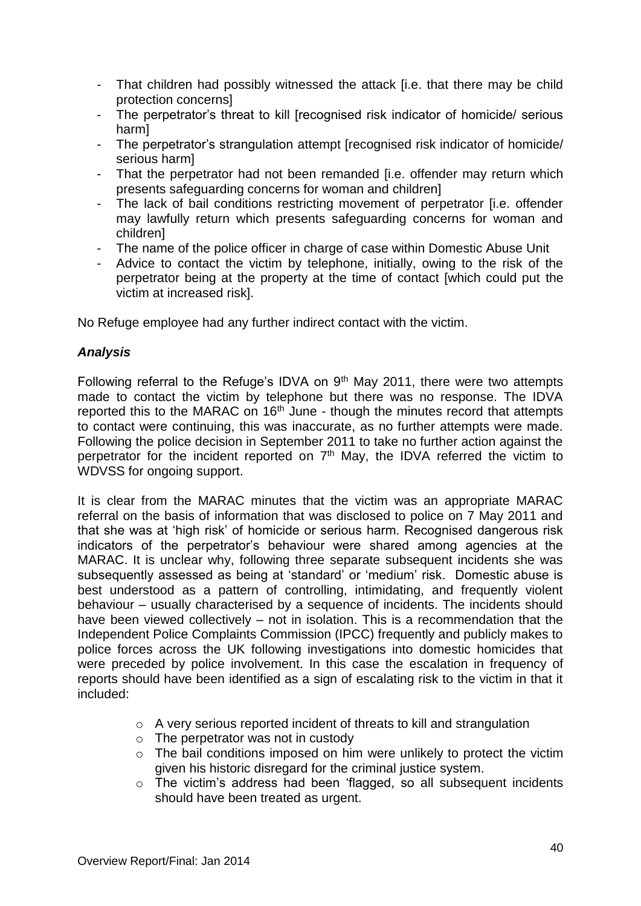- That children had possibly witnessed the attack [i.e. that there may be child protection concerns]
- The perpetrator's threat to kill [recognised risk indicator of homicide/ serious harm]
- The perpetrator's strangulation attempt [recognised risk indicator of homicide/ serious harm]
- That the perpetrator had not been remanded [i.e. offender may return which presents safeguarding concerns for woman and children]
- The lack of bail conditions restricting movement of perpetrator [i.e. offender may lawfully return which presents safeguarding concerns for woman and children]
- The name of the police officer in charge of case within Domestic Abuse Unit
- Advice to contact the victim by telephone, initially, owing to the risk of the perpetrator being at the property at the time of contact [which could put the victim at increased risk].

No Refuge employee had any further indirect contact with the victim.

***Analysis***

Following referral to the Refuge's IDVA on 9th May 2011, there were two attempts made to contact the victim by telephone but there was no response. The IDVA reported this to the MARAC on 16th June - though the minutes record that attempts to contact were continuing, this was inaccurate, as no further attempts were made. Following the police decision in September 2011 to take no further action against the perpetrator for the incident reported on 7th May, the IDVA referred the victim to WDVSS for ongoing support.

It is clear from the MARAC minutes that the victim was an appropriate MARAC referral on the basis of information that was disclosed to police on 7 May 2011 and that she was at 'high risk' of homicide or serious harm. Recognised dangerous risk indicators of the perpetrator's behaviour were shared among agencies at the MARAC. It is unclear why, following three separate subsequent incidents she was subsequently assessed as being at 'standard' or 'medium' risk. Domestic abuse is best understood as a pattern of controlling, intimidating, and frequently violent behaviour – usually characterised by a sequence of incidents. The incidents should have been viewed collectively – not in isolation. This is a recommendation that the Independent Police Complaints Commission (IPCC) frequently and publicly makes to police forces across the UK following investigations into domestic homicides that were preceded by police involvement. In this case the escalation in frequency of reports should have been identified as a sign of escalating risk to the victim in that it included:

- A very serious reported incident of threats to kill and strangulation
- The perpetrator was not in custody
- The bail conditions imposed on him were unlikely to protect the victim given his historic disregard for the criminal justice system.
- The victim's address had been 'flagged, so all subsequent incidents should have been treated as urgent.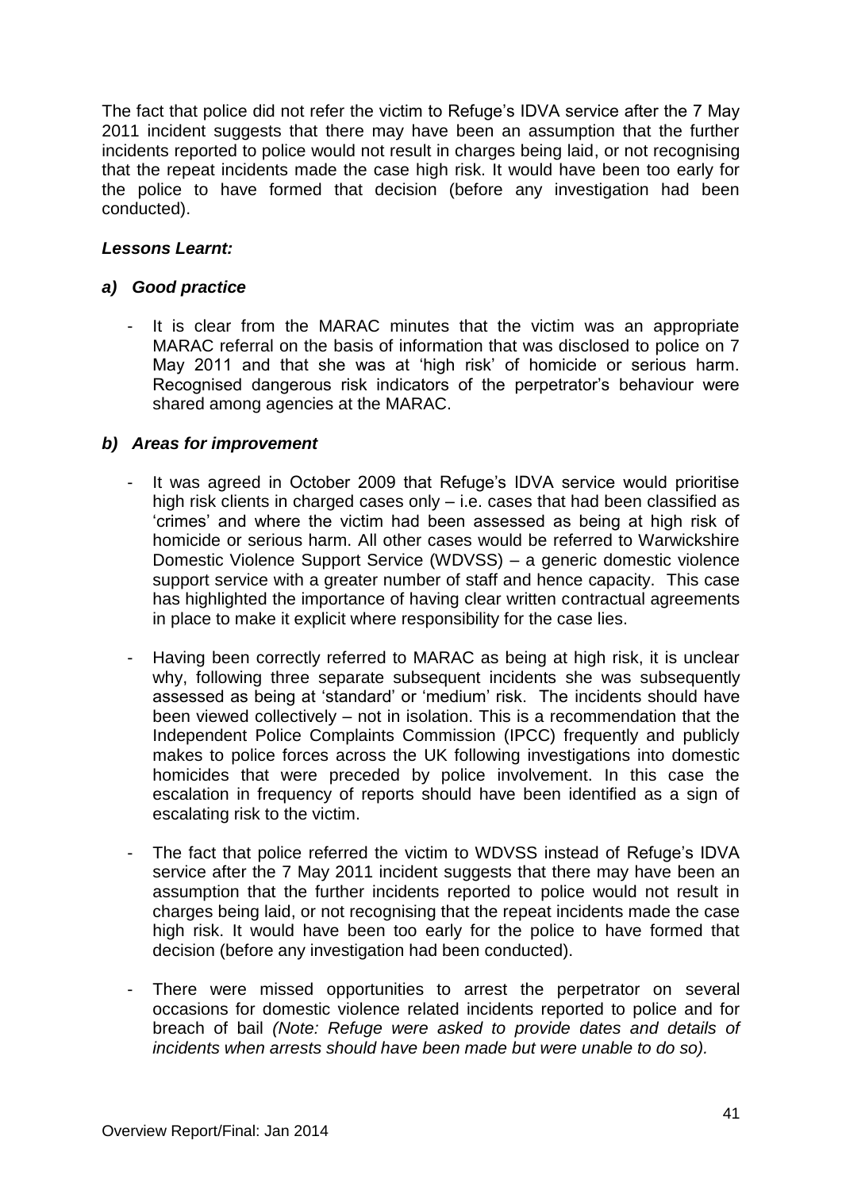The fact that police did not refer the victim to Refuge's IDVA service after the 7 May 2011 incident suggests that there may have been an assumption that the further incidents reported to police would not result in charges being laid, or not recognising that the repeat incidents made the case high risk. It would have been too early for the police to have formed that decision (before any investigation had been conducted).

***Lessons Learnt:***

***a) Good practice***

- It is clear from the MARAC minutes that the victim was an appropriate MARAC referral on the basis of information that was disclosed to police on 7 May 2011 and that she was at 'high risk' of homicide or serious harm. Recognised dangerous risk indicators of the perpetrator's behaviour were shared among agencies at the MARAC.

***b) Areas for improvement***

- It was agreed in October 2009 that Refuge's IDVA service would prioritise high risk clients in charged cases only – i.e. cases that had been classified as 'crimes' and where the victim had been assessed as being at high risk of homicide or serious harm. All other cases would be referred to Warwickshire Domestic Violence Support Service (WDVSS) – a generic domestic violence support service with a greater number of staff and hence capacity. This case has highlighted the importance of having clear written contractual agreements in place to make it explicit where responsibility for the case lies.

- Having been correctly referred to MARAC as being at high risk, it is unclear why, following three separate subsequent incidents she was subsequently assessed as being at 'standard' or 'medium' risk. The incidents should have been viewed collectively – not in isolation. This is a recommendation that the Independent Police Complaints Commission (IPCC) frequently and publicly makes to police forces across the UK following investigations into domestic homicides that were preceded by police involvement. In this case the escalation in frequency of reports should have been identified as a sign of escalating risk to the victim.

- The fact that police referred the victim to WDVSS instead of Refuge's IDVA service after the 7 May 2011 incident suggests that there may have been an assumption that the further incidents reported to police would not result in charges being laid, or not recognising that the repeat incidents made the case high risk. It would have been too early for the police to have formed that decision (before any investigation had been conducted).

- There were missed opportunities to arrest the perpetrator on several occasions for domestic violence related incidents reported to police and for breach of bail *(Note: Refuge were asked to provide dates and details of incidents when arrests should have been made but were unable to do so).*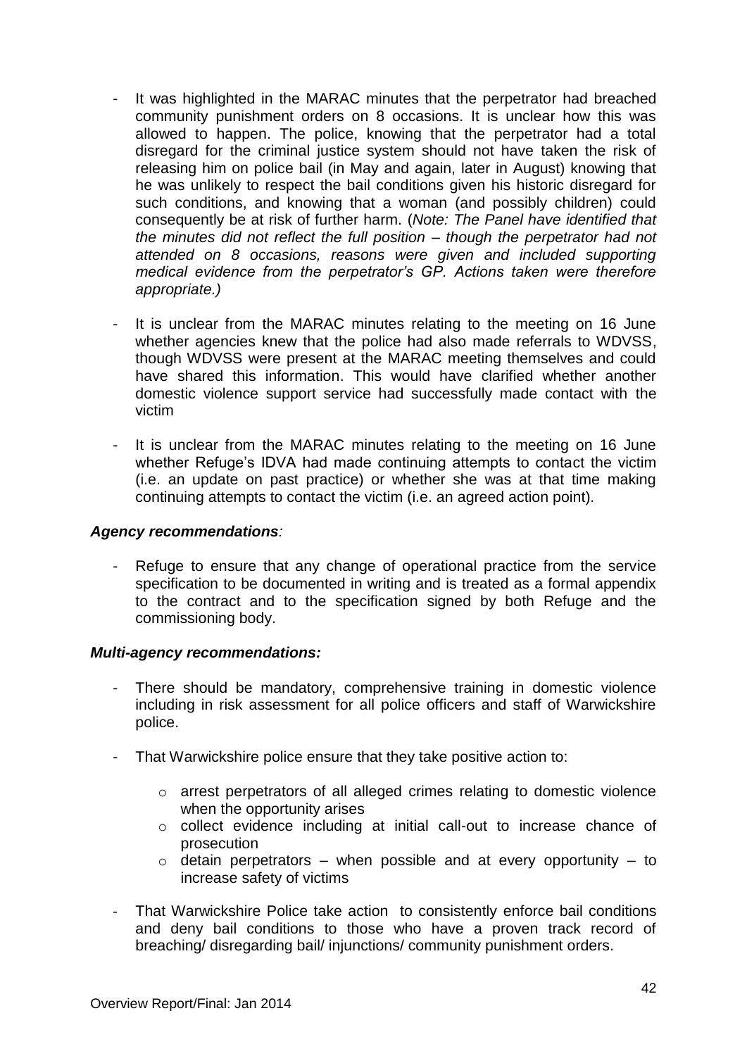- It was highlighted in the MARAC minutes that the perpetrator had breached community punishment orders on 8 occasions. It is unclear how this was allowed to happen. The police, knowing that the perpetrator had a total disregard for the criminal justice system should not have taken the risk of releasing him on police bail (in May and again, later in August) knowing that he was unlikely to respect the bail conditions given his historic disregard for such conditions, and knowing that a woman (and possibly children) could consequently be at risk of further harm. (*Note: The Panel have identified that the minutes did not reflect the full position – though the perpetrator had not attended on 8 occasions, reasons were given and included supporting medical evidence from the perpetrator's GP. Actions taken were therefore appropriate.*)

- It is unclear from the MARAC minutes relating to the meeting on 16 June whether agencies knew that the police had also made referrals to WDVSS, though WDVSS were present at the MARAC meeting themselves and could have shared this information. This would have clarified whether another domestic violence support service had successfully made contact with the victim

- It is unclear from the MARAC minutes relating to the meeting on 16 June whether Refuge's IDVA had made continuing attempts to contact the victim (i.e. an update on past practice) or whether she was at that time making continuing attempts to contact the victim (i.e. an agreed action point).

***Agency recommendations**:*

- Refuge to ensure that any change of operational practice from the service specification to be documented in writing and is treated as a formal appendix to the contract and to the specification signed by both Refuge and the commissioning body.

***Multi-agency recommendations:***

- There should be mandatory, comprehensive training in domestic violence including in risk assessment for all police officers and staff of Warwickshire police.

- That Warwickshire police ensure that they take positive action to:
  - arrest perpetrators of all alleged crimes relating to domestic violence when the opportunity arises
  - collect evidence including at initial call-out to increase chance of prosecution
  - detain perpetrators – when possible and at every opportunity – to increase safety of victims

- That Warwickshire Police take action to consistently enforce bail conditions and deny bail conditions to those who have a proven track record of breaching/ disregarding bail/ injunctions/ community punishment orders.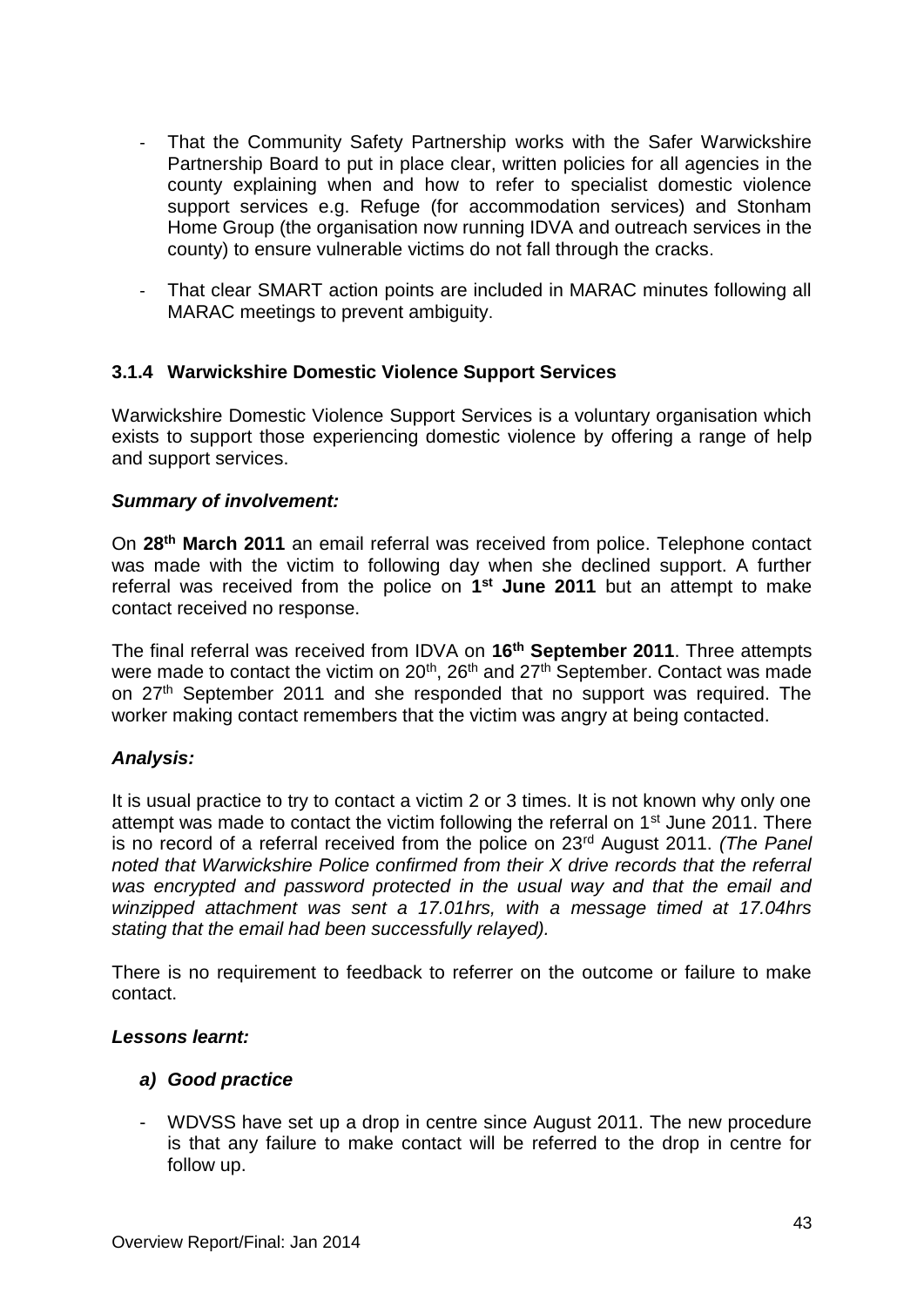- That the Community Safety Partnership works with the Safer Warwickshire Partnership Board to put in place clear, written policies for all agencies in the county explaining when and how to refer to specialist domestic violence support services e.g. Refuge (for accommodation services) and Stonham Home Group (the organisation now running IDVA and outreach services in the county) to ensure vulnerable victims do not fall through the cracks.

- That clear SMART action points are included in MARAC minutes following all MARAC meetings to prevent ambiguity.

### 3.1.4 Warwickshire Domestic Violence Support Services

Warwickshire Domestic Violence Support Services is a voluntary organisation which exists to support those experiencing domestic violence by offering a range of help and support services.

***Summary of involvement:***

On **28th March 2011** an email referral was received from police. Telephone contact was made with the victim to following day when she declined support. A further referral was received from the police on **1st June 2011** but an attempt to make contact received no response.

The final referral was received from IDVA on **16th September 2011**. Three attempts were made to contact the victim on 20th, 26th and 27th September. Contact was made on 27th September 2011 and she responded that no support was required. The worker making contact remembers that the victim was angry at being contacted.

***Analysis:***

It is usual practice to try to contact a victim 2 or 3 times. It is not known why only one attempt was made to contact the victim following the referral on 1st June 2011. There is no record of a referral received from the police on 23rd August 2011. *(The Panel noted that Warwickshire Police confirmed from their X drive records that the referral was encrypted and password protected in the usual way and that the email and winzipped attachment was sent a 17.01hrs, with a message timed at 17.04hrs stating that the email had been successfully relayed).*

There is no requirement to feedback to referrer on the outcome or failure to make contact.

***Lessons learnt:***

***a) Good practice***

- WDVSS have set up a drop in centre since August 2011. The new procedure is that any failure to make contact will be referred to the drop in centre for follow up.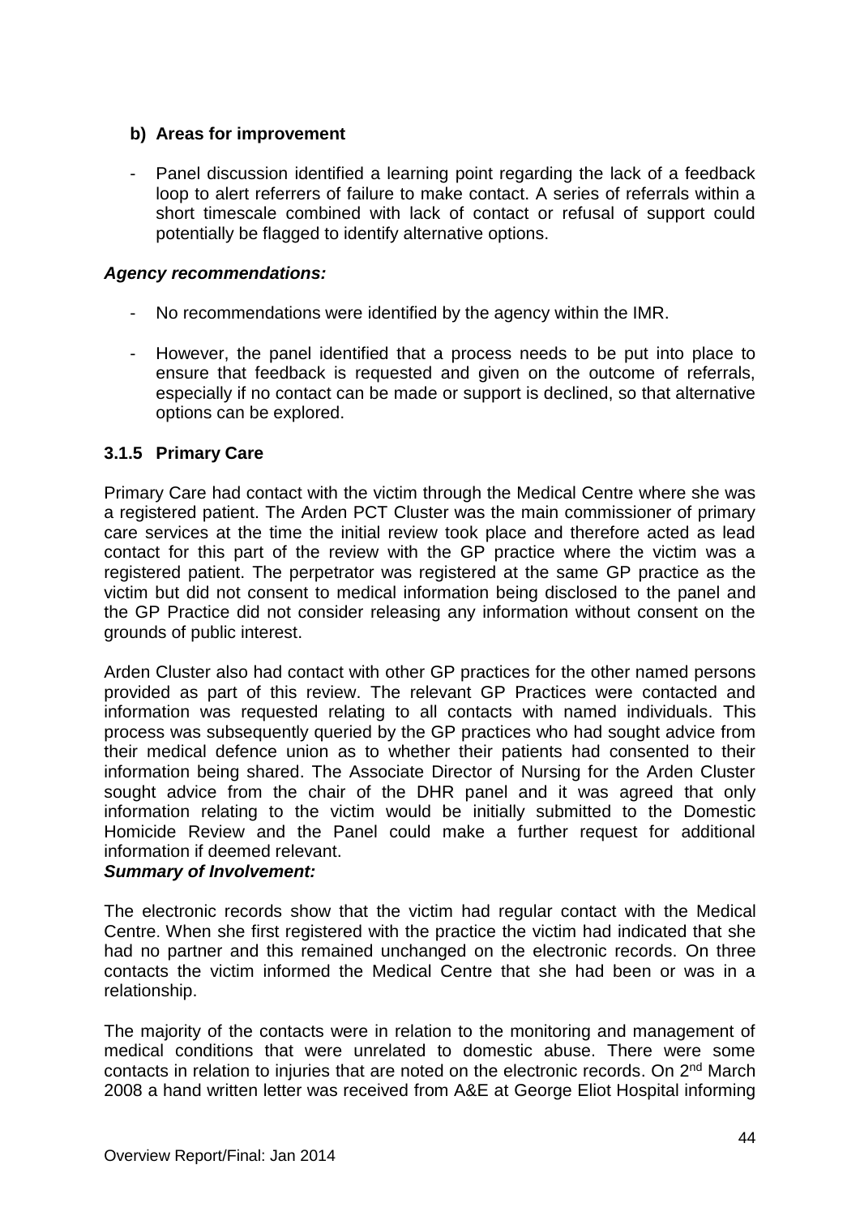**b) Areas for improvement**

- Panel discussion identified a learning point regarding the lack of a feedback loop to alert referrers of failure to make contact. A series of referrals within a short timescale combined with lack of contact or refusal of support could potentially be flagged to identify alternative options.

***Agency recommendations:***

- No recommendations were identified by the agency within the IMR.
- However, the panel identified that a process needs to be put into place to ensure that feedback is requested and given on the outcome of referrals, especially if no contact can be made or support is declined, so that alternative options can be explored.

### 3.1.5 Primary Care

Primary Care had contact with the victim through the Medical Centre where she was a registered patient. The Arden PCT Cluster was the main commissioner of primary care services at the time the initial review took place and therefore acted as lead contact for this part of the review with the GP practice where the victim was a registered patient. The perpetrator was registered at the same GP practice as the victim but did not consent to medical information being disclosed to the panel and the GP Practice did not consider releasing any information without consent on the grounds of public interest.

Arden Cluster also had contact with other GP practices for the other named persons provided as part of this review. The relevant GP Practices were contacted and information was requested relating to all contacts with named individuals. This process was subsequently queried by the GP practices who had sought advice from their medical defence union as to whether their patients had consented to their information being shared. The Associate Director of Nursing for the Arden Cluster sought advice from the chair of the DHR panel and it was agreed that only information relating to the victim would be initially submitted to the Domestic Homicide Review and the Panel could make a further request for additional information if deemed relevant.

***Summary of Involvement:***

The electronic records show that the victim had regular contact with the Medical Centre. When she first registered with the practice the victim had indicated that she had no partner and this remained unchanged on the electronic records. On three contacts the victim informed the Medical Centre that she had been or was in a relationship.

The majority of the contacts were in relation to the monitoring and management of medical conditions that were unrelated to domestic abuse. There were some contacts in relation to injuries that are noted on the electronic records. On 2nd March 2008 a hand written letter was received from A&E at George Eliot Hospital informing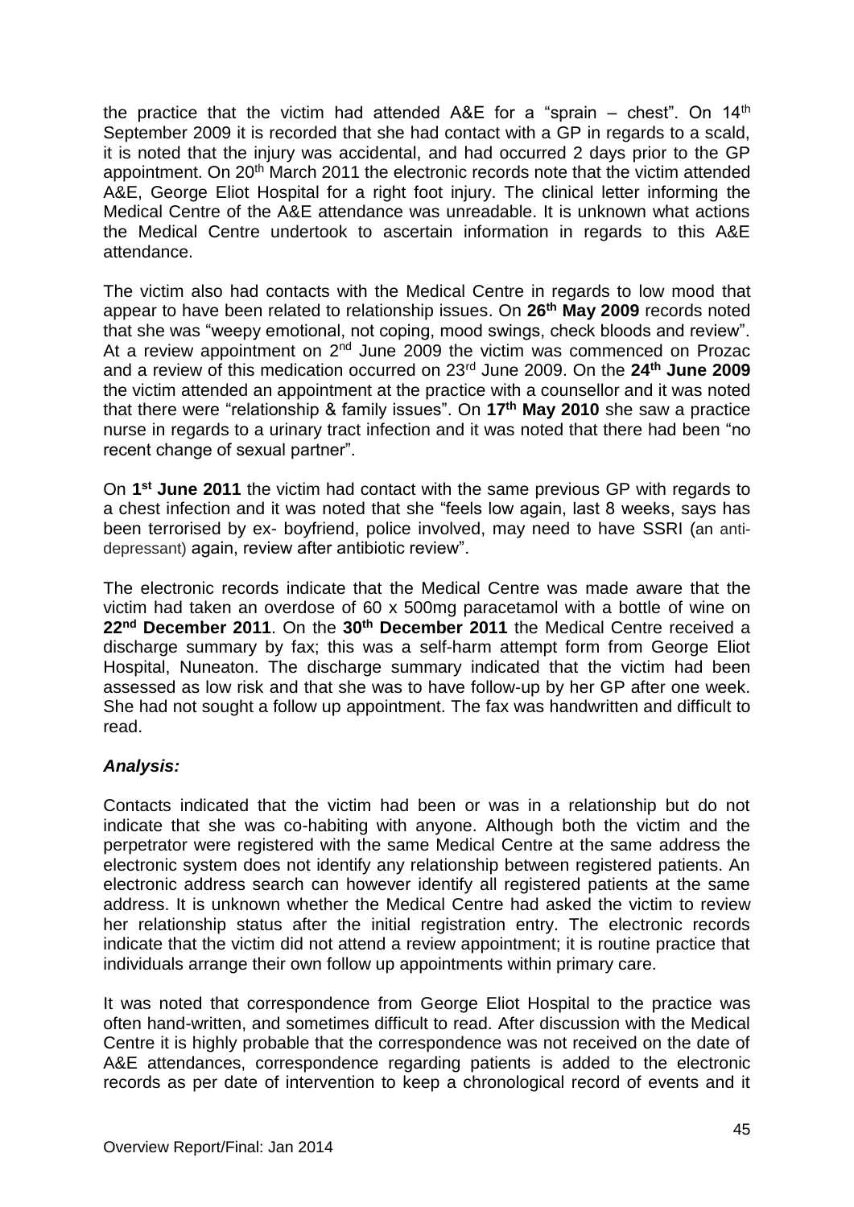the practice that the victim had attended A&E for a "sprain – chest". On 14th September 2009 it is recorded that she had contact with a GP in regards to a scald, it is noted that the injury was accidental, and had occurred 2 days prior to the GP appointment. On 20th March 2011 the electronic records note that the victim attended A&E, George Eliot Hospital for a right foot injury. The clinical letter informing the Medical Centre of the A&E attendance was unreadable. It is unknown what actions the Medical Centre undertook to ascertain information in regards to this A&E attendance.

The victim also had contacts with the Medical Centre in regards to low mood that appear to have been related to relationship issues. On **26th May 2009** records noted that she was "weepy emotional, not coping, mood swings, check bloods and review". At a review appointment on 2nd June 2009 the victim was commenced on Prozac and a review of this medication occurred on 23rd June 2009. On the **24th June 2009** the victim attended an appointment at the practice with a counsellor and it was noted that there were "relationship & family issues". On **17th May 2010** she saw a practice nurse in regards to a urinary tract infection and it was noted that there had been "no recent change of sexual partner".

On **1st June 2011** the victim had contact with the same previous GP with regards to a chest infection and it was noted that she "feels low again, last 8 weeks, says has been terrorised by ex- boyfriend, police involved, may need to have SSRI (an anti-depressant) again, review after antibiotic review".

The electronic records indicate that the Medical Centre was made aware that the victim had taken an overdose of 60 x 500mg paracetamol with a bottle of wine on **22nd December 2011**. On the **30th December 2011** the Medical Centre received a discharge summary by fax; this was a self-harm attempt form from George Eliot Hospital, Nuneaton. The discharge summary indicated that the victim had been assessed as low risk and that she was to have follow-up by her GP after one week. She had not sought a follow up appointment. The fax was handwritten and difficult to read.

***Analysis:***

Contacts indicated that the victim had been or was in a relationship but do not indicate that she was co-habiting with anyone. Although both the victim and the perpetrator were registered with the same Medical Centre at the same address the electronic system does not identify any relationship between registered patients. An electronic address search can however identify all registered patients at the same address. It is unknown whether the Medical Centre had asked the victim to review her relationship status after the initial registration entry. The electronic records indicate that the victim did not attend a review appointment; it is routine practice that individuals arrange their own follow up appointments within primary care.

It was noted that correspondence from George Eliot Hospital to the practice was often hand-written, and sometimes difficult to read. After discussion with the Medical Centre it is highly probable that the correspondence was not received on the date of A&E attendances, correspondence regarding patients is added to the electronic records as per date of intervention to keep a chronological record of events and it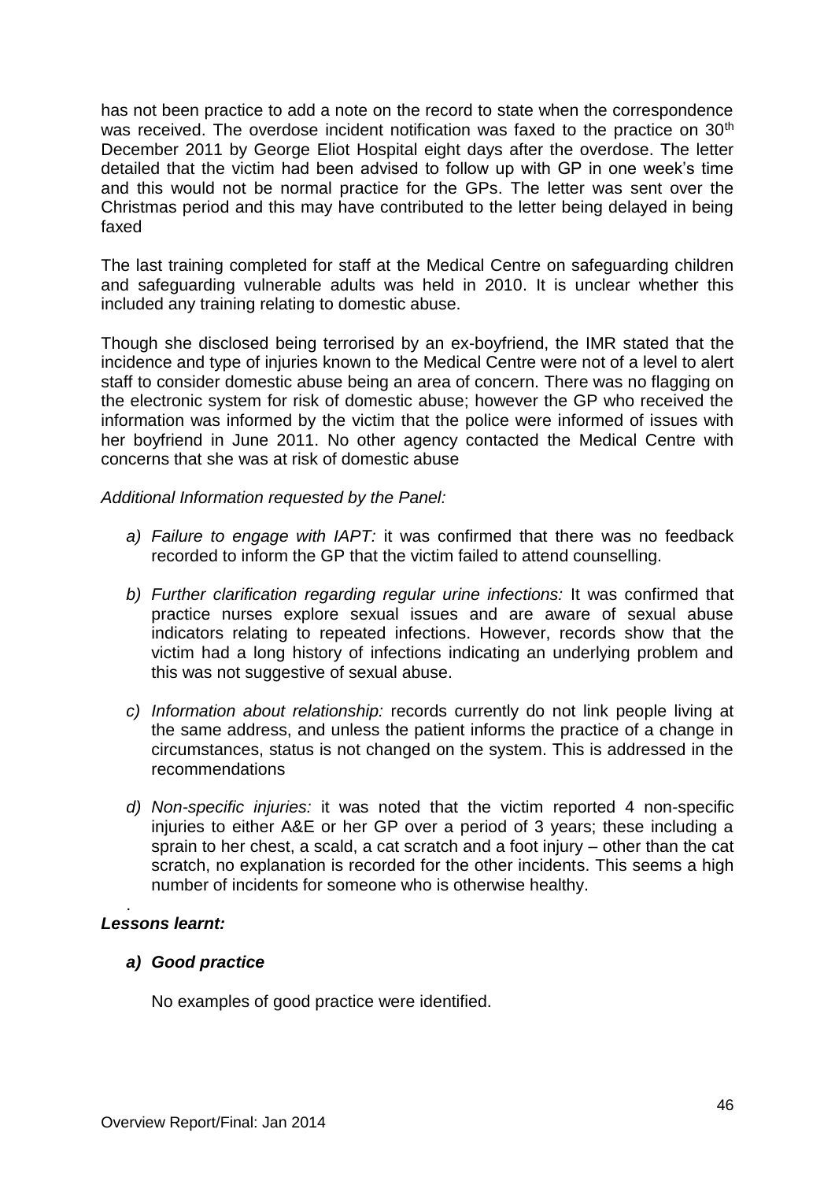has not been practice to add a note on the record to state when the correspondence was received. The overdose incident notification was faxed to the practice on 30th December 2011 by George Eliot Hospital eight days after the overdose. The letter detailed that the victim had been advised to follow up with GP in one week's time and this would not be normal practice for the GPs. The letter was sent over the Christmas period and this may have contributed to the letter being delayed in being faxed

The last training completed for staff at the Medical Centre on safeguarding children and safeguarding vulnerable adults was held in 2010. It is unclear whether this included any training relating to domestic abuse.

Though she disclosed being terrorised by an ex-boyfriend, the IMR stated that the incidence and type of injuries known to the Medical Centre were not of a level to alert staff to consider domestic abuse being an area of concern. There was no flagging on the electronic system for risk of domestic abuse; however the GP who received the information was informed by the victim that the police were informed of issues with her boyfriend in June 2011. No other agency contacted the Medical Centre with concerns that she was at risk of domestic abuse

*Additional Information requested by the Panel:*

a) *Failure to engage with IAPT:* it was confirmed that there was no feedback recorded to inform the GP that the victim failed to attend counselling.

b) *Further clarification regarding regular urine infections:* It was confirmed that practice nurses explore sexual issues and are aware of sexual abuse indicators relating to repeated infections. However, records show that the victim had a long history of infections indicating an underlying problem and this was not suggestive of sexual abuse.

c) *Information about relationship:* records currently do not link people living at the same address, and unless the patient informs the practice of a change in circumstances, status is not changed on the system. This is addressed in the recommendations

d) *Non-specific injuries:* it was noted that the victim reported 4 non-specific injuries to either A&E or her GP over a period of 3 years; these including a sprain to her chest, a scald, a cat scratch and a foot injury – other than the cat scratch, no explanation is recorded for the other incidents. This seems a high number of incidents for someone who is otherwise healthy.

***Lessons learnt:***

***a) Good practice***

No examples of good practice were identified.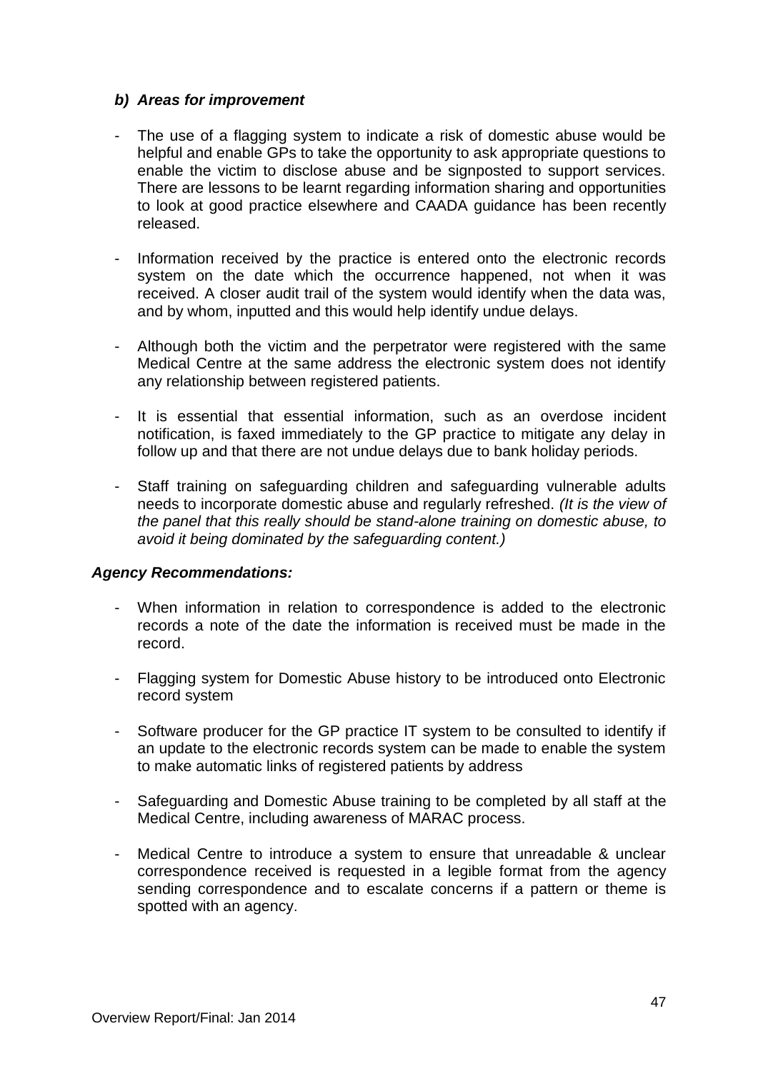### *b) Areas for improvement*

- The use of a flagging system to indicate a risk of domestic abuse would be helpful and enable GPs to take the opportunity to ask appropriate questions to enable the victim to disclose abuse and be signposted to support services. There are lessons to be learnt regarding information sharing and opportunities to look at good practice elsewhere and CAADA guidance has been recently released.

- Information received by the practice is entered onto the electronic records system on the date which the occurrence happened, not when it was received. A closer audit trail of the system would identify when the data was, and by whom, inputted and this would help identify undue delays.

- Although both the victim and the perpetrator were registered with the same Medical Centre at the same address the electronic system does not identify any relationship between registered patients.

- It is essential that essential information, such as an overdose incident notification, is faxed immediately to the GP practice to mitigate any delay in follow up and that there are not undue delays due to bank holiday periods.

- Staff training on safeguarding children and safeguarding vulnerable adults needs to incorporate domestic abuse and regularly refreshed. *(It is the view of the panel that this really should be stand-alone training on domestic abuse, to avoid it being dominated by the safeguarding content.)*

***Agency Recommendations:***

- When information in relation to correspondence is added to the electronic records a note of the date the information is received must be made in the record.

- Flagging system for Domestic Abuse history to be introduced onto Electronic record system

- Software producer for the GP practice IT system to be consulted to identify if an update to the electronic records system can be made to enable the system to make automatic links of registered patients by address

- Safeguarding and Domestic Abuse training to be completed by all staff at the Medical Centre, including awareness of MARAC process.

- Medical Centre to introduce a system to ensure that unreadable & unclear correspondence received is requested in a legible format from the agency sending correspondence and to escalate concerns if a pattern or theme is spotted with an agency.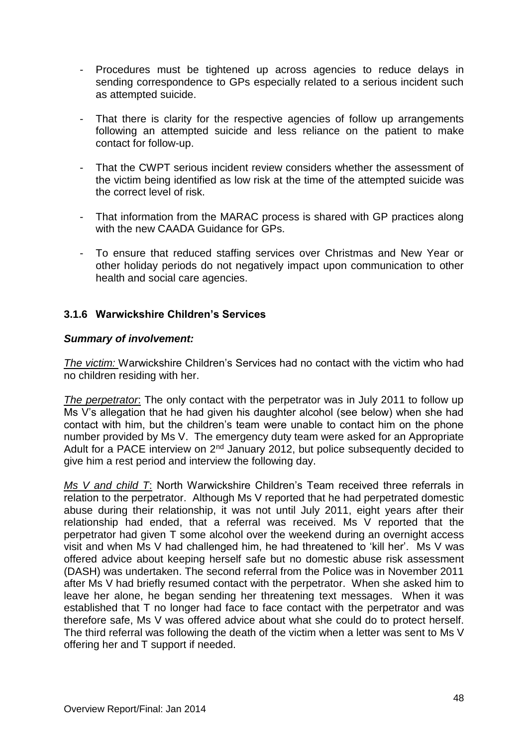- Procedures must be tightened up across agencies to reduce delays in sending correspondence to GPs especially related to a serious incident such as attempted suicide.

- That there is clarity for the respective agencies of follow up arrangements following an attempted suicide and less reliance on the patient to make contact for follow-up.

- That the CWPT serious incident review considers whether the assessment of the victim being identified as low risk at the time of the attempted suicide was the correct level of risk.

- That information from the MARAC process is shared with GP practices along with the new CAADA Guidance for GPs.

- To ensure that reduced staffing services over Christmas and New Year or other holiday periods do not negatively impact upon communication to other health and social care agencies.

### 3.1.6 Warwickshire Children's Services

***Summary of involvement:***

*The victim:* Warwickshire Children's Services had no contact with the victim who had no children residing with her.

*The perpetrator*: The only contact with the perpetrator was in July 2011 to follow up Ms V's allegation that he had given his daughter alcohol (see below) when she had contact with him, but the children's team were unable to contact him on the phone number provided by Ms V. The emergency duty team were asked for an Appropriate Adult for a PACE interview on 2nd January 2012, but police subsequently decided to give him a rest period and interview the following day.

*Ms V and child T*: North Warwickshire Children's Team received three referrals in relation to the perpetrator. Although Ms V reported that he had perpetrated domestic abuse during their relationship, it was not until July 2011, eight years after their relationship had ended, that a referral was received. Ms V reported that the perpetrator had given T some alcohol over the weekend during an overnight access visit and when Ms V had challenged him, he had threatened to 'kill her'. Ms V was offered advice about keeping herself safe but no domestic abuse risk assessment (DASH) was undertaken. The second referral from the Police was in November 2011 after Ms V had briefly resumed contact with the perpetrator. When she asked him to leave her alone, he began sending her threatening text messages. When it was established that T no longer had face to face contact with the perpetrator and was therefore safe, Ms V was offered advice about what she could do to protect herself. The third referral was following the death of the victim when a letter was sent to Ms V offering her and T support if needed.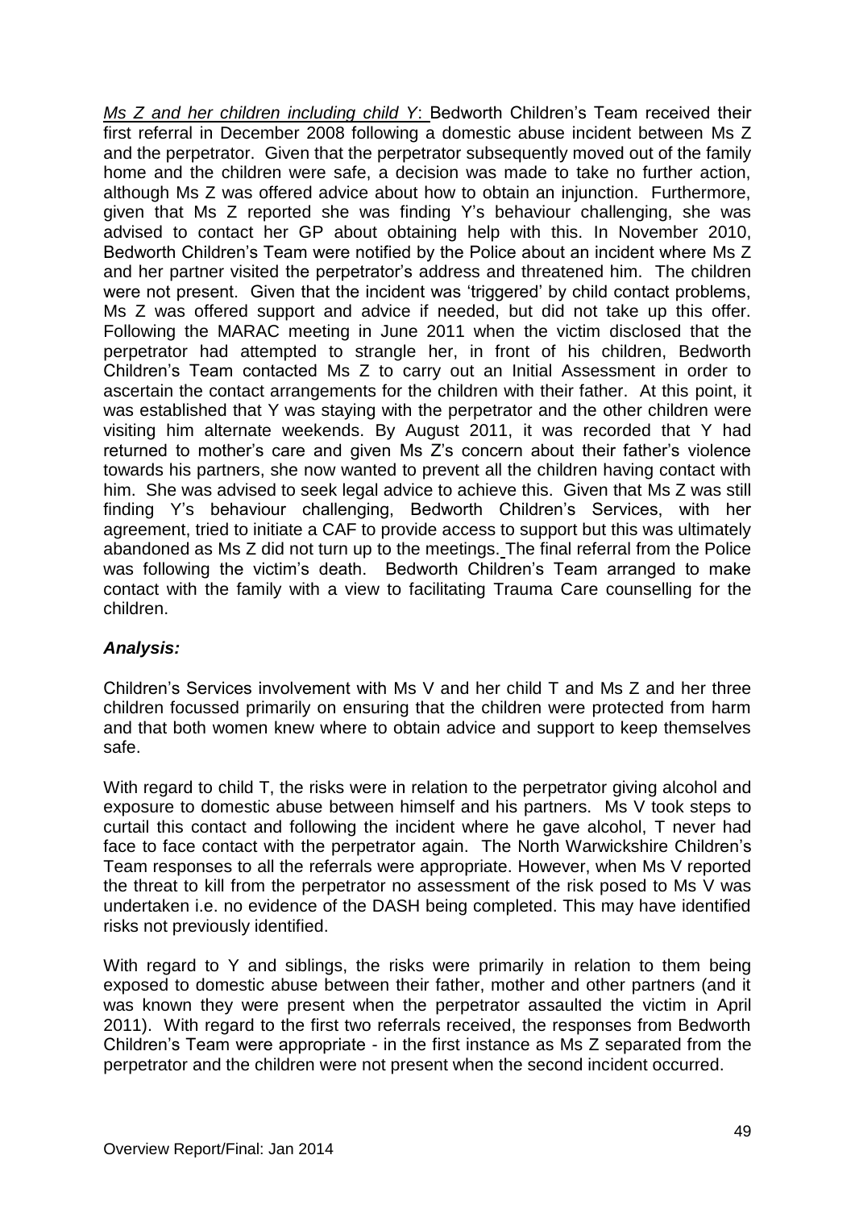*Ms Z and her children including child Y*: Bedworth Children's Team received their first referral in December 2008 following a domestic abuse incident between Ms Z and the perpetrator. Given that the perpetrator subsequently moved out of the family home and the children were safe, a decision was made to take no further action, although Ms Z was offered advice about how to obtain an injunction. Furthermore, given that Ms Z reported she was finding Y's behaviour challenging, she was advised to contact her GP about obtaining help with this. In November 2010, Bedworth Children's Team were notified by the Police about an incident where Ms Z and her partner visited the perpetrator's address and threatened him. The children were not present. Given that the incident was 'triggered' by child contact problems, Ms Z was offered support and advice if needed, but did not take up this offer. Following the MARAC meeting in June 2011 when the victim disclosed that the perpetrator had attempted to strangle her, in front of his children, Bedworth Children's Team contacted Ms Z to carry out an Initial Assessment in order to ascertain the contact arrangements for the children with their father. At this point, it was established that Y was staying with the perpetrator and the other children were visiting him alternate weekends. By August 2011, it was recorded that Y had returned to mother's care and given Ms Z's concern about their father's violence towards his partners, she now wanted to prevent all the children having contact with him. She was advised to seek legal advice to achieve this. Given that Ms Z was still finding Y's behaviour challenging, Bedworth Children's Services, with her agreement, tried to initiate a CAF to provide access to support but this was ultimately abandoned as Ms Z did not turn up to the meetings. The final referral from the Police was following the victim's death. Bedworth Children's Team arranged to make contact with the family with a view to facilitating Trauma Care counselling for the children.

***Analysis:***

Children's Services involvement with Ms V and her child T and Ms Z and her three children focussed primarily on ensuring that the children were protected from harm and that both women knew where to obtain advice and support to keep themselves safe.

With regard to child T, the risks were in relation to the perpetrator giving alcohol and exposure to domestic abuse between himself and his partners. Ms V took steps to curtail this contact and following the incident where he gave alcohol, T never had face to face contact with the perpetrator again. The North Warwickshire Children's Team responses to all the referrals were appropriate. However, when Ms V reported the threat to kill from the perpetrator no assessment of the risk posed to Ms V was undertaken i.e. no evidence of the DASH being completed. This may have identified risks not previously identified.

With regard to Y and siblings, the risks were primarily in relation to them being exposed to domestic abuse between their father, mother and other partners (and it was known they were present when the perpetrator assaulted the victim in April 2011). With regard to the first two referrals received, the responses from Bedworth Children's Team were appropriate - in the first instance as Ms Z separated from the perpetrator and the children were not present when the second incident occurred.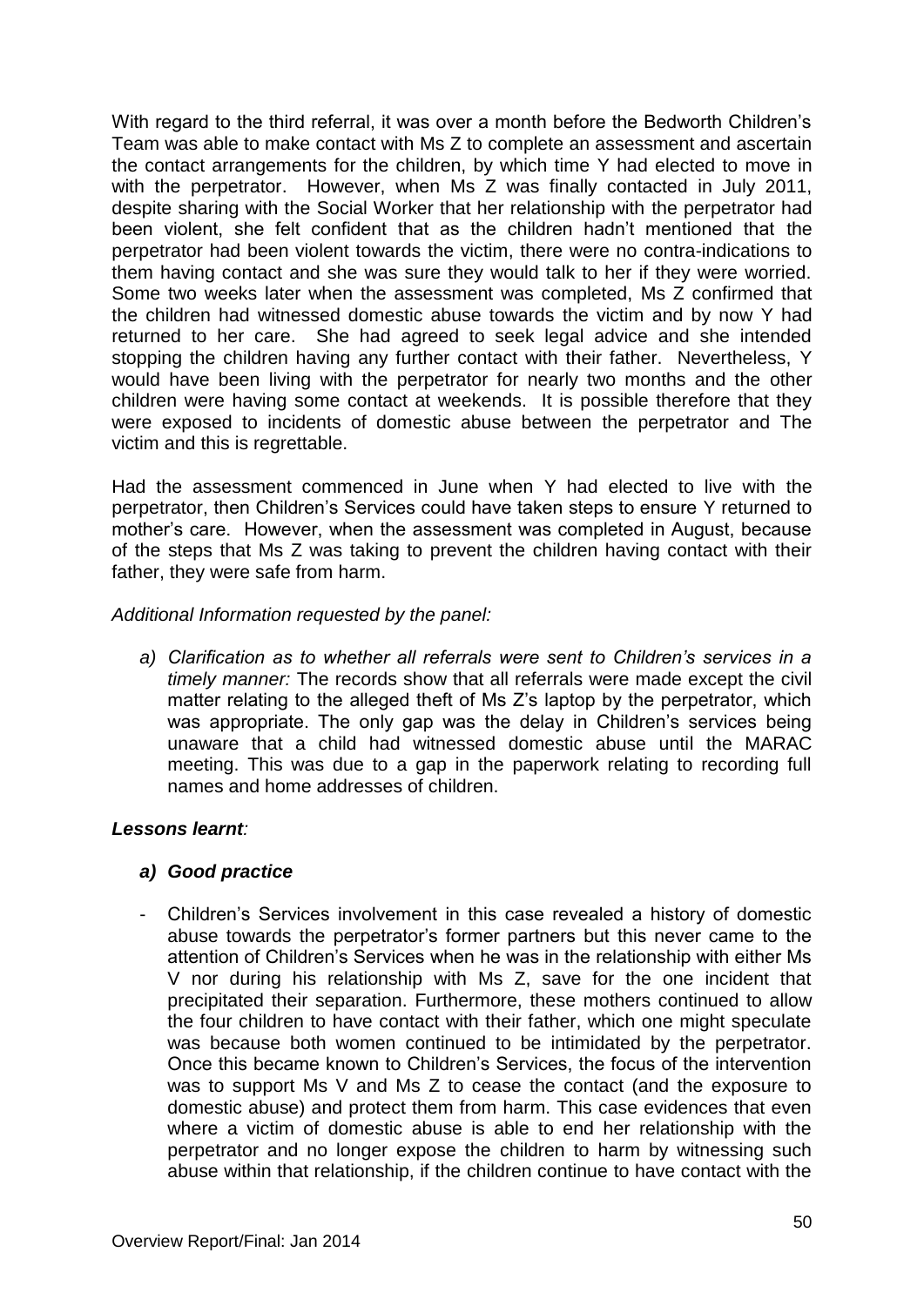With regard to the third referral, it was over a month before the Bedworth Children's Team was able to make contact with Ms Z to complete an assessment and ascertain the contact arrangements for the children, by which time Y had elected to move in with the perpetrator. However, when Ms Z was finally contacted in July 2011, despite sharing with the Social Worker that her relationship with the perpetrator had been violent, she felt confident that as the children hadn't mentioned that the perpetrator had been violent towards the victim, there were no contra-indications to them having contact and she was sure they would talk to her if they were worried. Some two weeks later when the assessment was completed, Ms Z confirmed that the children had witnessed domestic abuse towards the victim and by now Y had returned to her care. She had agreed to seek legal advice and she intended stopping the children having any further contact with their father. Nevertheless, Y would have been living with the perpetrator for nearly two months and the other children were having some contact at weekends. It is possible therefore that they were exposed to incidents of domestic abuse between the perpetrator and The victim and this is regrettable.

Had the assessment commenced in June when Y had elected to live with the perpetrator, then Children's Services could have taken steps to ensure Y returned to mother's care. However, when the assessment was completed in August, because of the steps that Ms Z was taking to prevent the children having contact with their father, they were safe from harm.

*Additional Information requested by the panel:*

a) *Clarification as to whether all referrals were sent to Children's services in a timely manner:* The records show that all referrals were made except the civil matter relating to the alleged theft of Ms Z's laptop by the perpetrator, which was appropriate. The only gap was the delay in Children's services being unaware that a child had witnessed domestic abuse until the MARAC meeting. This was due to a gap in the paperwork relating to recording full names and home addresses of children.

***Lessons learnt:***

***a) Good practice***

- Children's Services involvement in this case revealed a history of domestic abuse towards the perpetrator's former partners but this never came to the attention of Children's Services when he was in the relationship with either Ms V nor during his relationship with Ms Z, save for the one incident that precipitated their separation. Furthermore, these mothers continued to allow the four children to have contact with their father, which one might speculate was because both women continued to be intimidated by the perpetrator. Once this became known to Children's Services, the focus of the intervention was to support Ms V and Ms Z to cease the contact (and the exposure to domestic abuse) and protect them from harm. This case evidences that even where a victim of domestic abuse is able to end her relationship with the perpetrator and no longer expose the children to harm by witnessing such abuse within that relationship, if the children continue to have contact with the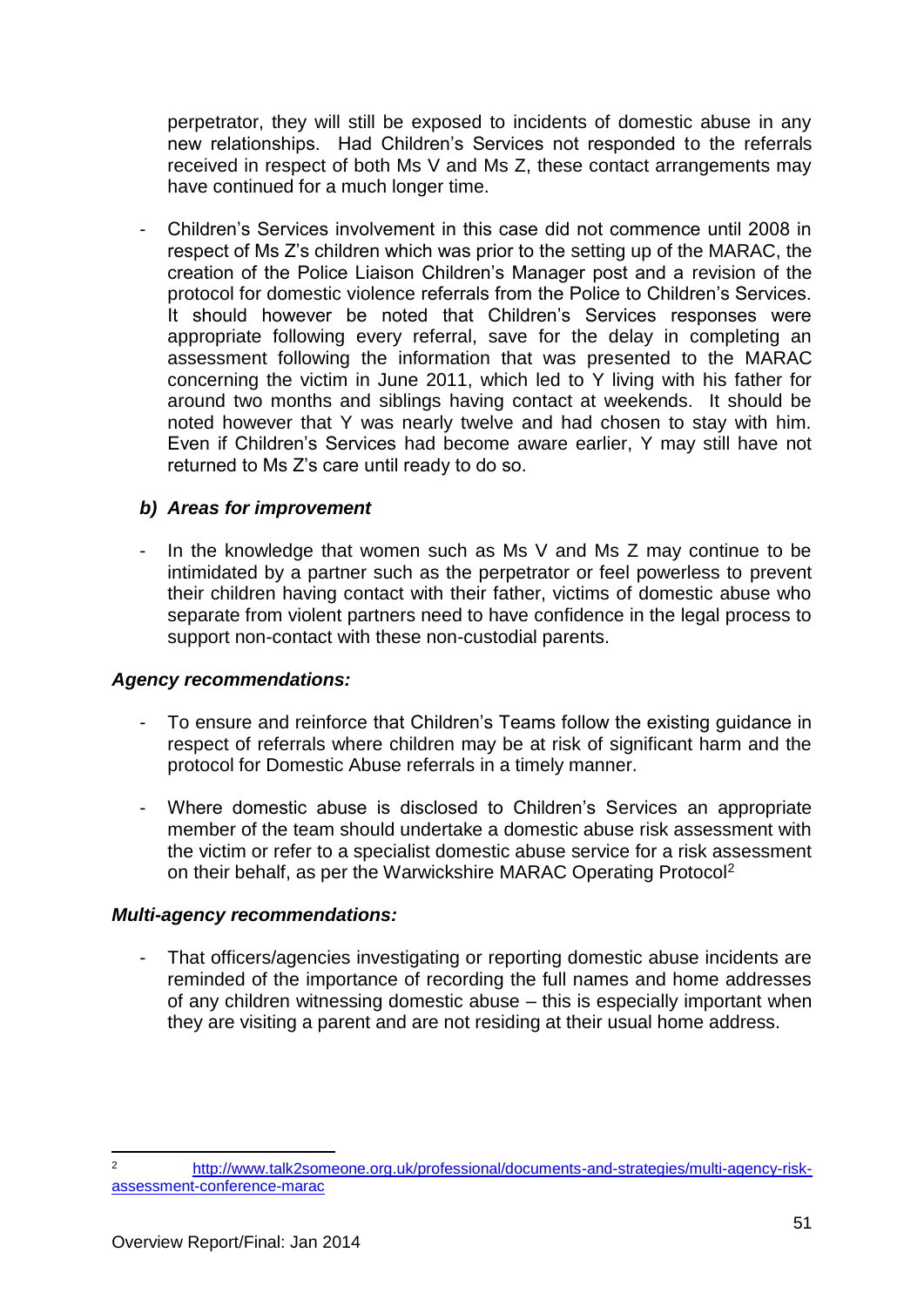perpetrator, they will still be exposed to incidents of domestic abuse in any new relationships. Had Children's Services not responded to the referrals received in respect of both Ms V and Ms Z, these contact arrangements may have continued for a much longer time.

- Children's Services involvement in this case did not commence until 2008 in respect of Ms Z's children which was prior to the setting up of the MARAC, the creation of the Police Liaison Children's Manager post and a revision of the protocol for domestic violence referrals from the Police to Children's Services. It should however be noted that Children's Services responses were appropriate following every referral, save for the delay in completing an assessment following the information that was presented to the MARAC concerning the victim in June 2011, which led to Y living with his father for around two months and siblings having contact at weekends. It should be noted however that Y was nearly twelve and had chosen to stay with him. Even if Children's Services had become aware earlier, Y may still have not returned to Ms Z's care until ready to do so.

### *b) Areas for improvement*

- In the knowledge that women such as Ms V and Ms Z may continue to be intimidated by a partner such as the perpetrator or feel powerless to prevent their children having contact with their father, victims of domestic abuse who separate from violent partners need to have confidence in the legal process to support non-contact with these non-custodial parents.

### *Agency recommendations:*

- To ensure and reinforce that Children's Teams follow the existing guidance in respect of referrals where children may be at risk of significant harm and the protocol for Domestic Abuse referrals in a timely manner.

- Where domestic abuse is disclosed to Children's Services an appropriate member of the team should undertake a domestic abuse risk assessment with the victim or refer to a specialist domestic abuse service for a risk assessment on their behalf, as per the Warwickshire MARAC Operating Protocol[2]

### *Multi-agency recommendations:*

- That officers/agencies investigating or reporting domestic abuse incidents are reminded of the importance of recording the full names and home addresses of any children witnessing domestic abuse – this is especially important when they are visiting a parent and are not residing at their usual home address.

---

[2] http://www.talk2someone.org.uk/professional/documents-and-strategies/multi-agency-risk-assessment-conference-marac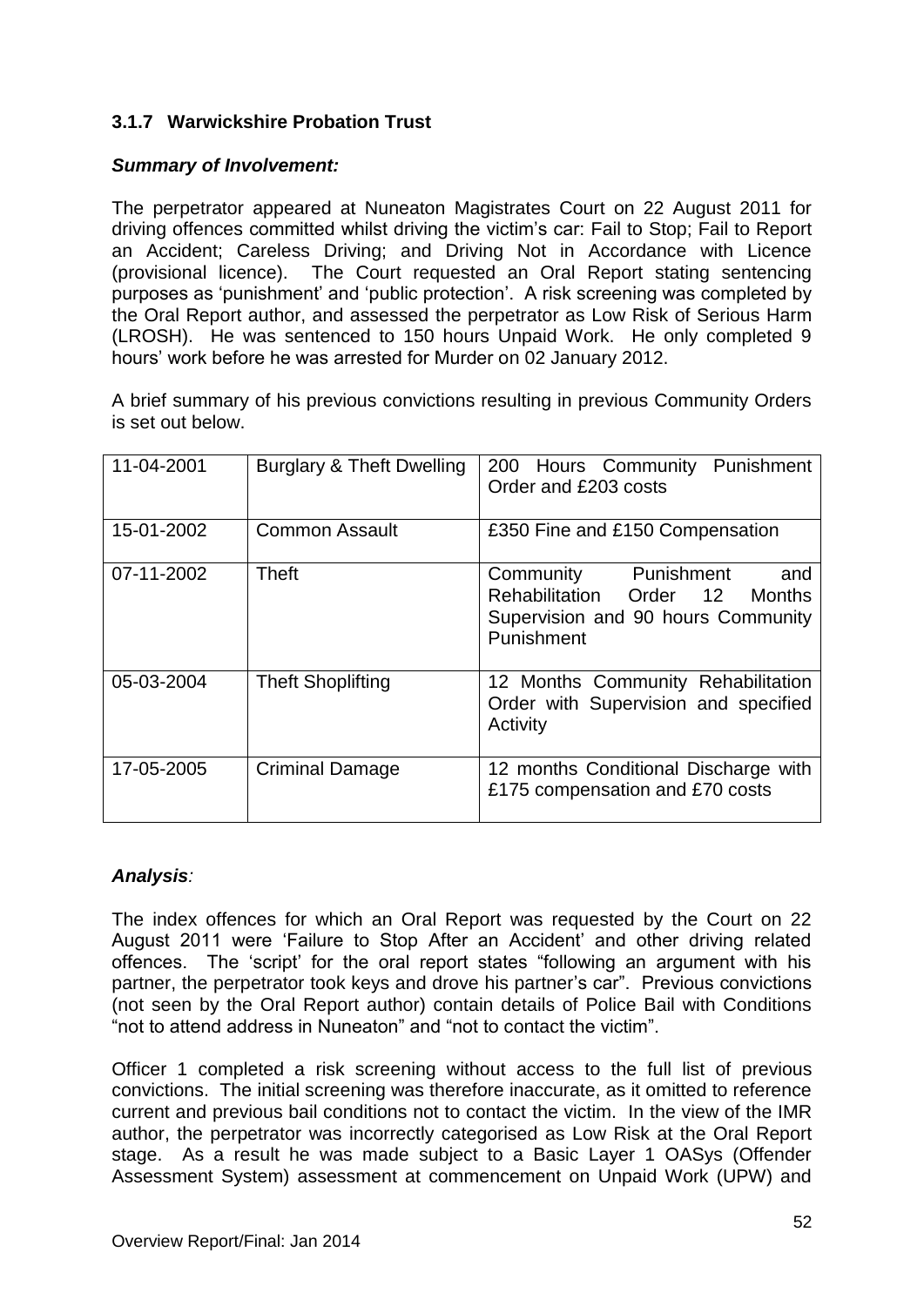### 3.1.7 Warwickshire Probation Trust

***Summary of Involvement:***

The perpetrator appeared at Nuneaton Magistrates Court on 22 August 2011 for driving offences committed whilst driving the victim's car: Fail to Stop; Fail to Report an Accident; Careless Driving; and Driving Not in Accordance with Licence (provisional licence). The Court requested an Oral Report stating sentencing purposes as 'punishment' and 'public protection'. A risk screening was completed by the Oral Report author, and assessed the perpetrator as Low Risk of Serious Harm (LROSH). He was sentenced to 150 hours Unpaid Work. He only completed 9 hours' work before he was arrested for Murder on 02 January 2012.

A brief summary of his previous convictions resulting in previous Community Orders is set out below.

| | | |
|---|---|---|
| 11-04-2001 | Burglary & Theft Dwelling | 200 Hours Community Punishment Order and £203 costs |
| 15-01-2002 | Common Assault | £350 Fine and £150 Compensation |
| 07-11-2002 | Theft | Community Punishment and Rehabilitation Order 12 Months Supervision and 90 hours Community Punishment |
| 05-03-2004 | Theft Shoplifting | 12 Months Community Rehabilitation Order with Supervision and specified Activity |
| 17-05-2005 | Criminal Damage | 12 months Conditional Discharge with £175 compensation and £70 costs |

***Analysis**:*

The index offences for which an Oral Report was requested by the Court on 22 August 2011 were 'Failure to Stop After an Accident' and other driving related offences. The 'script' for the oral report states "following an argument with his partner, the perpetrator took keys and drove his partner's car". Previous convictions (not seen by the Oral Report author) contain details of Police Bail with Conditions "not to attend address in Nuneaton" and "not to contact the victim".

Officer 1 completed a risk screening without access to the full list of previous convictions. The initial screening was therefore inaccurate, as it omitted to reference current and previous bail conditions not to contact the victim. In the view of the IMR author, the perpetrator was incorrectly categorised as Low Risk at the Oral Report stage. As a result he was made subject to a Basic Layer 1 OASys (Offender Assessment System) assessment at commencement on Unpaid Work (UPW) and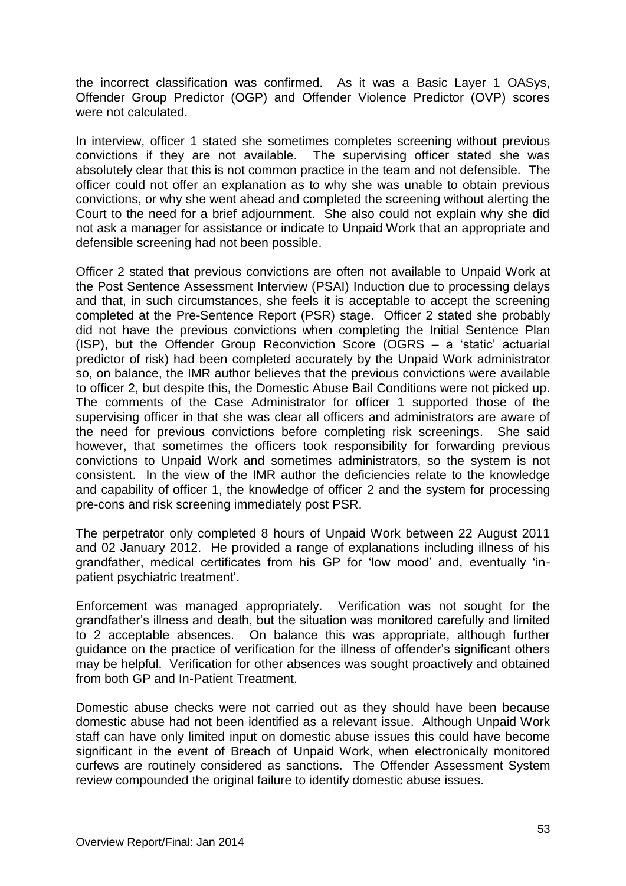the incorrect classification was confirmed. As it was a Basic Layer 1 OASys, Offender Group Predictor (OGP) and Offender Violence Predictor (OVP) scores were not calculated.

In interview, officer 1 stated she sometimes completes screening without previous convictions if they are not available. The supervising officer stated she was absolutely clear that this is not common practice in the team and not defensible. The officer could not offer an explanation as to why she was unable to obtain previous convictions, or why she went ahead and completed the screening without alerting the Court to the need for a brief adjournment. She also could not explain why she did not ask a manager for assistance or indicate to Unpaid Work that an appropriate and defensible screening had not been possible.

Officer 2 stated that previous convictions are often not available to Unpaid Work at the Post Sentence Assessment Interview (PSAI) Induction due to processing delays and that, in such circumstances, she feels it is acceptable to accept the screening completed at the Pre-Sentence Report (PSR) stage. Officer 2 stated she probably did not have the previous convictions when completing the Initial Sentence Plan (ISP), but the Offender Group Reconviction Score (OGRS – a 'static' actuarial predictor of risk) had been completed accurately by the Unpaid Work administrator so, on balance, the IMR author believes that the previous convictions were available to officer 2, but despite this, the Domestic Abuse Bail Conditions were not picked up. The comments of the Case Administrator for officer 1 supported those of the supervising officer in that she was clear all officers and administrators are aware of the need for previous convictions before completing risk screenings. She said however, that sometimes the officers took responsibility for forwarding previous convictions to Unpaid Work and sometimes administrators, so the system is not consistent. In the view of the IMR author the deficiencies relate to the knowledge and capability of officer 1, the knowledge of officer 2 and the system for processing pre-cons and risk screening immediately post PSR.

The perpetrator only completed 8 hours of Unpaid Work between 22 August 2011 and 02 January 2012. He provided a range of explanations including illness of his grandfather, medical certificates from his GP for 'low mood' and, eventually 'in-patient psychiatric treatment'.

Enforcement was managed appropriately. Verification was not sought for the grandfather's illness and death, but the situation was monitored carefully and limited to 2 acceptable absences. On balance this was appropriate, although further guidance on the practice of verification for the illness of offender's significant others may be helpful. Verification for other absences was sought proactively and obtained from both GP and In-Patient Treatment.

Domestic abuse checks were not carried out as they should have been because domestic abuse had not been identified as a relevant issue. Although Unpaid Work staff can have only limited input on domestic abuse issues this could have become significant in the event of Breach of Unpaid Work, when electronically monitored curfews are routinely considered as sanctions. The Offender Assessment System review compounded the original failure to identify domestic abuse issues.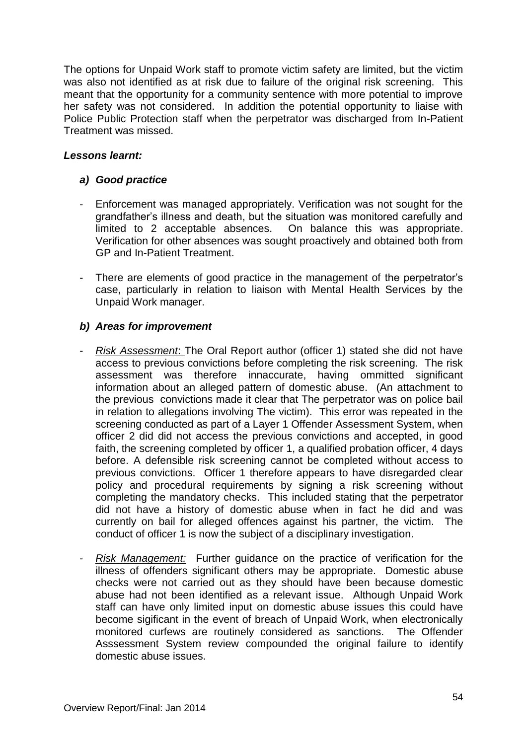The options for Unpaid Work staff to promote victim safety are limited, but the victim was also not identified as at risk due to failure of the original risk screening. This meant that the opportunity for a community sentence with more potential to improve her safety was not considered. In addition the potential opportunity to liaise with Police Public Protection staff when the perpetrator was discharged from In-Patient Treatment was missed.

***Lessons learnt:***

***a) Good practice***

- Enforcement was managed appropriately. Verification was not sought for the grandfather's illness and death, but the situation was monitored carefully and limited to 2 acceptable absences. On balance this was appropriate. Verification for other absences was sought proactively and obtained both from GP and In-Patient Treatment.

- There are elements of good practice in the management of the perpetrator's case, particularly in relation to liaison with Mental Health Services by the Unpaid Work manager.

***b) Areas for improvement***

- *Risk Assessment*: The Oral Report author (officer 1) stated she did not have access to previous convictions before completing the risk screening. The risk assessment was therefore innaccurate, having ommitted significant information about an alleged pattern of domestic abuse. (An attachment to the previous convictions made it clear that The perpetrator was on police bail in relation to allegations involving The victim). This error was repeated in the screening conducted as part of a Layer 1 Offender Assessment System, when officer 2 did did not access the previous convictions and accepted, in good faith, the screening completed by officer 1, a qualified probation officer, 4 days before. A defensible risk screening cannot be completed without access to previous convictions. Officer 1 therefore appears to have disregarded clear policy and procedural requirements by signing a risk screening without completing the mandatory checks. This included stating that the perpetrator did not have a history of domestic abuse when in fact he did and was currently on bail for alleged offences against his partner, the victim. The conduct of officer 1 is now the subject of a disciplinary investigation.

- *Risk Management:* Further guidance on the practice of verification for the illness of offenders significant others may be appropriate. Domestic abuse checks were not carried out as they should have been because domestic abuse had not been identified as a relevant issue. Although Unpaid Work staff can have only limited input on domestic abuse issues this could have become sigificant in the event of breach of Unpaid Work, when electronically monitored curfews are routinely considered as sanctions. The Offender Asssessment System review compounded the original failure to identify domestic abuse issues.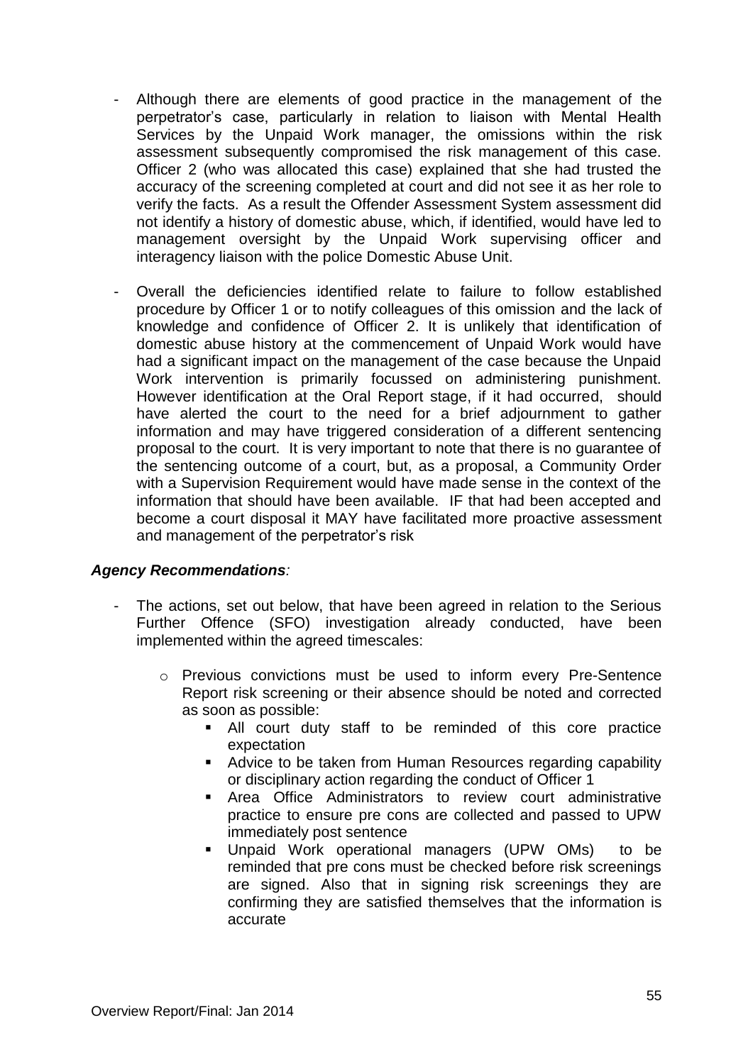- Although there are elements of good practice in the management of the perpetrator's case, particularly in relation to liaison with Mental Health Services by the Unpaid Work manager, the omissions within the risk assessment subsequently compromised the risk management of this case. Officer 2 (who was allocated this case) explained that she had trusted the accuracy of the screening completed at court and did not see it as her role to verify the facts. As a result the Offender Assessment System assessment did not identify a history of domestic abuse, which, if identified, would have led to management oversight by the Unpaid Work supervising officer and interagency liaison with the police Domestic Abuse Unit.

- Overall the deficiencies identified relate to failure to follow established procedure by Officer 1 or to notify colleagues of this omission and the lack of knowledge and confidence of Officer 2. It is unlikely that identification of domestic abuse history at the commencement of Unpaid Work would have had a significant impact on the management of the case because the Unpaid Work intervention is primarily focussed on administering punishment. However identification at the Oral Report stage, if it had occurred, should have alerted the court to the need for a brief adjournment to gather information and may have triggered consideration of a different sentencing proposal to the court. It is very important to note that there is no guarantee of the sentencing outcome of a court, but, as a proposal, a Community Order with a Supervision Requirement would have made sense in the context of the information that should have been available. IF that had been accepted and become a court disposal it MAY have facilitated more proactive assessment and management of the perpetrator's risk

***Agency Recommendations**:*

- The actions, set out below, that have been agreed in relation to the Serious Further Offence (SFO) investigation already conducted, have been implemented within the agreed timescales:
  - Previous convictions must be used to inform every Pre-Sentence Report risk screening or their absence should be noted and corrected as soon as possible:
    - All court duty staff to be reminded of this core practice expectation
    - Advice to be taken from Human Resources regarding capability or disciplinary action regarding the conduct of Officer 1
    - Area Office Administrators to review court administrative practice to ensure pre cons are collected and passed to UPW immediately post sentence
    - Unpaid Work operational managers (UPW OMs) to be reminded that pre cons must be checked before risk screenings are signed. Also that in signing risk screenings they are confirming they are satisfied themselves that the information is accurate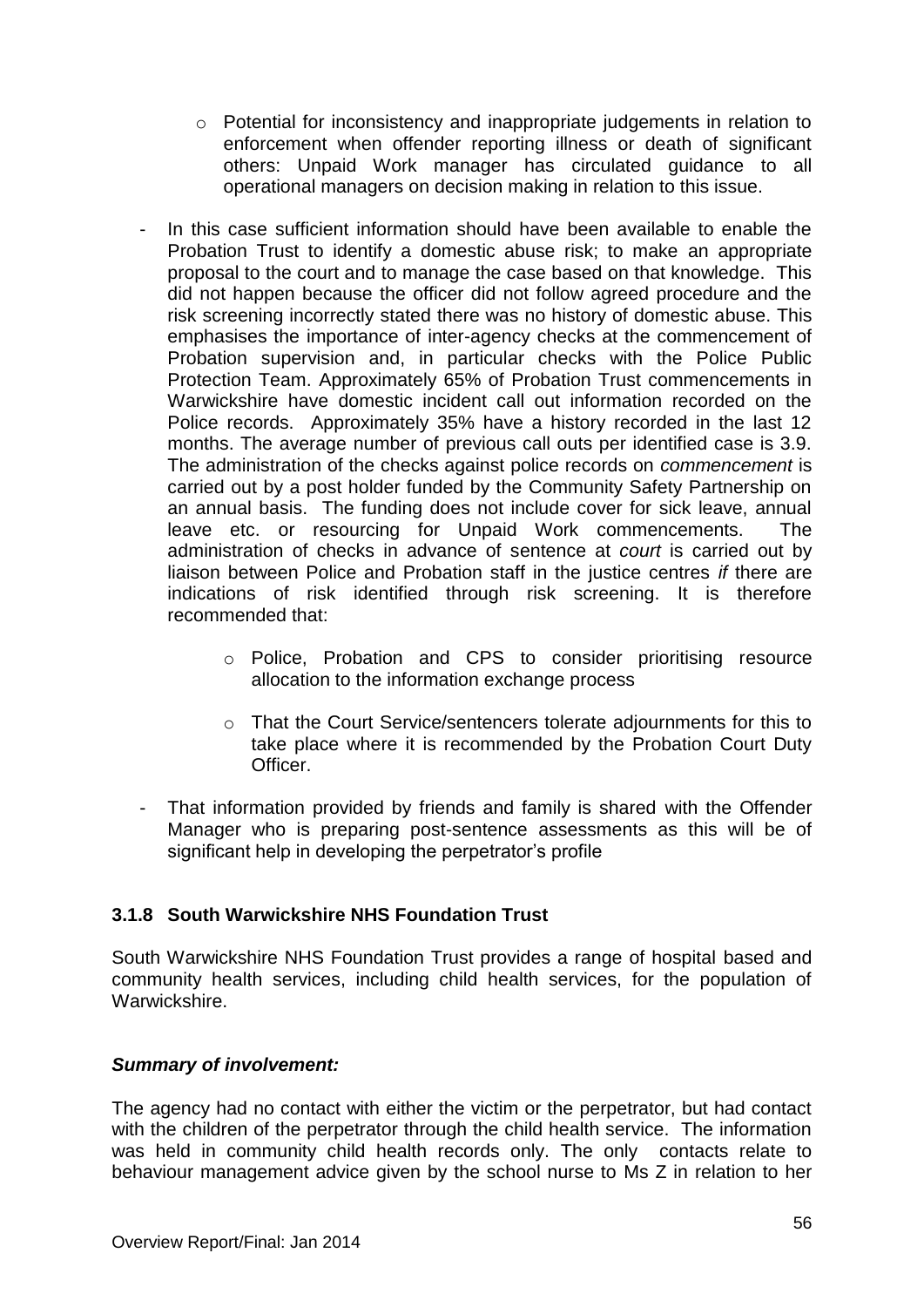- Potential for inconsistency and inappropriate judgements in relation to enforcement when offender reporting illness or death of significant others: Unpaid Work manager has circulated guidance to all operational managers on decision making in relation to this issue.

- In this case sufficient information should have been available to enable the Probation Trust to identify a domestic abuse risk; to make an appropriate proposal to the court and to manage the case based on that knowledge. This did not happen because the officer did not follow agreed procedure and the risk screening incorrectly stated there was no history of domestic abuse. This emphasises the importance of inter-agency checks at the commencement of Probation supervision and, in particular checks with the Police Public Protection Team. Approximately 65% of Probation Trust commencements in Warwickshire have domestic incident call out information recorded on the Police records. Approximately 35% have a history recorded in the last 12 months. The average number of previous call outs per identified case is 3.9. The administration of the checks against police records on *commencement* is carried out by a post holder funded by the Community Safety Partnership on an annual basis. The funding does not include cover for sick leave, annual leave etc. or resourcing for Unpaid Work commencements. The administration of checks in advance of sentence at *court* is carried out by liaison between Police and Probation staff in the justice centres *if* there are indications of risk identified through risk screening. It is therefore recommended that:

  - Police, Probation and CPS to consider prioritising resource allocation to the information exchange process

  - That the Court Service/sentencers tolerate adjournments for this to take place where it is recommended by the Probation Court Duty Officer.

- That information provided by friends and family is shared with the Offender Manager who is preparing post-sentence assessments as this will be of significant help in developing the perpetrator's profile

### 3.1.8 South Warwickshire NHS Foundation Trust

South Warwickshire NHS Foundation Trust provides a range of hospital based and community health services, including child health services, for the population of Warwickshire.

***Summary of involvement:***

The agency had no contact with either the victim or the perpetrator, but had contact with the children of the perpetrator through the child health service. The information was held in community child health records only. The only contacts relate to behaviour management advice given by the school nurse to Ms Z in relation to her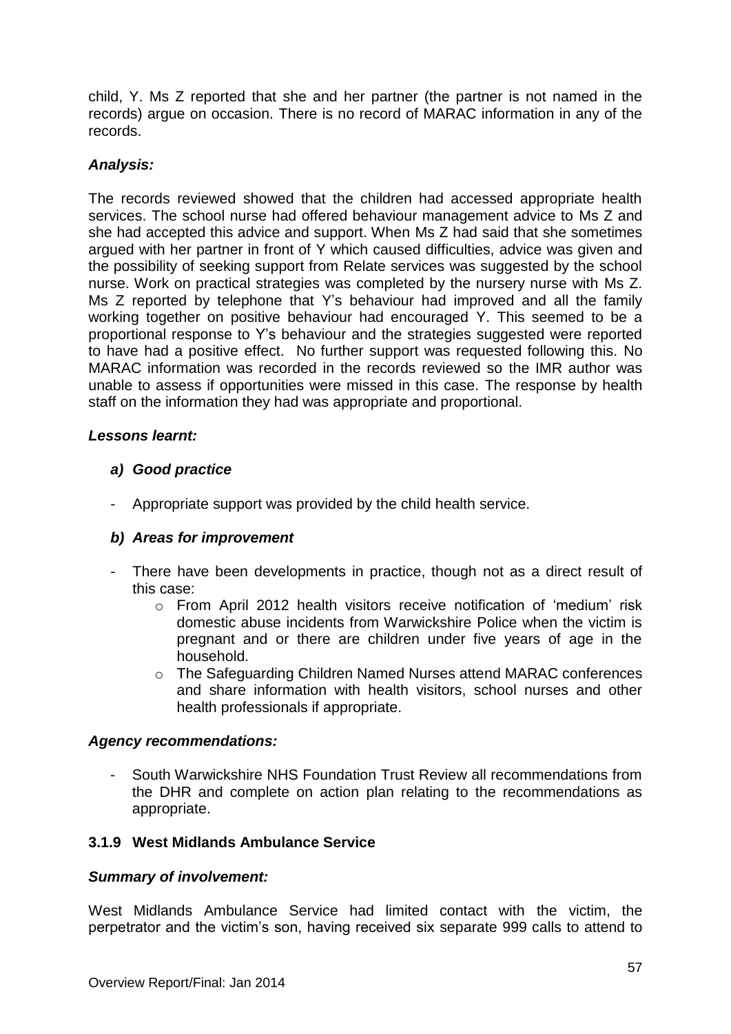child, Y. Ms Z reported that she and her partner (the partner is not named in the records) argue on occasion. There is no record of MARAC information in any of the records.

***Analysis:***

The records reviewed showed that the children had accessed appropriate health services. The school nurse had offered behaviour management advice to Ms Z and she had accepted this advice and support. When Ms Z had said that she sometimes argued with her partner in front of Y which caused difficulties, advice was given and the possibility of seeking support from Relate services was suggested by the school nurse. Work on practical strategies was completed by the nursery nurse with Ms Z. Ms Z reported by telephone that Y's behaviour had improved and all the family working together on positive behaviour had encouraged Y. This seemed to be a proportional response to Y's behaviour and the strategies suggested were reported to have had a positive effect. No further support was requested following this. No MARAC information was recorded in the records reviewed so the IMR author was unable to assess if opportunities were missed in this case. The response by health staff on the information they had was appropriate and proportional.

***Lessons learnt:***

***a) Good practice***

- Appropriate support was provided by the child health service.

***b) Areas for improvement***

- There have been developments in practice, though not as a direct result of this case:
  - From April 2012 health visitors receive notification of 'medium' risk domestic abuse incidents from Warwickshire Police when the victim is pregnant and or there are children under five years of age in the household.
  - The Safeguarding Children Named Nurses attend MARAC conferences and share information with health visitors, school nurses and other health professionals if appropriate.

***Agency recommendations:***

- South Warwickshire NHS Foundation Trust Review all recommendations from the DHR and complete on action plan relating to the recommendations as appropriate.

### 3.1.9 West Midlands Ambulance Service

***Summary of involvement:***

West Midlands Ambulance Service had limited contact with the victim, the perpetrator and the victim's son, having received six separate 999 calls to attend to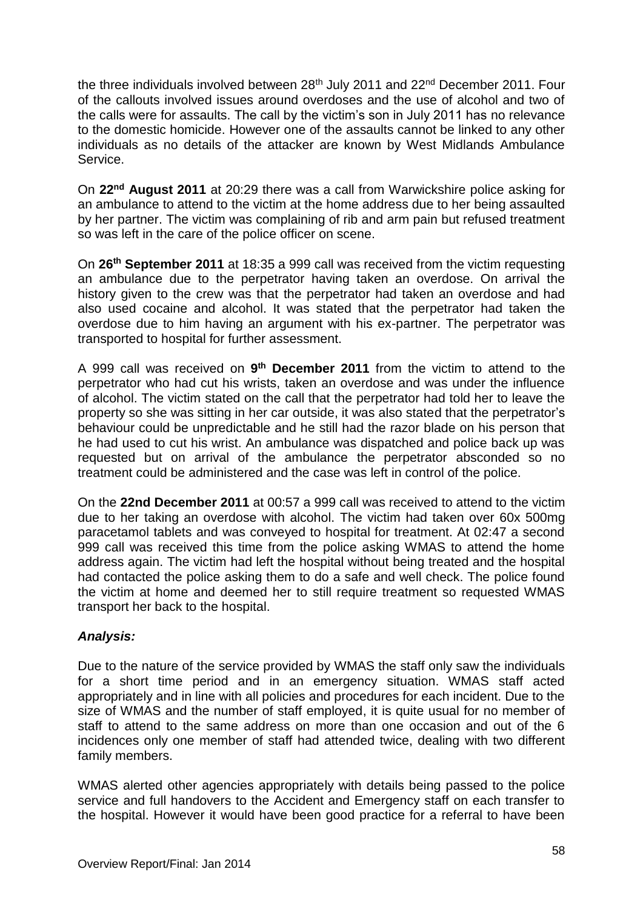the three individuals involved between 28th July 2011 and 22nd December 2011. Four of the callouts involved issues around overdoses and the use of alcohol and two of the calls were for assaults. The call by the victim's son in July 2011 has no relevance to the domestic homicide. However one of the assaults cannot be linked to any other individuals as no details of the attacker are known by West Midlands Ambulance Service.

On **22nd August 2011** at 20:29 there was a call from Warwickshire police asking for an ambulance to attend to the victim at the home address due to her being assaulted by her partner. The victim was complaining of rib and arm pain but refused treatment so was left in the care of the police officer on scene.

On **26th September 2011** at 18:35 a 999 call was received from the victim requesting an ambulance due to the perpetrator having taken an overdose. On arrival the history given to the crew was that the perpetrator had taken an overdose and had also used cocaine and alcohol. It was stated that the perpetrator had taken the overdose due to him having an argument with his ex-partner. The perpetrator was transported to hospital for further assessment.

A 999 call was received on **9th December 2011** from the victim to attend to the perpetrator who had cut his wrists, taken an overdose and was under the influence of alcohol. The victim stated on the call that the perpetrator had told her to leave the property so she was sitting in her car outside, it was also stated that the perpetrator's behaviour could be unpredictable and he still had the razor blade on his person that he had used to cut his wrist. An ambulance was dispatched and police back up was requested but on arrival of the ambulance the perpetrator absconded so no treatment could be administered and the case was left in control of the police.

On the **22nd December 2011** at 00:57 a 999 call was received to attend to the victim due to her taking an overdose with alcohol. The victim had taken over 60x 500mg paracetamol tablets and was conveyed to hospital for treatment. At 02:47 a second 999 call was received this time from the police asking WMAS to attend the home address again. The victim had left the hospital without being treated and the hospital had contacted the police asking them to do a safe and well check. The police found the victim at home and deemed her to still require treatment so requested WMAS transport her back to the hospital.

***Analysis:***

Due to the nature of the service provided by WMAS the staff only saw the individuals for a short time period and in an emergency situation. WMAS staff acted appropriately and in line with all policies and procedures for each incident. Due to the size of WMAS and the number of staff employed, it is quite usual for no member of staff to attend to the same address on more than one occasion and out of the 6 incidences only one member of staff had attended twice, dealing with two different family members.

WMAS alerted other agencies appropriately with details being passed to the police service and full handovers to the Accident and Emergency staff on each transfer to the hospital. However it would have been good practice for a referral to have been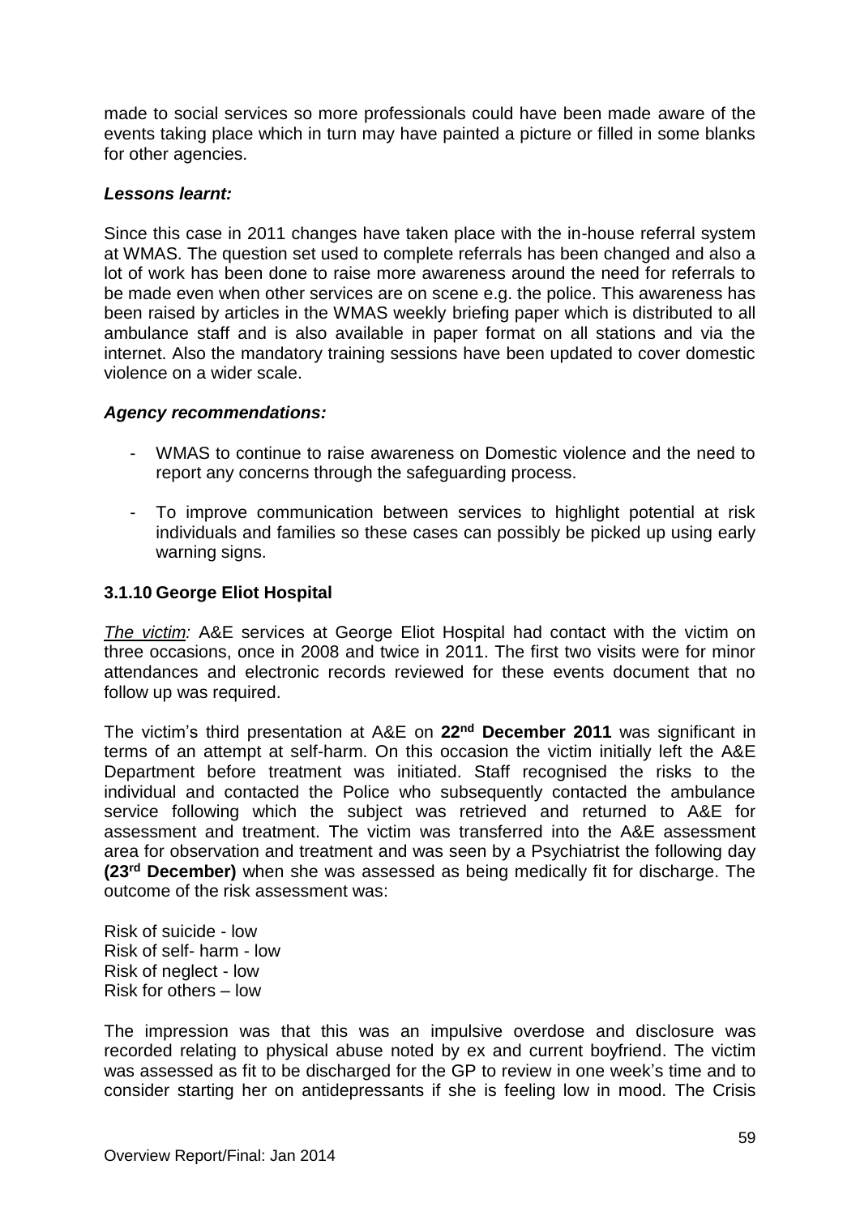made to social services so more professionals could have been made aware of the events taking place which in turn may have painted a picture or filled in some blanks for other agencies.

***Lessons learnt:***

Since this case in 2011 changes have taken place with the in-house referral system at WMAS. The question set used to complete referrals has been changed and also a lot of work has been done to raise more awareness around the need for referrals to be made even when other services are on scene e.g. the police. This awareness has been raised by articles in the WMAS weekly briefing paper which is distributed to all ambulance staff and is also available in paper format on all stations and via the internet. Also the mandatory training sessions have been updated to cover domestic violence on a wider scale.

***Agency recommendations:***

- WMAS to continue to raise awareness on Domestic violence and the need to report any concerns through the safeguarding process.
- To improve communication between services to highlight potential at risk individuals and families so these cases can possibly be picked up using early warning signs.

### 3.1.10 George Eliot Hospital

*The victim:* A&E services at George Eliot Hospital had contact with the victim on three occasions, once in 2008 and twice in 2011. The first two visits were for minor attendances and electronic records reviewed for these events document that no follow up was required.

The victim's third presentation at A&E on **22nd December 2011** was significant in terms of an attempt at self-harm. On this occasion the victim initially left the A&E Department before treatment was initiated. Staff recognised the risks to the individual and contacted the Police who subsequently contacted the ambulance service following which the subject was retrieved and returned to A&E for assessment and treatment. The victim was transferred into the A&E assessment area for observation and treatment and was seen by a Psychiatrist the following day **(23rd December)** when she was assessed as being medically fit for discharge. The outcome of the risk assessment was:

Risk of suicide - low  
Risk of self- harm - low  
Risk of neglect - low  
Risk for others – low

The impression was that this was an impulsive overdose and disclosure was recorded relating to physical abuse noted by ex and current boyfriend. The victim was assessed as fit to be discharged for the GP to review in one week's time and to consider starting her on antidepressants if she is feeling low in mood. The Crisis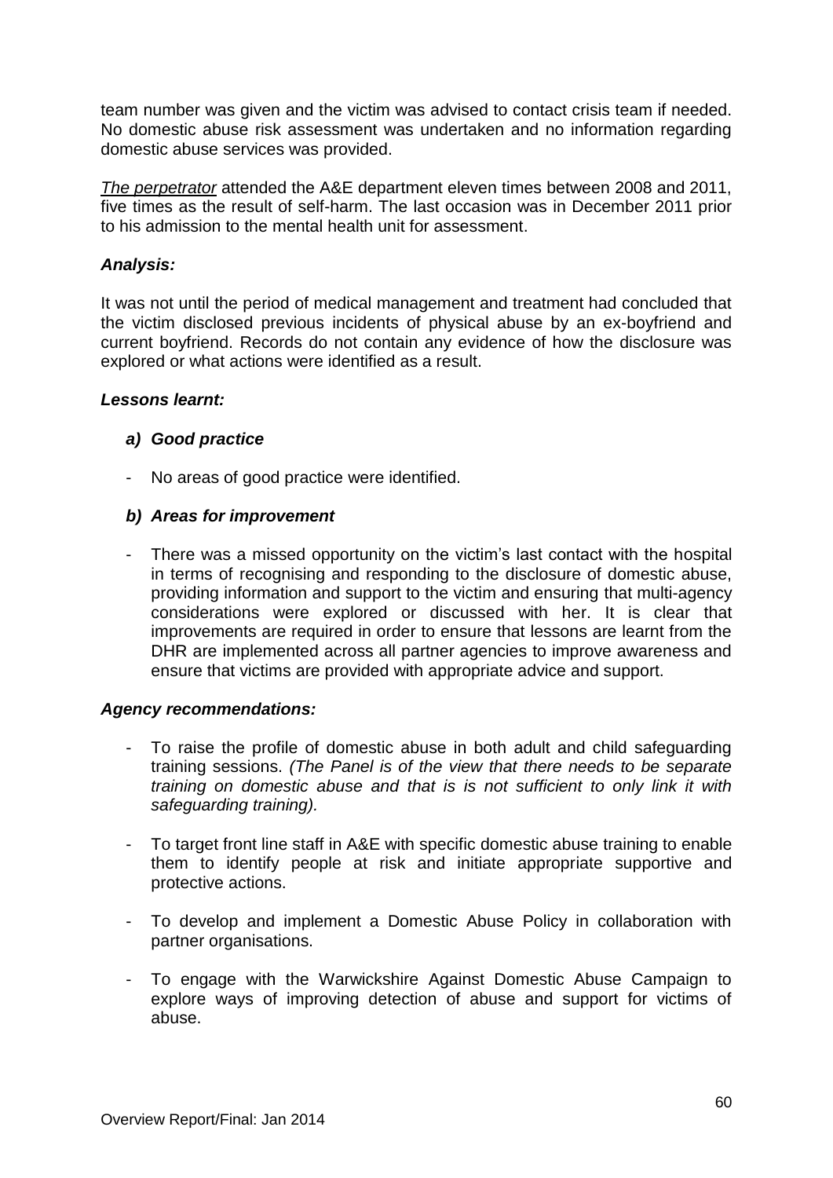team number was given and the victim was advised to contact crisis team if needed. No domestic abuse risk assessment was undertaken and no information regarding domestic abuse services was provided.

*The perpetrator* attended the A&E department eleven times between 2008 and 2011, five times as the result of self-harm. The last occasion was in December 2011 prior to his admission to the mental health unit for assessment.

***Analysis:***

It was not until the period of medical management and treatment had concluded that the victim disclosed previous incidents of physical abuse by an ex-boyfriend and current boyfriend. Records do not contain any evidence of how the disclosure was explored or what actions were identified as a result.

***Lessons learnt:***

***a) Good practice***

- No areas of good practice were identified.

***b) Areas for improvement***

- There was a missed opportunity on the victim's last contact with the hospital in terms of recognising and responding to the disclosure of domestic abuse, providing information and support to the victim and ensuring that multi-agency considerations were explored or discussed with her. It is clear that improvements are required in order to ensure that lessons are learnt from the DHR are implemented across all partner agencies to improve awareness and ensure that victims are provided with appropriate advice and support.

***Agency recommendations:***

- To raise the profile of domestic abuse in both adult and child safeguarding training sessions. *(The Panel is of the view that there needs to be separate training on domestic abuse and that is is not sufficient to only link it with safeguarding training).*

- To target front line staff in A&E with specific domestic abuse training to enable them to identify people at risk and initiate appropriate supportive and protective actions.

- To develop and implement a Domestic Abuse Policy in collaboration with partner organisations.

- To engage with the Warwickshire Against Domestic Abuse Campaign to explore ways of improving detection of abuse and support for victims of abuse.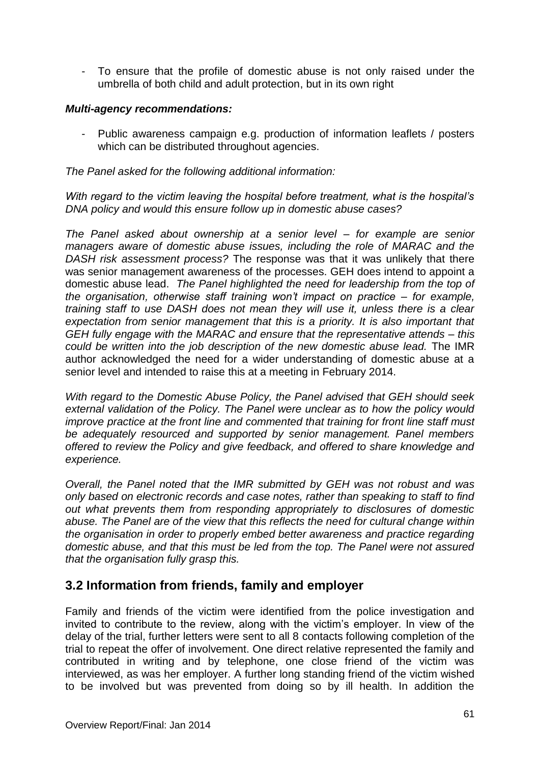- To ensure that the profile of domestic abuse is not only raised under the umbrella of both child and adult protection, but in its own right

***Multi-agency recommendations:***

- Public awareness campaign e.g. production of information leaflets / posters which can be distributed throughout agencies.

*The Panel asked for the following additional information:*

*With regard to the victim leaving the hospital before treatment, what is the hospital's DNA policy and would this ensure follow up in domestic abuse cases?*

*The Panel asked about ownership at a senior level – for example are senior managers aware of domestic abuse issues, including the role of MARAC and the DASH risk assessment process?* The response was that it was unlikely that there was senior management awareness of the processes. GEH does intend to appoint a domestic abuse lead. *The Panel highlighted the need for leadership from the top of the organisation, otherwise staff training won't impact on practice – for example, training staff to use DASH does not mean they will use it, unless there is a clear expectation from senior management that this is a priority. It is also important that GEH fully engage with the MARAC and ensure that the representative attends – this could be written into the job description of the new domestic abuse lead.* The IMR author acknowledged the need for a wider understanding of domestic abuse at a senior level and intended to raise this at a meeting in February 2014.

*With regard to the Domestic Abuse Policy, the Panel advised that GEH should seek external validation of the Policy. The Panel were unclear as to how the policy would improve practice at the front line and commented that training for front line staff must be adequately resourced and supported by senior management. Panel members offered to review the Policy and give feedback, and offered to share knowledge and experience.*

*Overall, the Panel noted that the IMR submitted by GEH was not robust and was only based on electronic records and case notes, rather than speaking to staff to find out what prevents them from responding appropriately to disclosures of domestic abuse. The Panel are of the view that this reflects the need for cultural change within the organisation in order to properly embed better awareness and practice regarding domestic abuse, and that this must be led from the top. The Panel were not assured that the organisation fully grasp this.*

## 3.2 Information from friends, family and employer

Family and friends of the victim were identified from the police investigation and invited to contribute to the review, along with the victim's employer. In view of the delay of the trial, further letters were sent to all 8 contacts following completion of the trial to repeat the offer of involvement. One direct relative represented the family and contributed in writing and by telephone, one close friend of the victim was interviewed, as was her employer. A further long standing friend of the victim wished to be involved but was prevented from doing so by ill health. In addition the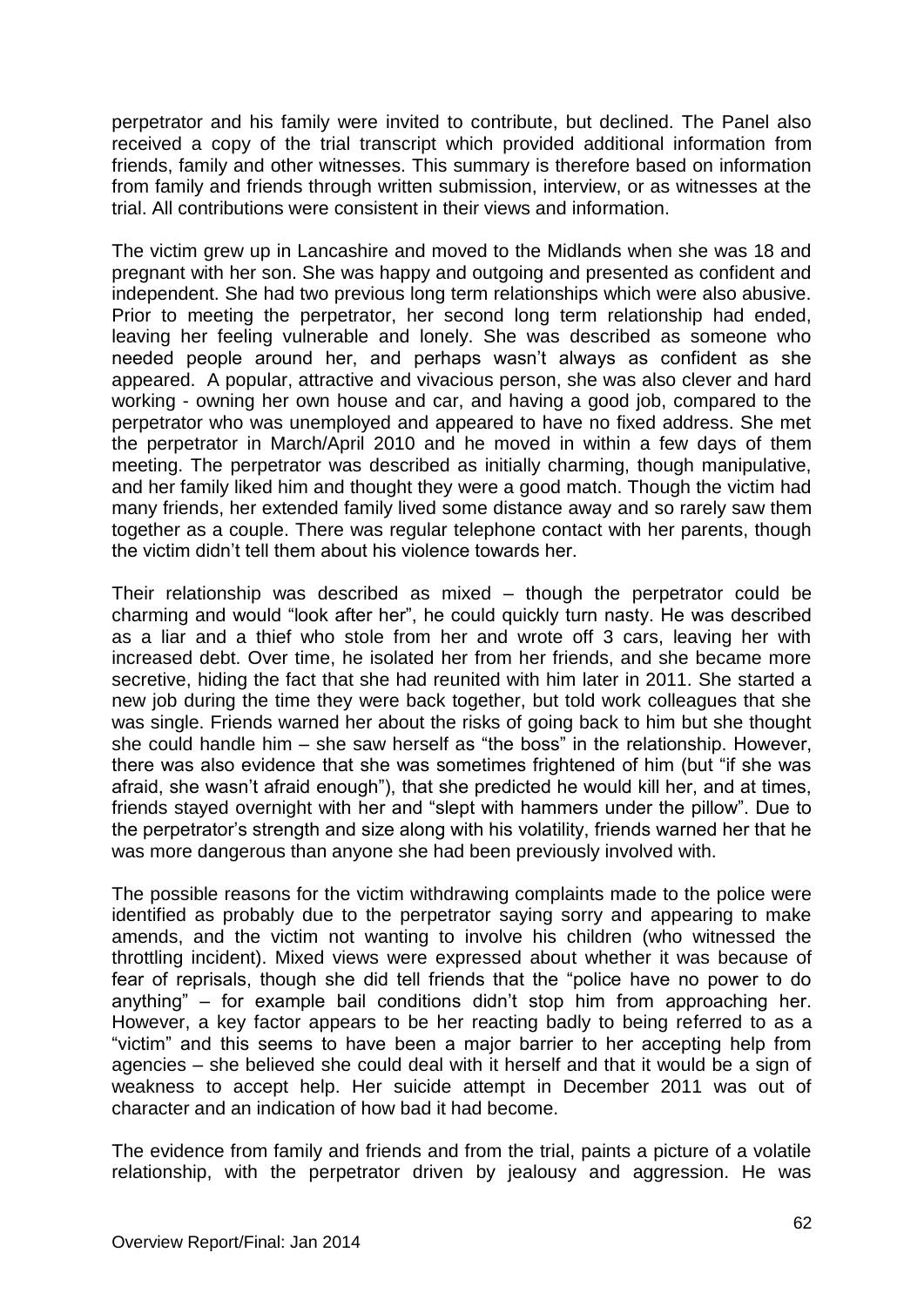perpetrator and his family were invited to contribute, but declined. The Panel also received a copy of the trial transcript which provided additional information from friends, family and other witnesses. This summary is therefore based on information from family and friends through written submission, interview, or as witnesses at the trial. All contributions were consistent in their views and information.

The victim grew up in Lancashire and moved to the Midlands when she was 18 and pregnant with her son. She was happy and outgoing and presented as confident and independent. She had two previous long term relationships which were also abusive. Prior to meeting the perpetrator, her second long term relationship had ended, leaving her feeling vulnerable and lonely. She was described as someone who needed people around her, and perhaps wasn't always as confident as she appeared. A popular, attractive and vivacious person, she was also clever and hard working - owning her own house and car, and having a good job, compared to the perpetrator who was unemployed and appeared to have no fixed address. She met the perpetrator in March/April 2010 and he moved in within a few days of them meeting. The perpetrator was described as initially charming, though manipulative, and her family liked him and thought they were a good match. Though the victim had many friends, her extended family lived some distance away and so rarely saw them together as a couple. There was regular telephone contact with her parents, though the victim didn't tell them about his violence towards her.

Their relationship was described as mixed – though the perpetrator could be charming and would "look after her", he could quickly turn nasty. He was described as a liar and a thief who stole from her and wrote off 3 cars, leaving her with increased debt. Over time, he isolated her from her friends, and she became more secretive, hiding the fact that she had reunited with him later in 2011. She started a new job during the time they were back together, but told work colleagues that she was single. Friends warned her about the risks of going back to him but she thought she could handle him – she saw herself as "the boss" in the relationship. However, there was also evidence that she was sometimes frightened of him (but "if she was afraid, she wasn't afraid enough"), that she predicted he would kill her, and at times, friends stayed overnight with her and "slept with hammers under the pillow". Due to the perpetrator's strength and size along with his volatility, friends warned her that he was more dangerous than anyone she had been previously involved with.

The possible reasons for the victim withdrawing complaints made to the police were identified as probably due to the perpetrator saying sorry and appearing to make amends, and the victim not wanting to involve his children (who witnessed the throttling incident). Mixed views were expressed about whether it was because of fear of reprisals, though she did tell friends that the "police have no power to do anything" – for example bail conditions didn't stop him from approaching her. However, a key factor appears to be her reacting badly to being referred to as a "victim" and this seems to have been a major barrier to her accepting help from agencies – she believed she could deal with it herself and that it would be a sign of weakness to accept help. Her suicide attempt in December 2011 was out of character and an indication of how bad it had become.

The evidence from family and friends and from the trial, paints a picture of a volatile relationship, with the perpetrator driven by jealousy and aggression. He was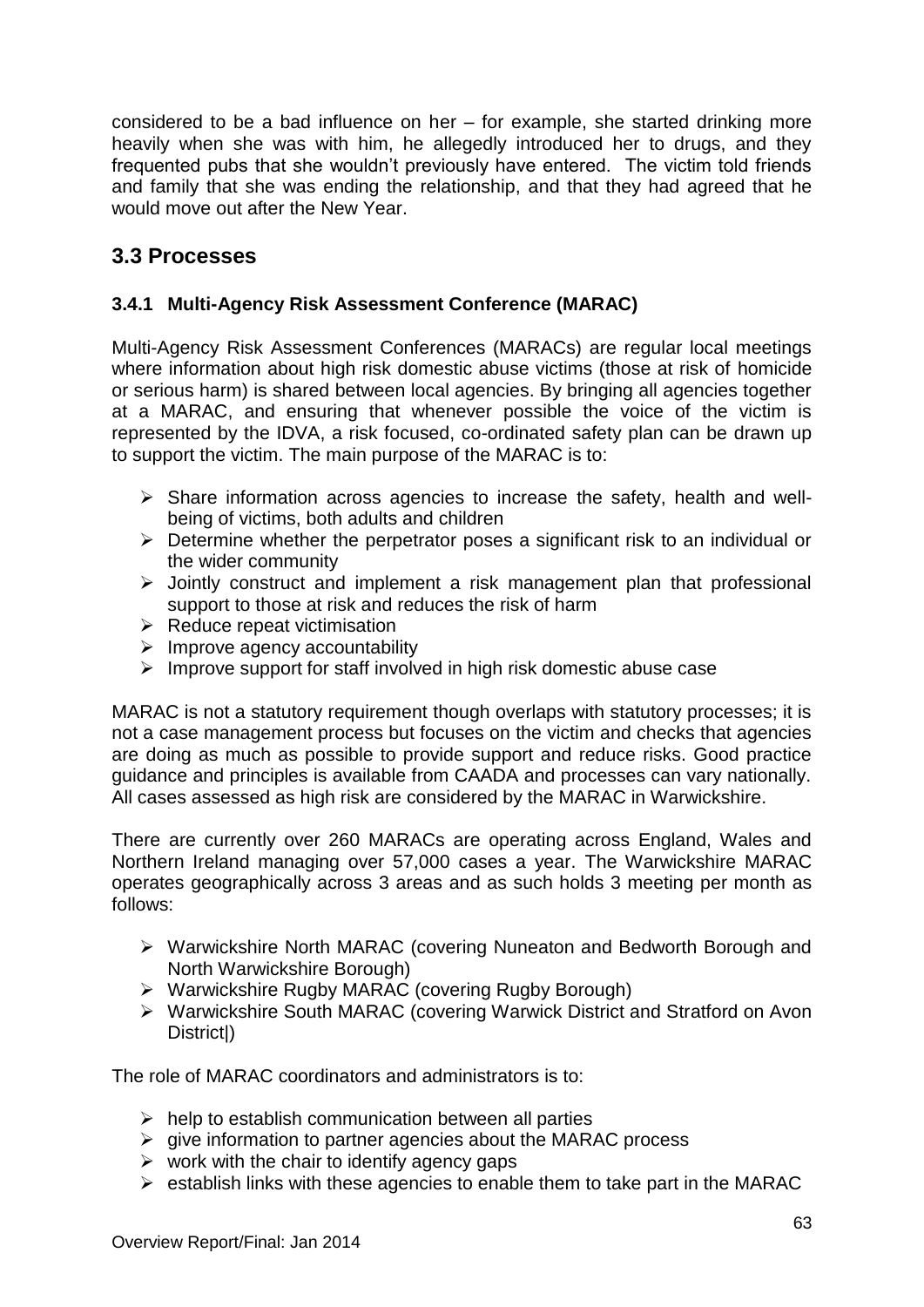considered to be a bad influence on her – for example, she started drinking more heavily when she was with him, he allegedly introduced her to drugs, and they frequented pubs that she wouldn't previously have entered. The victim told friends and family that she was ending the relationship, and that they had agreed that he would move out after the New Year.

## 3.3 Processes

### 3.4.1 Multi-Agency Risk Assessment Conference (MARAC)

Multi-Agency Risk Assessment Conferences (MARACs) are regular local meetings where information about high risk domestic abuse victims (those at risk of homicide or serious harm) is shared between local agencies. By bringing all agencies together at a MARAC, and ensuring that whenever possible the voice of the victim is represented by the IDVA, a risk focused, co-ordinated safety plan can be drawn up to support the victim. The main purpose of the MARAC is to:

- Share information across agencies to increase the safety, health and well-being of victims, both adults and children
- Determine whether the perpetrator poses a significant risk to an individual or the wider community
- Jointly construct and implement a risk management plan that professional support to those at risk and reduces the risk of harm
- Reduce repeat victimisation
- Improve agency accountability
- Improve support for staff involved in high risk domestic abuse case

MARAC is not a statutory requirement though overlaps with statutory processes; it is not a case management process but focuses on the victim and checks that agencies are doing as much as possible to provide support and reduce risks. Good practice guidance and principles is available from CAADA and processes can vary nationally. All cases assessed as high risk are considered by the MARAC in Warwickshire.

There are currently over 260 MARACs are operating across England, Wales and Northern Ireland managing over 57,000 cases a year. The Warwickshire MARAC operates geographically across 3 areas and as such holds 3 meeting per month as follows:

- Warwickshire North MARAC (covering Nuneaton and Bedworth Borough and North Warwickshire Borough)
- Warwickshire Rugby MARAC (covering Rugby Borough)
- Warwickshire South MARAC (covering Warwick District and Stratford on Avon District|)

The role of MARAC coordinators and administrators is to:

- help to establish communication between all parties
- give information to partner agencies about the MARAC process
- work with the chair to identify agency gaps
- establish links with these agencies to enable them to take part in the MARAC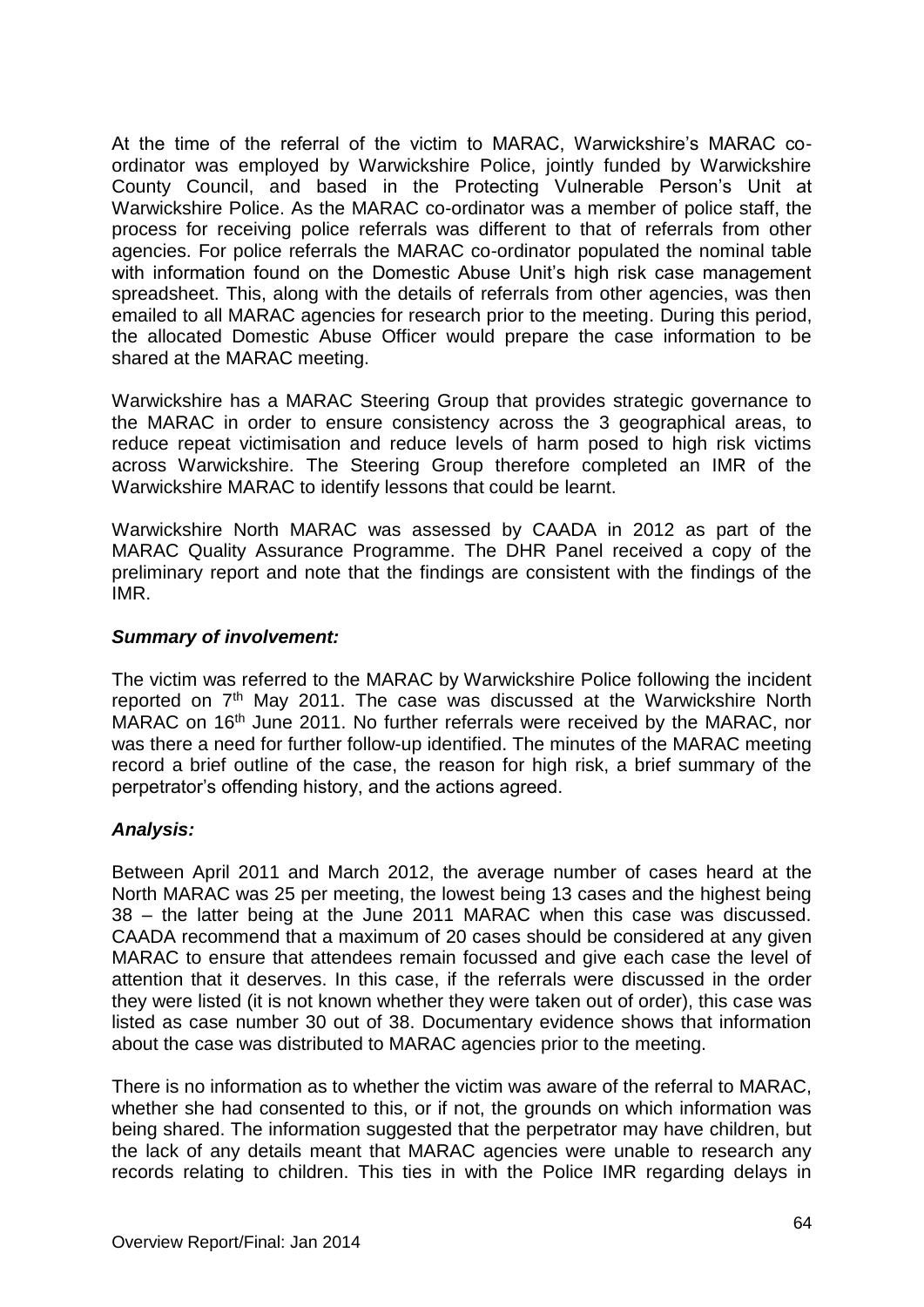At the time of the referral of the victim to MARAC, Warwickshire's MARAC co-ordinator was employed by Warwickshire Police, jointly funded by Warwickshire County Council, and based in the Protecting Vulnerable Person's Unit at Warwickshire Police. As the MARAC co-ordinator was a member of police staff, the process for receiving police referrals was different to that of referrals from other agencies. For police referrals the MARAC co-ordinator populated the nominal table with information found on the Domestic Abuse Unit's high risk case management spreadsheet. This, along with the details of referrals from other agencies, was then emailed to all MARAC agencies for research prior to the meeting. During this period, the allocated Domestic Abuse Officer would prepare the case information to be shared at the MARAC meeting.

Warwickshire has a MARAC Steering Group that provides strategic governance to the MARAC in order to ensure consistency across the 3 geographical areas, to reduce repeat victimisation and reduce levels of harm posed to high risk victims across Warwickshire. The Steering Group therefore completed an IMR of the Warwickshire MARAC to identify lessons that could be learnt.

Warwickshire North MARAC was assessed by CAADA in 2012 as part of the MARAC Quality Assurance Programme. The DHR Panel received a copy of the preliminary report and note that the findings are consistent with the findings of the IMR.

***Summary of involvement:***

The victim was referred to the MARAC by Warwickshire Police following the incident reported on 7th May 2011. The case was discussed at the Warwickshire North MARAC on 16th June 2011. No further referrals were received by the MARAC, nor was there a need for further follow-up identified. The minutes of the MARAC meeting record a brief outline of the case, the reason for high risk, a brief summary of the perpetrator's offending history, and the actions agreed.

***Analysis:***

Between April 2011 and March 2012, the average number of cases heard at the North MARAC was 25 per meeting, the lowest being 13 cases and the highest being 38 – the latter being at the June 2011 MARAC when this case was discussed. CAADA recommend that a maximum of 20 cases should be considered at any given MARAC to ensure that attendees remain focussed and give each case the level of attention that it deserves. In this case, if the referrals were discussed in the order they were listed (it is not known whether they were taken out of order), this case was listed as case number 30 out of 38. Documentary evidence shows that information about the case was distributed to MARAC agencies prior to the meeting.

There is no information as to whether the victim was aware of the referral to MARAC, whether she had consented to this, or if not, the grounds on which information was being shared. The information suggested that the perpetrator may have children, but the lack of any details meant that MARAC agencies were unable to research any records relating to children. This ties in with the Police IMR regarding delays in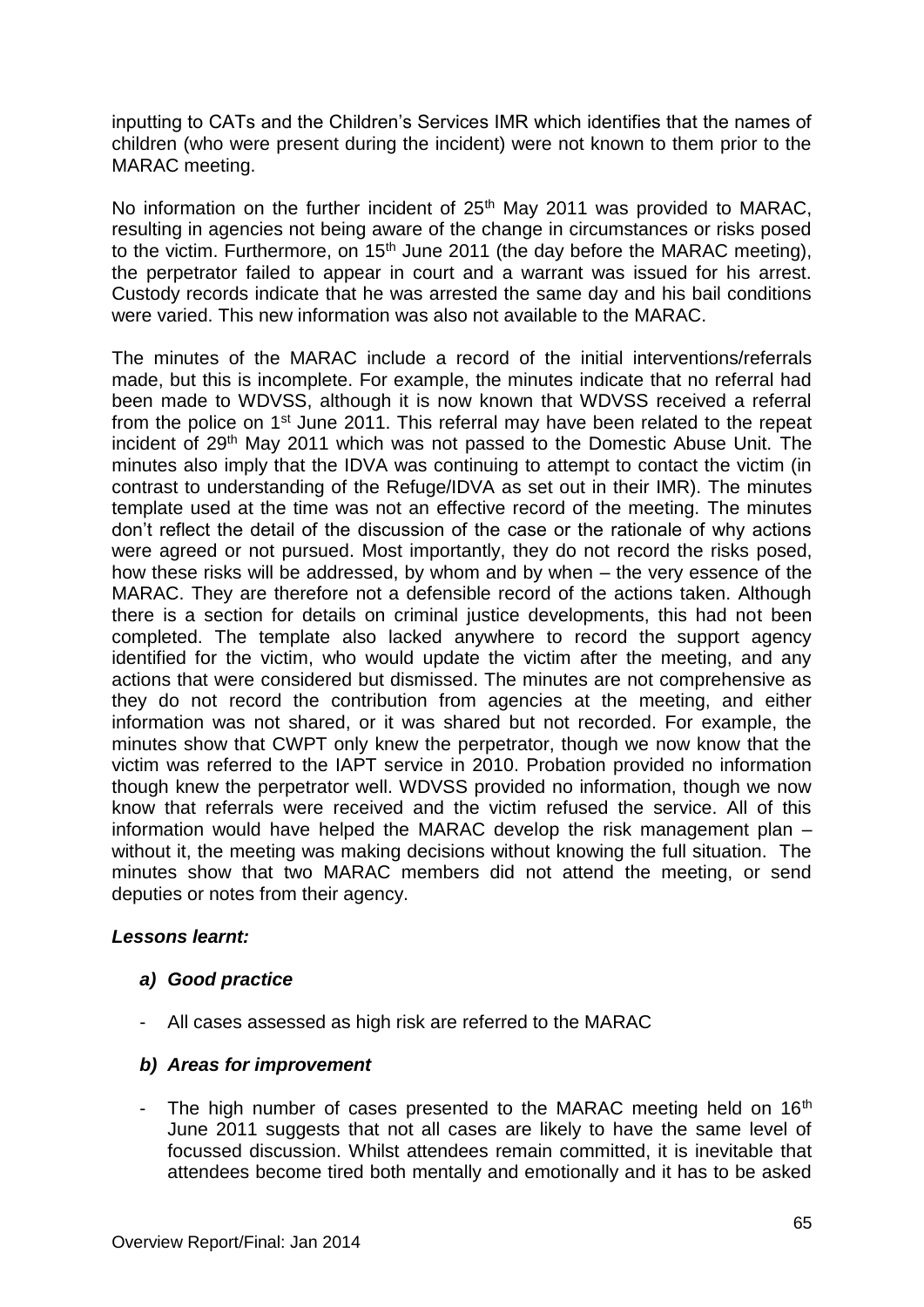inputting to CATs and the Children's Services IMR which identifies that the names of children (who were present during the incident) were not known to them prior to the MARAC meeting.

No information on the further incident of 25th May 2011 was provided to MARAC, resulting in agencies not being aware of the change in circumstances or risks posed to the victim. Furthermore, on 15th June 2011 (the day before the MARAC meeting), the perpetrator failed to appear in court and a warrant was issued for his arrest. Custody records indicate that he was arrested the same day and his bail conditions were varied. This new information was also not available to the MARAC.

The minutes of the MARAC include a record of the initial interventions/referrals made, but this is incomplete. For example, the minutes indicate that no referral had been made to WDVSS, although it is now known that WDVSS received a referral from the police on 1st June 2011. This referral may have been related to the repeat incident of 29th May 2011 which was not passed to the Domestic Abuse Unit. The minutes also imply that the IDVA was continuing to attempt to contact the victim (in contrast to understanding of the Refuge/IDVA as set out in their IMR). The minutes template used at the time was not an effective record of the meeting. The minutes don't reflect the detail of the discussion of the case or the rationale of why actions were agreed or not pursued. Most importantly, they do not record the risks posed, how these risks will be addressed, by whom and by when – the very essence of the MARAC. They are therefore not a defensible record of the actions taken. Although there is a section for details on criminal justice developments, this had not been completed. The template also lacked anywhere to record the support agency identified for the victim, who would update the victim after the meeting, and any actions that were considered but dismissed. The minutes are not comprehensive as they do not record the contribution from agencies at the meeting, and either information was not shared, or it was shared but not recorded. For example, the minutes show that CWPT only knew the perpetrator, though we now know that the victim was referred to the IAPT service in 2010. Probation provided no information though knew the perpetrator well. WDVSS provided no information, though we now know that referrals were received and the victim refused the service. All of this information would have helped the MARAC develop the risk management plan – without it, the meeting was making decisions without knowing the full situation. The minutes show that two MARAC members did not attend the meeting, or send deputies or notes from their agency.

***Lessons learnt:***

***a) Good practice***

- All cases assessed as high risk are referred to the MARAC

***b) Areas for improvement***

- The high number of cases presented to the MARAC meeting held on 16th June 2011 suggests that not all cases are likely to have the same level of focussed discussion. Whilst attendees remain committed, it is inevitable that attendees become tired both mentally and emotionally and it has to be asked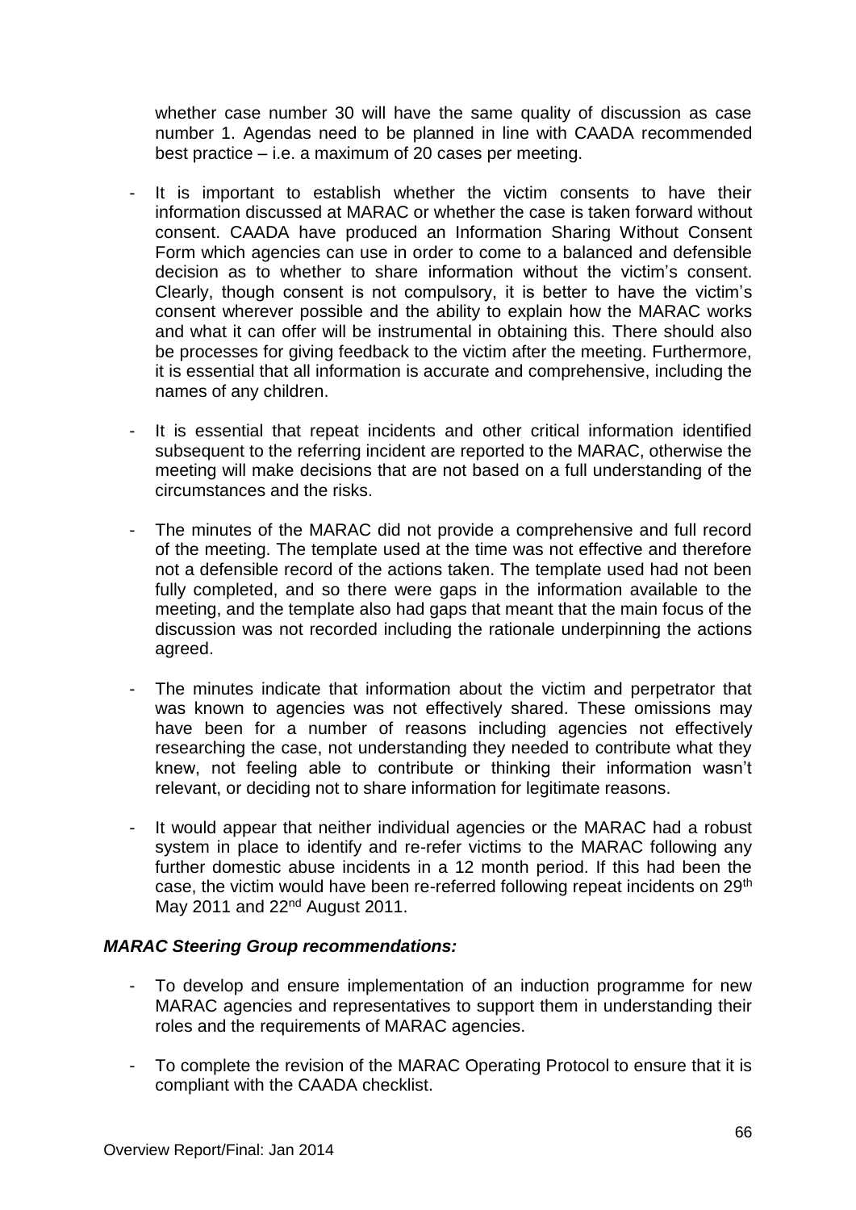whether case number 30 will have the same quality of discussion as case number 1. Agendas need to be planned in line with CAADA recommended best practice – i.e. a maximum of 20 cases per meeting.

- It is important to establish whether the victim consents to have their information discussed at MARAC or whether the case is taken forward without consent. CAADA have produced an Information Sharing Without Consent Form which agencies can use in order to come to a balanced and defensible decision as to whether to share information without the victim's consent. Clearly, though consent is not compulsory, it is better to have the victim's consent wherever possible and the ability to explain how the MARAC works and what it can offer will be instrumental in obtaining this. There should also be processes for giving feedback to the victim after the meeting. Furthermore, it is essential that all information is accurate and comprehensive, including the names of any children.

- It is essential that repeat incidents and other critical information identified subsequent to the referring incident are reported to the MARAC, otherwise the meeting will make decisions that are not based on a full understanding of the circumstances and the risks.

- The minutes of the MARAC did not provide a comprehensive and full record of the meeting. The template used at the time was not effective and therefore not a defensible record of the actions taken. The template used had not been fully completed, and so there were gaps in the information available to the meeting, and the template also had gaps that meant that the main focus of the discussion was not recorded including the rationale underpinning the actions agreed.

- The minutes indicate that information about the victim and perpetrator that was known to agencies was not effectively shared. These omissions may have been for a number of reasons including agencies not effectively researching the case, not understanding they needed to contribute what they knew, not feeling able to contribute or thinking their information wasn't relevant, or deciding not to share information for legitimate reasons.

- It would appear that neither individual agencies or the MARAC had a robust system in place to identify and re-refer victims to the MARAC following any further domestic abuse incidents in a 12 month period. If this had been the case, the victim would have been re-referred following repeat incidents on 29th May 2011 and 22nd August 2011.

***MARAC Steering Group recommendations:***

- To develop and ensure implementation of an induction programme for new MARAC agencies and representatives to support them in understanding their roles and the requirements of MARAC agencies.

- To complete the revision of the MARAC Operating Protocol to ensure that it is compliant with the CAADA checklist.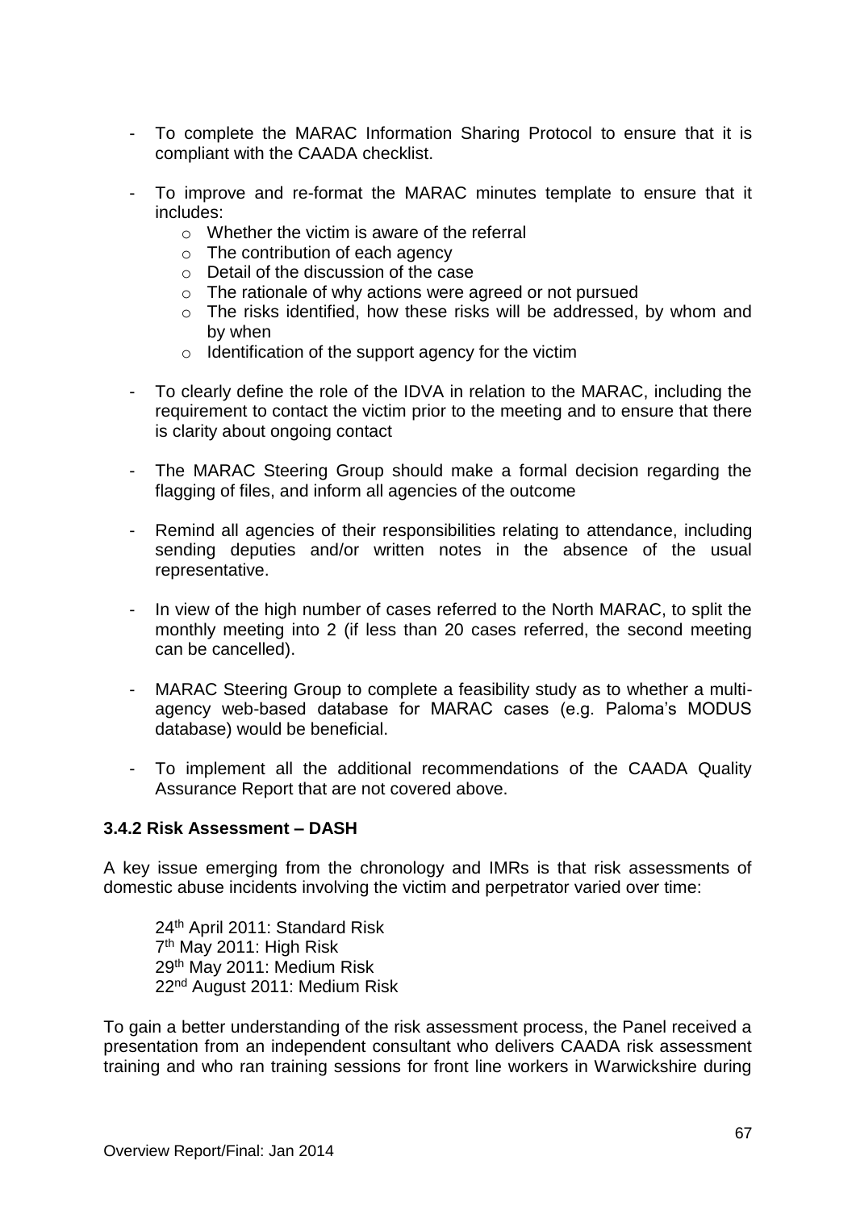- To complete the MARAC Information Sharing Protocol to ensure that it is compliant with the CAADA checklist.

- To improve and re-format the MARAC minutes template to ensure that it includes:
    - Whether the victim is aware of the referral
    - The contribution of each agency
    - Detail of the discussion of the case
    - The rationale of why actions were agreed or not pursued
    - The risks identified, how these risks will be addressed, by whom and by when
    - Identification of the support agency for the victim

- To clearly define the role of the IDVA in relation to the MARAC, including the requirement to contact the victim prior to the meeting and to ensure that there is clarity about ongoing contact

- The MARAC Steering Group should make a formal decision regarding the flagging of files, and inform all agencies of the outcome

- Remind all agencies of their responsibilities relating to attendance, including sending deputies and/or written notes in the absence of the usual representative.

- In view of the high number of cases referred to the North MARAC, to split the monthly meeting into 2 (if less than 20 cases referred, the second meeting can be cancelled).

- MARAC Steering Group to complete a feasibility study as to whether a multi-agency web-based database for MARAC cases (e.g. Paloma's MODUS database) would be beneficial.

- To implement all the additional recommendations of the CAADA Quality Assurance Report that are not covered above.

**3.4.2 Risk Assessment – DASH**

A key issue emerging from the chronology and IMRs is that risk assessments of domestic abuse incidents involving the victim and perpetrator varied over time:

24th April 2011: Standard Risk
7th May 2011: High Risk
29th May 2011: Medium Risk
22nd August 2011: Medium Risk

To gain a better understanding of the risk assessment process, the Panel received a presentation from an independent consultant who delivers CAADA risk assessment training and who ran training sessions for front line workers in Warwickshire during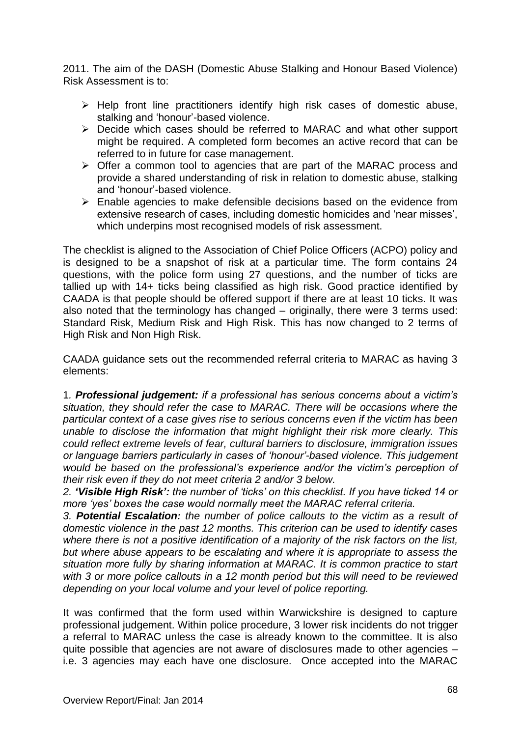2011. The aim of the DASH (Domestic Abuse Stalking and Honour Based Violence) Risk Assessment is to:

- Help front line practitioners identify high risk cases of domestic abuse, stalking and 'honour'-based violence.
- Decide which cases should be referred to MARAC and what other support might be required. A completed form becomes an active record that can be referred to in future for case management.
- Offer a common tool to agencies that are part of the MARAC process and provide a shared understanding of risk in relation to domestic abuse, stalking and 'honour'-based violence.
- Enable agencies to make defensible decisions based on the evidence from extensive research of cases, including domestic homicides and 'near misses', which underpins most recognised models of risk assessment.

The checklist is aligned to the Association of Chief Police Officers (ACPO) policy and is designed to be a snapshot of risk at a particular time. The form contains 24 questions, with the police form using 27 questions, and the number of ticks are tallied up with 14+ ticks being classified as high risk. Good practice identified by CAADA is that people should be offered support if there are at least 10 ticks. It was also noted that the terminology has changed – originally, there were 3 terms used: Standard Risk, Medium Risk and High Risk. This has now changed to 2 terms of High Risk and Non High Risk.

CAADA guidance sets out the recommended referral criteria to MARAC as having 3 elements:

1. ***Professional judgement:*** *if a professional has serious concerns about a victim's situation, they should refer the case to MARAC. There will be occasions where the particular context of a case gives rise to serious concerns even if the victim has been unable to disclose the information that might highlight their risk more clearly. This could reflect extreme levels of fear, cultural barriers to disclosure, immigration issues or language barriers particularly in cases of 'honour'-based violence. This judgement would be based on the professional's experience and/or the victim's perception of their risk even if they do not meet criteria 2 and/or 3 below.*
2. ***'Visible High Risk':*** *the number of 'ticks' on this checklist. If you have ticked 14 or more 'yes' boxes the case would normally meet the MARAC referral criteria.*
3. ***Potential Escalation:*** *the number of police callouts to the victim as a result of domestic violence in the past 12 months. This criterion can be used to identify cases where there is not a positive identification of a majority of the risk factors on the list, but where abuse appears to be escalating and where it is appropriate to assess the situation more fully by sharing information at MARAC. It is common practice to start with 3 or more police callouts in a 12 month period but this will need to be reviewed depending on your local volume and your level of police reporting.*

It was confirmed that the form used within Warwickshire is designed to capture professional judgement. Within police procedure, 3 lower risk incidents do not trigger a referral to MARAC unless the case is already known to the committee. It is also quite possible that agencies are not aware of disclosures made to other agencies – i.e. 3 agencies may each have one disclosure. Once accepted into the MARAC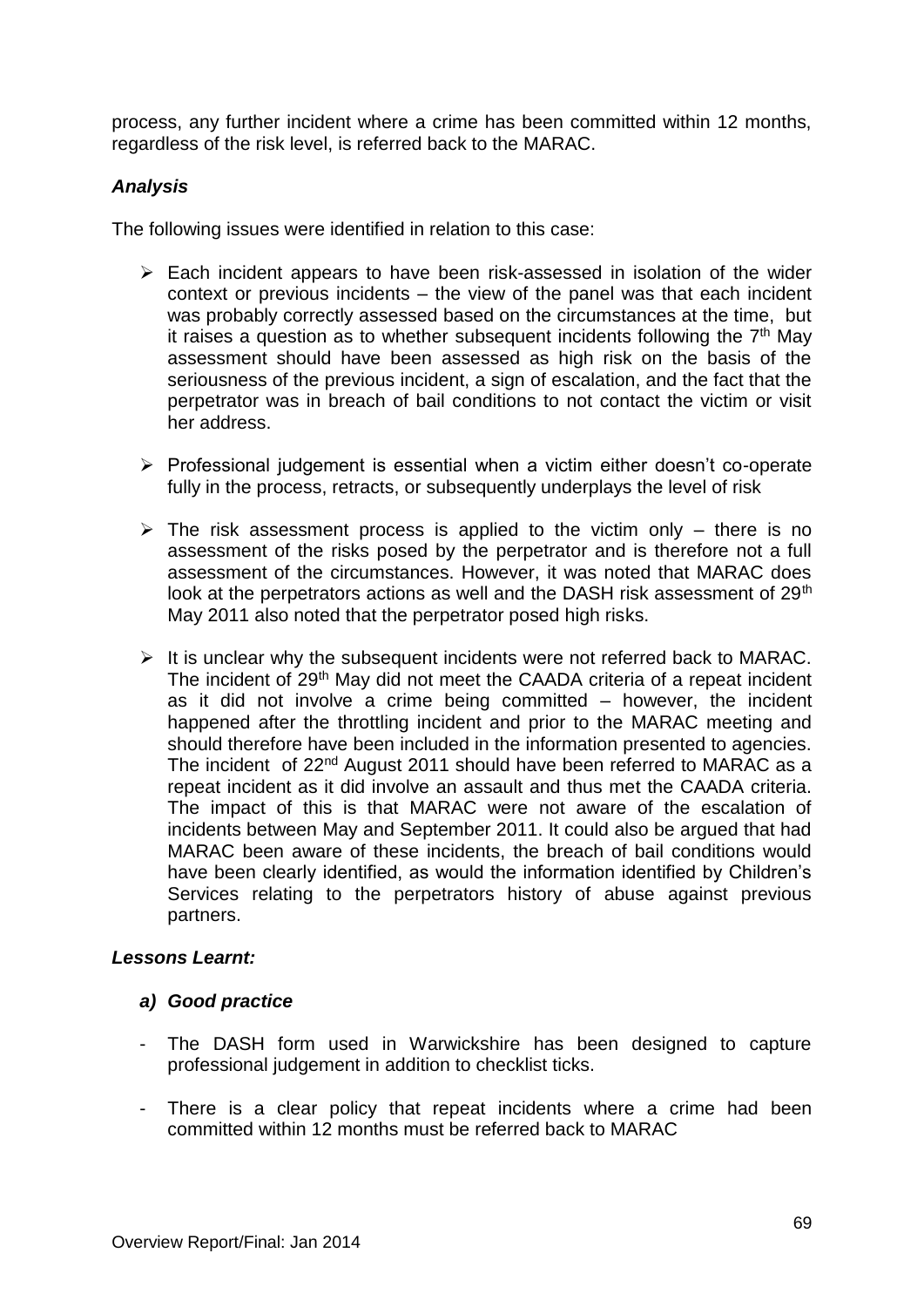process, any further incident where a crime has been committed within 12 months, regardless of the risk level, is referred back to the MARAC.

***Analysis***

The following issues were identified in relation to this case:

- Each incident appears to have been risk-assessed in isolation of the wider context or previous incidents – the view of the panel was that each incident was probably correctly assessed based on the circumstances at the time, but it raises a question as to whether subsequent incidents following the 7th May assessment should have been assessed as high risk on the basis of the seriousness of the previous incident, a sign of escalation, and the fact that the perpetrator was in breach of bail conditions to not contact the victim or visit her address.

- Professional judgement is essential when a victim either doesn't co-operate fully in the process, retracts, or subsequently underplays the level of risk

- The risk assessment process is applied to the victim only – there is no assessment of the risks posed by the perpetrator and is therefore not a full assessment of the circumstances. However, it was noted that MARAC does look at the perpetrators actions as well and the DASH risk assessment of 29th May 2011 also noted that the perpetrator posed high risks.

- It is unclear why the subsequent incidents were not referred back to MARAC. The incident of 29th May did not meet the CAADA criteria of a repeat incident as it did not involve a crime being committed – however, the incident happened after the throttling incident and prior to the MARAC meeting and should therefore have been included in the information presented to agencies. The incident of 22nd August 2011 should have been referred to MARAC as a repeat incident as it did involve an assault and thus met the CAADA criteria. The impact of this is that MARAC were not aware of the escalation of incidents between May and September 2011. It could also be argued that had MARAC been aware of these incidents, the breach of bail conditions would have been clearly identified, as would the information identified by Children's Services relating to the perpetrators history of abuse against previous partners.

***Lessons Learnt:***

***a) Good practice***

- The DASH form used in Warwickshire has been designed to capture professional judgement in addition to checklist ticks.

- There is a clear policy that repeat incidents where a crime had been committed within 12 months must be referred back to MARAC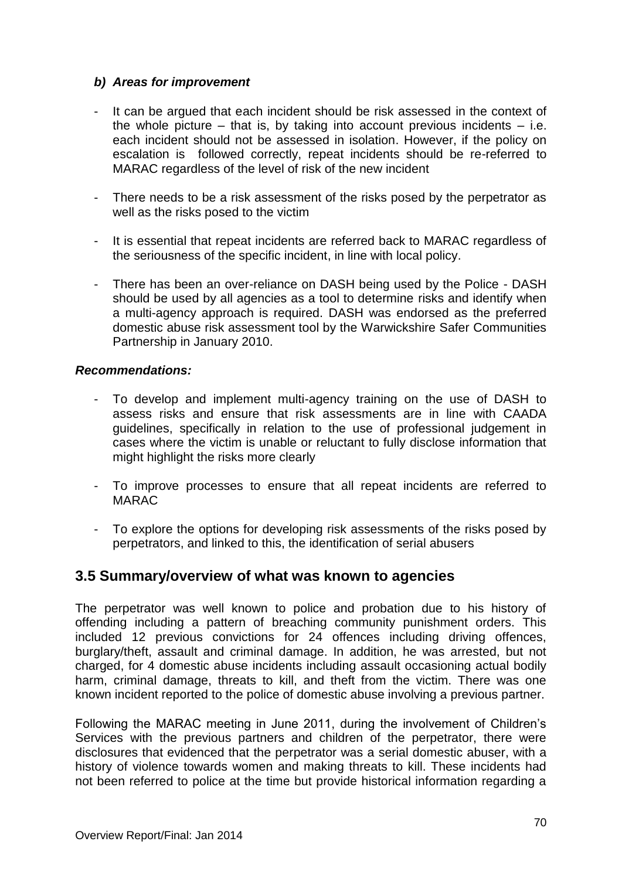### *b) Areas for improvement*

- It can be argued that each incident should be risk assessed in the context of the whole picture – that is, by taking into account previous incidents – i.e. each incident should not be assessed in isolation. However, if the policy on escalation is followed correctly, repeat incidents should be re-referred to MARAC regardless of the level of risk of the new incident
- There needs to be a risk assessment of the risks posed by the perpetrator as well as the risks posed to the victim
- It is essential that repeat incidents are referred back to MARAC regardless of the seriousness of the specific incident, in line with local policy.
- There has been an over-reliance on DASH being used by the Police - DASH should be used by all agencies as a tool to determine risks and identify when a multi-agency approach is required. DASH was endorsed as the preferred domestic abuse risk assessment tool by the Warwickshire Safer Communities Partnership in January 2010.

***Recommendations:***

- To develop and implement multi-agency training on the use of DASH to assess risks and ensure that risk assessments are in line with CAADA guidelines, specifically in relation to the use of professional judgement in cases where the victim is unable or reluctant to fully disclose information that might highlight the risks more clearly
- To improve processes to ensure that all repeat incidents are referred to MARAC
- To explore the options for developing risk assessments of the risks posed by perpetrators, and linked to this, the identification of serial abusers

## 3.5 Summary/overview of what was known to agencies

The perpetrator was well known to police and probation due to his history of offending including a pattern of breaching community punishment orders. This included 12 previous convictions for 24 offences including driving offences, burglary/theft, assault and criminal damage. In addition, he was arrested, but not charged, for 4 domestic abuse incidents including assault occasioning actual bodily harm, criminal damage, threats to kill, and theft from the victim. There was one known incident reported to the police of domestic abuse involving a previous partner.

Following the MARAC meeting in June 2011, during the involvement of Children's Services with the previous partners and children of the perpetrator, there were disclosures that evidenced that the perpetrator was a serial domestic abuser, with a history of violence towards women and making threats to kill. These incidents had not been referred to police at the time but provide historical information regarding a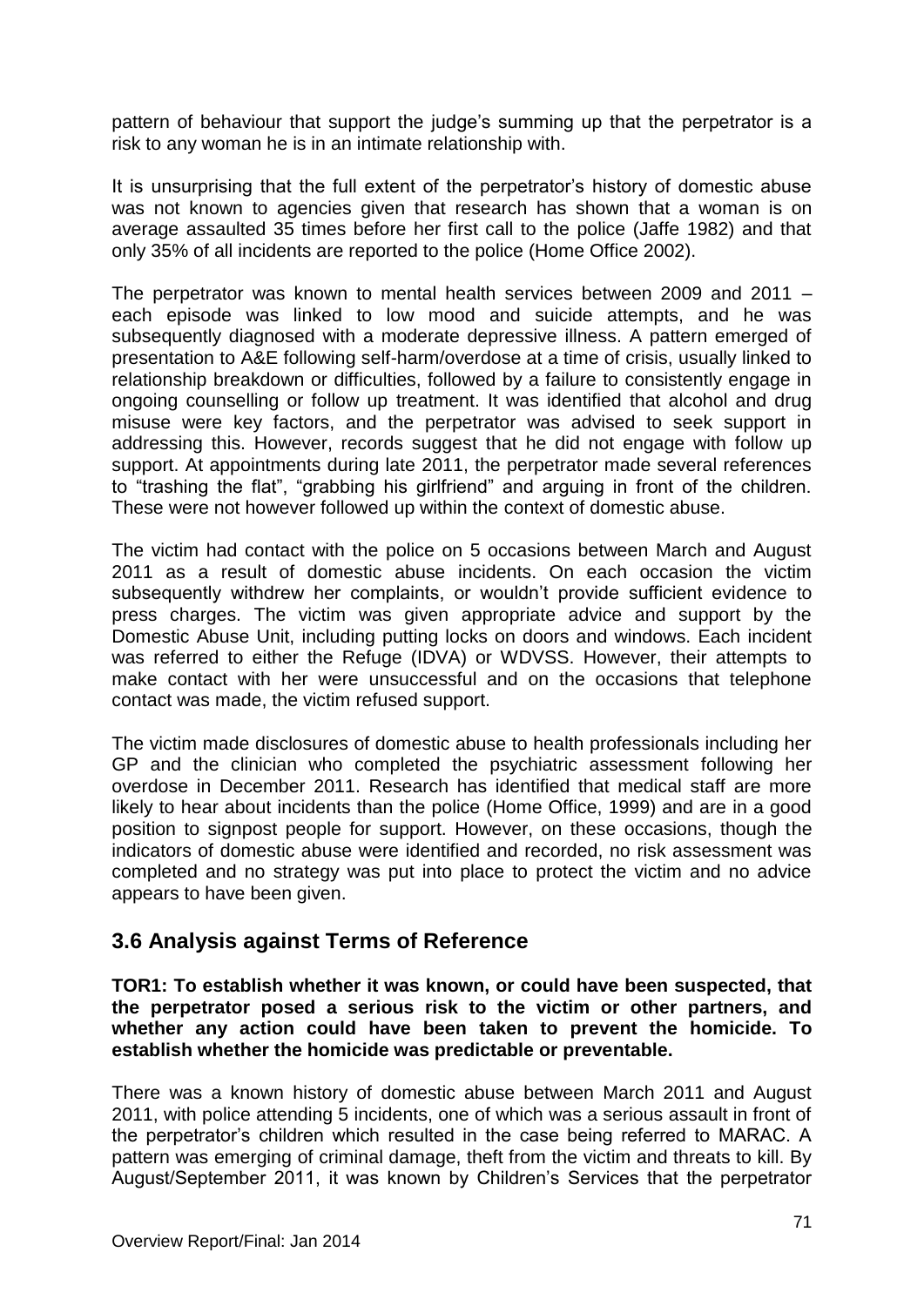pattern of behaviour that support the judge's summing up that the perpetrator is a risk to any woman he is in an intimate relationship with.

It is unsurprising that the full extent of the perpetrator's history of domestic abuse was not known to agencies given that research has shown that a woman is on average assaulted 35 times before her first call to the police (Jaffe 1982) and that only 35% of all incidents are reported to the police (Home Office 2002).

The perpetrator was known to mental health services between 2009 and 2011 – each episode was linked to low mood and suicide attempts, and he was subsequently diagnosed with a moderate depressive illness. A pattern emerged of presentation to A&E following self-harm/overdose at a time of crisis, usually linked to relationship breakdown or difficulties, followed by a failure to consistently engage in ongoing counselling or follow up treatment. It was identified that alcohol and drug misuse were key factors, and the perpetrator was advised to seek support in addressing this. However, records suggest that he did not engage with follow up support. At appointments during late 2011, the perpetrator made several references to "trashing the flat", "grabbing his girlfriend" and arguing in front of the children. These were not however followed up within the context of domestic abuse.

The victim had contact with the police on 5 occasions between March and August 2011 as a result of domestic abuse incidents. On each occasion the victim subsequently withdrew her complaints, or wouldn't provide sufficient evidence to press charges. The victim was given appropriate advice and support by the Domestic Abuse Unit, including putting locks on doors and windows. Each incident was referred to either the Refuge (IDVA) or WDVSS. However, their attempts to make contact with her were unsuccessful and on the occasions that telephone contact was made, the victim refused support.

The victim made disclosures of domestic abuse to health professionals including her GP and the clinician who completed the psychiatric assessment following her overdose in December 2011. Research has identified that medical staff are more likely to hear about incidents than the police (Home Office, 1999) and are in a good position to signpost people for support. However, on these occasions, though the indicators of domestic abuse were identified and recorded, no risk assessment was completed and no strategy was put into place to protect the victim and no advice appears to have been given.

## 3.6 Analysis against Terms of Reference

**TOR1: To establish whether it was known, or could have been suspected, that the perpetrator posed a serious risk to the victim or other partners, and whether any action could have been taken to prevent the homicide. To establish whether the homicide was predictable or preventable.**

There was a known history of domestic abuse between March 2011 and August 2011, with police attending 5 incidents, one of which was a serious assault in front of the perpetrator's children which resulted in the case being referred to MARAC. A pattern was emerging of criminal damage, theft from the victim and threats to kill. By August/September 2011, it was known by Children's Services that the perpetrator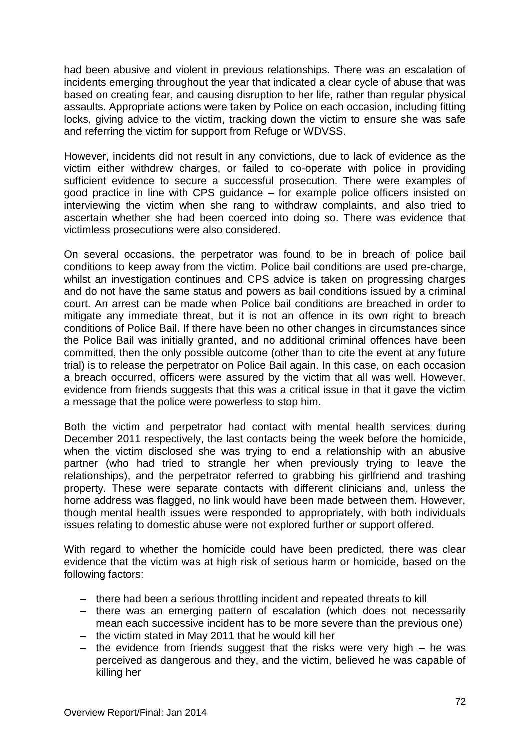had been abusive and violent in previous relationships. There was an escalation of incidents emerging throughout the year that indicated a clear cycle of abuse that was based on creating fear, and causing disruption to her life, rather than regular physical assaults. Appropriate actions were taken by Police on each occasion, including fitting locks, giving advice to the victim, tracking down the victim to ensure she was safe and referring the victim for support from Refuge or WDVSS.

However, incidents did not result in any convictions, due to lack of evidence as the victim either withdrew charges, or failed to co-operate with police in providing sufficient evidence to secure a successful prosecution. There were examples of good practice in line with CPS guidance – for example police officers insisted on interviewing the victim when she rang to withdraw complaints, and also tried to ascertain whether she had been coerced into doing so. There was evidence that victimless prosecutions were also considered.

On several occasions, the perpetrator was found to be in breach of police bail conditions to keep away from the victim. Police bail conditions are used pre-charge, whilst an investigation continues and CPS advice is taken on progressing charges and do not have the same status and powers as bail conditions issued by a criminal court. An arrest can be made when Police bail conditions are breached in order to mitigate any immediate threat, but it is not an offence in its own right to breach conditions of Police Bail. If there have been no other changes in circumstances since the Police Bail was initially granted, and no additional criminal offences have been committed, then the only possible outcome (other than to cite the event at any future trial) is to release the perpetrator on Police Bail again. In this case, on each occasion a breach occurred, officers were assured by the victim that all was well. However, evidence from friends suggests that this was a critical issue in that it gave the victim a message that the police were powerless to stop him.

Both the victim and perpetrator had contact with mental health services during December 2011 respectively, the last contacts being the week before the homicide, when the victim disclosed she was trying to end a relationship with an abusive partner (who had tried to strangle her when previously trying to leave the relationships), and the perpetrator referred to grabbing his girlfriend and trashing property. These were separate contacts with different clinicians and, unless the home address was flagged, no link would have been made between them. However, though mental health issues were responded to appropriately, with both individuals issues relating to domestic abuse were not explored further or support offered.

With regard to whether the homicide could have been predicted, there was clear evidence that the victim was at high risk of serious harm or homicide, based on the following factors:

- there had been a serious throttling incident and repeated threats to kill
- there was an emerging pattern of escalation (which does not necessarily mean each successive incident has to be more severe than the previous one)
- the victim stated in May 2011 that he would kill her
- the evidence from friends suggest that the risks were very high – he was perceived as dangerous and they, and the victim, believed he was capable of killing her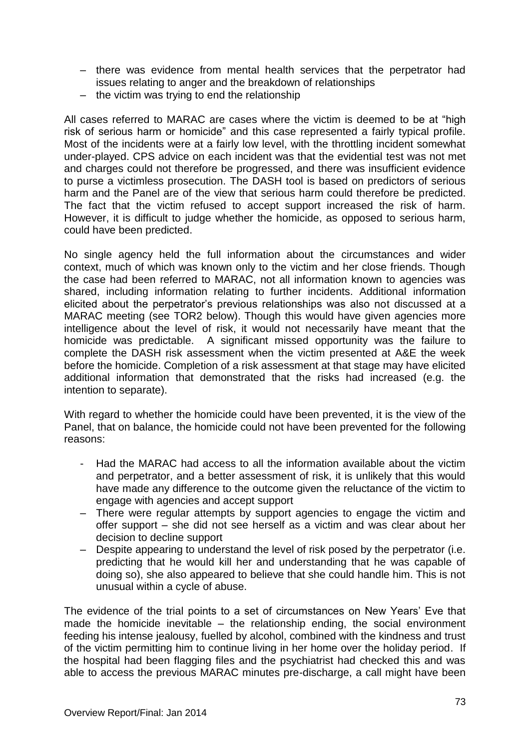– there was evidence from mental health services that the perpetrator had issues relating to anger and the breakdown of relationships
– the victim was trying to end the relationship

All cases referred to MARAC are cases where the victim is deemed to be at "high risk of serious harm or homicide" and this case represented a fairly typical profile. Most of the incidents were at a fairly low level, with the throttling incident somewhat under-played. CPS advice on each incident was that the evidential test was not met and charges could not therefore be progressed, and there was insufficient evidence to purse a victimless prosecution. The DASH tool is based on predictors of serious harm and the Panel are of the view that serious harm could therefore be predicted. The fact that the victim refused to accept support increased the risk of harm. However, it is difficult to judge whether the homicide, as opposed to serious harm, could have been predicted.

No single agency held the full information about the circumstances and wider context, much of which was known only to the victim and her close friends. Though the case had been referred to MARAC, not all information known to agencies was shared, including information relating to further incidents. Additional information elicited about the perpetrator's previous relationships was also not discussed at a MARAC meeting (see TOR2 below). Though this would have given agencies more intelligence about the level of risk, it would not necessarily have meant that the homicide was predictable. A significant missed opportunity was the failure to complete the DASH risk assessment when the victim presented at A&E the week before the homicide. Completion of a risk assessment at that stage may have elicited additional information that demonstrated that the risks had increased (e.g. the intention to separate).

With regard to whether the homicide could have been prevented, it is the view of the Panel, that on balance, the homicide could not have been prevented for the following reasons:

- Had the MARAC had access to all the information available about the victim and perpetrator, and a better assessment of risk, it is unlikely that this would have made any difference to the outcome given the reluctance of the victim to engage with agencies and accept support
- There were regular attempts by support agencies to engage the victim and offer support – she did not see herself as a victim and was clear about her decision to decline support
- Despite appearing to understand the level of risk posed by the perpetrator (i.e. predicting that he would kill her and understanding that he was capable of doing so), she also appeared to believe that she could handle him. This is not unusual within a cycle of abuse.

The evidence of the trial points to a set of circumstances on New Years' Eve that made the homicide inevitable – the relationship ending, the social environment feeding his intense jealousy, fuelled by alcohol, combined with the kindness and trust of the victim permitting him to continue living in her home over the holiday period. If the hospital had been flagging files and the psychiatrist had checked this and was able to access the previous MARAC minutes pre-discharge, a call might have been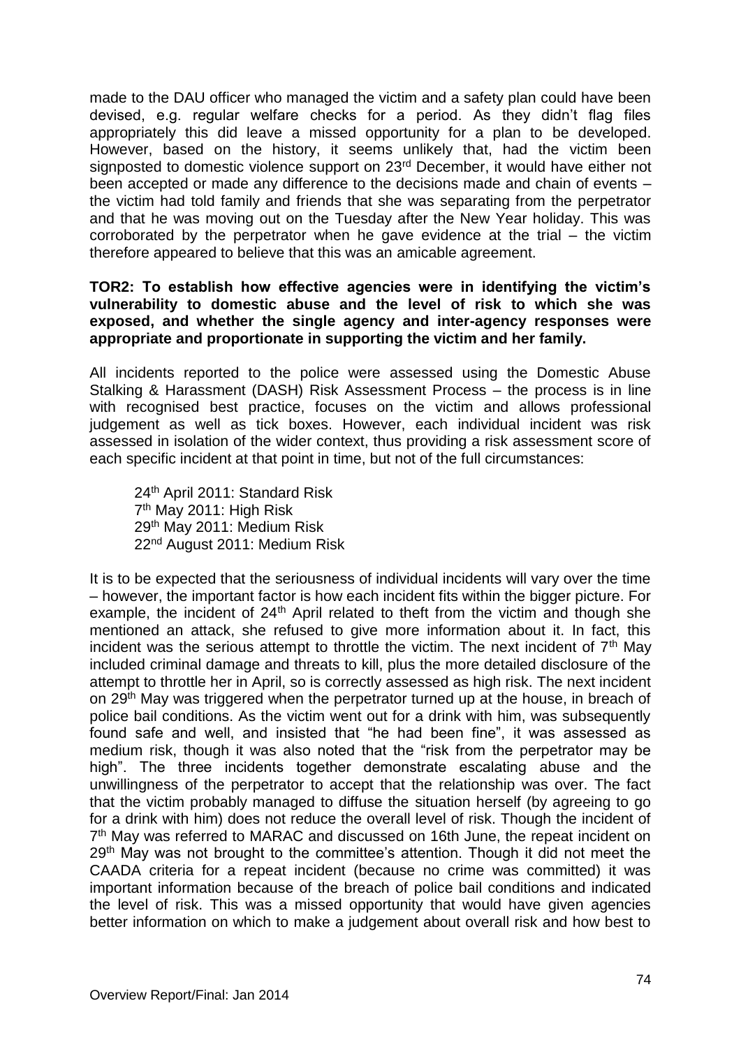made to the DAU officer who managed the victim and a safety plan could have been devised, e.g. regular welfare checks for a period. As they didn't flag files appropriately this did leave a missed opportunity for a plan to be developed. However, based on the history, it seems unlikely that, had the victim been signposted to domestic violence support on 23rd December, it would have either not been accepted or made any difference to the decisions made and chain of events – the victim had told family and friends that she was separating from the perpetrator and that he was moving out on the Tuesday after the New Year holiday. This was corroborated by the perpetrator when he gave evidence at the trial – the victim therefore appeared to believe that this was an amicable agreement.

**TOR2: To establish how effective agencies were in identifying the victim's vulnerability to domestic abuse and the level of risk to which she was exposed, and whether the single agency and inter-agency responses were appropriate and proportionate in supporting the victim and her family.**

All incidents reported to the police were assessed using the Domestic Abuse Stalking & Harassment (DASH) Risk Assessment Process – the process is in line with recognised best practice, focuses on the victim and allows professional judgement as well as tick boxes. However, each individual incident was risk assessed in isolation of the wider context, thus providing a risk assessment score of each specific incident at that point in time, but not of the full circumstances:

24th April 2011: Standard Risk
7th May 2011: High Risk
29th May 2011: Medium Risk
22nd August 2011: Medium Risk

It is to be expected that the seriousness of individual incidents will vary over the time – however, the important factor is how each incident fits within the bigger picture. For example, the incident of 24th April related to theft from the victim and though she mentioned an attack, she refused to give more information about it. In fact, this incident was the serious attempt to throttle the victim. The next incident of 7th May included criminal damage and threats to kill, plus the more detailed disclosure of the attempt to throttle her in April, so is correctly assessed as high risk. The next incident on 29th May was triggered when the perpetrator turned up at the house, in breach of police bail conditions. As the victim went out for a drink with him, was subsequently found safe and well, and insisted that "he had been fine", it was assessed as medium risk, though it was also noted that the "risk from the perpetrator may be high". The three incidents together demonstrate escalating abuse and the unwillingness of the perpetrator to accept that the relationship was over. The fact that the victim probably managed to diffuse the situation herself (by agreeing to go for a drink with him) does not reduce the overall level of risk. Though the incident of 7th May was referred to MARAC and discussed on 16th June, the repeat incident on 29th May was not brought to the committee's attention. Though it did not meet the CAADA criteria for a repeat incident (because no crime was committed) it was important information because of the breach of police bail conditions and indicated the level of risk. This was a missed opportunity that would have given agencies better information on which to make a judgement about overall risk and how best to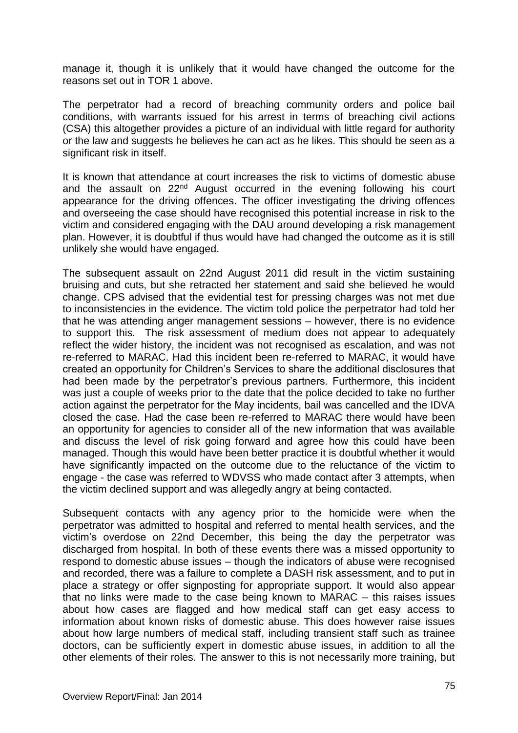manage it, though it is unlikely that it would have changed the outcome for the reasons set out in TOR 1 above.

The perpetrator had a record of breaching community orders and police bail conditions, with warrants issued for his arrest in terms of breaching civil actions (CSA) this altogether provides a picture of an individual with little regard for authority or the law and suggests he believes he can act as he likes. This should be seen as a significant risk in itself.

It is known that attendance at court increases the risk to victims of domestic abuse and the assault on 22nd August occurred in the evening following his court appearance for the driving offences. The officer investigating the driving offences and overseeing the case should have recognised this potential increase in risk to the victim and considered engaging with the DAU around developing a risk management plan. However, it is doubtful if thus would have had changed the outcome as it is still unlikely she would have engaged.

The subsequent assault on 22nd August 2011 did result in the victim sustaining bruising and cuts, but she retracted her statement and said she believed he would change. CPS advised that the evidential test for pressing charges was not met due to inconsistencies in the evidence. The victim told police the perpetrator had told her that he was attending anger management sessions – however, there is no evidence to support this. The risk assessment of medium does not appear to adequately reflect the wider history, the incident was not recognised as escalation, and was not re-referred to MARAC. Had this incident been re-referred to MARAC, it would have created an opportunity for Children's Services to share the additional disclosures that had been made by the perpetrator's previous partners. Furthermore, this incident was just a couple of weeks prior to the date that the police decided to take no further action against the perpetrator for the May incidents, bail was cancelled and the IDVA closed the case. Had the case been re-referred to MARAC there would have been an opportunity for agencies to consider all of the new information that was available and discuss the level of risk going forward and agree how this could have been managed. Though this would have been better practice it is doubtful whether it would have significantly impacted on the outcome due to the reluctance of the victim to engage - the case was referred to WDVSS who made contact after 3 attempts, when the victim declined support and was allegedly angry at being contacted.

Subsequent contacts with any agency prior to the homicide were when the perpetrator was admitted to hospital and referred to mental health services, and the victim's overdose on 22nd December, this being the day the perpetrator was discharged from hospital. In both of these events there was a missed opportunity to respond to domestic abuse issues – though the indicators of abuse were recognised and recorded, there was a failure to complete a DASH risk assessment, and to put in place a strategy or offer signposting for appropriate support. It would also appear that no links were made to the case being known to MARAC – this raises issues about how cases are flagged and how medical staff can get easy access to information about known risks of domestic abuse. This does however raise issues about how large numbers of medical staff, including transient staff such as trainee doctors, can be sufficiently expert in domestic abuse issues, in addition to all the other elements of their roles. The answer to this is not necessarily more training, but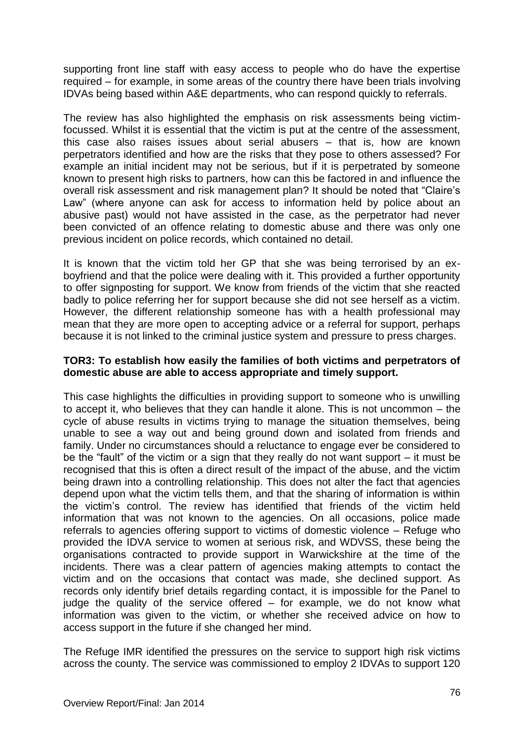supporting front line staff with easy access to people who do have the expertise required – for example, in some areas of the country there have been trials involving IDVAs being based within A&E departments, who can respond quickly to referrals.

The review has also highlighted the emphasis on risk assessments being victim-focussed. Whilst it is essential that the victim is put at the centre of the assessment, this case also raises issues about serial abusers – that is, how are known perpetrators identified and how are the risks that they pose to others assessed? For example an initial incident may not be serious, but if it is perpetrated by someone known to present high risks to partners, how can this be factored in and influence the overall risk assessment and risk management plan? It should be noted that "Claire's Law" (where anyone can ask for access to information held by police about an abusive past) would not have assisted in the case, as the perpetrator had never been convicted of an offence relating to domestic abuse and there was only one previous incident on police records, which contained no detail.

It is known that the victim told her GP that she was being terrorised by an ex-boyfriend and that the police were dealing with it. This provided a further opportunity to offer signposting for support. We know from friends of the victim that she reacted badly to police referring her for support because she did not see herself as a victim. However, the different relationship someone has with a health professional may mean that they are more open to accepting advice or a referral for support, perhaps because it is not linked to the criminal justice system and pressure to press charges.

**TOR3: To establish how easily the families of both victims and perpetrators of domestic abuse are able to access appropriate and timely support.**

This case highlights the difficulties in providing support to someone who is unwilling to accept it, who believes that they can handle it alone. This is not uncommon – the cycle of abuse results in victims trying to manage the situation themselves, being unable to see a way out and being ground down and isolated from friends and family. Under no circumstances should a reluctance to engage ever be considered to be the "fault" of the victim or a sign that they really do not want support – it must be recognised that this is often a direct result of the impact of the abuse, and the victim being drawn into a controlling relationship. This does not alter the fact that agencies depend upon what the victim tells them, and that the sharing of information is within the victim's control. The review has identified that friends of the victim held information that was not known to the agencies. On all occasions, police made referrals to agencies offering support to victims of domestic violence – Refuge who provided the IDVA service to women at serious risk, and WDVSS, these being the organisations contracted to provide support in Warwickshire at the time of the incidents. There was a clear pattern of agencies making attempts to contact the victim and on the occasions that contact was made, she declined support. As records only identify brief details regarding contact, it is impossible for the Panel to judge the quality of the service offered – for example, we do not know what information was given to the victim, or whether she received advice on how to access support in the future if she changed her mind.

The Refuge IMR identified the pressures on the service to support high risk victims across the county. The service was commissioned to employ 2 IDVAs to support 120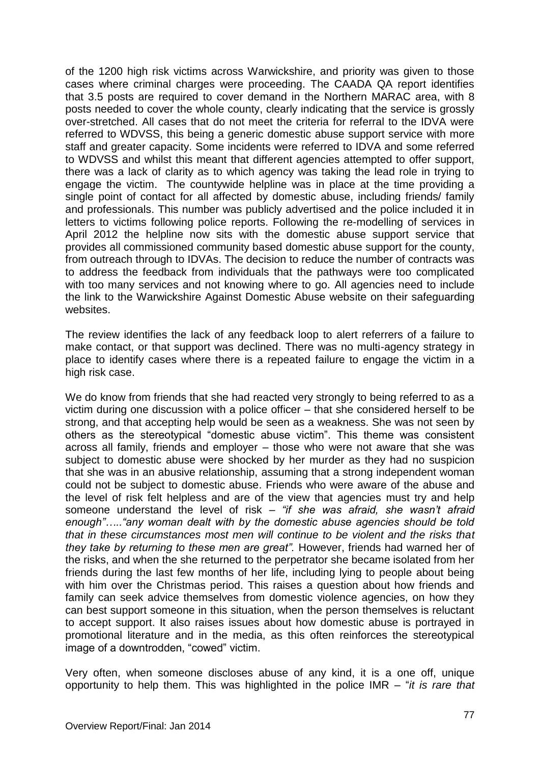of the 1200 high risk victims across Warwickshire, and priority was given to those cases where criminal charges were proceeding. The CAADA QA report identifies that 3.5 posts are required to cover demand in the Northern MARAC area, with 8 posts needed to cover the whole county, clearly indicating that the service is grossly over-stretched. All cases that do not meet the criteria for referral to the IDVA were referred to WDVSS, this being a generic domestic abuse support service with more staff and greater capacity. Some incidents were referred to IDVA and some referred to WDVSS and whilst this meant that different agencies attempted to offer support, there was a lack of clarity as to which agency was taking the lead role in trying to engage the victim. The countywide helpline was in place at the time providing a single point of contact for all affected by domestic abuse, including friends/ family and professionals. This number was publicly advertised and the police included it in letters to victims following police reports. Following the re-modelling of services in April 2012 the helpline now sits with the domestic abuse support service that provides all commissioned community based domestic abuse support for the county, from outreach through to IDVAs. The decision to reduce the number of contracts was to address the feedback from individuals that the pathways were too complicated with too many services and not knowing where to go. All agencies need to include the link to the Warwickshire Against Domestic Abuse website on their safeguarding websites.

The review identifies the lack of any feedback loop to alert referrers of a failure to make contact, or that support was declined. There was no multi-agency strategy in place to identify cases where there is a repeated failure to engage the victim in a high risk case.

We do know from friends that she had reacted very strongly to being referred to as a victim during one discussion with a police officer – that she considered herself to be strong, and that accepting help would be seen as a weakness. She was not seen by others as the stereotypical "domestic abuse victim". This theme was consistent across all family, friends and employer – those who were not aware that she was subject to domestic abuse were shocked by her murder as they had no suspicion that she was in an abusive relationship, assuming that a strong independent woman could not be subject to domestic abuse. Friends who were aware of the abuse and the level of risk felt helpless and are of the view that agencies must try and help someone understand the level of risk – *"if she was afraid, she wasn't afraid enough"….."any woman dealt with by the domestic abuse agencies should be told that in these circumstances most men will continue to be violent and the risks that they take by returning to these men are great".* However, friends had warned her of the risks, and when the she returned to the perpetrator she became isolated from her friends during the last few months of her life, including lying to people about being with him over the Christmas period. This raises a question about how friends and family can seek advice themselves from domestic violence agencies, on how they can best support someone in this situation, when the person themselves is reluctant to accept support. It also raises issues about how domestic abuse is portrayed in promotional literature and in the media, as this often reinforces the stereotypical image of a downtrodden, "cowed" victim.

Very often, when someone discloses abuse of any kind, it is a one off, unique opportunity to help them. This was highlighted in the police IMR – "*it is rare that*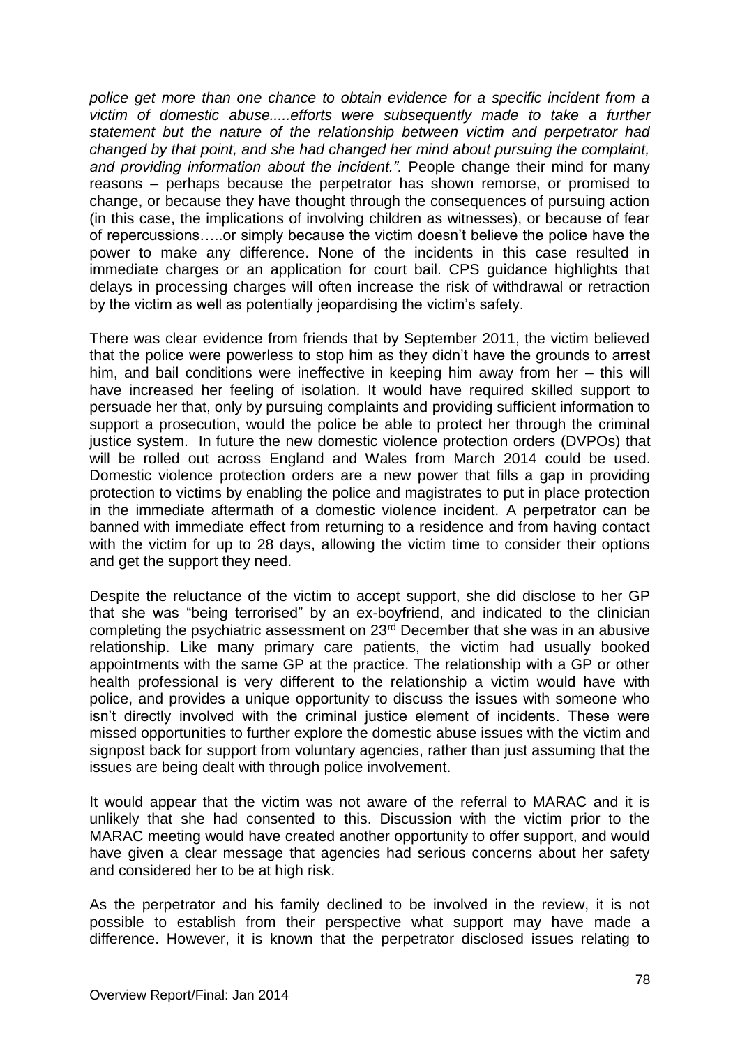*police get more than one chance to obtain evidence for a specific incident from a victim of domestic abuse.....efforts were subsequently made to take a further statement but the nature of the relationship between victim and perpetrator had changed by that point, and she had changed her mind about pursuing the complaint, and providing information about the incident.".* People change their mind for many reasons – perhaps because the perpetrator has shown remorse, or promised to change, or because they have thought through the consequences of pursuing action (in this case, the implications of involving children as witnesses), or because of fear of repercussions…..or simply because the victim doesn't believe the police have the power to make any difference. None of the incidents in this case resulted in immediate charges or an application for court bail. CPS guidance highlights that delays in processing charges will often increase the risk of withdrawal or retraction by the victim as well as potentially jeopardising the victim's safety.

There was clear evidence from friends that by September 2011, the victim believed that the police were powerless to stop him as they didn't have the grounds to arrest him, and bail conditions were ineffective in keeping him away from her – this will have increased her feeling of isolation. It would have required skilled support to persuade her that, only by pursuing complaints and providing sufficient information to support a prosecution, would the police be able to protect her through the criminal justice system. In future the new domestic violence protection orders (DVPOs) that will be rolled out across England and Wales from March 2014 could be used. Domestic violence protection orders are a new power that fills a gap in providing protection to victims by enabling the police and magistrates to put in place protection in the immediate aftermath of a domestic violence incident. A perpetrator can be banned with immediate effect from returning to a residence and from having contact with the victim for up to 28 days, allowing the victim time to consider their options and get the support they need.

Despite the reluctance of the victim to accept support, she did disclose to her GP that she was "being terrorised" by an ex-boyfriend, and indicated to the clinician completing the psychiatric assessment on 23rd December that she was in an abusive relationship. Like many primary care patients, the victim had usually booked appointments with the same GP at the practice. The relationship with a GP or other health professional is very different to the relationship a victim would have with police, and provides a unique opportunity to discuss the issues with someone who isn't directly involved with the criminal justice element of incidents. These were missed opportunities to further explore the domestic abuse issues with the victim and signpost back for support from voluntary agencies, rather than just assuming that the issues are being dealt with through police involvement.

It would appear that the victim was not aware of the referral to MARAC and it is unlikely that she had consented to this. Discussion with the victim prior to the MARAC meeting would have created another opportunity to offer support, and would have given a clear message that agencies had serious concerns about her safety and considered her to be at high risk.

As the perpetrator and his family declined to be involved in the review, it is not possible to establish from their perspective what support may have made a difference. However, it is known that the perpetrator disclosed issues relating to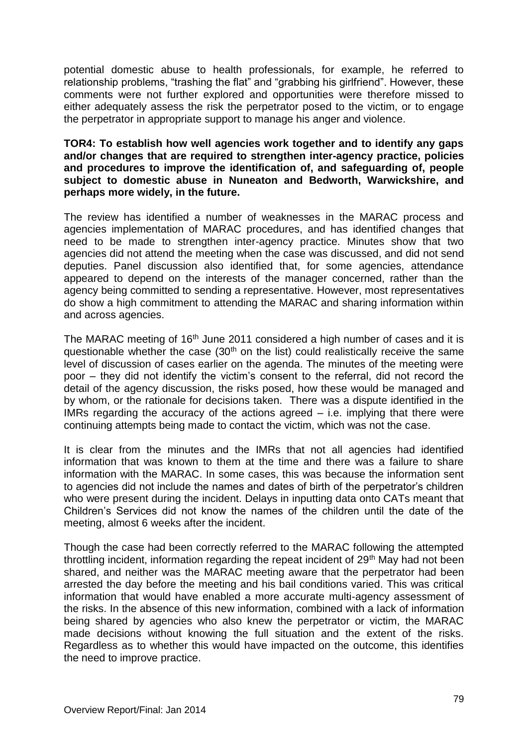potential domestic abuse to health professionals, for example, he referred to relationship problems, "trashing the flat" and "grabbing his girlfriend". However, these comments were not further explored and opportunities were therefore missed to either adequately assess the risk the perpetrator posed to the victim, or to engage the perpetrator in appropriate support to manage his anger and violence.

**TOR4: To establish how well agencies work together and to identify any gaps and/or changes that are required to strengthen inter-agency practice, policies and procedures to improve the identification of, and safeguarding of, people subject to domestic abuse in Nuneaton and Bedworth, Warwickshire, and perhaps more widely, in the future.**

The review has identified a number of weaknesses in the MARAC process and agencies implementation of MARAC procedures, and has identified changes that need to be made to strengthen inter-agency practice. Minutes show that two agencies did not attend the meeting when the case was discussed, and did not send deputies. Panel discussion also identified that, for some agencies, attendance appeared to depend on the interests of the manager concerned, rather than the agency being committed to sending a representative. However, most representatives do show a high commitment to attending the MARAC and sharing information within and across agencies.

The MARAC meeting of 16th June 2011 considered a high number of cases and it is questionable whether the case (30th on the list) could realistically receive the same level of discussion of cases earlier on the agenda. The minutes of the meeting were poor – they did not identify the victim's consent to the referral, did not record the detail of the agency discussion, the risks posed, how these would be managed and by whom, or the rationale for decisions taken. There was a dispute identified in the IMRs regarding the accuracy of the actions agreed – i.e. implying that there were continuing attempts being made to contact the victim, which was not the case.

It is clear from the minutes and the IMRs that not all agencies had identified information that was known to them at the time and there was a failure to share information with the MARAC. In some cases, this was because the information sent to agencies did not include the names and dates of birth of the perpetrator's children who were present during the incident. Delays in inputting data onto CATs meant that Children's Services did not know the names of the children until the date of the meeting, almost 6 weeks after the incident.

Though the case had been correctly referred to the MARAC following the attempted throttling incident, information regarding the repeat incident of 29th May had not been shared, and neither was the MARAC meeting aware that the perpetrator had been arrested the day before the meeting and his bail conditions varied. This was critical information that would have enabled a more accurate multi-agency assessment of the risks. In the absence of this new information, combined with a lack of information being shared by agencies who also knew the perpetrator or victim, the MARAC made decisions without knowing the full situation and the extent of the risks. Regardless as to whether this would have impacted on the outcome, this identifies the need to improve practice.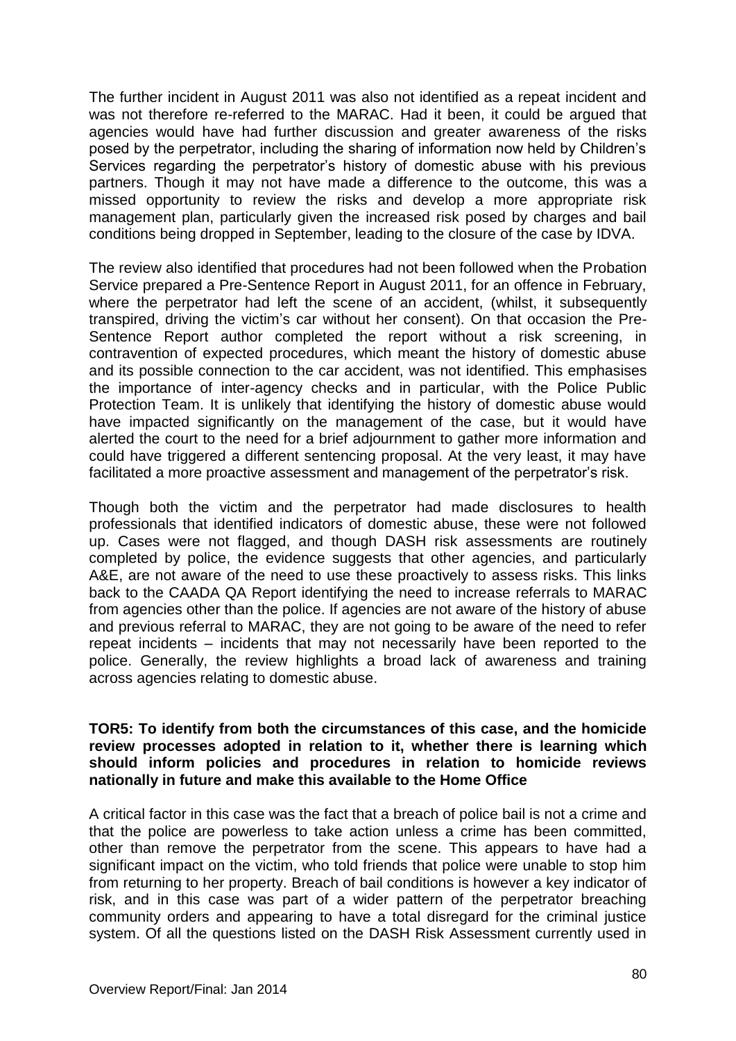The further incident in August 2011 was also not identified as a repeat incident and was not therefore re-referred to the MARAC. Had it been, it could be argued that agencies would have had further discussion and greater awareness of the risks posed by the perpetrator, including the sharing of information now held by Children's Services regarding the perpetrator's history of domestic abuse with his previous partners. Though it may not have made a difference to the outcome, this was a missed opportunity to review the risks and develop a more appropriate risk management plan, particularly given the increased risk posed by charges and bail conditions being dropped in September, leading to the closure of the case by IDVA.

The review also identified that procedures had not been followed when the Probation Service prepared a Pre-Sentence Report in August 2011, for an offence in February, where the perpetrator had left the scene of an accident, (whilst, it subsequently transpired, driving the victim's car without her consent). On that occasion the Pre-Sentence Report author completed the report without a risk screening, in contravention of expected procedures, which meant the history of domestic abuse and its possible connection to the car accident, was not identified. This emphasises the importance of inter-agency checks and in particular, with the Police Public Protection Team. It is unlikely that identifying the history of domestic abuse would have impacted significantly on the management of the case, but it would have alerted the court to the need for a brief adjournment to gather more information and could have triggered a different sentencing proposal. At the very least, it may have facilitated a more proactive assessment and management of the perpetrator's risk.

Though both the victim and the perpetrator had made disclosures to health professionals that identified indicators of domestic abuse, these were not followed up. Cases were not flagged, and though DASH risk assessments are routinely completed by police, the evidence suggests that other agencies, and particularly A&E, are not aware of the need to use these proactively to assess risks. This links back to the CAADA QA Report identifying the need to increase referrals to MARAC from agencies other than the police. If agencies are not aware of the history of abuse and previous referral to MARAC, they are not going to be aware of the need to refer repeat incidents – incidents that may not necessarily have been reported to the police. Generally, the review highlights a broad lack of awareness and training across agencies relating to domestic abuse.

**TOR5: To identify from both the circumstances of this case, and the homicide review processes adopted in relation to it, whether there is learning which should inform policies and procedures in relation to homicide reviews nationally in future and make this available to the Home Office**

A critical factor in this case was the fact that a breach of police bail is not a crime and that the police are powerless to take action unless a crime has been committed, other than remove the perpetrator from the scene. This appears to have had a significant impact on the victim, who told friends that police were unable to stop him from returning to her property. Breach of bail conditions is however a key indicator of risk, and in this case was part of a wider pattern of the perpetrator breaching community orders and appearing to have a total disregard for the criminal justice system. Of all the questions listed on the DASH Risk Assessment currently used in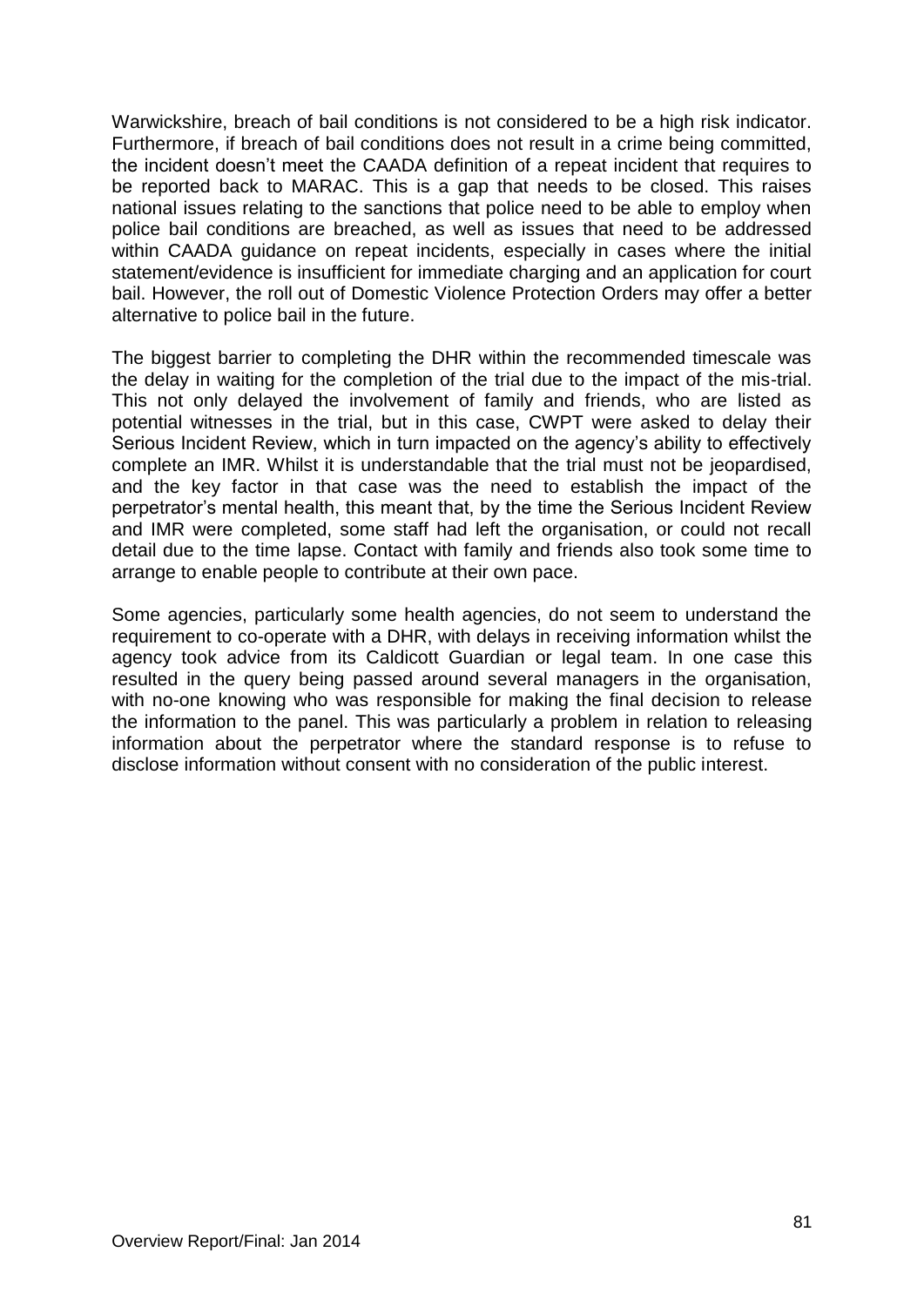Warwickshire, breach of bail conditions is not considered to be a high risk indicator. Furthermore, if breach of bail conditions does not result in a crime being committed, the incident doesn't meet the CAADA definition of a repeat incident that requires to be reported back to MARAC. This is a gap that needs to be closed. This raises national issues relating to the sanctions that police need to be able to employ when police bail conditions are breached, as well as issues that need to be addressed within CAADA guidance on repeat incidents, especially in cases where the initial statement/evidence is insufficient for immediate charging and an application for court bail. However, the roll out of Domestic Violence Protection Orders may offer a better alternative to police bail in the future.

The biggest barrier to completing the DHR within the recommended timescale was the delay in waiting for the completion of the trial due to the impact of the mis-trial. This not only delayed the involvement of family and friends, who are listed as potential witnesses in the trial, but in this case, CWPT were asked to delay their Serious Incident Review, which in turn impacted on the agency's ability to effectively complete an IMR. Whilst it is understandable that the trial must not be jeopardised, and the key factor in that case was the need to establish the impact of the perpetrator's mental health, this meant that, by the time the Serious Incident Review and IMR were completed, some staff had left the organisation, or could not recall detail due to the time lapse. Contact with family and friends also took some time to arrange to enable people to contribute at their own pace.

Some agencies, particularly some health agencies, do not seem to understand the requirement to co-operate with a DHR, with delays in receiving information whilst the agency took advice from its Caldicott Guardian or legal team. In one case this resulted in the query being passed around several managers in the organisation, with no-one knowing who was responsible for making the final decision to release the information to the panel. This was particularly a problem in relation to releasing information about the perpetrator where the standard response is to refuse to disclose information without consent with no consideration of the public interest.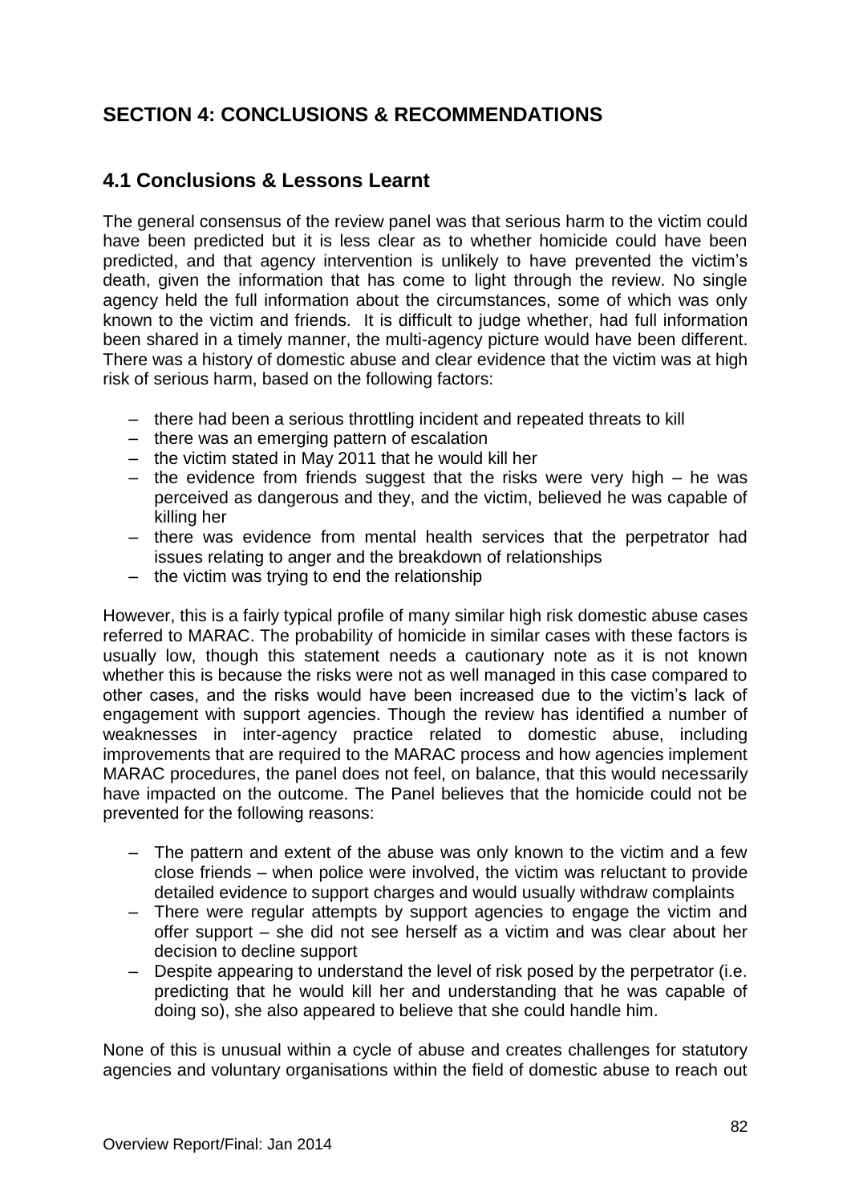# SECTION 4: CONCLUSIONS & RECOMMENDATIONS

## 4.1 Conclusions & Lessons Learnt

The general consensus of the review panel was that serious harm to the victim could have been predicted but it is less clear as to whether homicide could have been predicted, and that agency intervention is unlikely to have prevented the victim's death, given the information that has come to light through the review. No single agency held the full information about the circumstances, some of which was only known to the victim and friends. It is difficult to judge whether, had full information been shared in a timely manner, the multi-agency picture would have been different. There was a history of domestic abuse and clear evidence that the victim was at high risk of serious harm, based on the following factors:

- there had been a serious throttling incident and repeated threats to kill
- there was an emerging pattern of escalation
- the victim stated in May 2011 that he would kill her
- the evidence from friends suggest that the risks were very high – he was perceived as dangerous and they, and the victim, believed he was capable of killing her
- there was evidence from mental health services that the perpetrator had issues relating to anger and the breakdown of relationships
- the victim was trying to end the relationship

However, this is a fairly typical profile of many similar high risk domestic abuse cases referred to MARAC. The probability of homicide in similar cases with these factors is usually low, though this statement needs a cautionary note as it is not known whether this is because the risks were not as well managed in this case compared to other cases, and the risks would have been increased due to the victim's lack of engagement with support agencies. Though the review has identified a number of weaknesses in inter-agency practice related to domestic abuse, including improvements that are required to the MARAC process and how agencies implement MARAC procedures, the panel does not feel, on balance, that this would necessarily have impacted on the outcome. The Panel believes that the homicide could not be prevented for the following reasons:

- The pattern and extent of the abuse was only known to the victim and a few close friends – when police were involved, the victim was reluctant to provide detailed evidence to support charges and would usually withdraw complaints
- There were regular attempts by support agencies to engage the victim and offer support – she did not see herself as a victim and was clear about her decision to decline support
- Despite appearing to understand the level of risk posed by the perpetrator (i.e. predicting that he would kill her and understanding that he was capable of doing so), she also appeared to believe that she could handle him.

None of this is unusual within a cycle of abuse and creates challenges for statutory agencies and voluntary organisations within the field of domestic abuse to reach out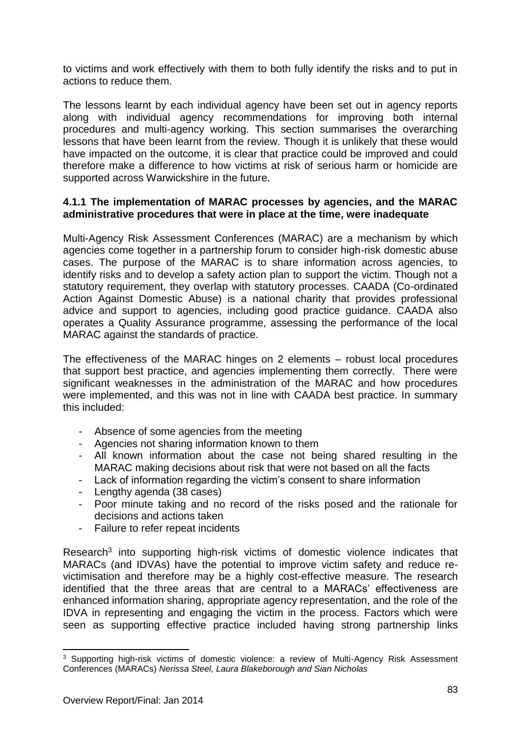to victims and work effectively with them to both fully identify the risks and to put in actions to reduce them.

The lessons learnt by each individual agency have been set out in agency reports along with individual agency recommendations for improving both internal procedures and multi-agency working. This section summarises the overarching lessons that have been learnt from the review. Though it is unlikely that these would have impacted on the outcome, it is clear that practice could be improved and could therefore make a difference to how victims at risk of serious harm or homicide are supported across Warwickshire in the future.

**4.1.1 The implementation of MARAC processes by agencies, and the MARAC administrative procedures that were in place at the time, were inadequate**

Multi-Agency Risk Assessment Conferences (MARAC) are a mechanism by which agencies come together in a partnership forum to consider high-risk domestic abuse cases. The purpose of the MARAC is to share information across agencies, to identify risks and to develop a safety action plan to support the victim. Though not a statutory requirement, they overlap with statutory processes. CAADA (Co-ordinated Action Against Domestic Abuse) is a national charity that provides professional advice and support to agencies, including good practice guidance. CAADA also operates a Quality Assurance programme, assessing the performance of the local MARAC against the standards of practice.

The effectiveness of the MARAC hinges on 2 elements – robust local procedures that support best practice, and agencies implementing them correctly. There were significant weaknesses in the administration of the MARAC and how procedures were implemented, and this was not in line with CAADA best practice. In summary this included:

- Absence of some agencies from the meeting
- Agencies not sharing information known to them
- All known information about the case not being shared resulting in the MARAC making decisions about risk that were not based on all the facts
- Lack of information regarding the victim's consent to share information
- Lengthy agenda (38 cases)
- Poor minute taking and no record of the risks posed and the rationale for decisions and actions taken
- Failure to refer repeat incidents

Research[3] into supporting high-risk victims of domestic violence indicates that MARACs (and IDVAs) have the potential to improve victim safety and reduce re-victimisation and therefore may be a highly cost-effective measure. The research identified that the three areas that are central to a MARACs' effectiveness are enhanced information sharing, appropriate agency representation, and the role of the IDVA in representing and engaging the victim in the process. Factors which were seen as supporting effective practice included having strong partnership links

[3] Supporting high-risk victims of domestic violence: a review of Multi-Agency Risk Assessment Conferences (MARACs) *Nerissa Steel, Laura Blakeborough and Sian Nicholas*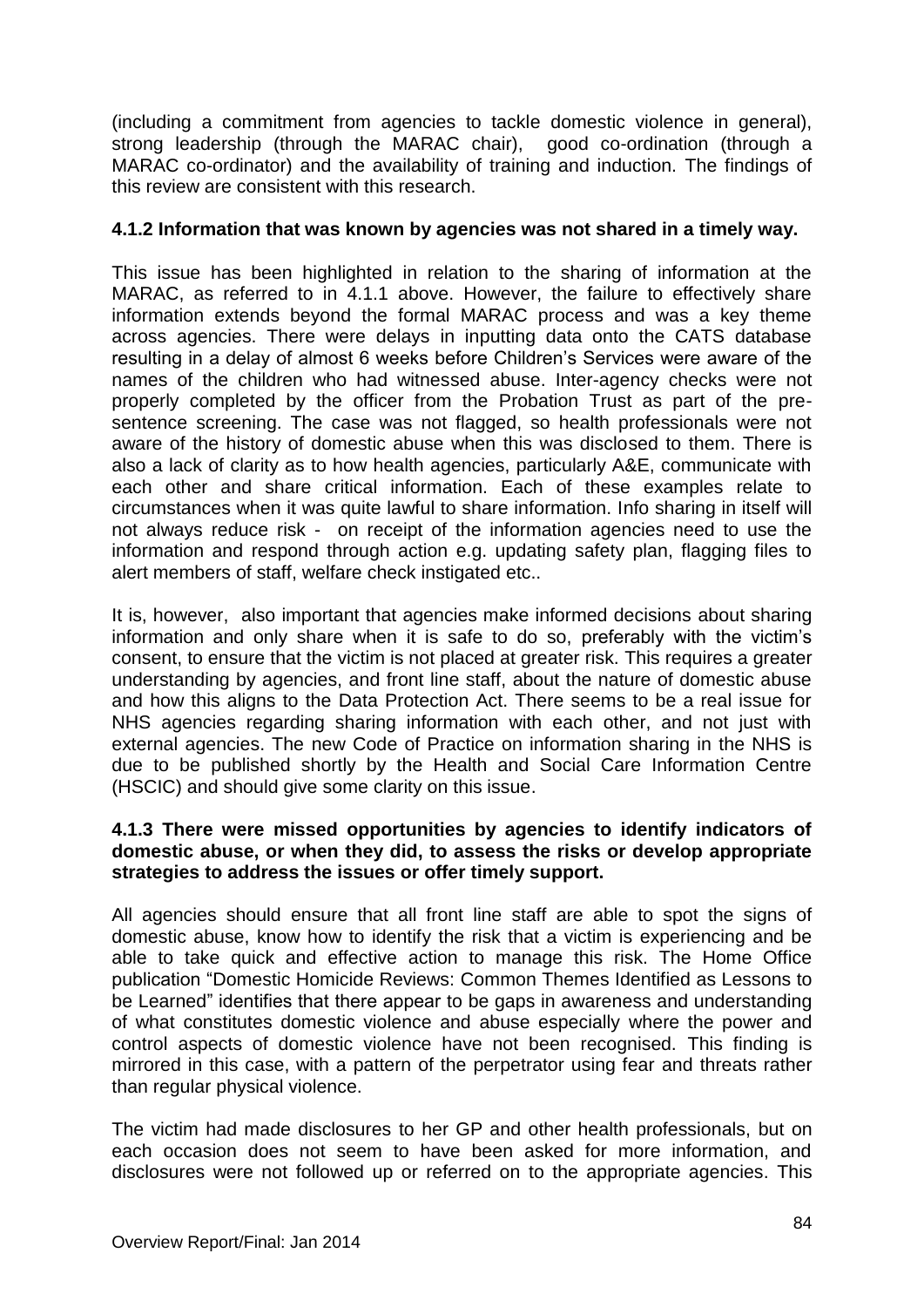(including a commitment from agencies to tackle domestic violence in general), strong leadership (through the MARAC chair), good co-ordination (through a MARAC co-ordinator) and the availability of training and induction. The findings of this review are consistent with this research.

**4.1.2 Information that was known by agencies was not shared in a timely way.**

This issue has been highlighted in relation to the sharing of information at the MARAC, as referred to in 4.1.1 above. However, the failure to effectively share information extends beyond the formal MARAC process and was a key theme across agencies. There were delays in inputting data onto the CATS database resulting in a delay of almost 6 weeks before Children's Services were aware of the names of the children who had witnessed abuse. Inter-agency checks were not properly completed by the officer from the Probation Trust as part of the pre-sentence screening. The case was not flagged, so health professionals were not aware of the history of domestic abuse when this was disclosed to them. There is also a lack of clarity as to how health agencies, particularly A&E, communicate with each other and share critical information. Each of these examples relate to circumstances when it was quite lawful to share information. Info sharing in itself will not always reduce risk - on receipt of the information agencies need to use the information and respond through action e.g. updating safety plan, flagging files to alert members of staff, welfare check instigated etc..

It is, however, also important that agencies make informed decisions about sharing information and only share when it is safe to do so, preferably with the victim's consent, to ensure that the victim is not placed at greater risk. This requires a greater understanding by agencies, and front line staff, about the nature of domestic abuse and how this aligns to the Data Protection Act. There seems to be a real issue for NHS agencies regarding sharing information with each other, and not just with external agencies. The new Code of Practice on information sharing in the NHS is due to be published shortly by the Health and Social Care Information Centre (HSCIC) and should give some clarity on this issue.

**4.1.3 There were missed opportunities by agencies to identify indicators of domestic abuse, or when they did, to assess the risks or develop appropriate strategies to address the issues or offer timely support.**

All agencies should ensure that all front line staff are able to spot the signs of domestic abuse, know how to identify the risk that a victim is experiencing and be able to take quick and effective action to manage this risk. The Home Office publication "Domestic Homicide Reviews: Common Themes Identified as Lessons to be Learned" identifies that there appear to be gaps in awareness and understanding of what constitutes domestic violence and abuse especially where the power and control aspects of domestic violence have not been recognised. This finding is mirrored in this case, with a pattern of the perpetrator using fear and threats rather than regular physical violence.

The victim had made disclosures to her GP and other health professionals, but on each occasion does not seem to have been asked for more information, and disclosures were not followed up or referred on to the appropriate agencies. This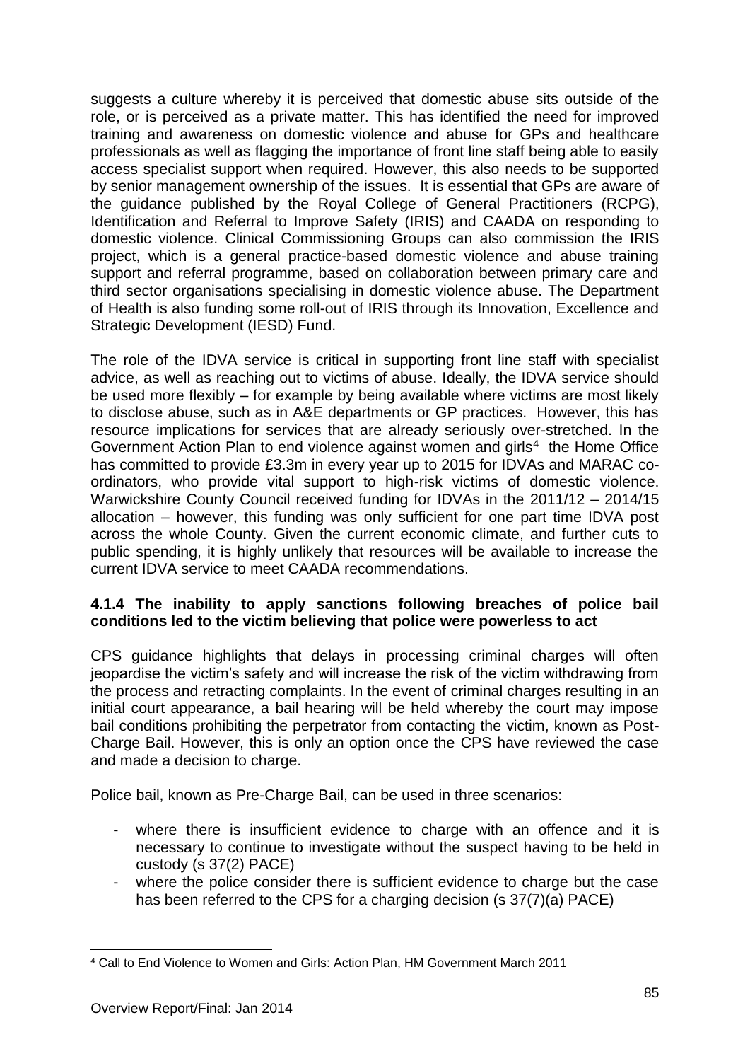suggests a culture whereby it is perceived that domestic abuse sits outside of the role, or is perceived as a private matter. This has identified the need for improved training and awareness on domestic violence and abuse for GPs and healthcare professionals as well as flagging the importance of front line staff being able to easily access specialist support when required. However, this also needs to be supported by senior management ownership of the issues. It is essential that GPs are aware of the guidance published by the Royal College of General Practitioners (RCPG), Identification and Referral to Improve Safety (IRIS) and CAADA on responding to domestic violence. Clinical Commissioning Groups can also commission the IRIS project, which is a general practice-based domestic violence and abuse training support and referral programme, based on collaboration between primary care and third sector organisations specialising in domestic violence abuse. The Department of Health is also funding some roll-out of IRIS through its Innovation, Excellence and Strategic Development (IESD) Fund.

The role of the IDVA service is critical in supporting front line staff with specialist advice, as well as reaching out to victims of abuse. Ideally, the IDVA service should be used more flexibly – for example by being available where victims are most likely to disclose abuse, such as in A&E departments or GP practices. However, this has resource implications for services that are already seriously over-stretched. In the Government Action Plan to end violence against women and girls[4] the Home Office has committed to provide £3.3m in every year up to 2015 for IDVAs and MARAC co-ordinators, who provide vital support to high-risk victims of domestic violence. Warwickshire County Council received funding for IDVAs in the 2011/12 – 2014/15 allocation – however, this funding was only sufficient for one part time IDVA post across the whole County. Given the current economic climate, and further cuts to public spending, it is highly unlikely that resources will be available to increase the current IDVA service to meet CAADA recommendations.

#### 4.1.4 The inability to apply sanctions following breaches of police bail conditions led to the victim believing that police were powerless to act

CPS guidance highlights that delays in processing criminal charges will often jeopardise the victim's safety and will increase the risk of the victim withdrawing from the process and retracting complaints. In the event of criminal charges resulting in an initial court appearance, a bail hearing will be held whereby the court may impose bail conditions prohibiting the perpetrator from contacting the victim, known as Post-Charge Bail. However, this is only an option once the CPS have reviewed the case and made a decision to charge.

Police bail, known as Pre-Charge Bail, can be used in three scenarios:

- where there is insufficient evidence to charge with an offence and it is necessary to continue to investigate without the suspect having to be held in custody (s 37(2) PACE)
- where the police consider there is sufficient evidence to charge but the case has been referred to the CPS for a charging decision (s 37(7)(a) PACE)

[4] Call to End Violence to Women and Girls: Action Plan, HM Government March 2011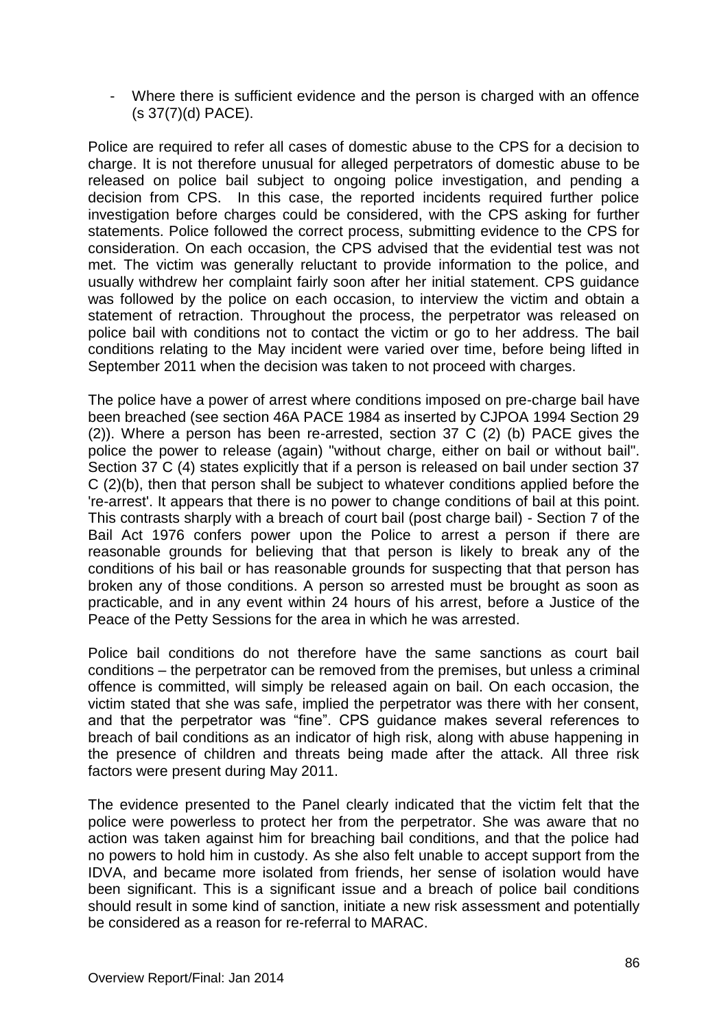- Where there is sufficient evidence and the person is charged with an offence (s 37(7)(d) PACE).

Police are required to refer all cases of domestic abuse to the CPS for a decision to charge. It is not therefore unusual for alleged perpetrators of domestic abuse to be released on police bail subject to ongoing police investigation, and pending a decision from CPS. In this case, the reported incidents required further police investigation before charges could be considered, with the CPS asking for further statements. Police followed the correct process, submitting evidence to the CPS for consideration. On each occasion, the CPS advised that the evidential test was not met. The victim was generally reluctant to provide information to the police, and usually withdrew her complaint fairly soon after her initial statement. CPS guidance was followed by the police on each occasion, to interview the victim and obtain a statement of retraction. Throughout the process, the perpetrator was released on police bail with conditions not to contact the victim or go to her address. The bail conditions relating to the May incident were varied over time, before being lifted in September 2011 when the decision was taken to not proceed with charges.

The police have a power of arrest where conditions imposed on pre-charge bail have been breached (see section 46A PACE 1984 as inserted by CJPOA 1994 Section 29 (2)). Where a person has been re-arrested, section 37 C (2) (b) PACE gives the police the power to release (again) "without charge, either on bail or without bail". Section 37 C (4) states explicitly that if a person is released on bail under section 37 C (2)(b), then that person shall be subject to whatever conditions applied before the 're-arrest'. It appears that there is no power to change conditions of bail at this point. This contrasts sharply with a breach of court bail (post charge bail) - Section 7 of the Bail Act 1976 confers power upon the Police to arrest a person if there are reasonable grounds for believing that that person is likely to break any of the conditions of his bail or has reasonable grounds for suspecting that that person has broken any of those conditions. A person so arrested must be brought as soon as practicable, and in any event within 24 hours of his arrest, before a Justice of the Peace of the Petty Sessions for the area in which he was arrested.

Police bail conditions do not therefore have the same sanctions as court bail conditions – the perpetrator can be removed from the premises, but unless a criminal offence is committed, will simply be released again on bail. On each occasion, the victim stated that she was safe, implied the perpetrator was there with her consent, and that the perpetrator was "fine". CPS guidance makes several references to breach of bail conditions as an indicator of high risk, along with abuse happening in the presence of children and threats being made after the attack. All three risk factors were present during May 2011.

The evidence presented to the Panel clearly indicated that the victim felt that the police were powerless to protect her from the perpetrator. She was aware that no action was taken against him for breaching bail conditions, and that the police had no powers to hold him in custody. As she also felt unable to accept support from the IDVA, and became more isolated from friends, her sense of isolation would have been significant. This is a significant issue and a breach of police bail conditions should result in some kind of sanction, initiate a new risk assessment and potentially be considered as a reason for re-referral to MARAC.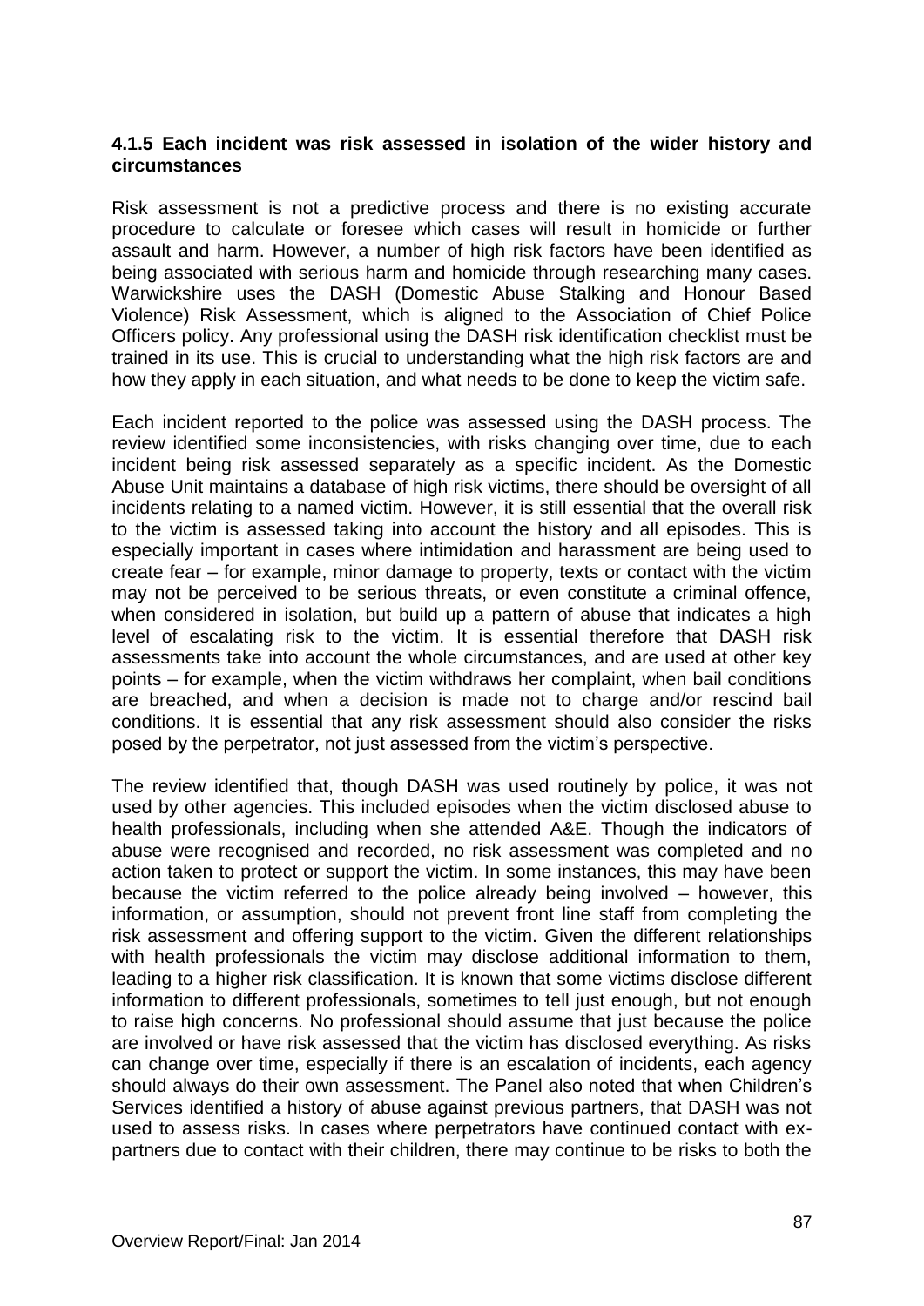#### 4.1.5 Each incident was risk assessed in isolation of the wider history and circumstances

Risk assessment is not a predictive process and there is no existing accurate procedure to calculate or foresee which cases will result in homicide or further assault and harm. However, a number of high risk factors have been identified as being associated with serious harm and homicide through researching many cases. Warwickshire uses the DASH (Domestic Abuse Stalking and Honour Based Violence) Risk Assessment, which is aligned to the Association of Chief Police Officers policy. Any professional using the DASH risk identification checklist must be trained in its use. This is crucial to understanding what the high risk factors are and how they apply in each situation, and what needs to be done to keep the victim safe.

Each incident reported to the police was assessed using the DASH process. The review identified some inconsistencies, with risks changing over time, due to each incident being risk assessed separately as a specific incident. As the Domestic Abuse Unit maintains a database of high risk victims, there should be oversight of all incidents relating to a named victim. However, it is still essential that the overall risk to the victim is assessed taking into account the history and all episodes. This is especially important in cases where intimidation and harassment are being used to create fear – for example, minor damage to property, texts or contact with the victim may not be perceived to be serious threats, or even constitute a criminal offence, when considered in isolation, but build up a pattern of abuse that indicates a high level of escalating risk to the victim. It is essential therefore that DASH risk assessments take into account the whole circumstances, and are used at other key points – for example, when the victim withdraws her complaint, when bail conditions are breached, and when a decision is made not to charge and/or rescind bail conditions. It is essential that any risk assessment should also consider the risks posed by the perpetrator, not just assessed from the victim's perspective.

The review identified that, though DASH was used routinely by police, it was not used by other agencies. This included episodes when the victim disclosed abuse to health professionals, including when she attended A&E. Though the indicators of abuse were recognised and recorded, no risk assessment was completed and no action taken to protect or support the victim. In some instances, this may have been because the victim referred to the police already being involved – however, this information, or assumption, should not prevent front line staff from completing the risk assessment and offering support to the victim. Given the different relationships with health professionals the victim may disclose additional information to them, leading to a higher risk classification. It is known that some victims disclose different information to different professionals, sometimes to tell just enough, but not enough to raise high concerns. No professional should assume that just because the police are involved or have risk assessed that the victim has disclosed everything. As risks can change over time, especially if there is an escalation of incidents, each agency should always do their own assessment. The Panel also noted that when Children's Services identified a history of abuse against previous partners, that DASH was not used to assess risks. In cases where perpetrators have continued contact with ex-partners due to contact with their children, there may continue to be risks to both the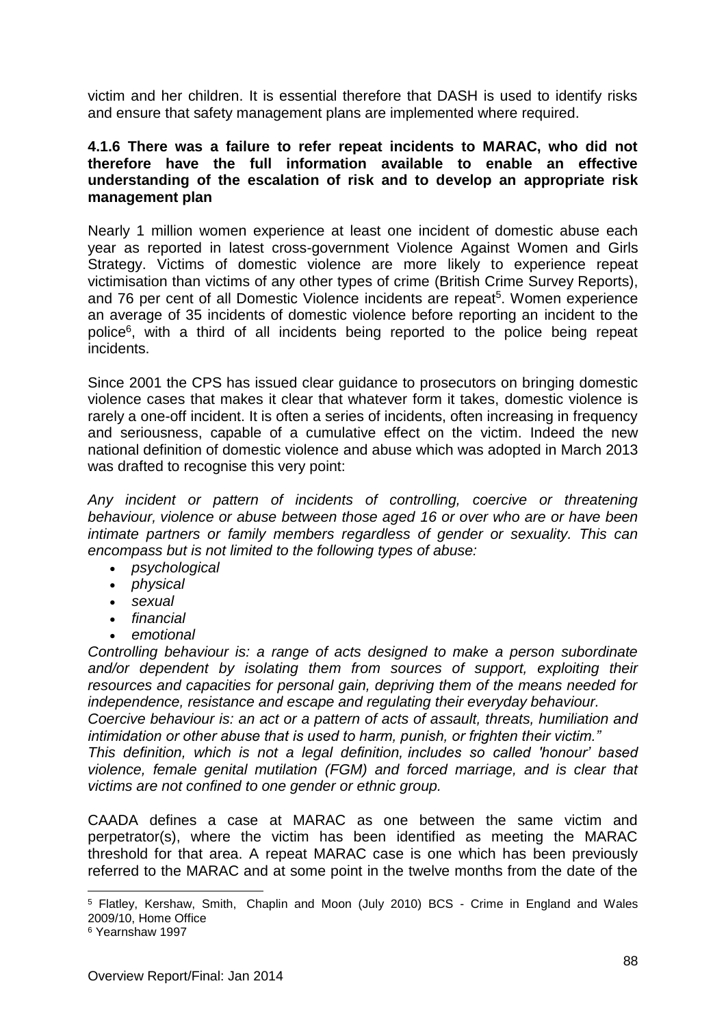victim and her children. It is essential therefore that DASH is used to identify risks and ensure that safety management plans are implemented where required.

**4.1.6 There was a failure to refer repeat incidents to MARAC, who did not therefore have the full information available to enable an effective understanding of the escalation of risk and to develop an appropriate risk management plan**

Nearly 1 million women experience at least one incident of domestic abuse each year as reported in latest cross-government Violence Against Women and Girls Strategy. Victims of domestic violence are more likely to experience repeat victimisation than victims of any other types of crime (British Crime Survey Reports), and 76 per cent of all Domestic Violence incidents are repeat[5]. Women experience an average of 35 incidents of domestic violence before reporting an incident to the police[6], with a third of all incidents being reported to the police being repeat incidents.

Since 2001 the CPS has issued clear guidance to prosecutors on bringing domestic violence cases that makes it clear that whatever form it takes, domestic violence is rarely a one-off incident. It is often a series of incidents, often increasing in frequency and seriousness, capable of a cumulative effect on the victim. Indeed the new national definition of domestic violence and abuse which was adopted in March 2013 was drafted to recognise this very point:

*Any incident or pattern of incidents of controlling, coercive or threatening behaviour, violence or abuse between those aged 16 or over who are or have been intimate partners or family members regardless of gender or sexuality. This can encompass but is not limited to the following types of abuse:*

- *psychological*
- *physical*
- *sexual*
- *financial*
- *emotional*

*Controlling behaviour is: a range of acts designed to make a person subordinate and/or dependent by isolating them from sources of support, exploiting their resources and capacities for personal gain, depriving them of the means needed for independence, resistance and escape and regulating their everyday behaviour.*

*Coercive behaviour is: an act or a pattern of acts of assault, threats, humiliation and intimidation or other abuse that is used to harm, punish, or frighten their victim."*

*This definition, which is not a legal definition, includes so called 'honour' based violence, female genital mutilation (FGM) and forced marriage, and is clear that victims are not confined to one gender or ethnic group.*

CAADA defines a case at MARAC as one between the same victim and perpetrator(s), where the victim has been identified as meeting the MARAC threshold for that area. A repeat MARAC case is one which has been previously referred to the MARAC and at some point in the twelve months from the date of the

---

[5] Flatley, Kershaw, Smith, Chaplin and Moon (July 2010) BCS - Crime in England and Wales 2009/10, Home Office

[6] Yearnshaw 1997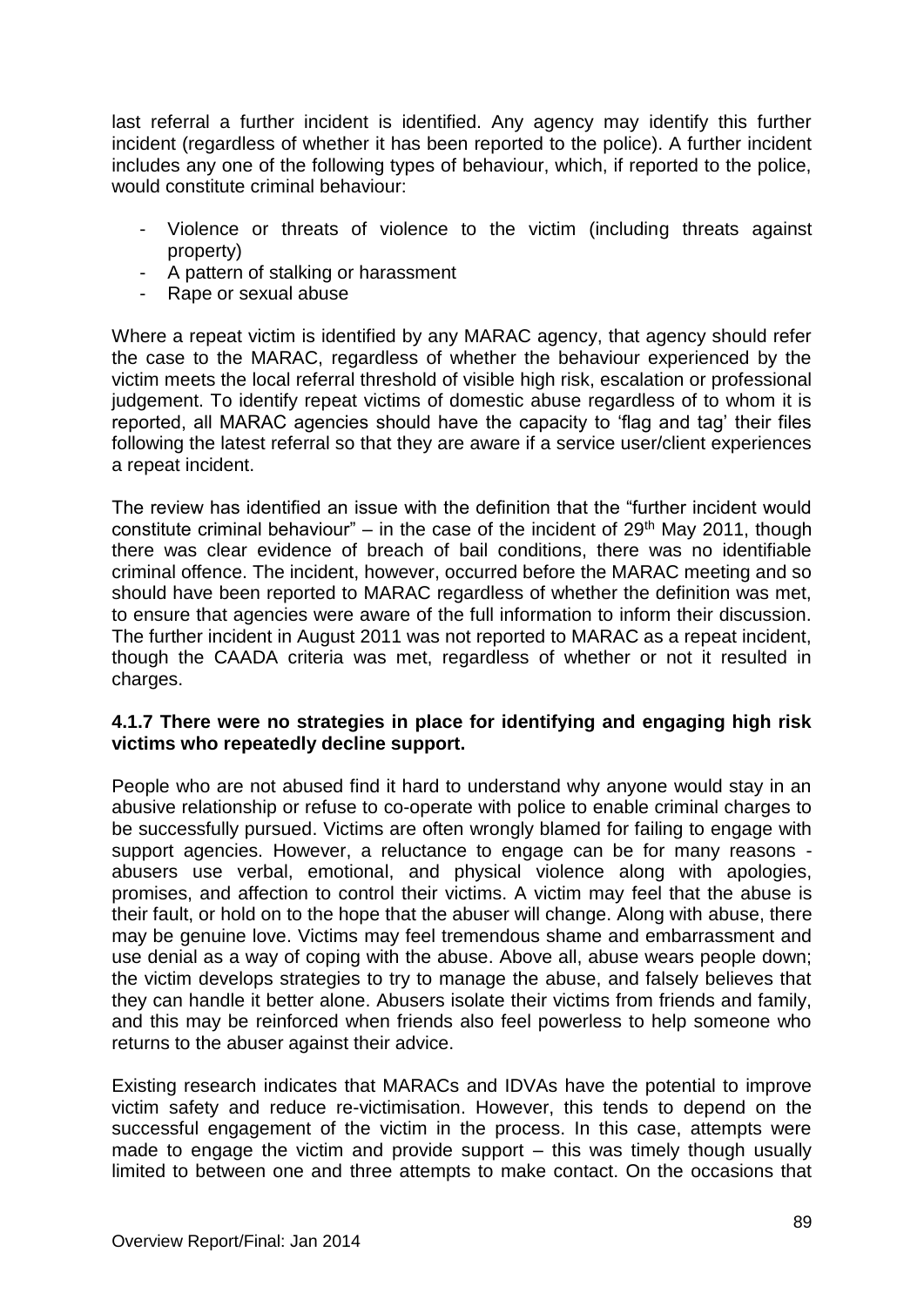last referral a further incident is identified. Any agency may identify this further incident (regardless of whether it has been reported to the police). A further incident includes any one of the following types of behaviour, which, if reported to the police, would constitute criminal behaviour:

- Violence or threats of violence to the victim (including threats against property)
- A pattern of stalking or harassment
- Rape or sexual abuse

Where a repeat victim is identified by any MARAC agency, that agency should refer the case to the MARAC, regardless of whether the behaviour experienced by the victim meets the local referral threshold of visible high risk, escalation or professional judgement. To identify repeat victims of domestic abuse regardless of to whom it is reported, all MARAC agencies should have the capacity to 'flag and tag' their files following the latest referral so that they are aware if a service user/client experiences a repeat incident.

The review has identified an issue with the definition that the "further incident would constitute criminal behaviour" – in the case of the incident of 29th May 2011, though there was clear evidence of breach of bail conditions, there was no identifiable criminal offence. The incident, however, occurred before the MARAC meeting and so should have been reported to MARAC regardless of whether the definition was met, to ensure that agencies were aware of the full information to inform their discussion. The further incident in August 2011 was not reported to MARAC as a repeat incident, though the CAADA criteria was met, regardless of whether or not it resulted in charges.

**4.1.7 There were no strategies in place for identifying and engaging high risk victims who repeatedly decline support.**

People who are not abused find it hard to understand why anyone would stay in an abusive relationship or refuse to co-operate with police to enable criminal charges to be successfully pursued. Victims are often wrongly blamed for failing to engage with support agencies. However, a reluctance to engage can be for many reasons - abusers use verbal, emotional, and physical violence along with apologies, promises, and affection to control their victims. A victim may feel that the abuse is their fault, or hold on to the hope that the abuser will change. Along with abuse, there may be genuine love. Victims may feel tremendous shame and embarrassment and use denial as a way of coping with the abuse. Above all, abuse wears people down; the victim develops strategies to try to manage the abuse, and falsely believes that they can handle it better alone. Abusers isolate their victims from friends and family, and this may be reinforced when friends also feel powerless to help someone who returns to the abuser against their advice.

Existing research indicates that MARACs and IDVAs have the potential to improve victim safety and reduce re-victimisation. However, this tends to depend on the successful engagement of the victim in the process. In this case, attempts were made to engage the victim and provide support – this was timely though usually limited to between one and three attempts to make contact. On the occasions that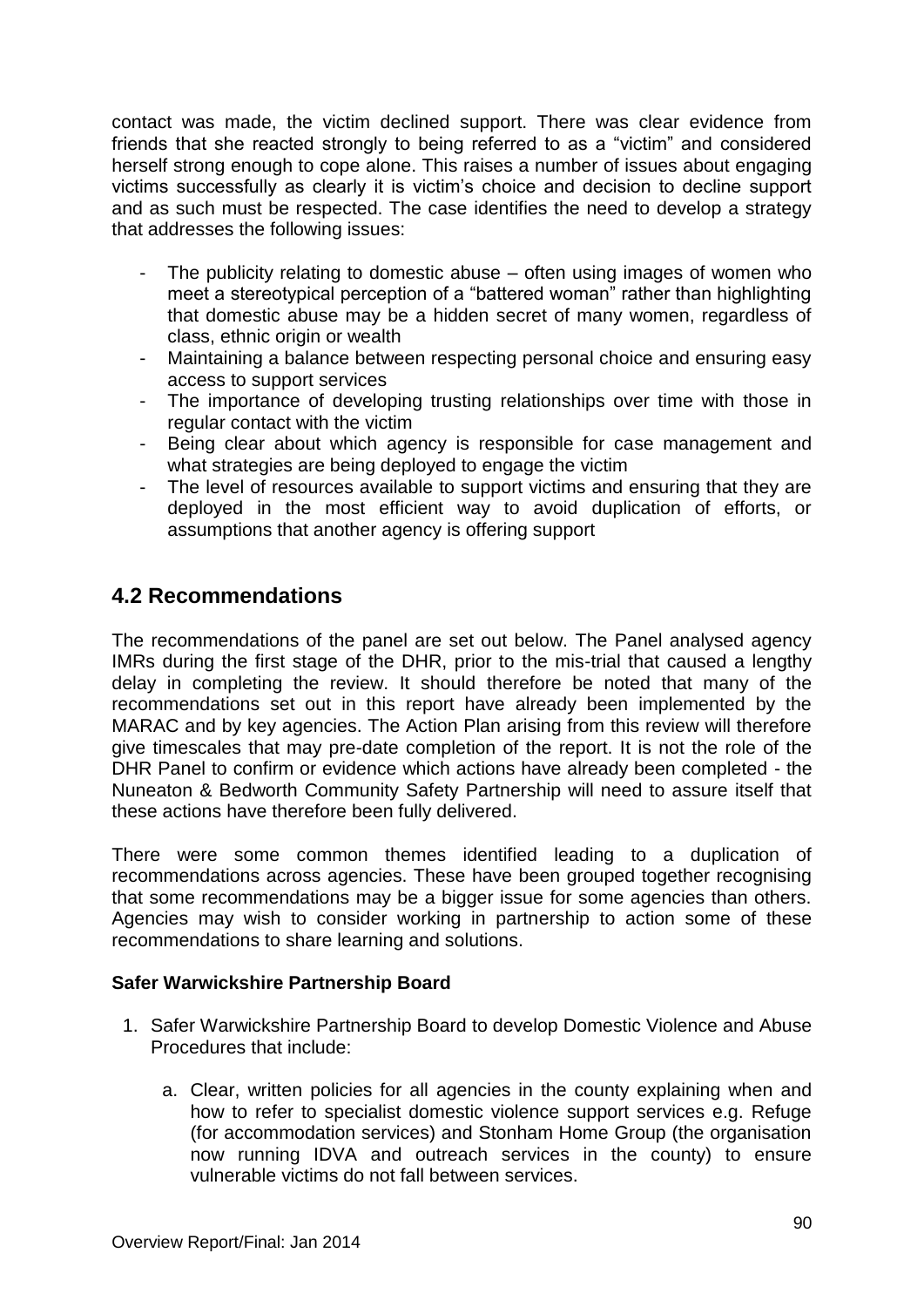contact was made, the victim declined support. There was clear evidence from friends that she reacted strongly to being referred to as a "victim" and considered herself strong enough to cope alone. This raises a number of issues about engaging victims successfully as clearly it is victim's choice and decision to decline support and as such must be respected. The case identifies the need to develop a strategy that addresses the following issues:

- The publicity relating to domestic abuse – often using images of women who meet a stereotypical perception of a "battered woman" rather than highlighting that domestic abuse may be a hidden secret of many women, regardless of class, ethnic origin or wealth
- Maintaining a balance between respecting personal choice and ensuring easy access to support services
- The importance of developing trusting relationships over time with those in regular contact with the victim
- Being clear about which agency is responsible for case management and what strategies are being deployed to engage the victim
- The level of resources available to support victims and ensuring that they are deployed in the most efficient way to avoid duplication of efforts, or assumptions that another agency is offering support

## 4.2 Recommendations

The recommendations of the panel are set out below. The Panel analysed agency IMRs during the first stage of the DHR, prior to the mis-trial that caused a lengthy delay in completing the review. It should therefore be noted that many of the recommendations set out in this report have already been implemented by the MARAC and by key agencies. The Action Plan arising from this review will therefore give timescales that may pre-date completion of the report. It is not the role of the DHR Panel to confirm or evidence which actions have already been completed - the Nuneaton & Bedworth Community Safety Partnership will need to assure itself that these actions have therefore been fully delivered.

There were some common themes identified leading to a duplication of recommendations across agencies. These have been grouped together recognising that some recommendations may be a bigger issue for some agencies than others. Agencies may wish to consider working in partnership to action some of these recommendations to share learning and solutions.

**Safer Warwickshire Partnership Board**

1. Safer Warwickshire Partnership Board to develop Domestic Violence and Abuse Procedures that include:

    a. Clear, written policies for all agencies in the county explaining when and how to refer to specialist domestic violence support services e.g. Refuge (for accommodation services) and Stonham Home Group (the organisation now running IDVA and outreach services in the county) to ensure vulnerable victims do not fall between services.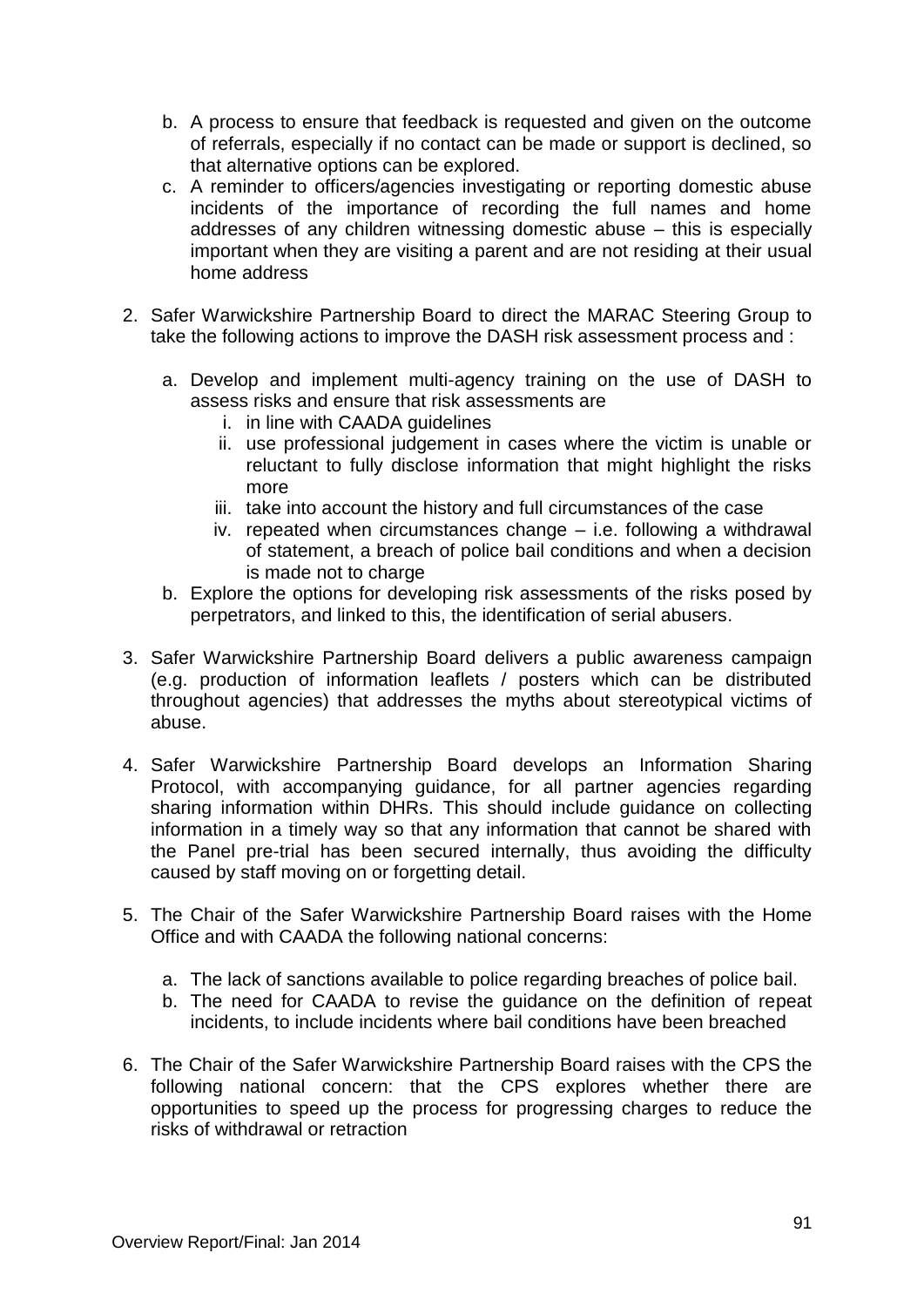b. A process to ensure that feedback is requested and given on the outcome of referrals, especially if no contact can be made or support is declined, so that alternative options can be explored.
c. A reminder to officers/agencies investigating or reporting domestic abuse incidents of the importance of recording the full names and home addresses of any children witnessing domestic abuse – this is especially important when they are visiting a parent and are not residing at their usual home address

2. Safer Warwickshire Partnership Board to direct the MARAC Steering Group to take the following actions to improve the DASH risk assessment process and :

   a. Develop and implement multi-agency training on the use of DASH to assess risks and ensure that risk assessments are
      i. in line with CAADA guidelines
      ii. use professional judgement in cases where the victim is unable or reluctant to fully disclose information that might highlight the risks more
      iii. take into account the history and full circumstances of the case
      iv. repeated when circumstances change – i.e. following a withdrawal of statement, a breach of police bail conditions and when a decision is made not to charge
   b. Explore the options for developing risk assessments of the risks posed by perpetrators, and linked to this, the identification of serial abusers.

3. Safer Warwickshire Partnership Board delivers a public awareness campaign (e.g. production of information leaflets / posters which can be distributed throughout agencies) that addresses the myths about stereotypical victims of abuse.

4. Safer Warwickshire Partnership Board develops an Information Sharing Protocol, with accompanying guidance, for all partner agencies regarding sharing information within DHRs. This should include guidance on collecting information in a timely way so that any information that cannot be shared with the Panel pre-trial has been secured internally, thus avoiding the difficulty caused by staff moving on or forgetting detail.

5. The Chair of the Safer Warwickshire Partnership Board raises with the Home Office and with CAADA the following national concerns:

   a. The lack of sanctions available to police regarding breaches of police bail.
   b. The need for CAADA to revise the guidance on the definition of repeat incidents, to include incidents where bail conditions have been breached

6. The Chair of the Safer Warwickshire Partnership Board raises with the CPS the following national concern: that the CPS explores whether there are opportunities to speed up the process for progressing charges to reduce the risks of withdrawal or retraction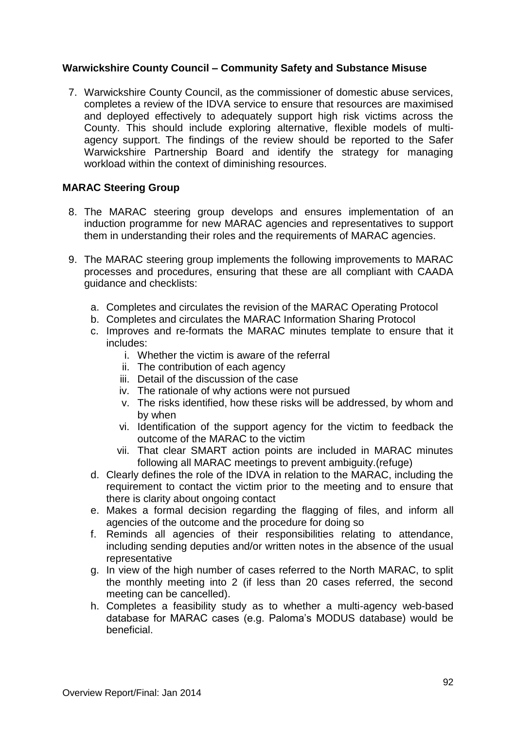**Warwickshire County Council – Community Safety and Substance Misuse**

7. Warwickshire County Council, as the commissioner of domestic abuse services, completes a review of the IDVA service to ensure that resources are maximised and deployed effectively to adequately support high risk victims across the County. This should include exploring alternative, flexible models of multi-agency support. The findings of the review should be reported to the Safer Warwickshire Partnership Board and identify the strategy for managing workload within the context of diminishing resources.

**MARAC Steering Group**

8. The MARAC steering group develops and ensures implementation of an induction programme for new MARAC agencies and representatives to support them in understanding their roles and the requirements of MARAC agencies.

9. The MARAC steering group implements the following improvements to MARAC processes and procedures, ensuring that these are all compliant with CAADA guidance and checklists:

   a. Completes and circulates the revision of the MARAC Operating Protocol
   b. Completes and circulates the MARAC Information Sharing Protocol
   c. Improves and re-formats the MARAC minutes template to ensure that it includes:
      i. Whether the victim is aware of the referral
      ii. The contribution of each agency
      iii. Detail of the discussion of the case
      iv. The rationale of why actions were not pursued
      v. The risks identified, how these risks will be addressed, by whom and by when
      vi. Identification of the support agency for the victim to feedback the outcome of the MARAC to the victim
      vii. That clear SMART action points are included in MARAC minutes following all MARAC meetings to prevent ambiguity.(refuge)
   d. Clearly defines the role of the IDVA in relation to the MARAC, including the requirement to contact the victim prior to the meeting and to ensure that there is clarity about ongoing contact
   e. Makes a formal decision regarding the flagging of files, and inform all agencies of the outcome and the procedure for doing so
   f. Reminds all agencies of their responsibilities relating to attendance, including sending deputies and/or written notes in the absence of the usual representative
   g. In view of the high number of cases referred to the North MARAC, to split the monthly meeting into 2 (if less than 20 cases referred, the second meeting can be cancelled).
   h. Completes a feasibility study as to whether a multi-agency web-based database for MARAC cases (e.g. Paloma's MODUS database) would be beneficial.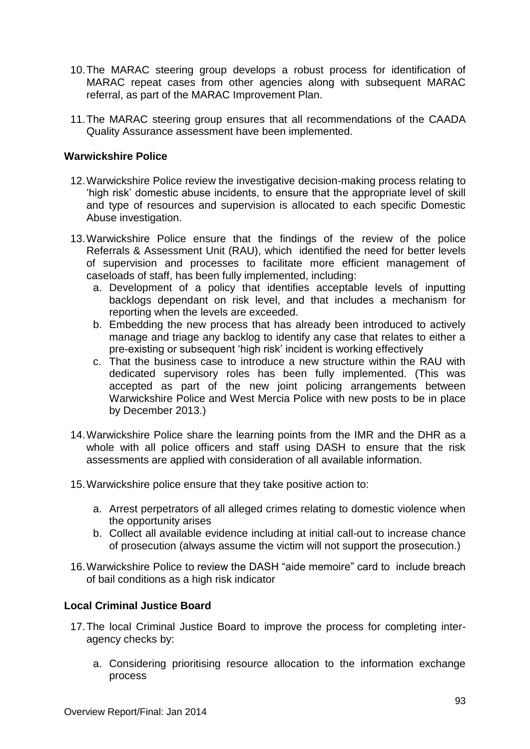10. The MARAC steering group develops a robust process for identification of MARAC repeat cases from other agencies along with subsequent MARAC referral, as part of the MARAC Improvement Plan.

11. The MARAC steering group ensures that all recommendations of the CAADA Quality Assurance assessment have been implemented.

**Warwickshire Police**

12. Warwickshire Police review the investigative decision-making process relating to 'high risk' domestic abuse incidents, to ensure that the appropriate level of skill and type of resources and supervision is allocated to each specific Domestic Abuse investigation.

13. Warwickshire Police ensure that the findings of the review of the police Referrals & Assessment Unit (RAU), which identified the need for better levels of supervision and processes to facilitate more efficient management of caseloads of staff, has been fully implemented, including:
    a. Development of a policy that identifies acceptable levels of inputting backlogs dependant on risk level, and that includes a mechanism for reporting when the levels are exceeded.
    b. Embedding the new process that has already been introduced to actively manage and triage any backlog to identify any case that relates to either a pre-existing or subsequent 'high risk' incident is working effectively
    c. That the business case to introduce a new structure within the RAU with dedicated supervisory roles has been fully implemented. (This was accepted as part of the new joint policing arrangements between Warwickshire Police and West Mercia Police with new posts to be in place by December 2013.)

14. Warwickshire Police share the learning points from the IMR and the DHR as a whole with all police officers and staff using DASH to ensure that the risk assessments are applied with consideration of all available information.

15. Warwickshire police ensure that they take positive action to:

    a. Arrest perpetrators of all alleged crimes relating to domestic violence when the opportunity arises
    b. Collect all available evidence including at initial call-out to increase chance of prosecution (always assume the victim will not support the prosecution.)

16. Warwickshire Police to review the DASH "aide memoire" card to include breach of bail conditions as a high risk indicator

**Local Criminal Justice Board**

17. The local Criminal Justice Board to improve the process for completing inter-agency checks by:

    a. Considering prioritising resource allocation to the information exchange process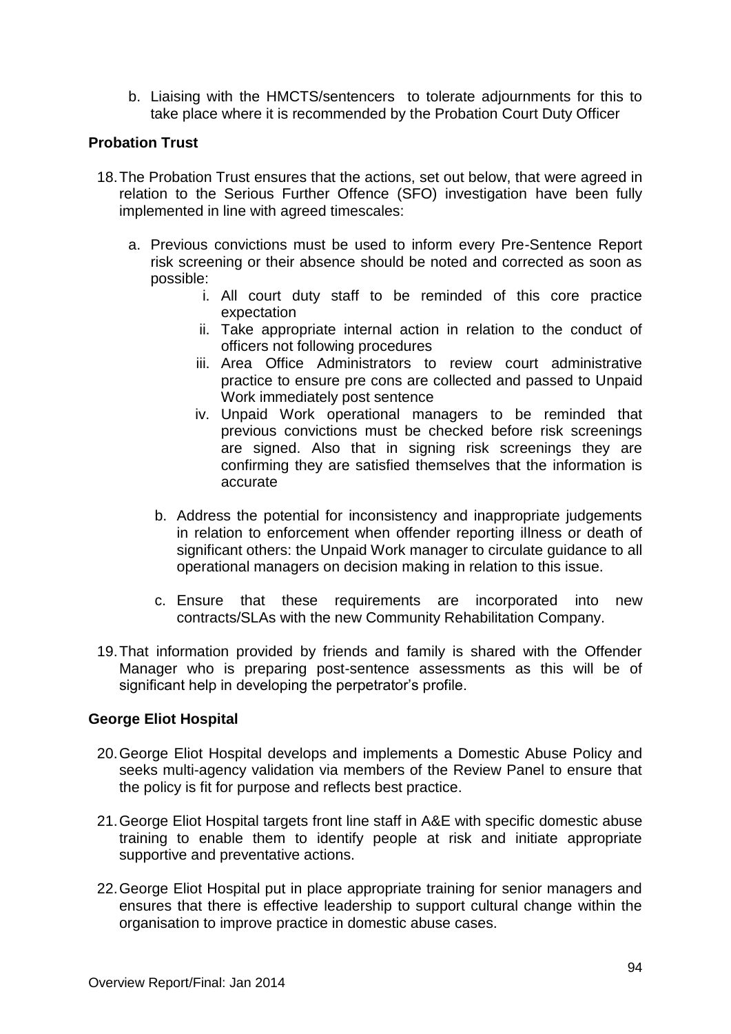b. Liaising with the HMCTS/sentencers to tolerate adjournments for this to take place where it is recommended by the Probation Court Duty Officer

**Probation Trust**

18. The Probation Trust ensures that the actions, set out below, that were agreed in relation to the Serious Further Offence (SFO) investigation have been fully implemented in line with agreed timescales:

    a. Previous convictions must be used to inform every Pre-Sentence Report risk screening or their absence should be noted and corrected as soon as possible:

        i. All court duty staff to be reminded of this core practice expectation
        ii. Take appropriate internal action in relation to the conduct of officers not following procedures
        iii. Area Office Administrators to review court administrative practice to ensure pre cons are collected and passed to Unpaid Work immediately post sentence
        iv. Unpaid Work operational managers to be reminded that previous convictions must be checked before risk screenings are signed. Also that in signing risk screenings they are confirming they are satisfied themselves that the information is accurate

    b. Address the potential for inconsistency and inappropriate judgements in relation to enforcement when offender reporting illness or death of significant others: the Unpaid Work manager to circulate guidance to all operational managers on decision making in relation to this issue.

    c. Ensure that these requirements are incorporated into new contracts/SLAs with the new Community Rehabilitation Company.

19. That information provided by friends and family is shared with the Offender Manager who is preparing post-sentence assessments as this will be of significant help in developing the perpetrator's profile.

**George Eliot Hospital**

20. George Eliot Hospital develops and implements a Domestic Abuse Policy and seeks multi-agency validation via members of the Review Panel to ensure that the policy is fit for purpose and reflects best practice.

21. George Eliot Hospital targets front line staff in A&E with specific domestic abuse training to enable them to identify people at risk and initiate appropriate supportive and preventative actions.

22. George Eliot Hospital put in place appropriate training for senior managers and ensures that there is effective leadership to support cultural change within the organisation to improve practice in domestic abuse cases.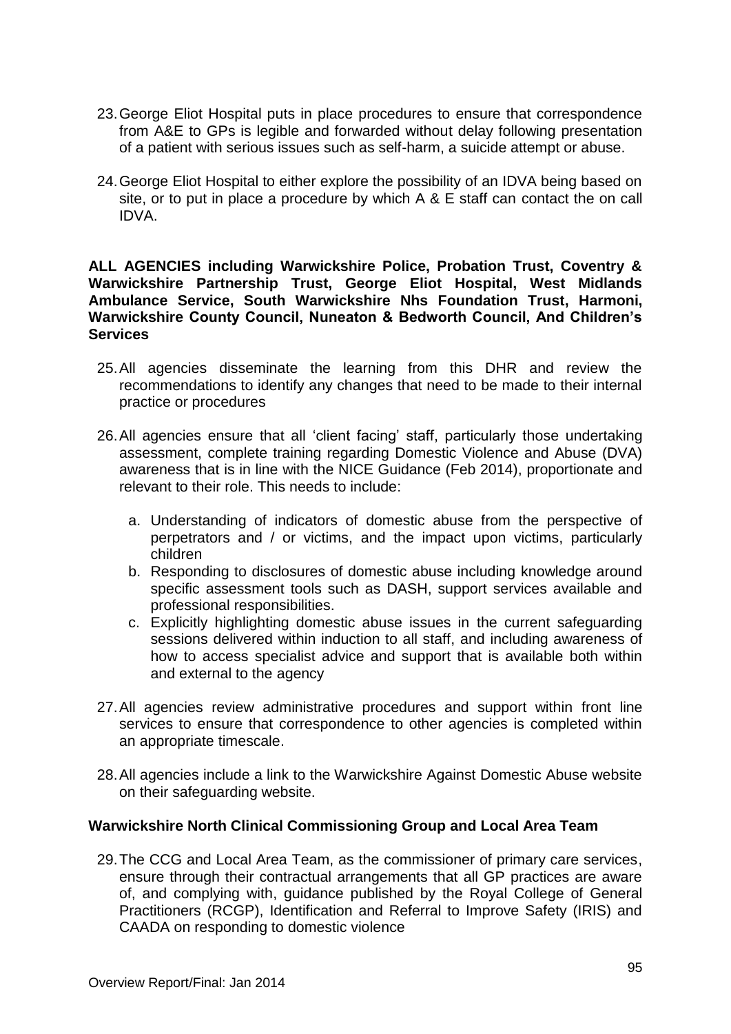23. George Eliot Hospital puts in place procedures to ensure that correspondence from A&E to GPs is legible and forwarded without delay following presentation of a patient with serious issues such as self-harm, a suicide attempt or abuse.

24. George Eliot Hospital to either explore the possibility of an IDVA being based on site, or to put in place a procedure by which A & E staff can contact the on call IDVA.

**ALL AGENCIES including Warwickshire Police, Probation Trust, Coventry & Warwickshire Partnership Trust, George Eliot Hospital, West Midlands Ambulance Service, South Warwickshire Nhs Foundation Trust, Harmoni, Warwickshire County Council, Nuneaton & Bedworth Council, And Children's Services**

25. All agencies disseminate the learning from this DHR and review the recommendations to identify any changes that need to be made to their internal practice or procedures

26. All agencies ensure that all 'client facing' staff, particularly those undertaking assessment, complete training regarding Domestic Violence and Abuse (DVA) awareness that is in line with the NICE Guidance (Feb 2014), proportionate and relevant to their role. This needs to include:

    a. Understanding of indicators of domestic abuse from the perspective of perpetrators and / or victims, and the impact upon victims, particularly children
    b. Responding to disclosures of domestic abuse including knowledge around specific assessment tools such as DASH, support services available and professional responsibilities.
    c. Explicitly highlighting domestic abuse issues in the current safeguarding sessions delivered within induction to all staff, and including awareness of how to access specialist advice and support that is available both within and external to the agency

27. All agencies review administrative procedures and support within front line services to ensure that correspondence to other agencies is completed within an appropriate timescale.

28. All agencies include a link to the Warwickshire Against Domestic Abuse website on their safeguarding website.

**Warwickshire North Clinical Commissioning Group and Local Area Team**

29. The CCG and Local Area Team, as the commissioner of primary care services, ensure through their contractual arrangements that all GP practices are aware of, and complying with, guidance published by the Royal College of General Practitioners (RCGP), Identification and Referral to Improve Safety (IRIS) and CAADA on responding to domestic violence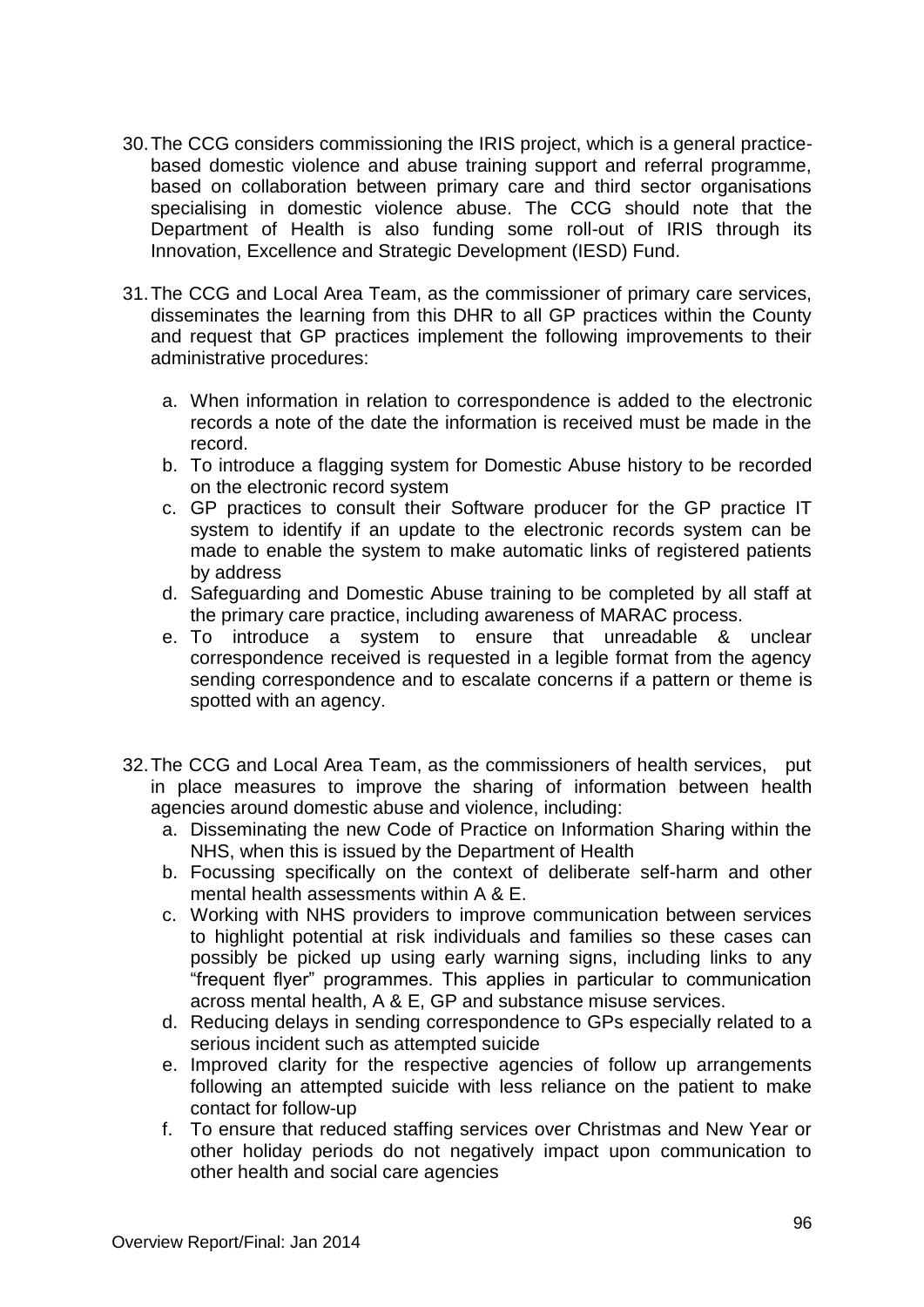30. The CCG considers commissioning the IRIS project, which is a general practice-based domestic violence and abuse training support and referral programme, based on collaboration between primary care and third sector organisations specialising in domestic violence abuse. The CCG should note that the Department of Health is also funding some roll-out of IRIS through its Innovation, Excellence and Strategic Development (IESD) Fund.

31. The CCG and Local Area Team, as the commissioner of primary care services, disseminates the learning from this DHR to all GP practices within the County and request that GP practices implement the following improvements to their administrative procedures:

    a. When information in relation to correspondence is added to the electronic records a note of the date the information is received must be made in the record.
    b. To introduce a flagging system for Domestic Abuse history to be recorded on the electronic record system
    c. GP practices to consult their Software producer for the GP practice IT system to identify if an update to the electronic records system can be made to enable the system to make automatic links of registered patients by address
    d. Safeguarding and Domestic Abuse training to be completed by all staff at the primary care practice, including awareness of MARAC process.
    e. To introduce a system to ensure that unreadable & unclear correspondence received is requested in a legible format from the agency sending correspondence and to escalate concerns if a pattern or theme is spotted with an agency.

32. The CCG and Local Area Team, as the commissioners of health services, put in place measures to improve the sharing of information between health agencies around domestic abuse and violence, including:
    a. Disseminating the new Code of Practice on Information Sharing within the NHS, when this is issued by the Department of Health
    b. Focussing specifically on the context of deliberate self-harm and other mental health assessments within A & E.
    c. Working with NHS providers to improve communication between services to highlight potential at risk individuals and families so these cases can possibly be picked up using early warning signs, including links to any "frequent flyer" programmes. This applies in particular to communication across mental health, A & E, GP and substance misuse services.
    d. Reducing delays in sending correspondence to GPs especially related to a serious incident such as attempted suicide
    e. Improved clarity for the respective agencies of follow up arrangements following an attempted suicide with less reliance on the patient to make contact for follow-up
    f. To ensure that reduced staffing services over Christmas and New Year or other holiday periods do not negatively impact upon communication to other health and social care agencies

Overview Report/Final: Jan 2014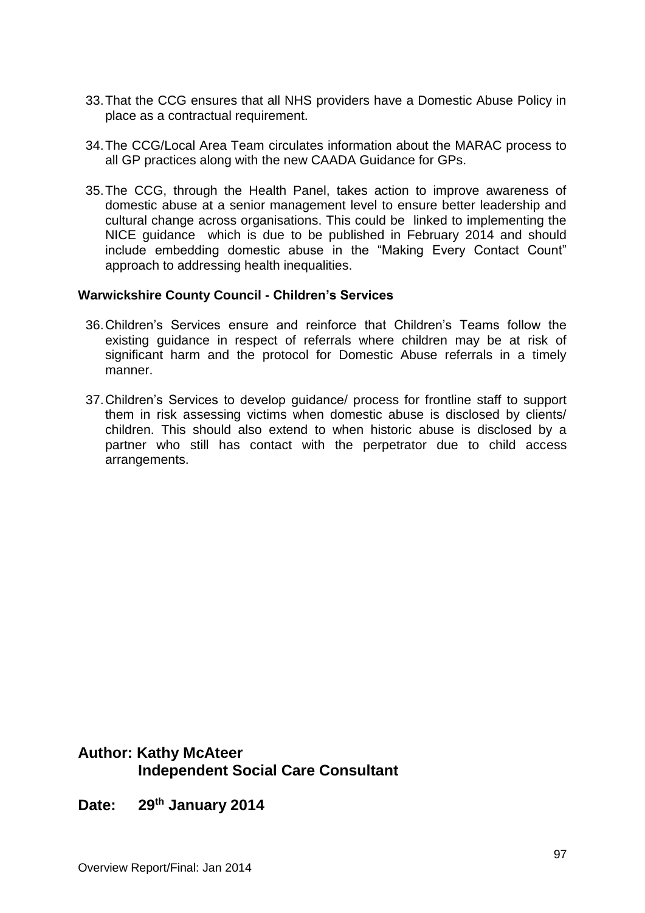33. That the CCG ensures that all NHS providers have a Domestic Abuse Policy in place as a contractual requirement.

34. The CCG/Local Area Team circulates information about the MARAC process to all GP practices along with the new CAADA Guidance for GPs.

35. The CCG, through the Health Panel, takes action to improve awareness of domestic abuse at a senior management level to ensure better leadership and cultural change across organisations. This could be linked to implementing the NICE guidance which is due to be published in February 2014 and should include embedding domestic abuse in the "Making Every Contact Count" approach to addressing health inequalities.

**Warwickshire County Council - Children's Services**

36. Children's Services ensure and reinforce that Children's Teams follow the existing guidance in respect of referrals where children may be at risk of significant harm and the protocol for Domestic Abuse referrals in a timely manner.

37. Children's Services to develop guidance/ process for frontline staff to support them in risk assessing victims when domestic abuse is disclosed by clients/ children. This should also extend to when historic abuse is disclosed by a partner who still has contact with the perpetrator due to child access arrangements.

**Author: Kathy McAteer**
**Independent Social Care Consultant**

**Date: 29th January 2014**